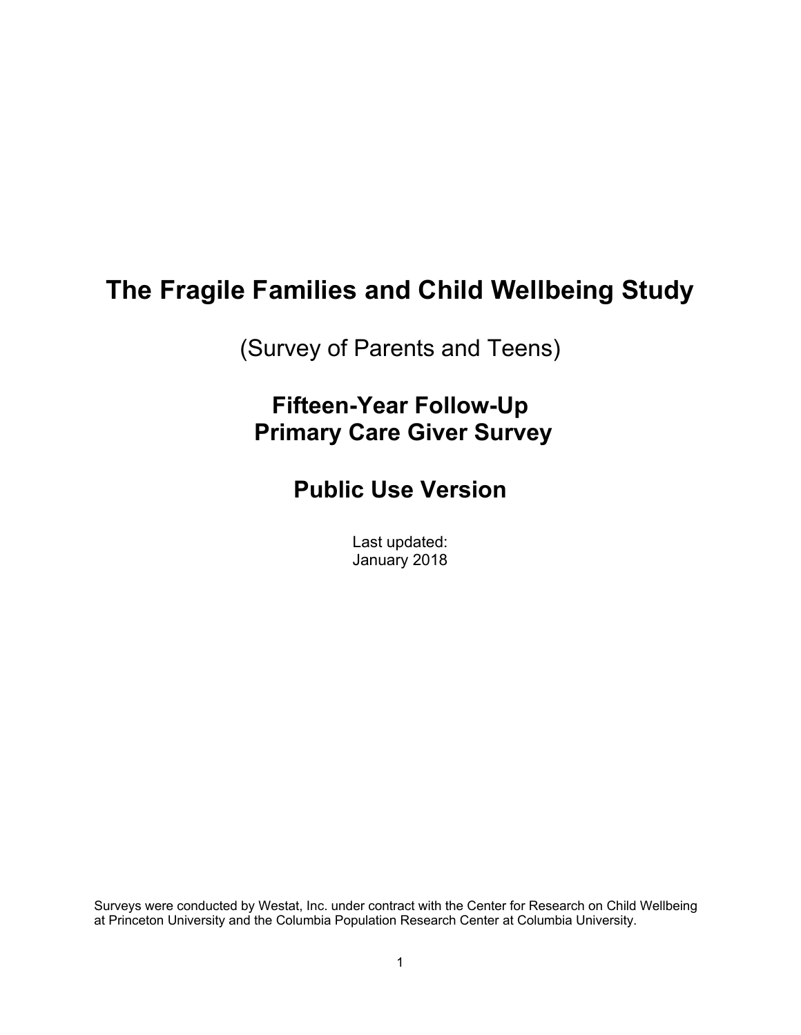# The Fragile Families and Child Wellbeing Study

(Survey of Parents and Teens)

## Fifteen-Year Follow-Up
## Primary Care Giver Survey

## Public Use Version

Last updated:
January 2018

Surveys were conducted by Westat, Inc. under contract with the Center for Research on Child Wellbeing at Princeton University and the Columbia Population Research Center at Columbia University.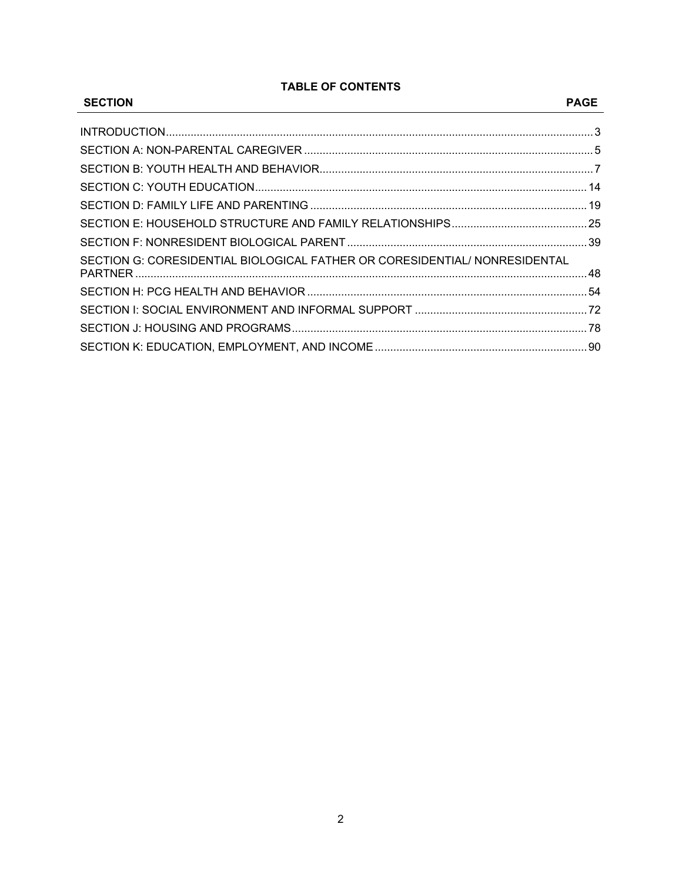## TABLE OF CONTENTS

| SECTION | PAGE |
| --- | --- |
| INTRODUCTION | 3 |
| SECTION A: NON-PARENTAL CAREGIVER | 5 |
| SECTION B: YOUTH HEALTH AND BEHAVIOR | 7 |
| SECTION C: YOUTH EDUCATION | 14 |
| SECTION D: FAMILY LIFE AND PARENTING | 19 |
| SECTION E: HOUSEHOLD STRUCTURE AND FAMILY RELATIONSHIPS | 25 |
| SECTION F: NONRESIDENT BIOLOGICAL PARENT | 39 |
| SECTION G: CORESIDENTIAL BIOLOGICAL FATHER OR CORESIDENTIAL/ NONRESIDENTAL PARTNER | 48 |
| SECTION H: PCG HEALTH AND BEHAVIOR | 54 |
| SECTION I: SOCIAL ENVIRONMENT AND INFORMAL SUPPORT | 72 |
| SECTION J: HOUSING AND PROGRAMS | 78 |
| SECTION K: EDUCATION, EMPLOYMENT, AND INCOME | 90 |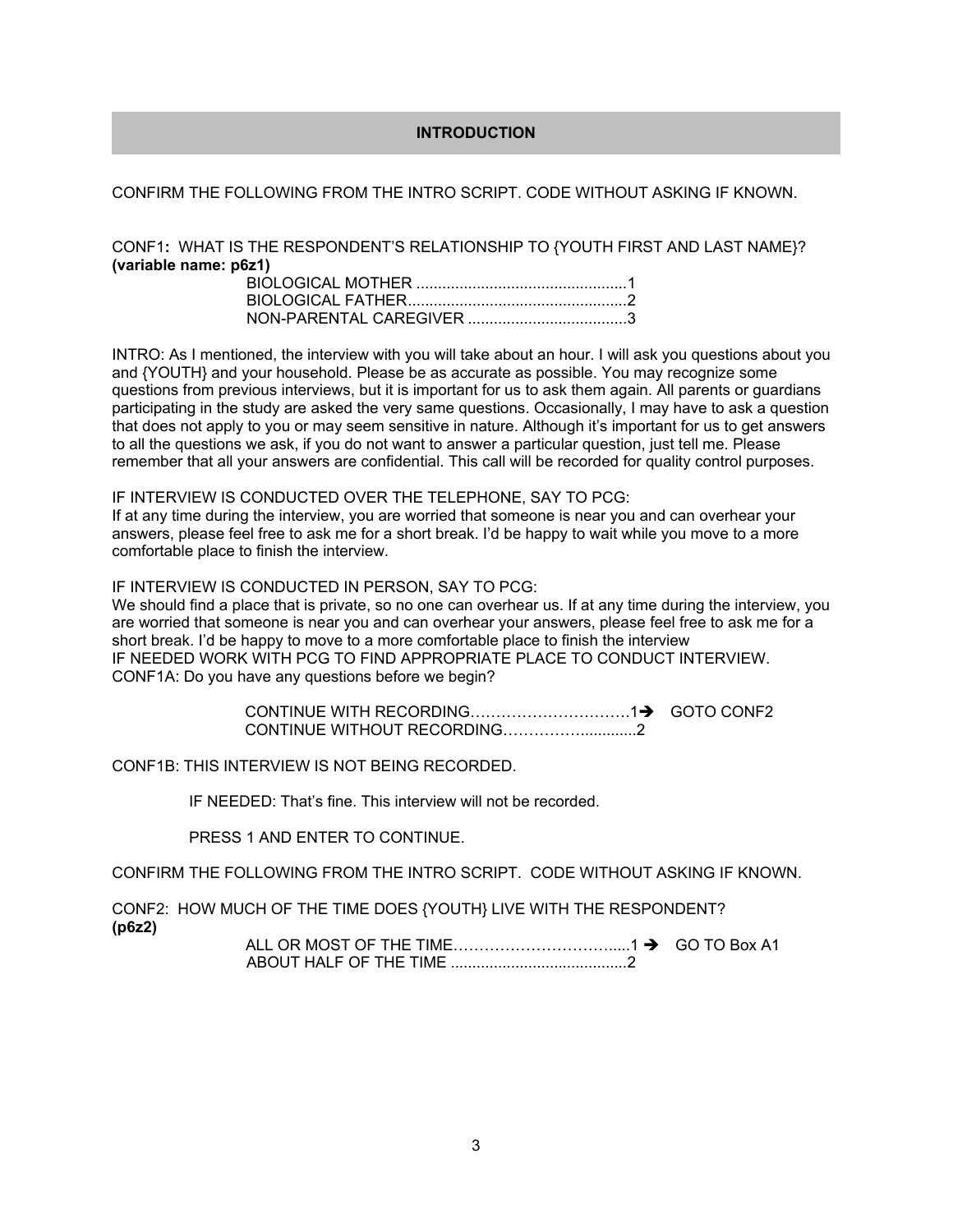## INTRODUCTION

CONFIRM THE FOLLOWING FROM THE INTRO SCRIPT. CODE WITHOUT ASKING IF KNOWN.

CONF1**:** WHAT IS THE RESPONDENT'S RELATIONSHIP TO {YOUTH FIRST AND LAST NAME}?
**(variable name: p6z1)**

BIOLOGICAL MOTHER ................................................1
BIOLOGICAL FATHER..................................................2
NON-PARENTAL CAREGIVER .....................................3

INTRO: As I mentioned, the interview with you will take about an hour. I will ask you questions about you and {YOUTH} and your household. Please be as accurate as possible. You may recognize some questions from previous interviews, but it is important for us to ask them again. All parents or guardians participating in the study are asked the very same questions. Occasionally, I may have to ask a question that does not apply to you or may seem sensitive in nature. Although it's important for us to get answers to all the questions we ask, if you do not want to answer a particular question, just tell me. Please remember that all your answers are confidential. This call will be recorded for quality control purposes.

IF INTERVIEW IS CONDUCTED OVER THE TELEPHONE, SAY TO PCG:
If at any time during the interview, you are worried that someone is near you and can overhear your answers, please feel free to ask me for a short break. I'd be happy to wait while you move to a more comfortable place to finish the interview.

IF INTERVIEW IS CONDUCTED IN PERSON, SAY TO PCG:
We should find a place that is private, so no one can overhear us. If at any time during the interview, you are worried that someone is near you and can overhear your answers, please feel free to ask me for a short break. I'd be happy to move to a more comfortable place to finish the interview
IF NEEDED WORK WITH PCG TO FIND APPROPRIATE PLACE TO CONDUCT INTERVIEW.
CONF1A: Do you have any questions before we begin?

CONTINUE WITH RECORDING…………………………1➔ GOTO CONF2
CONTINUE WITHOUT RECORDING……………............2

CONF1B: THIS INTERVIEW IS NOT BEING RECORDED.

IF NEEDED: That's fine. This interview will not be recorded.

PRESS 1 AND ENTER TO CONTINUE.

CONFIRM THE FOLLOWING FROM THE INTRO SCRIPT. CODE WITHOUT ASKING IF KNOWN.

CONF2: HOW MUCH OF THE TIME DOES {YOUTH} LIVE WITH THE RESPONDENT?
**(p6z2)**

ALL OR MOST OF THE TIME…………………………....1 ➔ GO TO Box A1
ABOUT HALF OF THE TIME .........................................2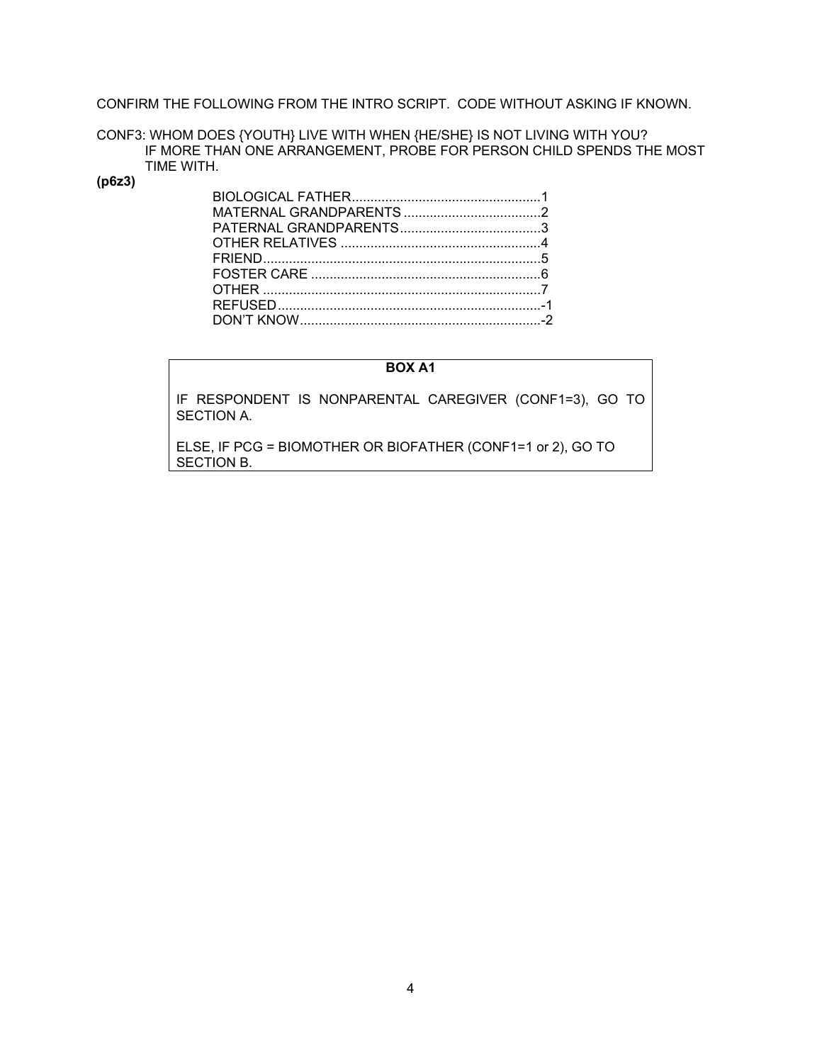CONFIRM THE FOLLOWING FROM THE INTRO SCRIPT. CODE WITHOUT ASKING IF KNOWN.

CONF3: WHOM DOES {YOUTH} LIVE WITH WHEN {HE/SHE} IS NOT LIVING WITH YOU?
IF MORE THAN ONE ARRANGEMENT, PROBE FOR PERSON CHILD SPENDS THE MOST TIME WITH.

**(p6z3)**

| | |
|---|---|
| BIOLOGICAL FATHER | 1 |
| MATERNAL GRANDPARENTS | 2 |
| PATERNAL GRANDPARENTS | 3 |
| OTHER RELATIVES | 4 |
| FRIEND | 5 |
| FOSTER CARE | 6 |
| OTHER | 7 |
| REFUSED | -1 |
| DON'T KNOW | -2 |

**BOX A1**

IF RESPONDENT IS NONPARENTAL CAREGIVER (CONF1=3), GO TO SECTION A.

ELSE, IF PCG = BIOMOTHER OR BIOFATHER (CONF1=1 or 2), GO TO SECTION B.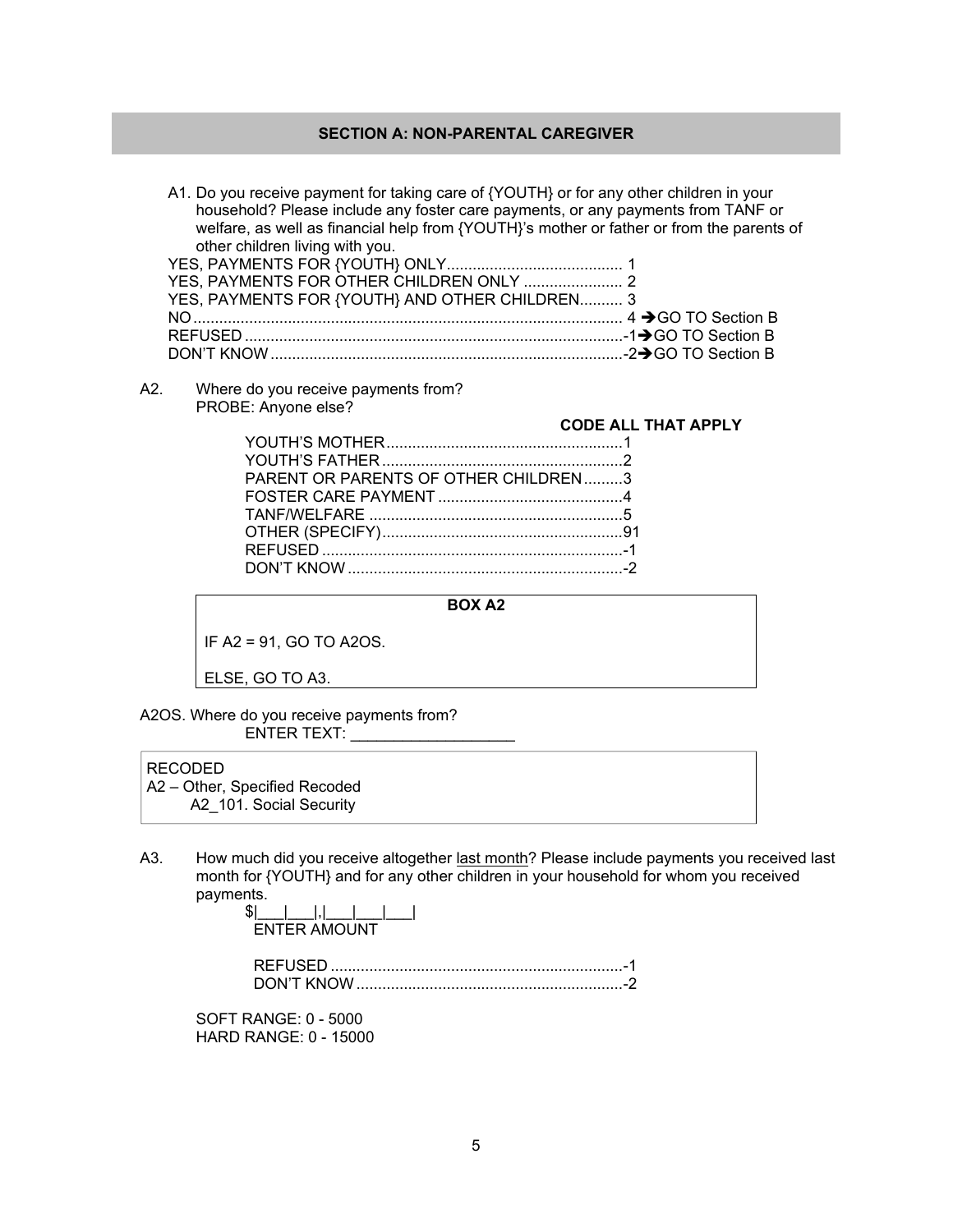## SECTION A: NON-PARENTAL CAREGIVER

A1. Do you receive payment for taking care of {YOUTH} or for any other children in your household? Please include any foster care payments, or any payments from TANF or welfare, as well as financial help from {YOUTH}'s mother or father or from the parents of other children living with you.

YES, PAYMENTS FOR {YOUTH} ONLY........................................ 1
YES, PAYMENTS FOR OTHER CHILDREN ONLY ....................... 2
YES, PAYMENTS FOR {YOUTH} AND OTHER CHILDREN.......... 3
NO.................................................................................................. 4 ➔GO TO Section B
REFUSED.......................................................................................-1➔GO TO Section B
DON'T KNOW.................................................................................-2➔GO TO Section B

A2. Where do you receive payments from?
PROBE: Anyone else?

**CODE ALL THAT APPLY**

YOUTH'S MOTHER......................................................1
YOUTH'S FATHER........................................................2
PARENT OR PARENTS OF OTHER CHILDREN.........3
FOSTER CARE PAYMENT ..........................................4
TANF/WELFARE ..........................................................5
OTHER (SPECIFY)......................................................91
REFUSED .....................................................................-1
DON'T KNOW ...............................................................-2

**BOX A2**

IF A2 = 91, GO TO A2OS.

ELSE, GO TO A3.

A2OS. Where do you receive payments from?
ENTER TEXT: __________________

RECODED
A2 – Other, Specified Recoded
A2_101. Social Security

A3. How much did you receive altogether <u>last month</u>? Please include payments you received last month for {YOUTH} and for any other children in your household for whom you received payments.

$|___|___|,|___|___|___|
ENTER AMOUNT

REFUSED ....................................................................-1
DON'T KNOW ..............................................................-2

SOFT RANGE: 0 - 5000
HARD RANGE: 0 - 15000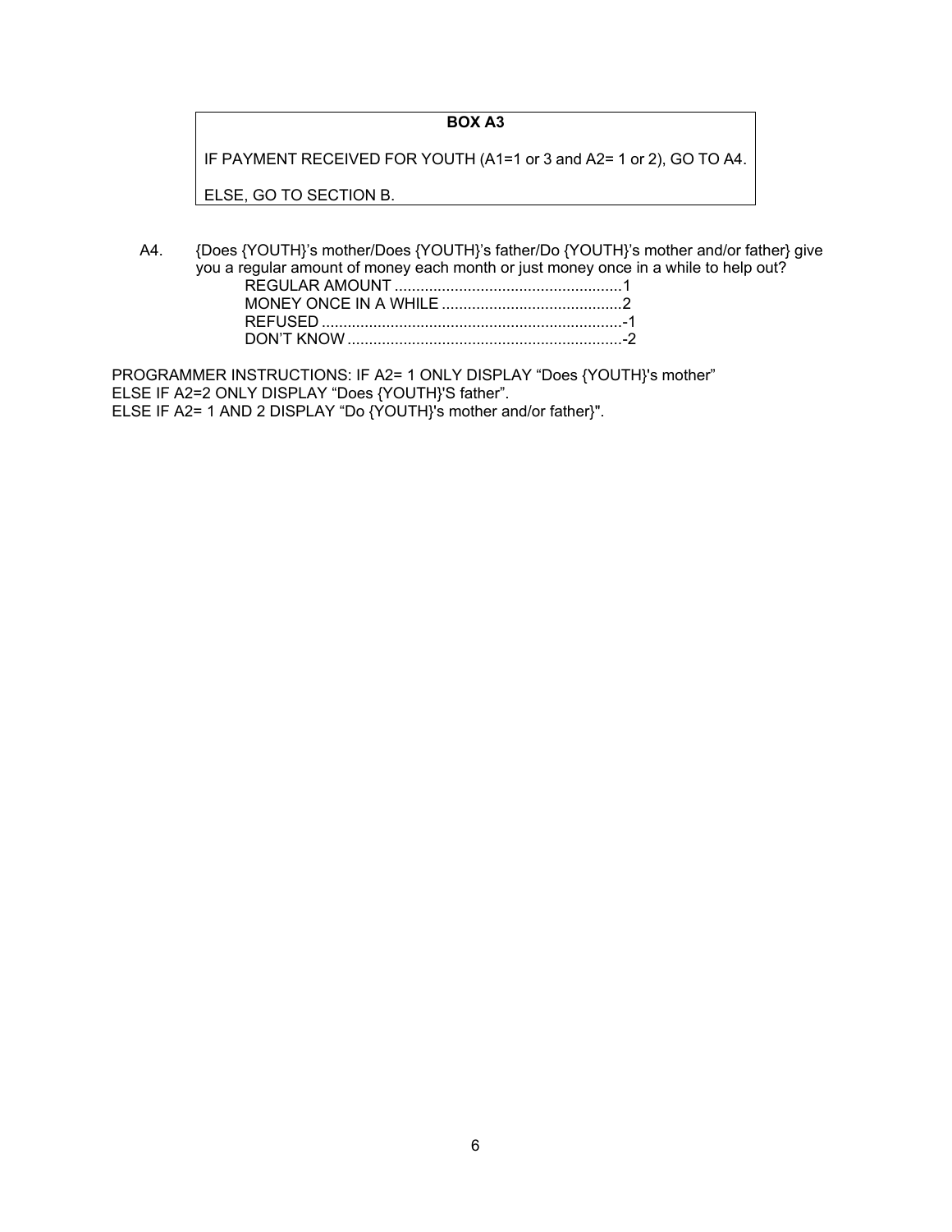**BOX A3**

IF PAYMENT RECEIVED FOR YOUTH (A1=1 or 3 and A2= 1 or 2), GO TO A4.

ELSE, GO TO SECTION B.

A4. {Does {YOUTH}'s mother/Does {YOUTH}'s father/Do {YOUTH}'s mother and/or father} give you a regular amount of money each month or just money once in a while to help out?

REGULAR AMOUNT ....................................................1
MONEY ONCE IN A WHILE ..........................................2
REFUSED ......................................................................-1
DON'T KNOW ................................................................-2

PROGRAMMER INSTRUCTIONS: IF A2= 1 ONLY DISPLAY "Does {YOUTH}'s mother"
ELSE IF A2=2 ONLY DISPLAY "Does {YOUTH}'S father".
ELSE IF A2= 1 AND 2 DISPLAY "Do {YOUTH}'s mother and/or father}".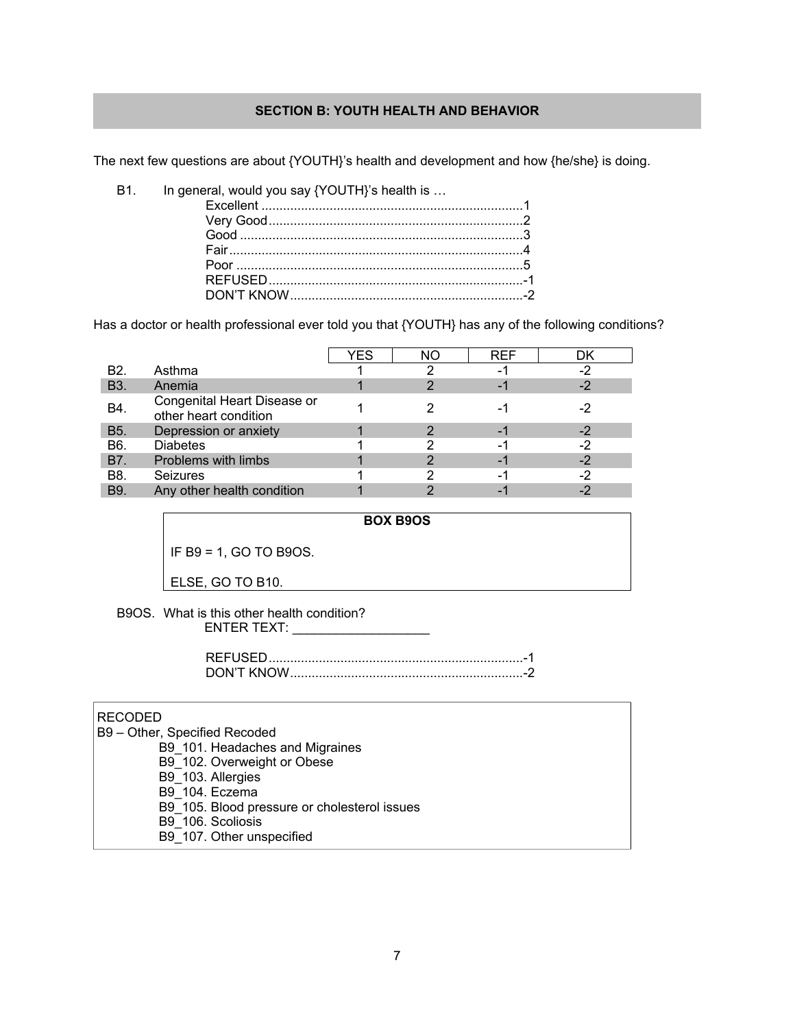## SECTION B: YOUTH HEALTH AND BEHAVIOR

The next few questions are about {YOUTH}'s health and development and how {he/she} is doing.

B1. In general, would you say {YOUTH}'s health is …

- Excellent ........................................................................1
- Very Good......................................................................2
- Good ..............................................................................3
- Fair.................................................................................4
- Poor ...............................................................................5
- REFUSED......................................................................-1
- DON'T KNOW................................................................-2

Has a doctor or health professional ever told you that {YOUTH} has any of the following conditions?

| | | YES | NO | REF | DK |
|---|---|---|---|---|---|
| B2. | Asthma | 1 | 2 | -1 | -2 |
| B3. | Anemia | 1 | 2 | -1 | -2 |
| B4. | Congenital Heart Disease or other heart condition | 1 | 2 | -1 | -2 |
| B5. | Depression or anxiety | 1 | 2 | -1 | -2 |
| B6. | Diabetes | 1 | 2 | -1 | -2 |
| B7. | Problems with limbs | 1 | 2 | -1 | -2 |
| B8. | Seizures | 1 | 2 | -1 | -2 |
| B9. | Any other health condition | 1 | 2 | -1 | -2 |

**BOX B9OS**

IF B9 = 1, GO TO B9OS.

ELSE, GO TO B10.

B9OS. What is this other health condition?

ENTER TEXT: ___________________

- REFUSED......................................................................-1
- DON'T KNOW................................................................-2

RECODED

B9 – Other, Specified Recoded

- B9_101. Headaches and Migraines
- B9_102. Overweight or Obese
- B9_103. Allergies
- B9_104. Eczema
- B9_105. Blood pressure or cholesterol issues
- B9_106. Scoliosis
- B9_107. Other unspecified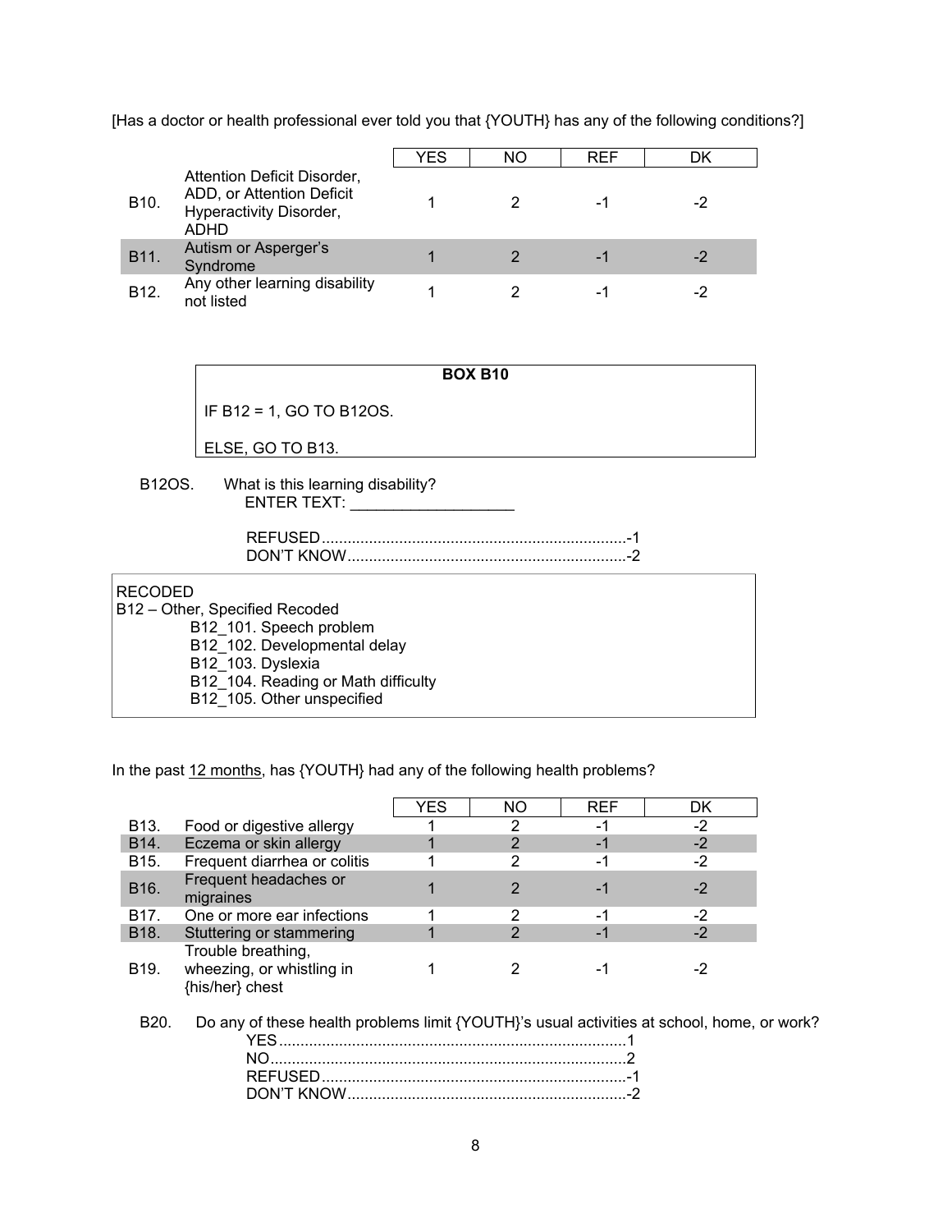[Has a doctor or health professional ever told you that {YOUTH} has any of the following conditions?]

| | | YES | NO | REF | DK |
|---|---|---|---|---|---|
| B10. | Attention Deficit Disorder, ADD, or Attention Deficit Hyperactivity Disorder, ADHD | 1 | 2 | -1 | -2 |
| B11. | Autism or Asperger's Syndrome | 1 | 2 | -1 | -2 |
| B12. | Any other learning disability not listed | 1 | 2 | -1 | -2 |

**BOX B10**

IF B12 = 1, GO TO B12OS.

ELSE, GO TO B13.

B12OS. What is this learning disability?
ENTER TEXT: ___________________

REFUSED......................................................................-1
DON'T KNOW................................................................-2

RECODED
B12 – Other, Specified Recoded
- B12_101. Speech problem
- B12_102. Developmental delay
- B12_103. Dyslexia
- B12_104. Reading or Math difficulty
- B12_105. Other unspecified

In the past 12 months, has {YOUTH} had any of the following health problems?

| | | YES | NO | REF | DK |
|---|---|---|---|---|---|
| B13. | Food or digestive allergy | 1 | 2 | -1 | -2 |
| B14. | Eczema or skin allergy | 1 | 2 | -1 | -2 |
| B15. | Frequent diarrhea or colitis | 1 | 2 | -1 | -2 |
| B16. | Frequent headaches or migraines | 1 | 2 | -1 | -2 |
| B17. | One or more ear infections | 1 | 2 | -1 | -2 |
| B18. | Stuttering or stammering | 1 | 2 | -1 | -2 |
| B19. | Trouble breathing, wheezing, or whistling in {his/her} chest | 1 | 2 | -1 | -2 |

B20. Do any of these health problems limit {YOUTH}'s usual activities at school, home, or work?

YES................................................................................1
NO..................................................................................2
REFUSED......................................................................-1
DON'T KNOW................................................................-2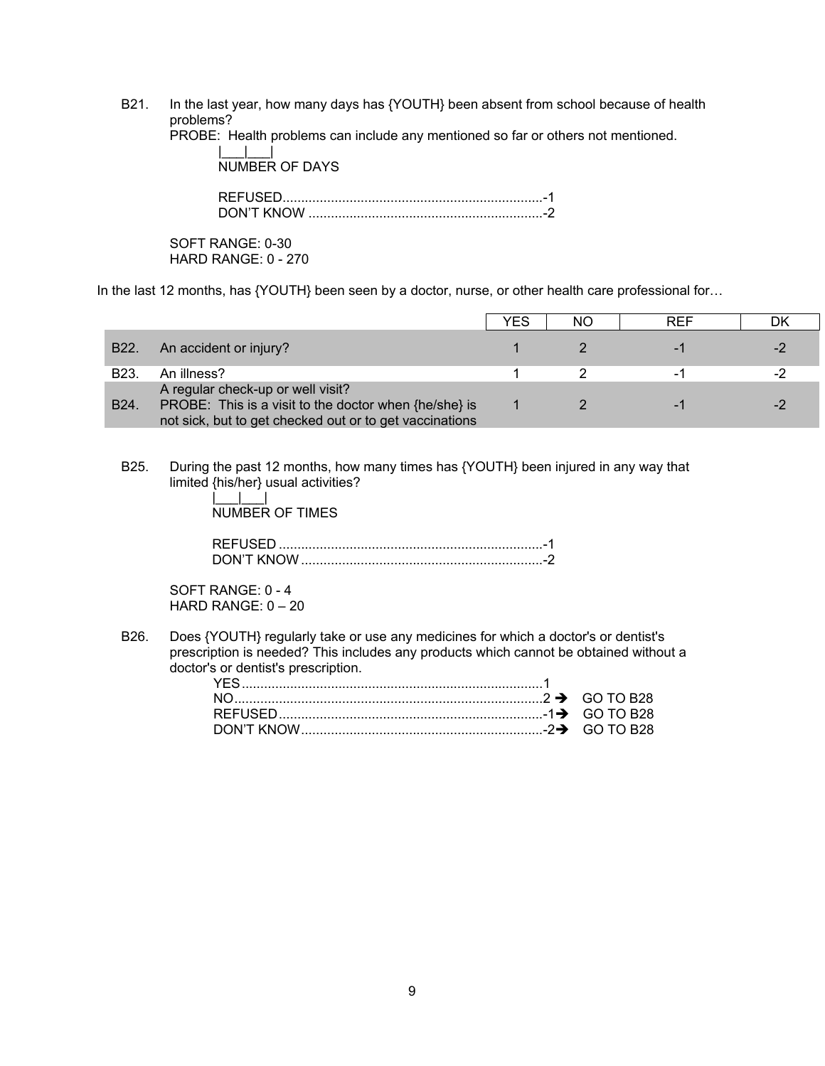B21. In the last year, how many days has {YOUTH} been absent from school because of health problems?
PROBE: Health problems can include any mentioned so far or others not mentioned.

|___|___|
NUMBER OF DAYS

REFUSED......................................................................-1
DON'T KNOW ...............................................................-2

SOFT RANGE: 0-30
HARD RANGE: 0 - 270

In the last 12 months, has {YOUTH} been seen by a doctor, nurse, or other health care professional for…

| | | YES | NO | REF | DK |
|---|---|---|---|---|---|
| B22. | An accident or injury? | 1 | 2 | -1 | -2 |
| B23. | An illness? | 1 | 2 | -1 | -2 |
| B24. | A regular check-up or well visit? PROBE: This is a visit to the doctor when {he/she} is not sick, but to get checked out or to get vaccinations | 1 | 2 | -1 | -2 |

B25. During the past 12 months, how many times has {YOUTH} been injured in any way that limited {his/her} usual activities?

|___|___|
NUMBER OF TIMES

REFUSED .......................................................................-1
DON'T KNOW .................................................................-2

SOFT RANGE: 0 - 4
HARD RANGE: 0 – 20

B26. Does {YOUTH} regularly take or use any medicines for which a doctor's or dentist's prescription is needed? This includes any products which cannot be obtained without a doctor's or dentist's prescription.

YES ................................................................................1
NO..................................................................................2 ➔ GO TO B28
REFUSED.......................................................................-1➔ GO TO B28
DON'T KNOW.................................................................-2➔ GO TO B28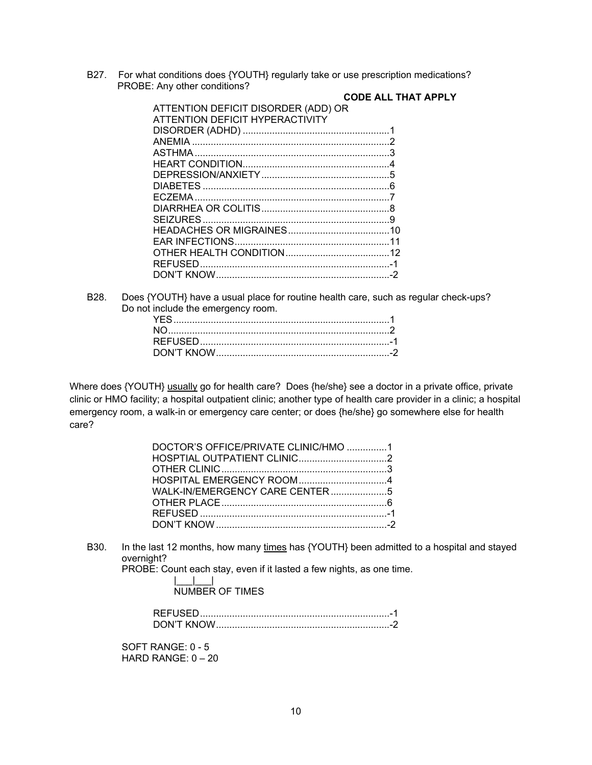B27. For what conditions does {YOUTH} regularly take or use prescription medications?
PROBE: Any other conditions?

**CODE ALL THAT APPLY**

ATTENTION DEFICIT DISORDER (ADD) OR ATTENTION DEFICIT HYPERACTIVITY DISORDER (ADHD) ....................................................1
ANEMIA ....................................................................2
ASTHMA ....................................................................3
HEART CONDITION....................................................4
DEPRESSION/ANXIETY.............................................5
DIABETES .................................................................6
ECZEMA.....................................................................7
DIARRHEA OR COLITIS.............................................8
SEIZURES..................................................................9
HEADACHES OR MIGRAINES...................................10
EAR INFECTIONS......................................................11
OTHER HEALTH CONDITION....................................12
REFUSED...................................................................-1
DON'T KNOW..............................................................-2

B28. Does {YOUTH} have a usual place for routine health care, such as regular check-ups? Do not include the emergency room.

YES.............................................................................1
NO...............................................................................2
REFUSED...................................................................-1
DON'T KNOW..............................................................-2

Where does {YOUTH} <u>usually</u> go for health care? Does {he/she} see a doctor in a private office, private clinic or HMO facility; a hospital outpatient clinic; another type of health care provider in a clinic; a hospital emergency room, a walk-in or emergency care center; or does {he/she} go somewhere else for health care?

DOCTOR'S OFFICE/PRIVATE CLINIC/HMO ...............1
HOSPTIAL OUTPATIENT CLINIC.................................2
OTHER CLINIC............................................................3
HOSPITAL EMERGENCY ROOM.................................4
WALK-IN/EMERGENCY CARE CENTER.....................5
OTHER PLACE............................................................6
REFUSED ...................................................................-1
DON'T KNOW ..............................................................-2

B30. In the last 12 months, how many <u>times</u> has {YOUTH} been admitted to a hospital and stayed overnight?
PROBE: Count each stay, even if it lasted a few nights, as one time.

|___|___|
NUMBER OF TIMES

REFUSED....................................................................-1
DON'T KNOW...............................................................-2

SOFT RANGE: 0 - 5
HARD RANGE: 0 – 20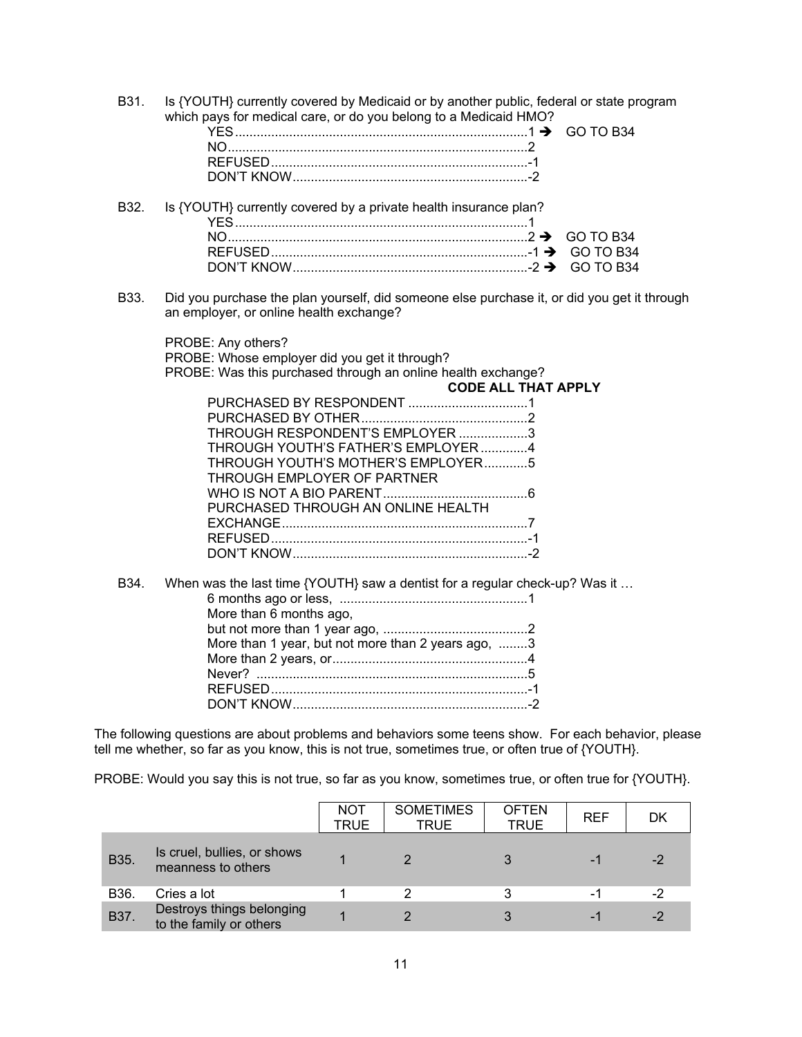B31. Is {YOUTH} currently covered by Medicaid or by another public, federal or state program which pays for medical care, or do you belong to a Medicaid HMO?

- YES ........................................................................1 → GO TO B34
- NO..........................................................................2
- REFUSED...............................................................-1
- DON'T KNOW.........................................................-2

B32. Is {YOUTH} currently covered by a private health insurance plan?

- YES ........................................................................1
- NO..........................................................................2 → GO TO B34
- REFUSED...............................................................-1 → GO TO B34
- DON'T KNOW.........................................................-2 → GO TO B34

B33. Did you purchase the plan yourself, did someone else purchase it, or did you get it through an employer, or online health exchange?

PROBE: Any others?
PROBE: Whose employer did you get it through?
PROBE: Was this purchased through an online health exchange?

**CODE ALL THAT APPLY**

- PURCHASED BY RESPONDENT ...................................1
- PURCHASED BY OTHER..............................................2
- THROUGH RESPONDENT'S EMPLOYER ...................3
- THROUGH YOUTH'S FATHER'S EMPLOYER.............4
- THROUGH YOUTH'S MOTHER'S EMPLOYER............5
- THROUGH EMPLOYER OF PARTNER WHO IS NOT A BIO PARENT.......................................6
- PURCHASED THROUGH AN ONLINE HEALTH EXCHANGE...................................................................7
- REFUSED.......................................................................-1
- DON'T KNOW.................................................................-2

B34. When was the last time {YOUTH} saw a dentist for a regular check-up? Was it …

- 6 months ago or less, ....................................................1
- More than 6 months ago, but not more than 1 year ago, ........................................2
- More than 1 year, but not more than 2 years ago, ........3
- More than 2 years, or......................................................4
- Never? ...........................................................................5
- REFUSED.......................................................................-1
- DON'T KNOW.................................................................-2

The following questions are about problems and behaviors some teens show. For each behavior, please tell me whether, so far as you know, this is not true, sometimes true, or often true of {YOUTH}.

PROBE: Would you say this is not true, so far as you know, sometimes true, or often true for {YOUTH}.

| | | NOT TRUE | SOMETIMES TRUE | OFTEN TRUE | REF | DK |
|---|---|---|---|---|---|---|
| B35. | Is cruel, bullies, or shows meanness to others | 1 | 2 | 3 | -1 | -2 |
| B36. | Cries a lot | 1 | 2 | 3 | -1 | -2 |
| B37. | Destroys things belonging to the family or others | 1 | 2 | 3 | -1 | -2 |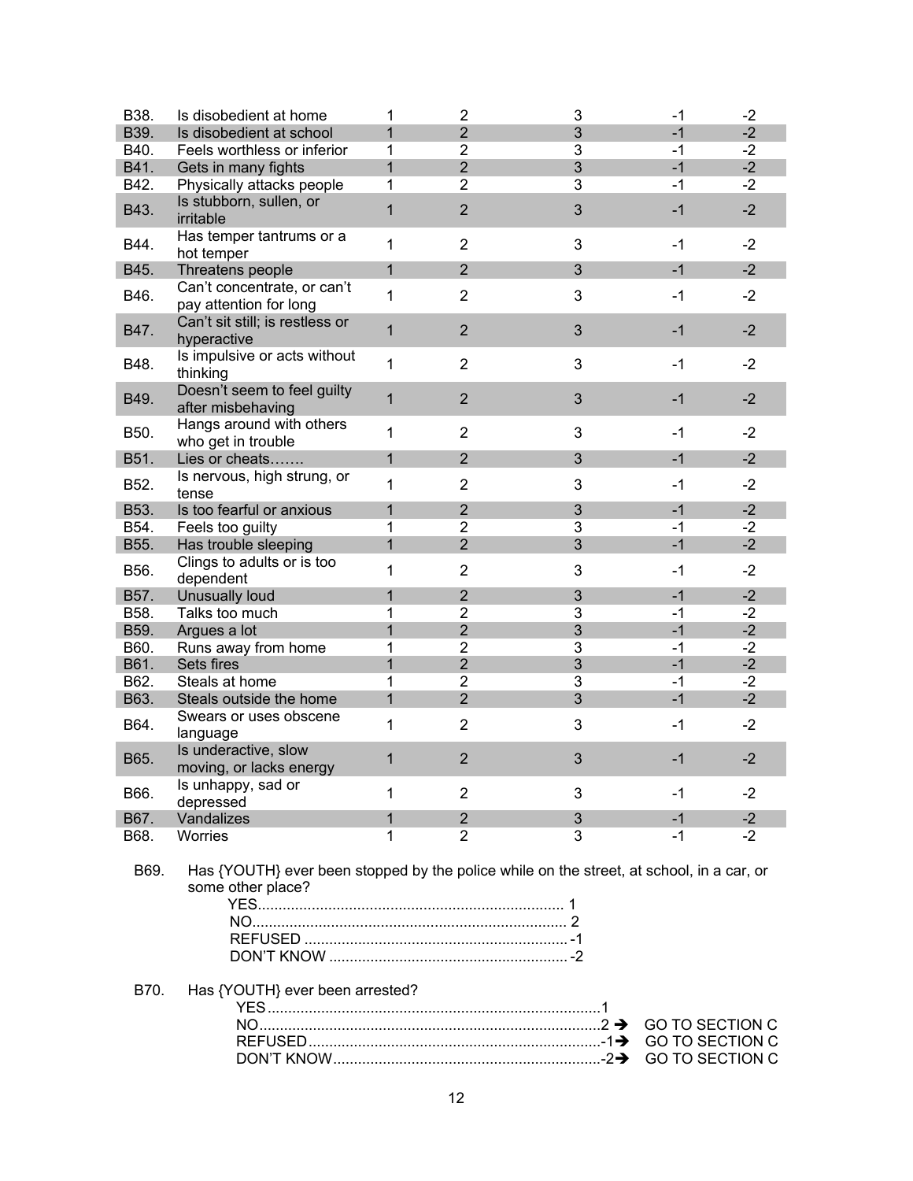| | | | | | | |
|---|---|---|---|---|---|---|
| B38. | Is disobedient at home | 1 | 2 | 3 | -1 | -2 |
| B39. | Is disobedient at school | 1 | 2 | 3 | -1 | -2 |
| B40. | Feels worthless or inferior | 1 | 2 | 3 | -1 | -2 |
| B41. | Gets in many fights | 1 | 2 | 3 | -1 | -2 |
| B42. | Physically attacks people | 1 | 2 | 3 | -1 | -2 |
| B43. | Is stubborn, sullen, or irritable | 1 | 2 | 3 | -1 | -2 |
| B44. | Has temper tantrums or a hot temper | 1 | 2 | 3 | -1 | -2 |
| B45. | Threatens people | 1 | 2 | 3 | -1 | -2 |
| B46. | Can't concentrate, or can't pay attention for long | 1 | 2 | 3 | -1 | -2 |
| B47. | Can't sit still; is restless or hyperactive | 1 | 2 | 3 | -1 | -2 |
| B48. | Is impulsive or acts without thinking | 1 | 2 | 3 | -1 | -2 |
| B49. | Doesn't seem to feel guilty after misbehaving | 1 | 2 | 3 | -1 | -2 |
| B50. | Hangs around with others who get in trouble | 1 | 2 | 3 | -1 | -2 |
| B51. | Lies or cheats……. | 1 | 2 | 3 | -1 | -2 |
| B52. | Is nervous, high strung, or tense | 1 | 2 | 3 | -1 | -2 |
| B53. | Is too fearful or anxious | 1 | 2 | 3 | -1 | -2 |
| B54. | Feels too guilty | 1 | 2 | 3 | -1 | -2 |
| B55. | Has trouble sleeping | 1 | 2 | 3 | -1 | -2 |
| B56. | Clings to adults or is too dependent | 1 | 2 | 3 | -1 | -2 |
| B57. | Unusually loud | 1 | 2 | 3 | -1 | -2 |
| B58. | Talks too much | 1 | 2 | 3 | -1 | -2 |
| B59. | Argues a lot | 1 | 2 | 3 | -1 | -2 |
| B60. | Runs away from home | 1 | 2 | 3 | -1 | -2 |
| B61. | Sets fires | 1 | 2 | 3 | -1 | -2 |
| B62. | Steals at home | 1 | 2 | 3 | -1 | -2 |
| B63. | Steals outside the home | 1 | 2 | 3 | -1 | -2 |
| B64. | Swears or uses obscene language | 1 | 2 | 3 | -1 | -2 |
| B65. | Is underactive, slow moving, or lacks energy | 1 | 2 | 3 | -1 | -2 |
| B66. | Is unhappy, sad or depressed | 1 | 2 | 3 | -1 | -2 |
| B67. | Vandalizes | 1 | 2 | 3 | -1 | -2 |
| B68. | Worries | 1 | 2 | 3 | -1 | -2 |

B69. Has {YOUTH} ever been stopped by the police while on the street, at school, in a car, or some other place?

YES........................................................................ 1
NO.......................................................................... 2
REFUSED ............................................................... -1
DON'T KNOW ......................................................... -2

B70. Has {YOUTH} ever been arrested?

YES.................................................................................1
NO..................................................................................2 ➔ GO TO SECTION C
REFUSED.......................................................................-1➔ GO TO SECTION C
DON'T KNOW.................................................................-2➔ GO TO SECTION C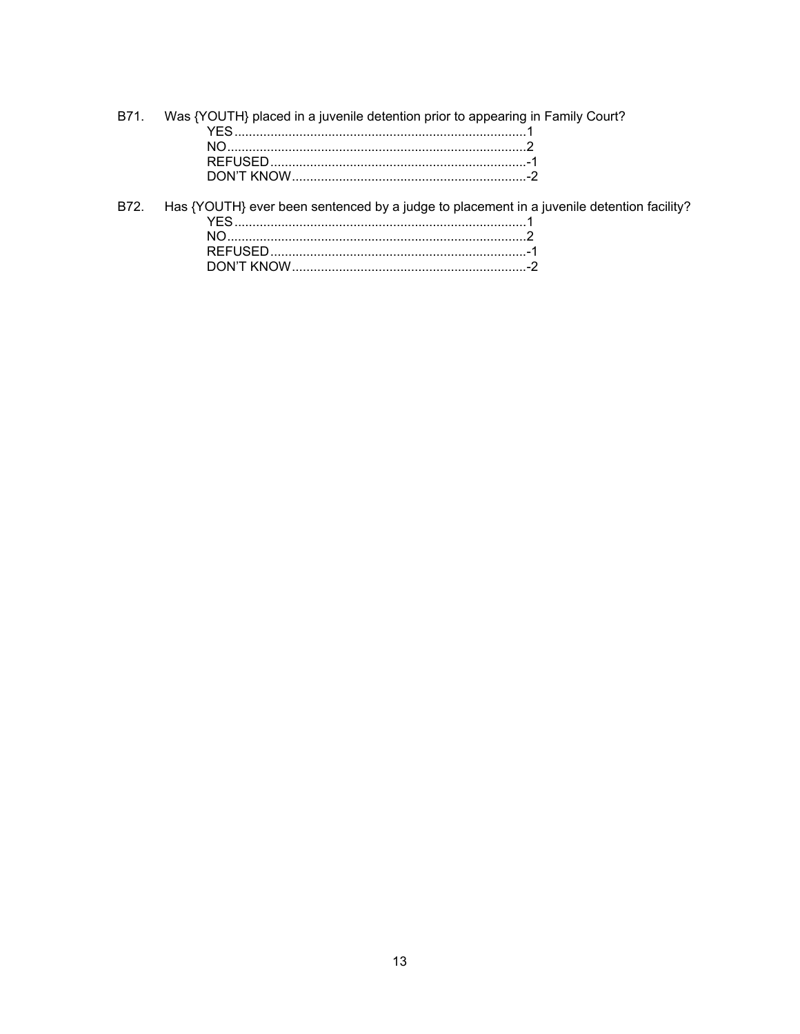B71. Was {YOUTH} placed in a juvenile detention prior to appearing in Family Court?

YES ................................................................................1
NO ..................................................................................2
REFUSED .......................................................................-1
DON'T KNOW .................................................................-2

B72. Has {YOUTH} ever been sentenced by a judge to placement in a juvenile detention facility?

YES ................................................................................1
NO ..................................................................................2
REFUSED .......................................................................-1
DON'T KNOW .................................................................-2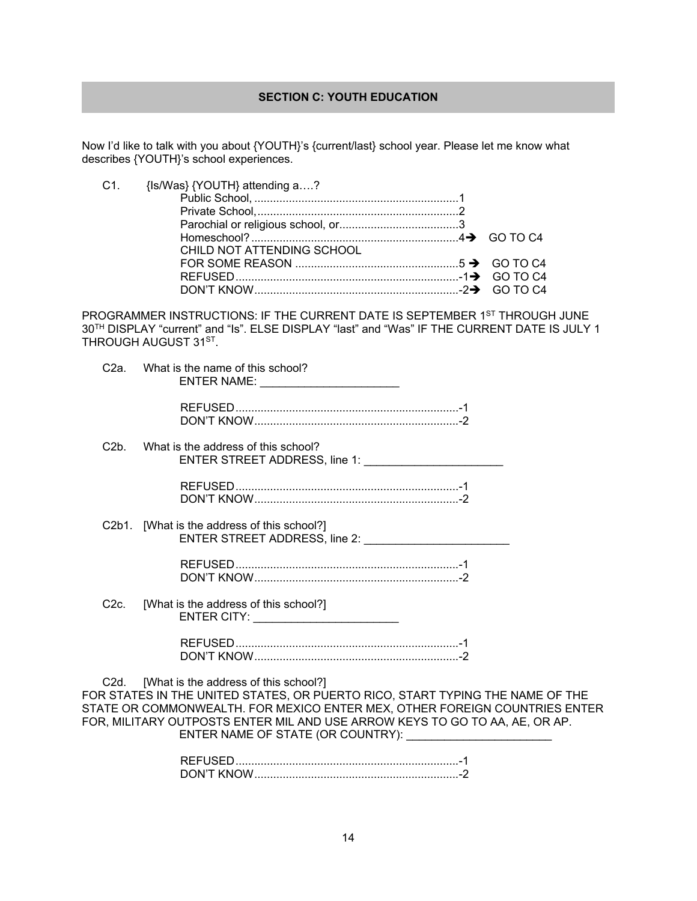## SECTION C: YOUTH EDUCATION

Now I'd like to talk with you about {YOUTH}'s {current/last} school year. Please let me know what describes {YOUTH}'s school experiences.

C1. {Is/Was} {YOUTH} attending a….?

- Public School, ....................1
- Private School, ....................2
- Parochial or religious school, or....................3
- Homeschool? ....................4 → GO TO C4
- CHILD NOT ATTENDING SCHOOL FOR SOME REASON ....................5 → GO TO C4
- REFUSED....................-1 → GO TO C4
- DON'T KNOW....................-2 → GO TO C4

PROGRAMMER INSTRUCTIONS: IF THE CURRENT DATE IS SEPTEMBER 1ST THROUGH JUNE 30TH DISPLAY "current" and "Is". ELSE DISPLAY "last" and "Was" IF THE CURRENT DATE IS JULY 1 THROUGH AUGUST 31ST.

C2a. What is the name of this school?
ENTER NAME: ______________________

- REFUSED....................-1
- DON'T KNOW....................-2

C2b. What is the address of this school?
ENTER STREET ADDRESS, line 1: ______________________

- REFUSED....................-1
- DON'T KNOW....................-2

C2b1. [What is the address of this school?]
ENTER STREET ADDRESS, line 2: ______________________

- REFUSED....................-1
- DON'T KNOW....................-2

C2c. [What is the address of this school?]
ENTER CITY: ______________________

- REFUSED....................-1
- DON'T KNOW....................-2

C2d. [What is the address of this school?]
FOR STATES IN THE UNITED STATES, OR PUERTO RICO, START TYPING THE NAME OF THE STATE OR COMMONWEALTH. FOR MEXICO ENTER MEX, OTHER FOREIGN COUNTRIES ENTER FOR, MILITARY OUTPOSTS ENTER MIL AND USE ARROW KEYS TO GO TO AA, AE, OR AP.
ENTER NAME OF STATE (OR COUNTRY): ______________________

- REFUSED....................-1
- DON'T KNOW....................-2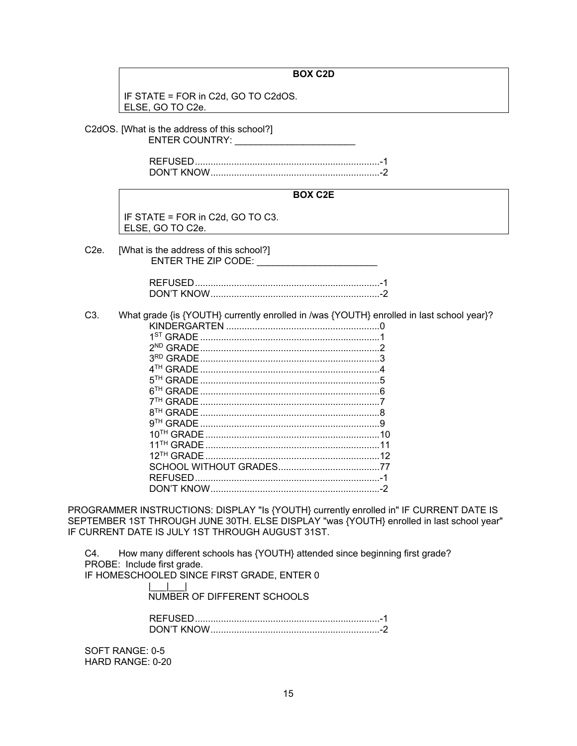**BOX C2D**

IF STATE = FOR in C2d, GO TO C2dOS.
ELSE, GO TO C2e.

C2dOS. [What is the address of this school?]
ENTER COUNTRY: ________________________

REFUSED........................................................................-1
DON'T KNOW.................................................................-2

**BOX C2E**

IF STATE = FOR in C2d, GO TO C3.
ELSE, GO TO C2e.

C2e. [What is the address of this school?]
ENTER THE ZIP CODE: ________________________

REFUSED........................................................................-1
DON'T KNOW.................................................................-2

C3. What grade {is {YOUTH} currently enrolled in /was {YOUTH} enrolled in last school year}?

KINDERGARTEN ............................................................0
1ST GRADE .....................................................................1
2ND GRADE.....................................................................2
3RD GRADE.....................................................................3
4TH GRADE .....................................................................4
5TH GRADE .....................................................................5
6TH GRADE .....................................................................6
7TH GRADE .....................................................................7
8TH GRADE .....................................................................8
9TH GRADE .....................................................................9
10TH GRADE ...................................................................10
11TH GRADE ...................................................................11
12TH GRADE ...................................................................12
SCHOOL WITHOUT GRADES.......................................77
REFUSED........................................................................-1
DON'T KNOW.................................................................-2

PROGRAMMER INSTRUCTIONS: DISPLAY "Is {YOUTH} currently enrolled in" IF CURRENT DATE IS SEPTEMBER 1ST THROUGH JUNE 30TH. ELSE DISPLAY "was {YOUTH} enrolled in last school year" IF CURRENT DATE IS JULY 1ST THROUGH AUGUST 31ST.

C4. How many different schools has {YOUTH} attended since beginning first grade?
PROBE: Include first grade.
IF HOMESCHOOLED SINCE FIRST GRADE, ENTER 0

|___|___|
NUMBER OF DIFFERENT SCHOOLS

REFUSED........................................................................-1
DON'T KNOW.................................................................-2

SOFT RANGE: 0-5
HARD RANGE: 0-20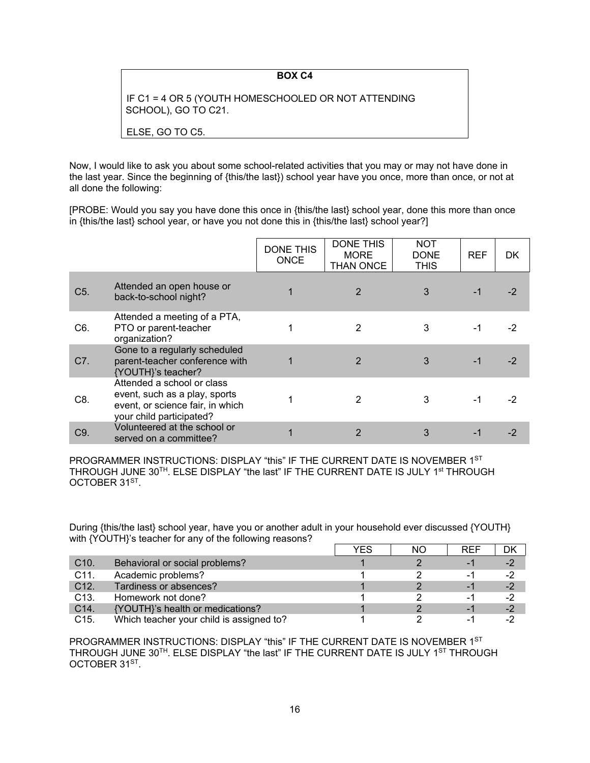**BOX C4**

IF C1 = 4 OR 5 (YOUTH HOMESCHOOLED OR NOT ATTENDING SCHOOL), GO TO C21.

ELSE, GO TO C5.

Now, I would like to ask you about some school-related activities that you may or may not have done in the last year. Since the beginning of {this/the last}) school year have you once, more than once, or not at all done the following:

[PROBE: Would you say you have done this once in {this/the last} school year, done this more than once in {this/the last} school year, or have you not done this in {this/the last} school year?]

| | | DONE THIS ONCE | DONE THIS MORE THAN ONCE | NOT DONE THIS | REF | DK |
|---|---|---|---|---|---|---|
| C5. | Attended an open house or back-to-school night? | 1 | 2 | 3 | -1 | -2 |
| C6. | Attended a meeting of a PTA, PTO or parent-teacher organization? | 1 | 2 | 3 | -1 | -2 |
| C7. | Gone to a regularly scheduled parent-teacher conference with {YOUTH}'s teacher? | 1 | 2 | 3 | -1 | -2 |
| C8. | Attended a school or class event, such as a play, sports event, or science fair, in which your child participated? | 1 | 2 | 3 | -1 | -2 |
| C9. | Volunteered at the school or served on a committee? | 1 | 2 | 3 | -1 | -2 |

PROGRAMMER INSTRUCTIONS: DISPLAY "this" IF THE CURRENT DATE IS NOVEMBER 1ST THROUGH JUNE 30TH. ELSE DISPLAY "the last" IF THE CURRENT DATE IS JULY 1st THROUGH OCTOBER 31ST.

During {this/the last} school year, have you or another adult in your household ever discussed {YOUTH} with {YOUTH}'s teacher for any of the following reasons?

| | | YES | NO | REF | DK |
|---|---|---|---|---|---|
| C10. | Behavioral or social problems? | 1 | 2 | -1 | -2 |
| C11. | Academic problems? | 1 | 2 | -1 | -2 |
| C12. | Tardiness or absences? | 1 | 2 | -1 | -2 |
| C13. | Homework not done? | 1 | 2 | -1 | -2 |
| C14. | {YOUTH}'s health or medications? | 1 | 2 | -1 | -2 |
| C15. | Which teacher your child is assigned to? | 1 | 2 | -1 | -2 |

PROGRAMMER INSTRUCTIONS: DISPLAY "this" IF THE CURRENT DATE IS NOVEMBER 1ST THROUGH JUNE 30TH. ELSE DISPLAY "the last" IF THE CURRENT DATE IS JULY 1ST THROUGH OCTOBER 31ST.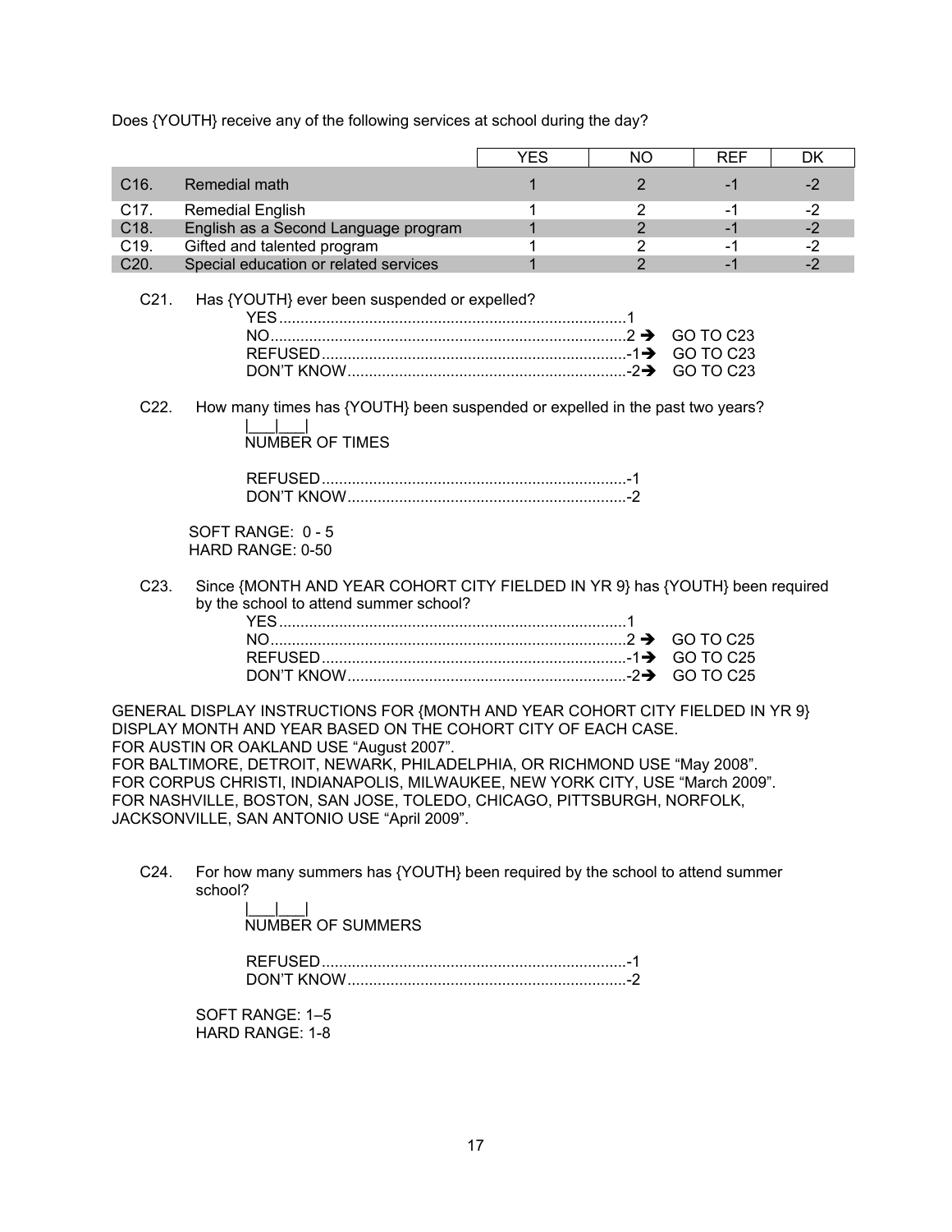Does {YOUTH} receive any of the following services at school during the day?

| | | YES | NO | REF | DK |
|---|---|---|---|---|---|
| C16. | Remedial math | 1 | 2 | -1 | -2 |
| C17. | Remedial English | 1 | 2 | -1 | -2 |
| C18. | English as a Second Language program | 1 | 2 | -1 | -2 |
| C19. | Gifted and talented program | 1 | 2 | -1 | -2 |
| C20. | Special education or related services | 1 | 2 | -1 | -2 |

C21. Has {YOUTH} ever been suspended or expelled?

- YES.................................................................................1
- NO...................................................................................2 → GO TO C23
- REFUSED.......................................................................-1 → GO TO C23
- DON'T KNOW.................................................................-2 → GO TO C23

C22. How many times has {YOUTH} been suspended or expelled in the past two years?

|___|___|
NUMBER OF TIMES

- REFUSED.......................................................................-1
- DON'T KNOW.................................................................-2

SOFT RANGE: 0 - 5
HARD RANGE: 0-50

C23. Since {MONTH AND YEAR COHORT CITY FIELDED IN YR 9} has {YOUTH} been required by the school to attend summer school?

- YES.................................................................................1
- NO...................................................................................2 → GO TO C25
- REFUSED.......................................................................-1 → GO TO C25
- DON'T KNOW.................................................................-2 → GO TO C25

GENERAL DISPLAY INSTRUCTIONS FOR {MONTH AND YEAR COHORT CITY FIELDED IN YR 9}
DISPLAY MONTH AND YEAR BASED ON THE COHORT CITY OF EACH CASE.
FOR AUSTIN OR OAKLAND USE "August 2007".
FOR BALTIMORE, DETROIT, NEWARK, PHILADELPHIA, OR RICHMOND USE "May 2008".
FOR CORPUS CHRISTI, INDIANAPOLIS, MILWAUKEE, NEW YORK CITY, USE "March 2009".
FOR NASHVILLE, BOSTON, SAN JOSE, TOLEDO, CHICAGO, PITTSBURGH, NORFOLK, JACKSONVILLE, SAN ANTONIO USE "April 2009".

C24. For how many summers has {YOUTH} been required by the school to attend summer school?

|___|___|
NUMBER OF SUMMERS

- REFUSED.......................................................................-1
- DON'T KNOW.................................................................-2

SOFT RANGE: 1–5
HARD RANGE: 1-8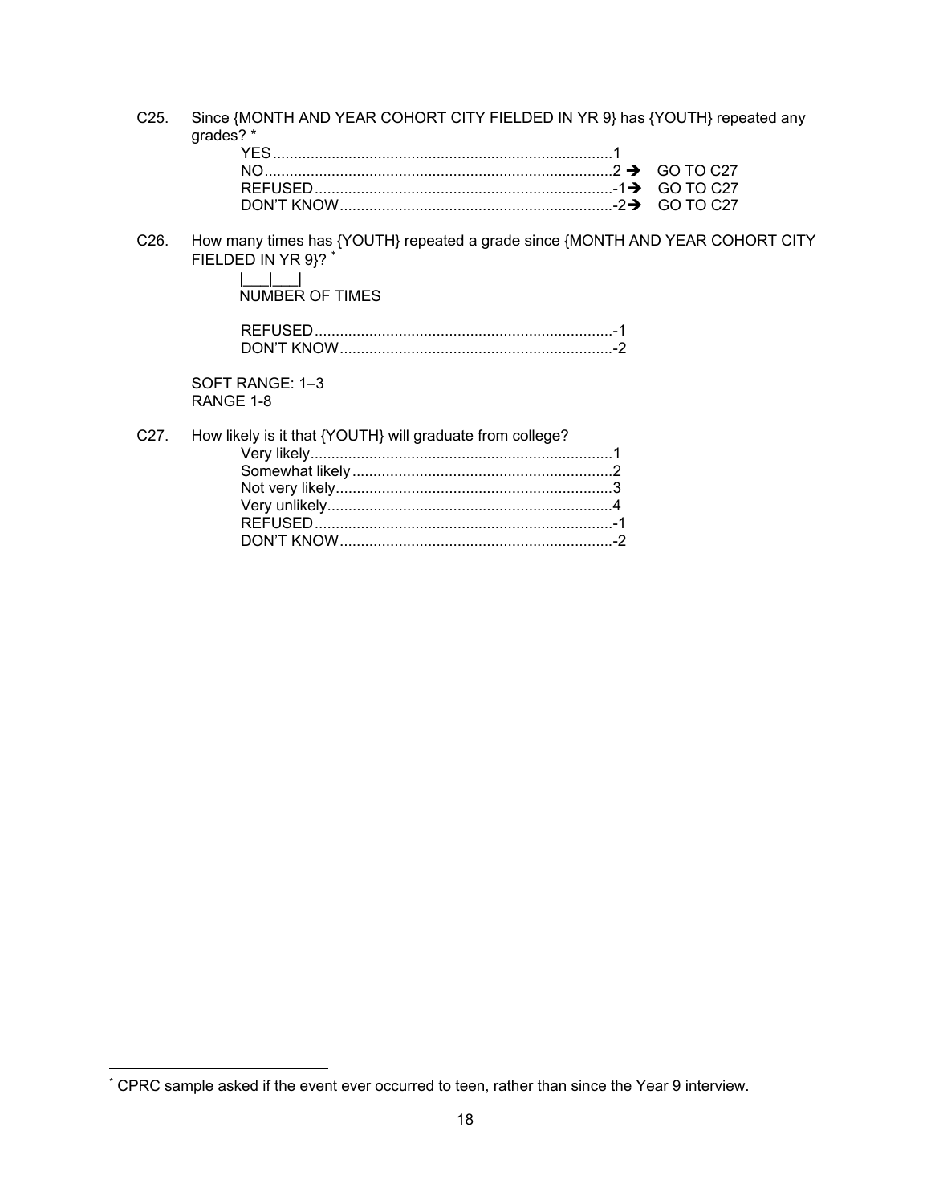C25. Since {MONTH AND YEAR COHORT CITY FIELDED IN YR 9} has {YOUTH} repeated any grades? *

- YES ................................................................................1
- NO ..................................................................................2 ➔ GO TO C27
- REFUSED ......................................................................-1 ➔ GO TO C27
- DON'T KNOW ................................................................-2 ➔ GO TO C27

C26. How many times has {YOUTH} repeated a grade since {MONTH AND YEAR COHORT CITY FIELDED IN YR 9}? *

|___|___|
NUMBER OF TIMES

- REFUSED ......................................................................-1
- DON'T KNOW ................................................................-2

SOFT RANGE: 1–3
RANGE 1-8

C27. How likely is it that {YOUTH} will graduate from college?

- Very likely........................................................................1
- Somewhat likely ..............................................................2
- Not very likely..................................................................3
- Very unlikely....................................................................4
- REFUSED ......................................................................-1
- DON'T KNOW ................................................................-2

* CPRC sample asked if the event ever occurred to teen, rather than since the Year 9 interview.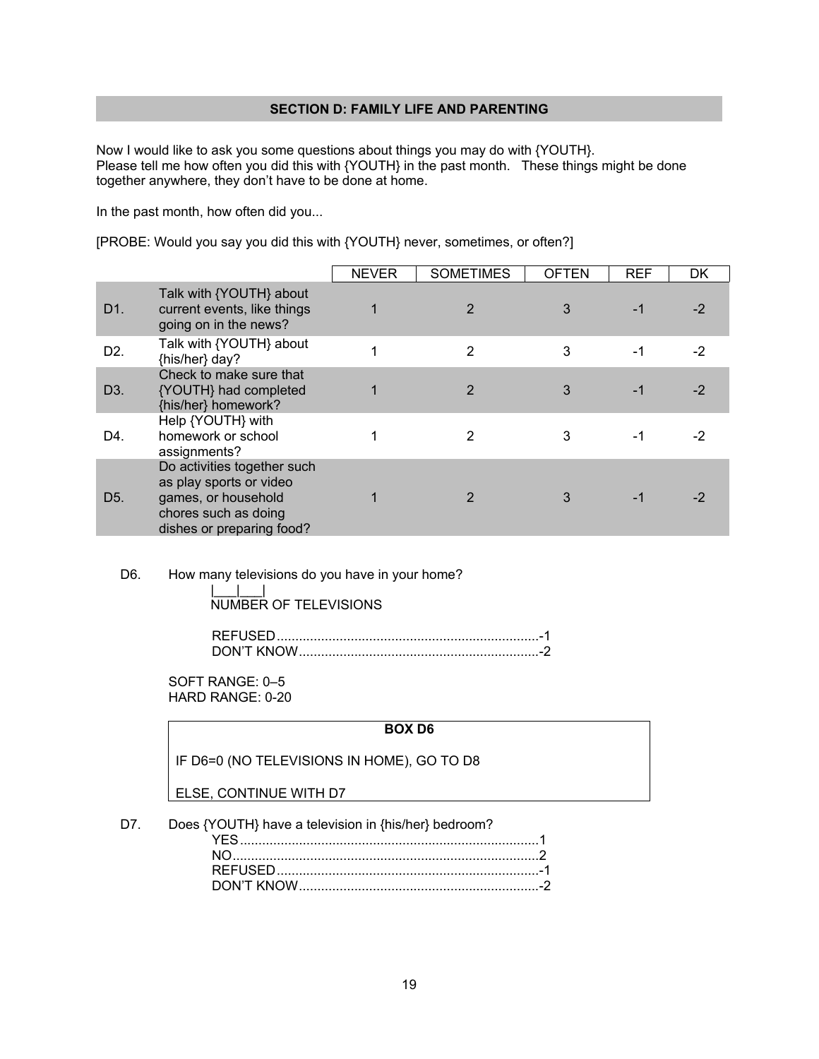## SECTION D: FAMILY LIFE AND PARENTING

Now I would like to ask you some questions about things you may do with {YOUTH}.
Please tell me how often you did this with {YOUTH} in the past month. These things might be done together anywhere, they don't have to be done at home.

In the past month, how often did you...

[PROBE: Would you say you did this with {YOUTH} never, sometimes, or often?]

| | | NEVER | SOMETIMES | OFTEN | REF | DK |
|---|---|---|---|---|---|---|
| D1. | Talk with {YOUTH} about current events, like things going on in the news? | 1 | 2 | 3 | -1 | -2 |
| D2. | Talk with {YOUTH} about {his/her} day? | 1 | 2 | 3 | -1 | -2 |
| D3. | Check to make sure that {YOUTH} had completed {his/her} homework? | 1 | 2 | 3 | -1 | -2 |
| D4. | Help {YOUTH} with homework or school assignments? | 1 | 2 | 3 | -1 | -2 |
| D5. | Do activities together such as play sports or video games, or household chores such as doing dishes or preparing food? | 1 | 2 | 3 | -1 | -2 |

D6. How many televisions do you have in your home?

|___|___|
NUMBER OF TELEVISIONS

REFUSED....................................................................-1
DON'T KNOW..............................................................-2

SOFT RANGE: 0–5
HARD RANGE: 0-20

**BOX D6**

IF D6=0 (NO TELEVISIONS IN HOME), GO TO D8

ELSE, CONTINUE WITH D7

D7. Does {YOUTH} have a television in {his/her} bedroom?

YES..............................................................................1
NO................................................................................2
REFUSED....................................................................-1
DON'T KNOW..............................................................-2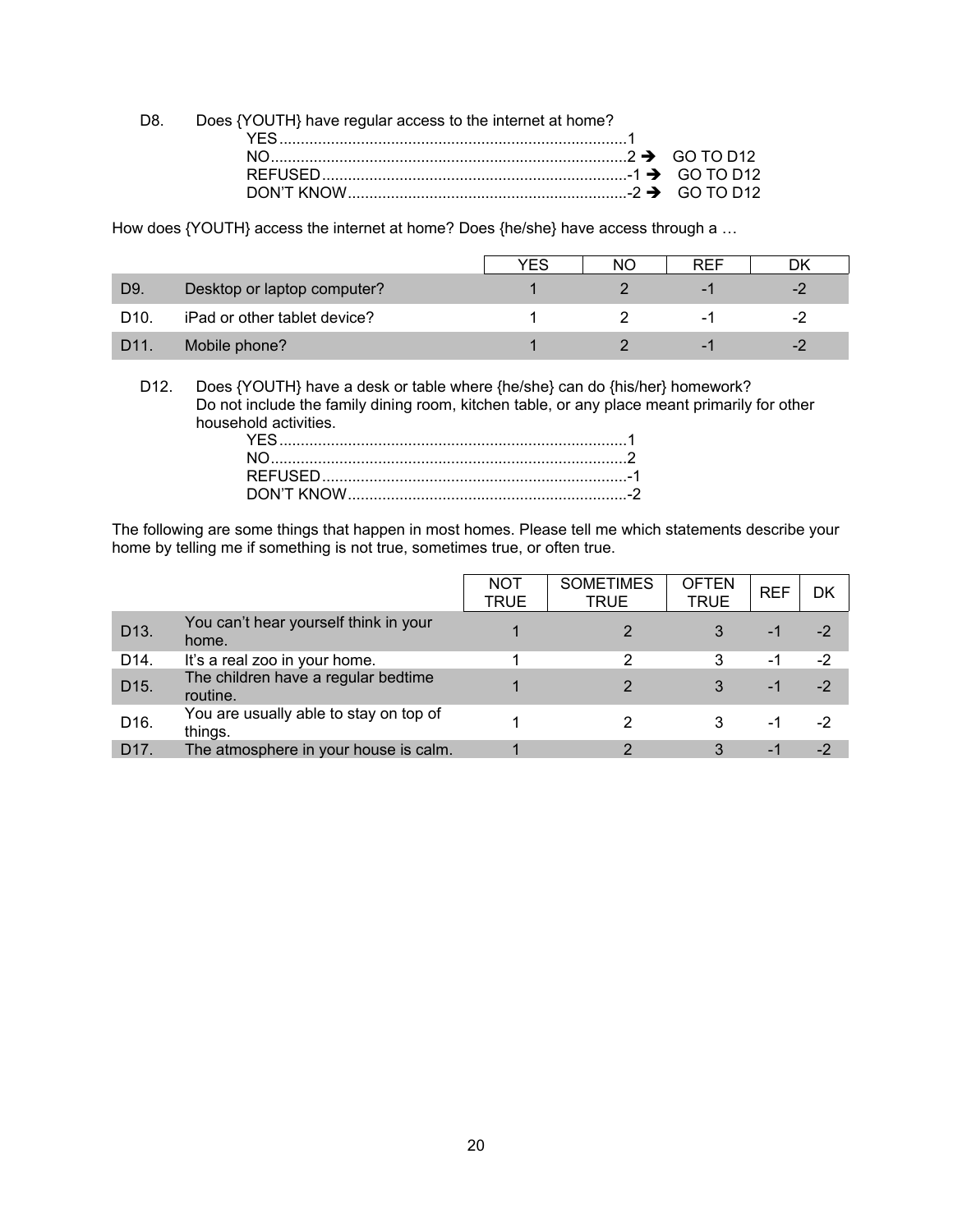D8. Does {YOUTH} have regular access to the internet at home?

- YES....................................................................................1
- NO.....................................................................................2 ➔ GO TO D12
- REFUSED.........................................................................-1 ➔ GO TO D12
- DON'T KNOW....................................................................-2 ➔ GO TO D12

How does {YOUTH} access the internet at home? Does {he/she} have access through a …

| | | YES | NO | REF | DK |
|---|---|---|---|---|---|
| D9. | Desktop or laptop computer? | 1 | 2 | -1 | -2 |
| D10. | iPad or other tablet device? | 1 | 2 | -1 | -2 |
| D11. | Mobile phone? | 1 | 2 | -1 | -2 |

D12. Does {YOUTH} have a desk or table where {he/she} can do {his/her} homework? Do not include the family dining room, kitchen table, or any place meant primarily for other household activities.

- YES....................................................................................1
- NO.....................................................................................2
- REFUSED.........................................................................-1
- DON'T KNOW....................................................................-2

The following are some things that happen in most homes. Please tell me which statements describe your home by telling me if something is not true, sometimes true, or often true.

| | | NOT TRUE | SOMETIMES TRUE | OFTEN TRUE | REF | DK |
|---|---|---|---|---|---|---|
| D13. | You can't hear yourself think in your home. | 1 | 2 | 3 | -1 | -2 |
| D14. | It's a real zoo in your home. | 1 | 2 | 3 | -1 | -2 |
| D15. | The children have a regular bedtime routine. | 1 | 2 | 3 | -1 | -2 |
| D16. | You are usually able to stay on top of things. | 1 | 2 | 3 | -1 | -2 |
| D17. | The atmosphere in your house is calm. | 1 | 2 | 3 | -1 | -2 |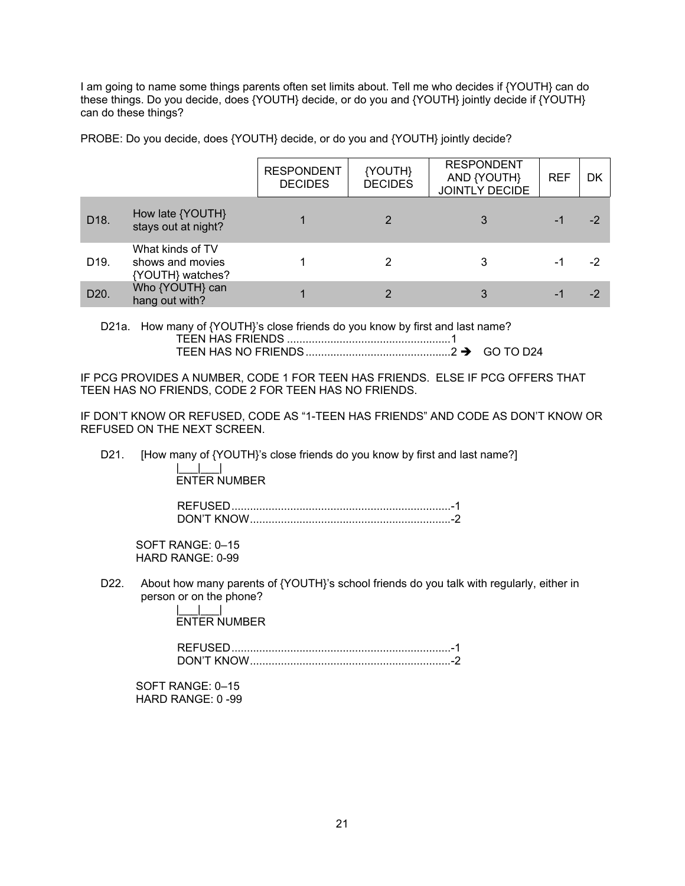I am going to name some things parents often set limits about. Tell me who decides if {YOUTH} can do these things. Do you decide, does {YOUTH} decide, or do you and {YOUTH} jointly decide if {YOUTH} can do these things?

PROBE: Do you decide, does {YOUTH} decide, or do you and {YOUTH} jointly decide?

| | | RESPONDENT DECIDES | {YOUTH} DECIDES | RESPONDENT AND {YOUTH} JOINTLY DECIDE | REF | DK |
|---|---|---|---|---|---|---|
| D18. | How late {YOUTH} stays out at night? | 1 | 2 | 3 | -1 | -2 |
| D19. | What kinds of TV shows and movies {YOUTH} watches? | 1 | 2 | 3 | -1 | -2 |
| D20. | Who {YOUTH} can hang out with? | 1 | 2 | 3 | -1 | -2 |

D21a. How many of {YOUTH}'s close friends do you know by first and last name?

TEEN HAS FRIENDS ....................................................1
TEEN HAS NO FRIENDS ..............................................2 ➔ GO TO D24

IF PCG PROVIDES A NUMBER, CODE 1 FOR TEEN HAS FRIENDS. ELSE IF PCG OFFERS THAT TEEN HAS NO FRIENDS, CODE 2 FOR TEEN HAS NO FRIENDS.

IF DON'T KNOW OR REFUSED, CODE AS "1-TEEN HAS FRIENDS" AND CODE AS DON'T KNOW OR REFUSED ON THE NEXT SCREEN.

D21. [How many of {YOUTH}'s close friends do you know by first and last name?]

|___|___|
ENTER NUMBER

REFUSED......................................................................-1
DON'T KNOW................................................................-2

SOFT RANGE: 0–15
HARD RANGE: 0-99

D22. About how many parents of {YOUTH}'s school friends do you talk with regularly, either in person or on the phone?

|___|___|
ENTER NUMBER

REFUSED......................................................................-1
DON'T KNOW................................................................-2

SOFT RANGE: 0–15
HARD RANGE: 0 -99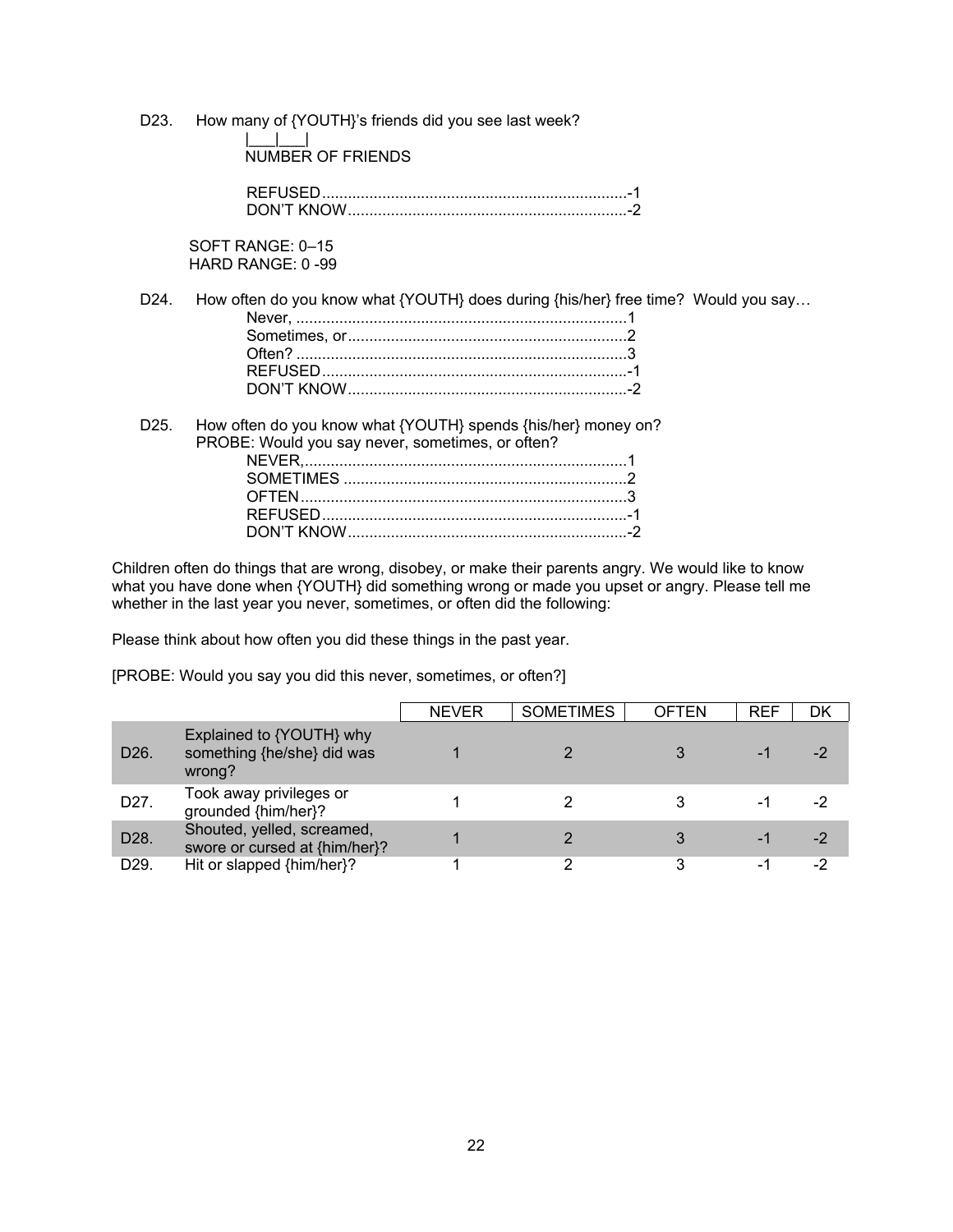D23. How many of {YOUTH}'s friends did you see last week?

|___|___|
NUMBER OF FRIENDS

REFUSED.......................................................................-1
DON'T KNOW.................................................................-2

SOFT RANGE: 0–15
HARD RANGE: 0 -99

D24. How often do you know what {YOUTH} does during {his/her} free time? Would you say…

Never, ............................................................................1
Sometimes, or................................................................2
Often? ............................................................................3
REFUSED.......................................................................-1
DON'T KNOW.................................................................-2

D25. How often do you know what {YOUTH} spends {his/her} money on?
PROBE: Would you say never, sometimes, or often?

NEVER,...........................................................................1
SOMETIMES .................................................................2
OFTEN...........................................................................3
REFUSED.......................................................................-1
DON'T KNOW.................................................................-2

Children often do things that are wrong, disobey, or make their parents angry. We would like to know what you have done when {YOUTH} did something wrong or made you upset or angry. Please tell me whether in the last year you never, sometimes, or often did the following:

Please think about how often you did these things in the past year.

[PROBE: Would you say you did this never, sometimes, or often?]

| | | NEVER | SOMETIMES | OFTEN | REF | DK |
|---|---|---|---|---|---|---|
| D26. | Explained to {YOUTH} why something {he/she} did was wrong? | 1 | 2 | 3 | -1 | -2 |
| D27. | Took away privileges or grounded {him/her}? | 1 | 2 | 3 | -1 | -2 |
| D28. | Shouted, yelled, screamed, swore or cursed at {him/her}? | 1 | 2 | 3 | -1 | -2 |
| D29. | Hit or slapped {him/her}? | 1 | 2 | 3 | -1 | -2 |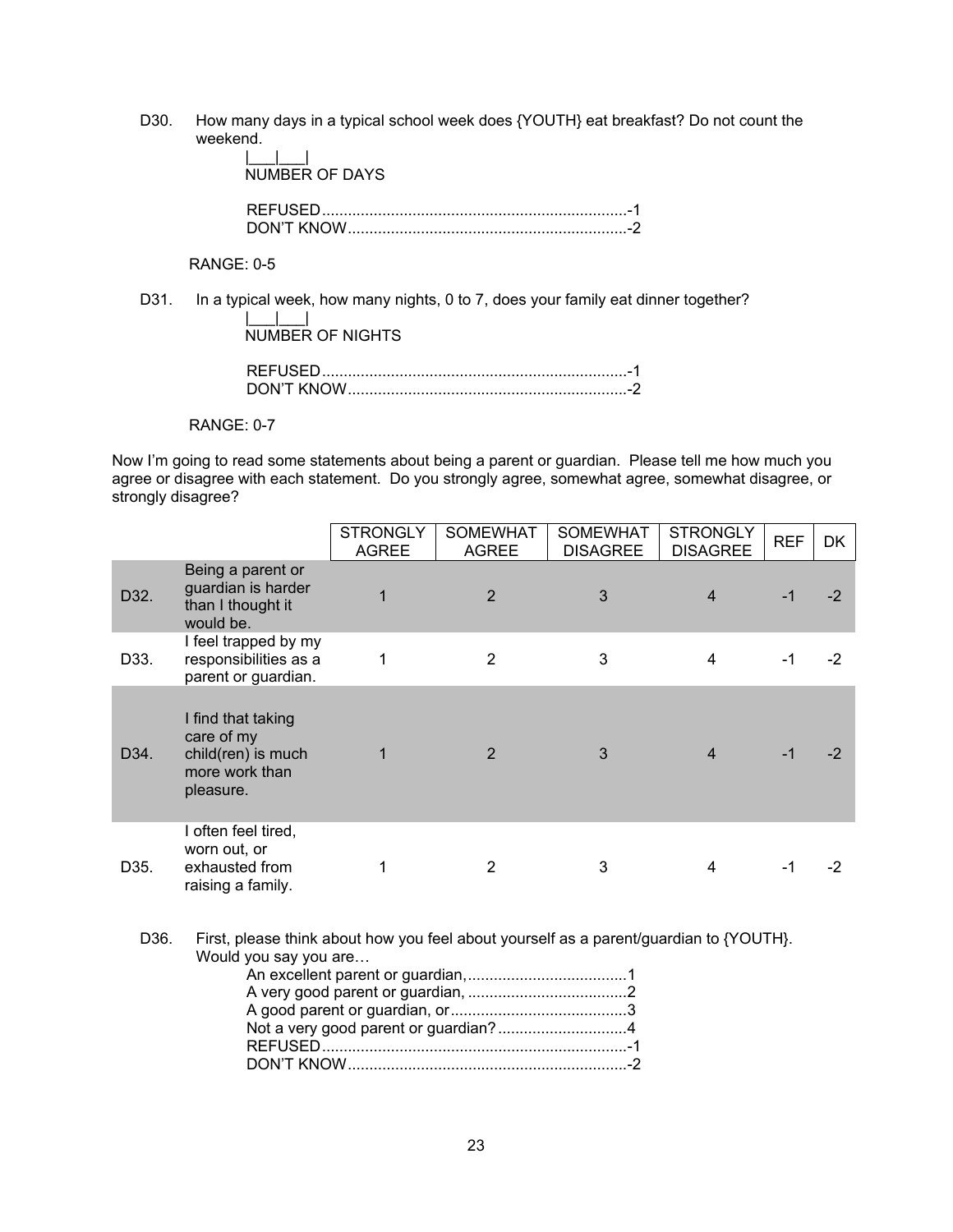D30. How many days in a typical school week does {YOUTH} eat breakfast? Do not count the weekend.

|___|___|
NUMBER OF DAYS

REFUSED.......................................................................-1
DON'T KNOW.................................................................-2

RANGE: 0-5

D31. In a typical week, how many nights, 0 to 7, does your family eat dinner together?

|___|___|
NUMBER OF NIGHTS

REFUSED.......................................................................-1
DON'T KNOW.................................................................-2

RANGE: 0-7

Now I'm going to read some statements about being a parent or guardian. Please tell me how much you agree or disagree with each statement. Do you strongly agree, somewhat agree, somewhat disagree, or strongly disagree?

| | | STRONGLY AGREE | SOMEWHAT AGREE | SOMEWHAT DISAGREE | STRONGLY DISAGREE | REF | DK |
|---|---|---|---|---|---|---|---|
| D32. | Being a parent or guardian is harder than I thought it would be. | 1 | 2 | 3 | 4 | -1 | -2 |
| D33. | I feel trapped by my responsibilities as a parent or guardian. | 1 | 2 | 3 | 4 | -1 | -2 |
| D34. | I find that taking care of my child(ren) is much more work than pleasure. | 1 | 2 | 3 | 4 | -1 | -2 |
| D35. | I often feel tired, worn out, or exhausted from raising a family. | 1 | 2 | 3 | 4 | -1 | -2 |

D36. First, please think about how you feel about yourself as a parent/guardian to {YOUTH}. Would you say you are…

An excellent parent or guardian,.....................................1
A very good parent or guardian, .....................................2
A good parent or guardian, or.........................................3
Not a very good parent or guardian?..............................4
REFUSED.......................................................................-1
DON'T KNOW.................................................................-2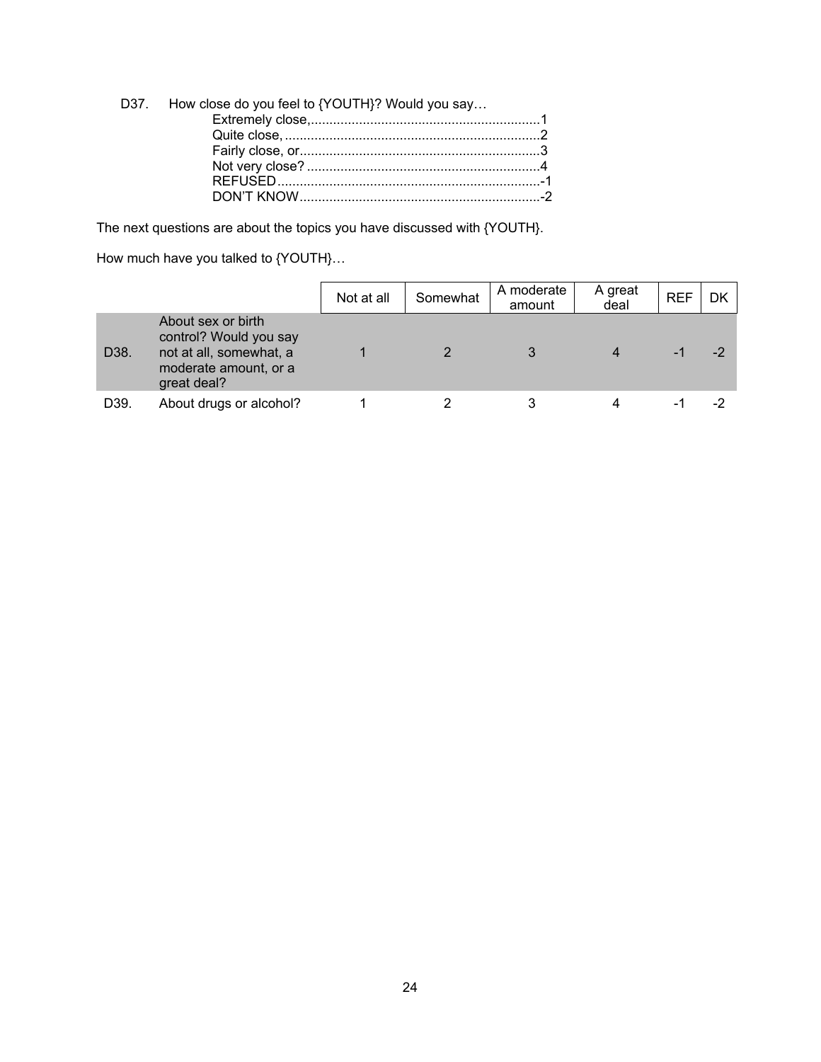D37. How close do you feel to {YOUTH}? Would you say…

- Extremely close,..............................................................1
- Quite close, ......................................................................2
- Fairly close, or.................................................................3
- Not very close? ...............................................................4
- REFUSED........................................................................-1
- DON'T KNOW..................................................................-2

The next questions are about the topics you have discussed with {YOUTH}.

How much have you talked to {YOUTH}…

| | | Not at all | Somewhat | A moderate amount | A great deal | REF | DK |
|---|---|---|---|---|---|---|---|
| D38. | About sex or birth control? Would you say not at all, somewhat, a moderate amount, or a great deal? | 1 | 2 | 3 | 4 | -1 | -2 |
| D39. | About drugs or alcohol? | 1 | 2 | 3 | 4 | -1 | -2 |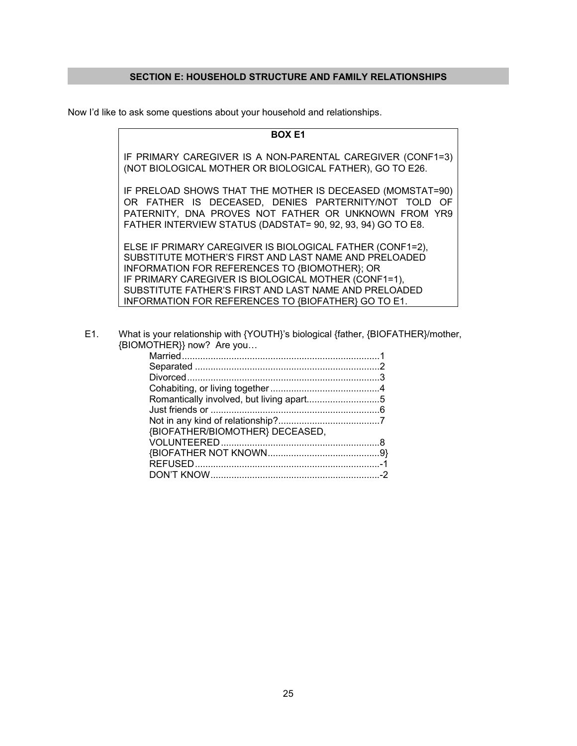## SECTION E: HOUSEHOLD STRUCTURE AND FAMILY RELATIONSHIPS

Now I'd like to ask some questions about your household and relationships.

> **BOX E1**
>
> IF PRIMARY CAREGIVER IS A NON-PARENTAL CAREGIVER (CONF1=3) (NOT BIOLOGICAL MOTHER OR BIOLOGICAL FATHER), GO TO E26.
>
> IF PRELOAD SHOWS THAT THE MOTHER IS DECEASED (MOMSTAT=90) OR FATHER IS DECEASED, DENIES PARTERNITY/NOT TOLD OF PATERNITY, DNA PROVES NOT FATHER OR UNKNOWN FROM YR9 FATHER INTERVIEW STATUS (DADSTAT= 90, 92, 93, 94) GO TO E8.
>
> ELSE IF PRIMARY CAREGIVER IS BIOLOGICAL FATHER (CONF1=2), SUBSTITUTE MOTHER'S FIRST AND LAST NAME AND PRELOADED INFORMATION FOR REFERENCES TO {BIOMOTHER}; OR IF PRIMARY CAREGIVER IS BIOLOGICAL MOTHER (CONF1=1), SUBSTITUTE FATHER'S FIRST AND LAST NAME AND PRELOADED INFORMATION FOR REFERENCES TO {BIOFATHER} GO TO E1.

E1. What is your relationship with {YOUTH}'s biological {father, {BIOFATHER}/mother, {BIOMOTHER}} now? Are you…

- Married....................................................................1
- Separated ................................................................2
- Divorced..................................................................3
- Cohabiting, or living together ..........................................4
- Romantically involved, but living apart............................5
- Just friends or .............................................................6
- Not in any kind of relationship?.......................................7
- {BIOFATHER/BIOMOTHER} DECEASED, VOLUNTEERED ............................................................8
- {BIOFATHER NOT KNOWN...........................................9}
- REFUSED.......................................................................-1
- DON'T KNOW.................................................................-2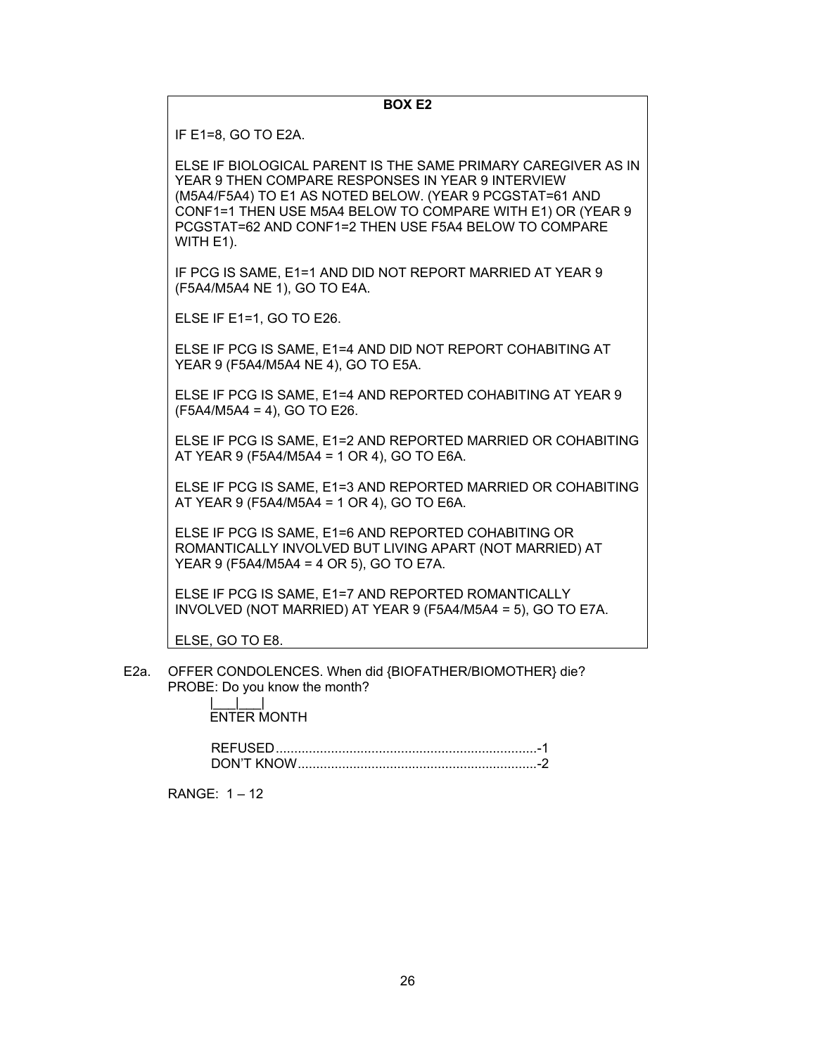**BOX E2**

IF E1=8, GO TO E2A.

ELSE IF BIOLOGICAL PARENT IS THE SAME PRIMARY CAREGIVER AS IN YEAR 9 THEN COMPARE RESPONSES IN YEAR 9 INTERVIEW (M5A4/F5A4) TO E1 AS NOTED BELOW. (YEAR 9 PCGSTAT=61 AND CONF1=1 THEN USE M5A4 BELOW TO COMPARE WITH E1) OR (YEAR 9 PCGSTAT=62 AND CONF1=2 THEN USE F5A4 BELOW TO COMPARE WITH E1).

IF PCG IS SAME, E1=1 AND DID NOT REPORT MARRIED AT YEAR 9 (F5A4/M5A4 NE 1), GO TO E4A.

ELSE IF E1=1, GO TO E26.

ELSE IF PCG IS SAME, E1=4 AND DID NOT REPORT COHABITING AT YEAR 9 (F5A4/M5A4 NE 4), GO TO E5A.

ELSE IF PCG IS SAME, E1=4 AND REPORTED COHABITING AT YEAR 9 (F5A4/M5A4 = 4), GO TO E26.

ELSE IF PCG IS SAME, E1=2 AND REPORTED MARRIED OR COHABITING AT YEAR 9 (F5A4/M5A4 = 1 OR 4), GO TO E6A.

ELSE IF PCG IS SAME, E1=3 AND REPORTED MARRIED OR COHABITING AT YEAR 9 (F5A4/M5A4 = 1 OR 4), GO TO E6A.

ELSE IF PCG IS SAME, E1=6 AND REPORTED COHABITING OR ROMANTICALLY INVOLVED BUT LIVING APART (NOT MARRIED) AT YEAR 9 (F5A4/M5A4 = 4 OR 5), GO TO E7A.

ELSE IF PCG IS SAME, E1=7 AND REPORTED ROMANTICALLY INVOLVED (NOT MARRIED) AT YEAR 9 (F5A4/M5A4 = 5), GO TO E7A.

ELSE, GO TO E8.

E2a. OFFER CONDOLENCES. When did {BIOFATHER/BIOMOTHER} die?
PROBE: Do you know the month?

|___|___|
ENTER MONTH

REFUSED.......................................................................-1
DON'T KNOW.................................................................-2

RANGE: 1 – 12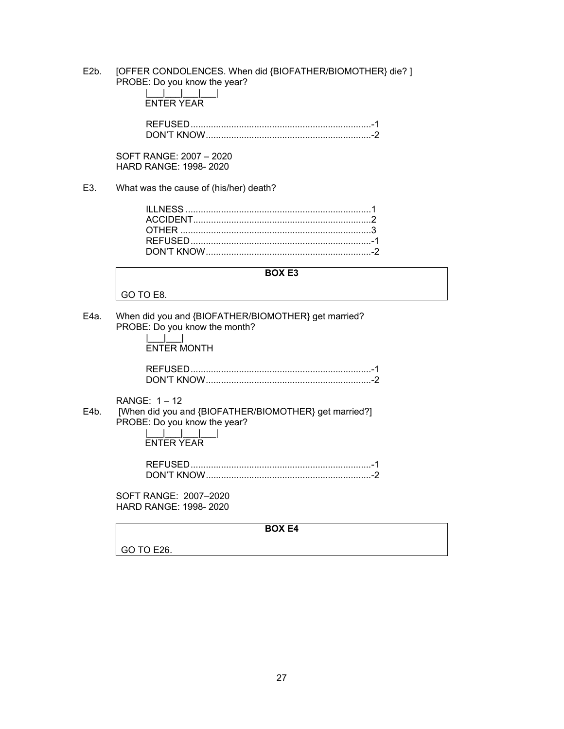E2b. [OFFER CONDOLENCES. When did {BIOFATHER/BIOMOTHER} die? ]
PROBE: Do you know the year?

|___|___|___|___|
ENTER YEAR

REFUSED........................................................................-1
DON'T KNOW..................................................................-2

SOFT RANGE: 2007 – 2020
HARD RANGE: 1998- 2020

E3. What was the cause of (his/her) death?

ILLNESS ..........................................................................1
ACCIDENT.......................................................................2
OTHER ............................................................................3
REFUSED........................................................................-1
DON'T KNOW..................................................................-2

| BOX E3 |
| --- |
| GO TO E8. |

E4a. When did you and {BIOFATHER/BIOMOTHER} get married?
PROBE: Do you know the month?

|___|___|
ENTER MONTH

REFUSED........................................................................-1
DON'T KNOW..................................................................-2

RANGE: 1 – 12

E4b. [When did you and {BIOFATHER/BIOMOTHER} get married?]
PROBE: Do you know the year?

|___|___|___|___|
ENTER YEAR

REFUSED........................................................................-1
DON'T KNOW..................................................................-2

SOFT RANGE: 2007–2020
HARD RANGE: 1998- 2020

| BOX E4 |
| --- |
| GO TO E26. |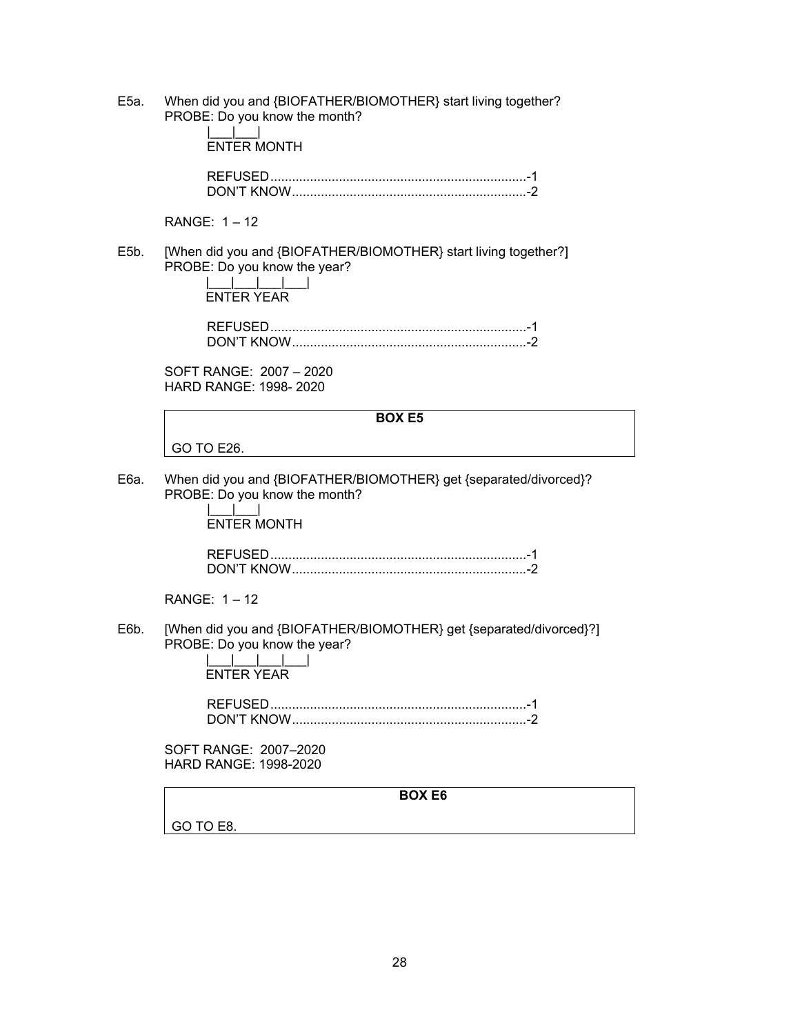E5a. When did you and {BIOFATHER/BIOMOTHER} start living together?
PROBE: Do you know the month?

|___|___|
ENTER MONTH

REFUSED......................................................................-1
DON'T KNOW................................................................-2

RANGE: 1 – 12

E5b. [When did you and {BIOFATHER/BIOMOTHER} start living together?]
PROBE: Do you know the year?

|___|___|___|___|
ENTER YEAR

REFUSED......................................................................-1
DON'T KNOW................................................................-2

SOFT RANGE: 2007 – 2020
HARD RANGE: 1998- 2020

| BOX E5 |
|---|
| GO TO E26. |

E6a. When did you and {BIOFATHER/BIOMOTHER} get {separated/divorced}?
PROBE: Do you know the month?

|___|___|
ENTER MONTH

REFUSED......................................................................-1
DON'T KNOW................................................................-2

RANGE: 1 – 12

E6b. [When did you and {BIOFATHER/BIOMOTHER} get {separated/divorced}?]
PROBE: Do you know the year?

|___|___|___|___|
ENTER YEAR

REFUSED......................................................................-1
DON'T KNOW................................................................-2

SOFT RANGE: 2007–2020
HARD RANGE: 1998-2020

| BOX E6 |
|---|
| GO TO E8. |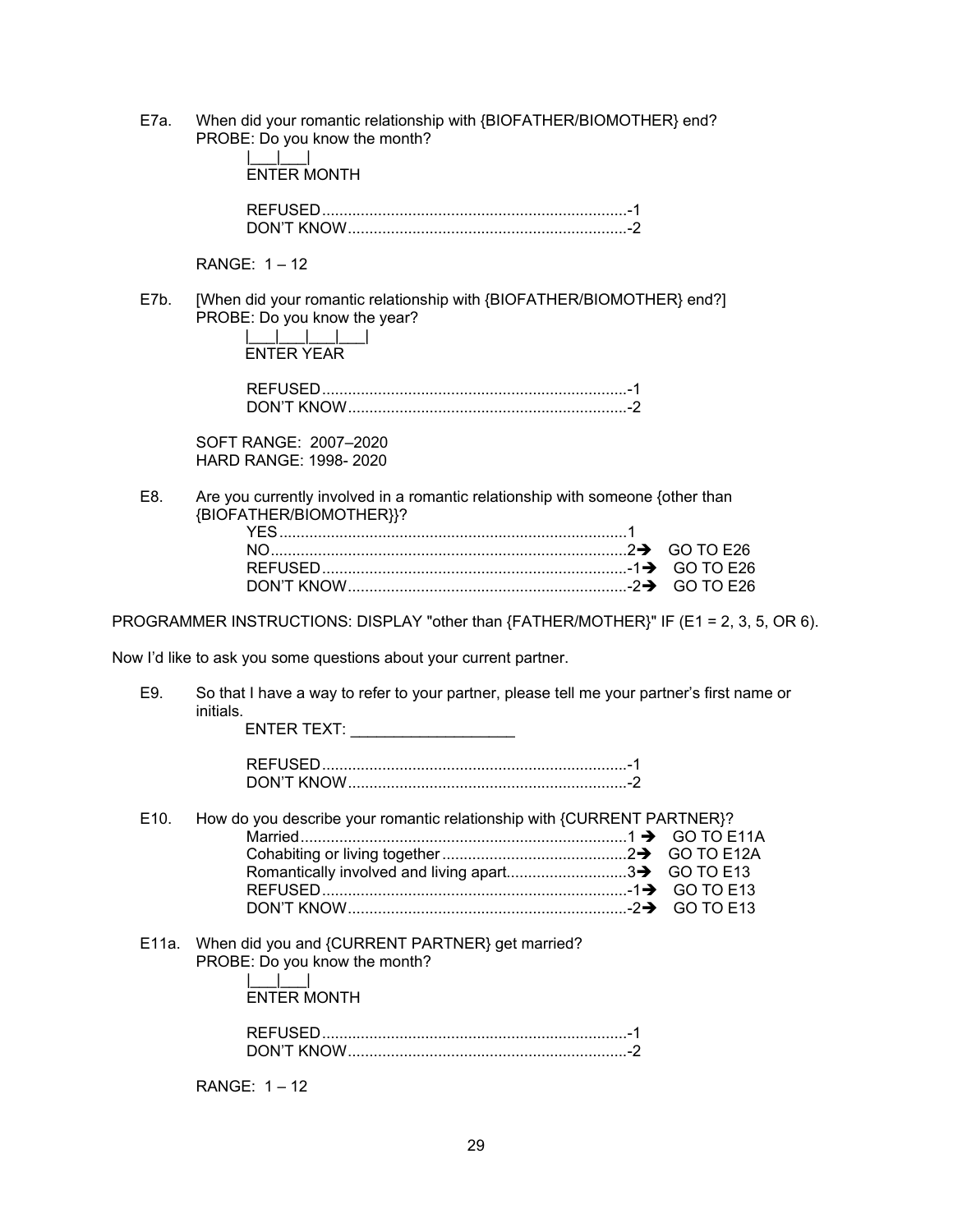E7a. When did your romantic relationship with {BIOFATHER/BIOMOTHER} end?
PROBE: Do you know the month?

|___|___|
ENTER MONTH

REFUSED....................................................................-1
DON'T KNOW..............................................................-2

RANGE: 1 – 12

E7b. [When did your romantic relationship with {BIOFATHER/BIOMOTHER} end?]
PROBE: Do you know the year?

|___|___|___|___|
ENTER YEAR

REFUSED....................................................................-1
DON'T KNOW..............................................................-2

SOFT RANGE: 2007–2020
HARD RANGE: 1998- 2020

E8. Are you currently involved in a romantic relationship with someone {other than {BIOFATHER/BIOMOTHER}}?

YES..............................................................................1
NO...............................................................................2➔ GO TO E26
REFUSED....................................................................-1➔ GO TO E26
DON'T KNOW..............................................................-2➔ GO TO E26

PROGRAMMER INSTRUCTIONS: DISPLAY "other than {FATHER/MOTHER}" IF (E1 = 2, 3, 5, OR 6).

Now I'd like to ask you some questions about your current partner.

E9. So that I have a way to refer to your partner, please tell me your partner's first name or initials.

ENTER TEXT: ___________________

REFUSED....................................................................-1
DON'T KNOW..............................................................-2

E10. How do you describe your romantic relationship with {CURRENT PARTNER}?

Married........................................................................1 ➔ GO TO E11A
Cohabiting or living together.........................................2➔ GO TO E12A
Romantically involved and living apart..........................3➔ GO TO E13
REFUSED....................................................................-1➔ GO TO E13
DON'T KNOW..............................................................-2➔ GO TO E13

E11a. When did you and {CURRENT PARTNER} get married?
PROBE: Do you know the month?

|___|___|
ENTER MONTH

REFUSED....................................................................-1
DON'T KNOW..............................................................-2

RANGE: 1 – 12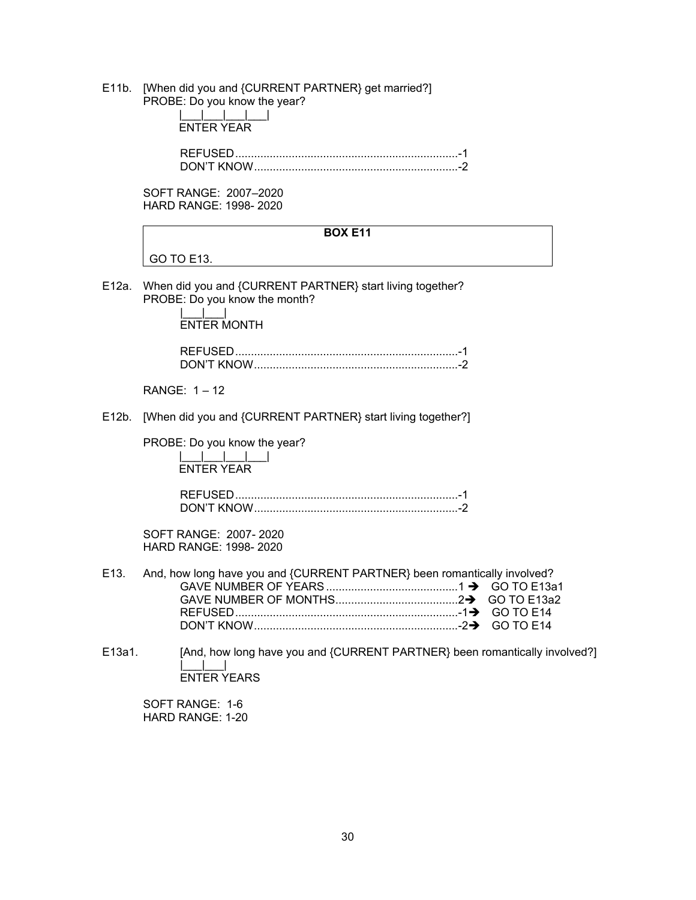E11b. [When did you and {CURRENT PARTNER} get married?]
PROBE: Do you know the year?

|___|___|___|___|
ENTER YEAR

REFUSED....................................................................-1
DON'T KNOW..............................................................-2

SOFT RANGE: 2007–2020
HARD RANGE: 1998- 2020

| **BOX E11** |
| --- |
| GO TO E13. |

E12a. When did you and {CURRENT PARTNER} start living together?
PROBE: Do you know the month?

|___|___|
ENTER MONTH

REFUSED....................................................................-1
DON'T KNOW..............................................................-2

RANGE: 1 – 12

E12b. [When did you and {CURRENT PARTNER} start living together?]

PROBE: Do you know the year?

|___|___|___|___|
ENTER YEAR

REFUSED....................................................................-1
DON'T KNOW..............................................................-2

SOFT RANGE: 2007- 2020
HARD RANGE: 1998- 2020

E13. And, how long have you and {CURRENT PARTNER} been romantically involved?

GAVE NUMBER OF YEARS..........................................1 → GO TO E13a1
GAVE NUMBER OF MONTHS.......................................2→ GO TO E13a2
REFUSED....................................................................-1→ GO TO E14
DON'T KNOW..............................................................-2→ GO TO E14

E13a1. [And, how long have you and {CURRENT PARTNER} been romantically involved?]

|___|___|
ENTER YEARS

SOFT RANGE: 1-6
HARD RANGE: 1-20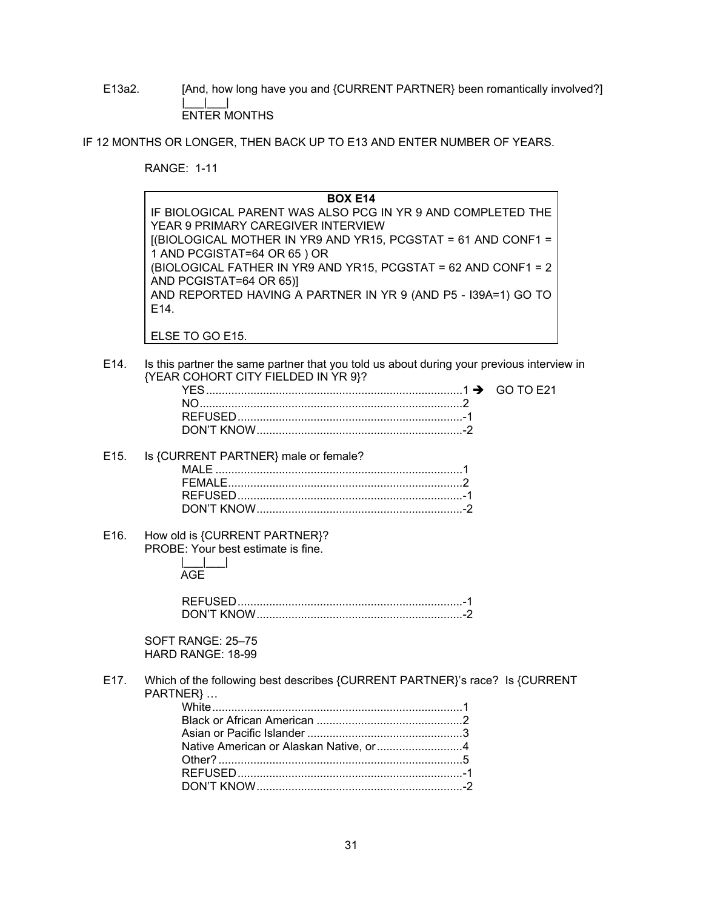E13a2. [And, how long have you and {CURRENT PARTNER} been romantically involved?]

|___|___|
ENTER MONTHS

IF 12 MONTHS OR LONGER, THEN BACK UP TO E13 AND ENTER NUMBER OF YEARS.

RANGE: 1-11

**BOX E14**

IF BIOLOGICAL PARENT WAS ALSO PCG IN YR 9 AND COMPLETED THE YEAR 9 PRIMARY CAREGIVER INTERVIEW
[(BIOLOGICAL MOTHER IN YR9 AND YR15, PCGSTAT = 61 AND CONF1 = 1 AND PCGISTAT=64 OR 65 ) OR
(BIOLOGICAL FATHER IN YR9 AND YR15, PCGSTAT = 62 AND CONF1 = 2 AND PCGISTAT=64 OR 65)]
AND REPORTED HAVING A PARTNER IN YR 9 (AND P5 - I39A=1) GO TO E14.

ELSE TO GO E15.

E14. Is this partner the same partner that you told us about during your previous interview in {YEAR COHORT CITY FIELDED IN YR 9}?

- YES....................1 ➔ GO TO E21
- NO....................2
- REFUSED....................-1
- DON'T KNOW....................-2

E15. Is {CURRENT PARTNER} male or female?

- MALE....................1
- FEMALE....................2
- REFUSED....................-1
- DON'T KNOW....................-2

E16. How old is {CURRENT PARTNER}?
PROBE: Your best estimate is fine.

|___|___|
AGE

- REFUSED....................-1
- DON'T KNOW....................-2

SOFT RANGE: 25–75
HARD RANGE: 18-99

E17. Which of the following best describes {CURRENT PARTNER}'s race? Is {CURRENT PARTNER} …

- White....................1
- Black or African American....................2
- Asian or Pacific Islander....................3
- Native American or Alaskan Native, or....................4
- Other?....................5
- REFUSED....................-1
- DON'T KNOW....................-2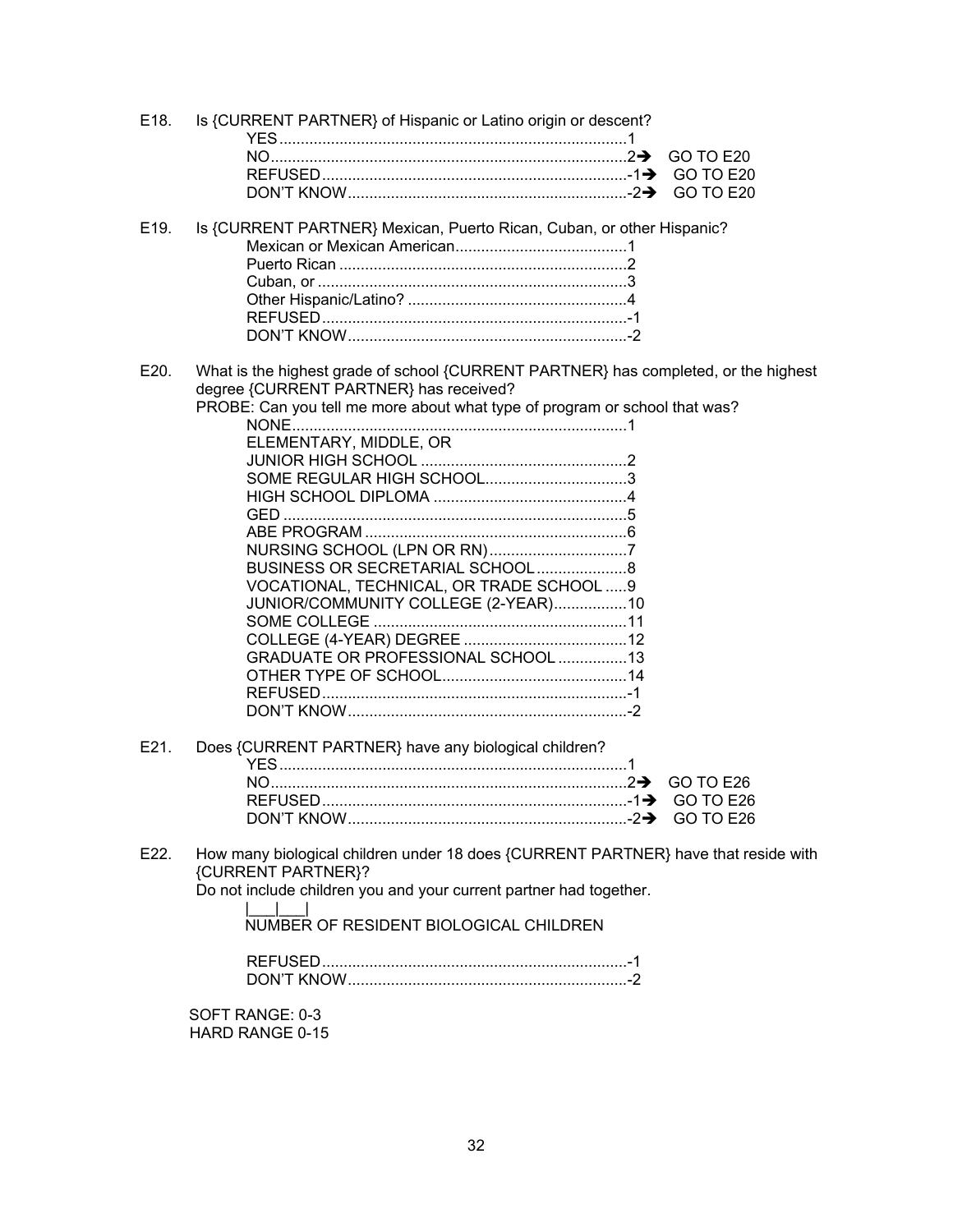E18. Is {CURRENT PARTNER} of Hispanic or Latino origin or descent?

- YES....................................................................................1
- NO.....................................................................................2→ GO TO E20
- REFUSED...........................................................................-1→ GO TO E20
- DON'T KNOW.....................................................................-2→ GO TO E20

E19. Is {CURRENT PARTNER} Mexican, Puerto Rican, Cuban, or other Hispanic?

- Mexican or Mexican American........................................1
- Puerto Rican ...................................................................2
- Cuban, or ........................................................................3
- Other Hispanic/Latino? ...................................................4
- REFUSED.......................................................................-1
- DON'T KNOW.................................................................-2

E20. What is the highest grade of school {CURRENT PARTNER} has completed, or the highest degree {CURRENT PARTNER} has received?

PROBE: Can you tell me more about what type of program or school that was?

- NONE.............................................................................1
- ELEMENTARY, MIDDLE, OR JUNIOR HIGH SCHOOL ................................................2
- SOME REGULAR HIGH SCHOOL.................................3
- HIGH SCHOOL DIPLOMA .............................................4
- GED ...............................................................................5
- ABE PROGRAM .............................................................6
- NURSING SCHOOL (LPN OR RN)................................7
- BUSINESS OR SECRETARIAL SCHOOL.....................8
- VOCATIONAL, TECHNICAL, OR TRADE SCHOOL .....9
- JUNIOR/COMMUNITY COLLEGE (2-YEAR).................10
- SOME COLLEGE ...........................................................11
- COLLEGE (4-YEAR) DEGREE ......................................12
- GRADUATE OR PROFESSIONAL SCHOOL ................13
- OTHER TYPE OF SCHOOL...........................................14
- REFUSED.......................................................................-1
- DON'T KNOW.................................................................-2

E21. Does {CURRENT PARTNER} have any biological children?

- YES....................................................................................1
- NO.....................................................................................2→ GO TO E26
- REFUSED...........................................................................-1→ GO TO E26
- DON'T KNOW.....................................................................-2→ GO TO E26

E22. How many biological children under 18 does {CURRENT PARTNER} have that reside with {CURRENT PARTNER}?

Do not include children you and your current partner had together.

|___|___|
NUMBER OF RESIDENT BIOLOGICAL CHILDREN

- REFUSED.......................................................................-1
- DON'T KNOW.................................................................-2

SOFT RANGE: 0-3
HARD RANGE 0-15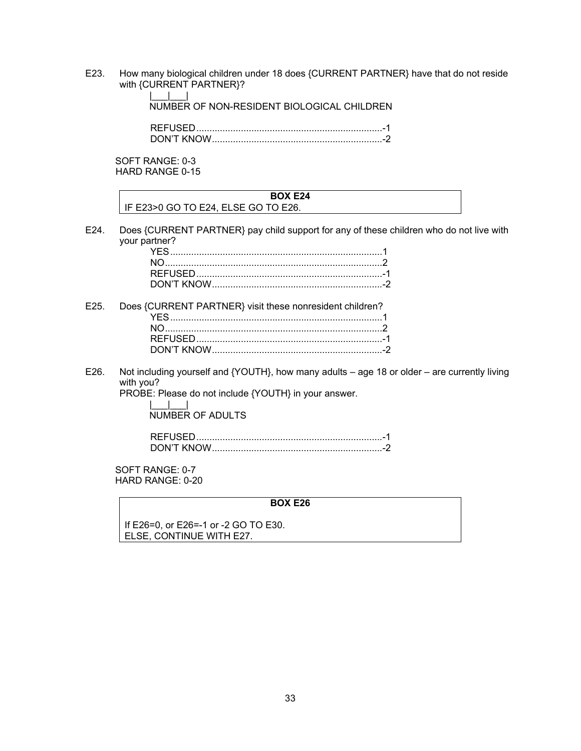E23. How many biological children under 18 does {CURRENT PARTNER} have that do not reside with {CURRENT PARTNER}?

|___|___|
NUMBER OF NON-RESIDENT BIOLOGICAL CHILDREN

REFUSED.......................................................................-1
DON'T KNOW.................................................................-2

SOFT RANGE: 0-3
HARD RANGE 0-15

| **BOX E24** |
|---|
| IF E23>0 GO TO E24, ELSE GO TO E26. |

E24. Does {CURRENT PARTNER} pay child support for any of these children who do not live with your partner?

YES.................................................................................1
NO...................................................................................2
REFUSED.......................................................................-1
DON'T KNOW.................................................................-2

E25. Does {CURRENT PARTNER} visit these nonresident children?

YES.................................................................................1
NO...................................................................................2
REFUSED.......................................................................-1
DON'T KNOW.................................................................-2

E26. Not including yourself and {YOUTH}, how many adults – age 18 or older – are currently living with you?
PROBE: Please do not include {YOUTH} in your answer.

|___|___|
NUMBER OF ADULTS

REFUSED.......................................................................-1
DON'T KNOW.................................................................-2

SOFT RANGE: 0-7
HARD RANGE: 0-20

| **BOX E26** |
|---|
| If E26=0, or E26=-1 or -2 GO TO E30.<br>ELSE, CONTINUE WITH E27. |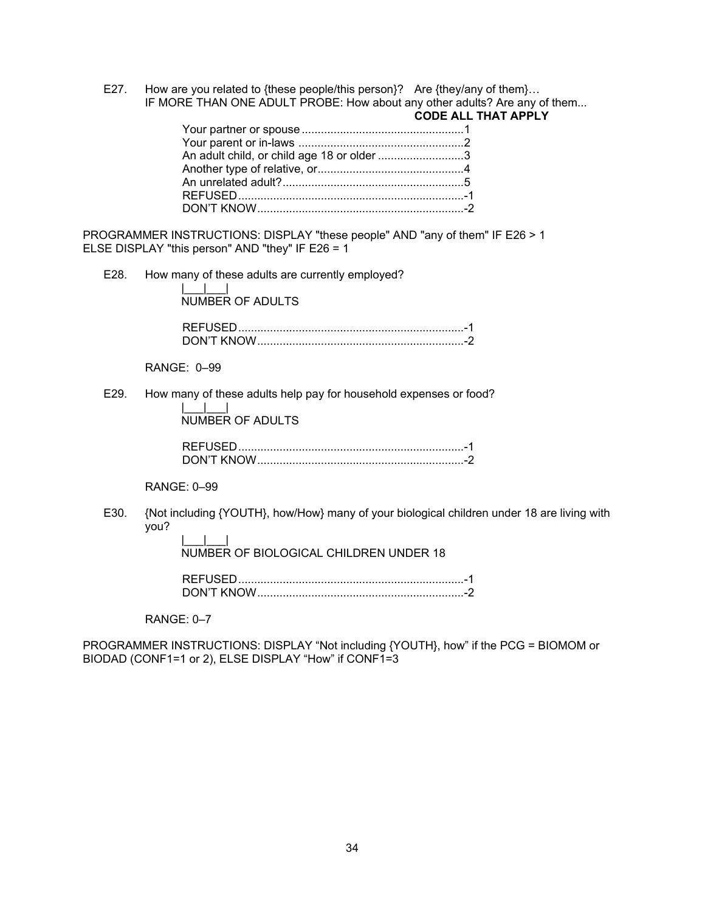E27. How are you related to {these people/this person}? Are {they/any of them}…
IF MORE THAN ONE ADULT PROBE: How about any other adults? Are any of them...

**CODE ALL THAT APPLY**

Your partner or spouse ........................................................1
Your parent or in-laws ........................................................2
An adult child, or child age 18 or older ...........................3
Another type of relative, or...................................................4
An unrelated adult?...............................................................5
REFUSED...........................................................................-1
DON'T KNOW.....................................................................-2

PROGRAMMER INSTRUCTIONS: DISPLAY "these people" AND "any of them" IF E26 > 1 ELSE DISPLAY "this person" AND "they" IF E26 = 1

E28. How many of these adults are currently employed?

|___|___|
NUMBER OF ADULTS

REFUSED...........................................................................-1
DON'T KNOW.....................................................................-2

RANGE: 0–99

E29. How many of these adults help pay for household expenses or food?

|___|___|
NUMBER OF ADULTS

REFUSED...........................................................................-1
DON'T KNOW.....................................................................-2

RANGE: 0–99

E30. {Not including {YOUTH}, how/How} many of your biological children under 18 are living with you?

|___|___|
NUMBER OF BIOLOGICAL CHILDREN UNDER 18

REFUSED...........................................................................-1
DON'T KNOW.....................................................................-2

RANGE: 0–7

PROGRAMMER INSTRUCTIONS: DISPLAY "Not including {YOUTH}, how" if the PCG = BIOMOM or BIODAD (CONF1=1 or 2), ELSE DISPLAY "How" if CONF1=3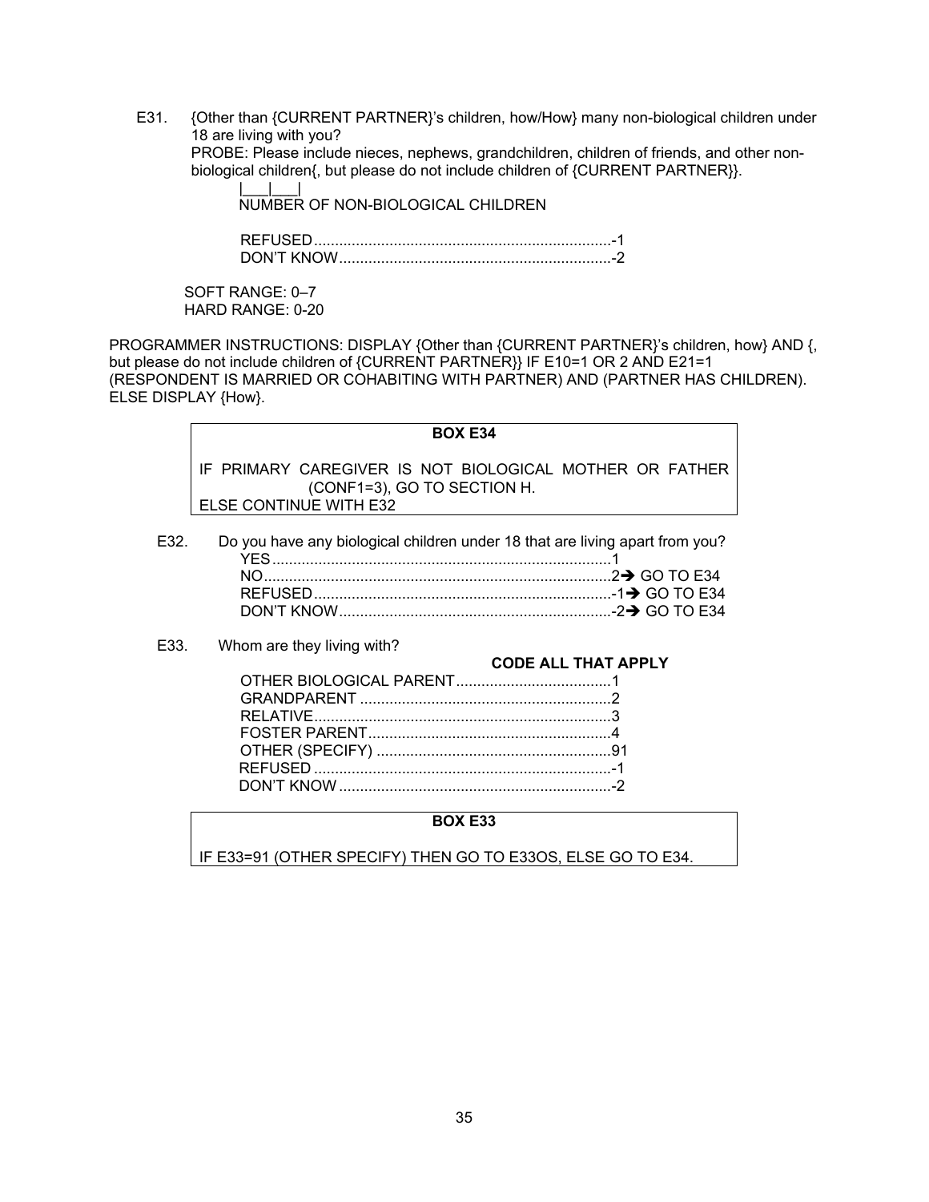E31. {Other than {CURRENT PARTNER}'s children, how/How} many non-biological children under 18 are living with you?

PROBE: Please include nieces, nephews, grandchildren, children of friends, and other non-biological children{, but please do not include children of {CURRENT PARTNER}}.

|___|___|
NUMBER OF NON-BIOLOGICAL CHILDREN

REFUSED.......................................................................-1
DON'T KNOW.................................................................-2

SOFT RANGE: 0–7
HARD RANGE: 0-20

PROGRAMMER INSTRUCTIONS: DISPLAY {Other than {CURRENT PARTNER}'s children, how} AND {, but please do not include children of {CURRENT PARTNER}} IF E10=1 OR 2 AND E21=1 (RESPONDENT IS MARRIED OR COHABITING WITH PARTNER) AND (PARTNER HAS CHILDREN). ELSE DISPLAY {How}.

**BOX E34**

IF PRIMARY CAREGIVER IS NOT BIOLOGICAL MOTHER OR FATHER (CONF1=3), GO TO SECTION H.
ELSE CONTINUE WITH E32

E32. Do you have any biological children under 18 that are living apart from you?

YES.................................................................................1
NO..................................................................................2➔ GO TO E34
REFUSED.......................................................................-1➔ GO TO E34
DON'T KNOW.................................................................-2➔ GO TO E34

E33. Whom are they living with?

**CODE ALL THAT APPLY**

OTHER BIOLOGICAL PARENT.....................................1
GRANDPARENT ............................................................2
RELATIVE.......................................................................3
FOSTER PARENT..........................................................4
OTHER (SPECIFY) ........................................................91
REFUSED .......................................................................-1
DON'T KNOW .................................................................-2

**BOX E33**

IF E33=91 (OTHER SPECIFY) THEN GO TO E33OS, ELSE GO TO E34.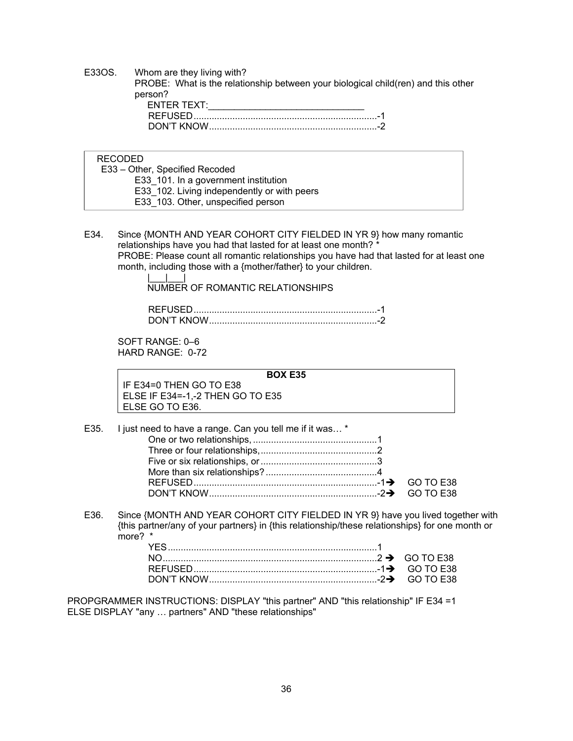E33OS. Whom are they living with?
PROBE: What is the relationship between your biological child(ren) and this other person?

ENTER TEXT:_____________________________
REFUSED.......................................................................-1
DON'T KNOW.................................................................-2

> RECODED
> E33 – Other, Specified Recoded
> E33_101. In a government institution
> E33_102. Living independently or with peers
> E33_103. Other, unspecified person

E34. Since {MONTH AND YEAR COHORT CITY FIELDED IN YR 9} how many romantic relationships have you had that lasted for at least one month? *
PROBE: Please count all romantic relationships you have had that lasted for at least one month, including those with a {mother/father} to your children.

|___|___|
NUMBER OF ROMANTIC RELATIONSHIPS

REFUSED.......................................................................-1
DON'T KNOW.................................................................-2

SOFT RANGE: 0–6
HARD RANGE: 0-72

> **BOX E35**
> IF E34=0 THEN GO TO E38
> ELSE IF E34=-1,-2 THEN GO TO E35
> ELSE GO TO E36.

E35. I just need to have a range. Can you tell me if it was… *

One or two relationships, ................................................1
Three or four relationships, .............................................2
Five or six relationships, or .............................................3
More than six relationships? ...........................................4
REFUSED.......................................................................-1 ➔ GO TO E38
DON'T KNOW.................................................................-2 ➔ GO TO E38

E36. Since {MONTH AND YEAR COHORT CITY FIELDED IN YR 9} have you lived together with {this partner/any of your partners} in {this relationship/these relationships} for one month or more? *

YES.................................................................................1
NO..................................................................................2 ➔ GO TO E38
REFUSED.......................................................................-1 ➔ GO TO E38
DON'T KNOW.................................................................-2 ➔ GO TO E38

PROPGRAMMER INSTRUCTIONS: DISPLAY "this partner" AND "this relationship" IF E34 =1 ELSE DISPLAY "any … partners" AND "these relationships"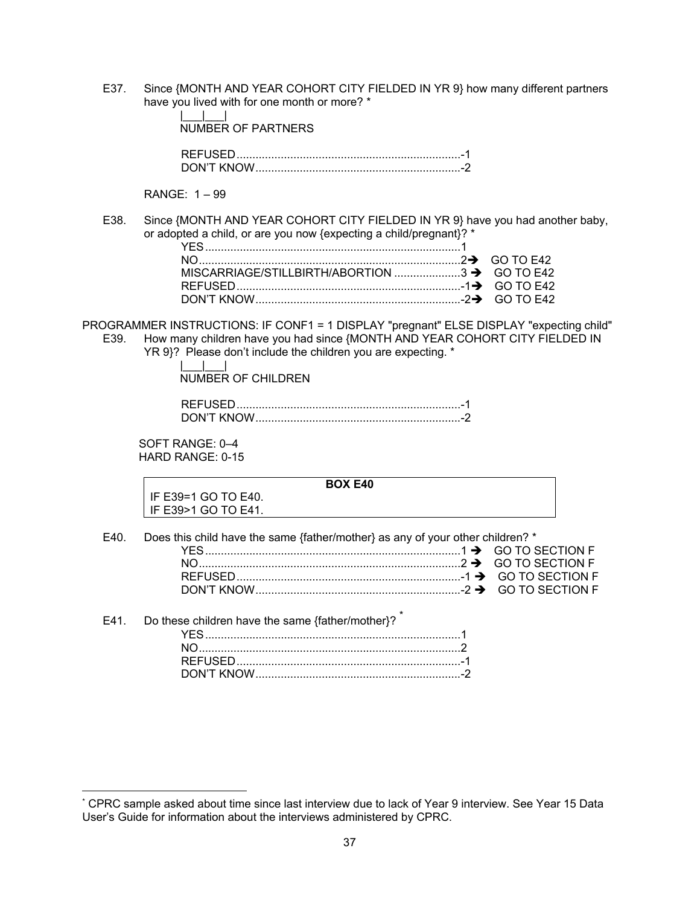E37. Since {MONTH AND YEAR COHORT CITY FIELDED IN YR 9} how many different partners have you lived with for one month or more? *

|___|___|
NUMBER OF PARTNERS

REFUSED.......................................................................-1
DON'T KNOW.................................................................-2

RANGE: 1 – 99

E38. Since {MONTH AND YEAR COHORT CITY FIELDED IN YR 9} have you had another baby, or adopted a child, or are you now {expecting a child/pregnant}? *

YES.................................................................................1
NO..................................................................................2 ➔ GO TO E42
MISCARRIAGE/STILLBIRTH/ABORTION .....................3 ➔ GO TO E42
REFUSED.......................................................................-1 ➔ GO TO E42
DON'T KNOW.................................................................-2 ➔ GO TO E42

PROGRAMMER INSTRUCTIONS: IF CONF1 = 1 DISPLAY "pregnant" ELSE DISPLAY "expecting child"

E39. How many children have you had since {MONTH AND YEAR COHORT CITY FIELDED IN YR 9}? Please don't include the children you are expecting. *

|___|___|
NUMBER OF CHILDREN

REFUSED.......................................................................-1
DON'T KNOW.................................................................-2

SOFT RANGE: 0–4
HARD RANGE: 0-15

| **BOX E40** |
|---|
| IF E39=1 GO TO E40.<br>IF E39>1 GO TO E41. |

E40. Does this child have the same {father/mother} as any of your other children? *

YES.................................................................................1 ➔ GO TO SECTION F
NO..................................................................................2 ➔ GO TO SECTION F
REFUSED.......................................................................-1 ➔ GO TO SECTION F
DON'T KNOW.................................................................-2 ➔ GO TO SECTION F

E41. Do these children have the same {father/mother}? *

YES.................................................................................1
NO..................................................................................2
REFUSED.......................................................................-1
DON'T KNOW.................................................................-2

---

* CPRC sample asked about time since last interview due to lack of Year 9 interview. See Year 15 Data User's Guide for information about the interviews administered by CPRC.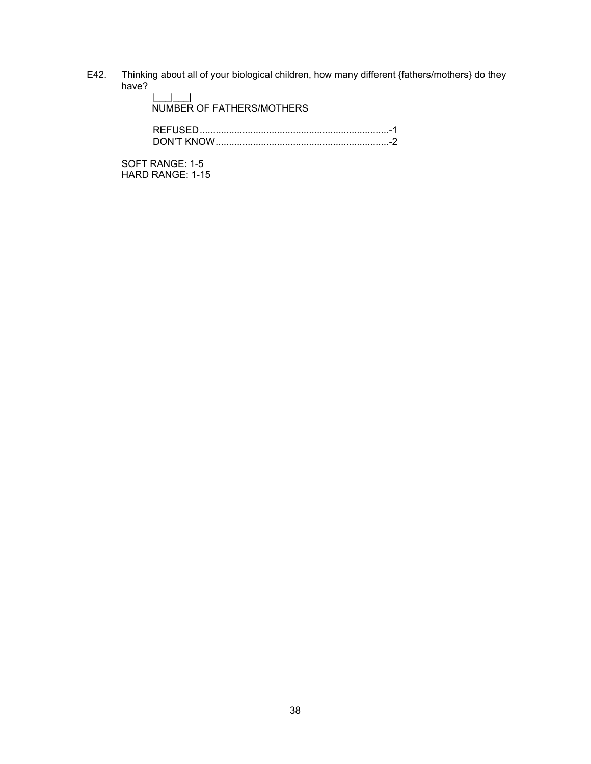E42. Thinking about all of your biological children, how many different {fathers/mothers} do they have?

|___|___|
NUMBER OF FATHERS/MOTHERS

REFUSED.......................................................................-1
DON'T KNOW.................................................................-2

SOFT RANGE: 1-5
HARD RANGE: 1-15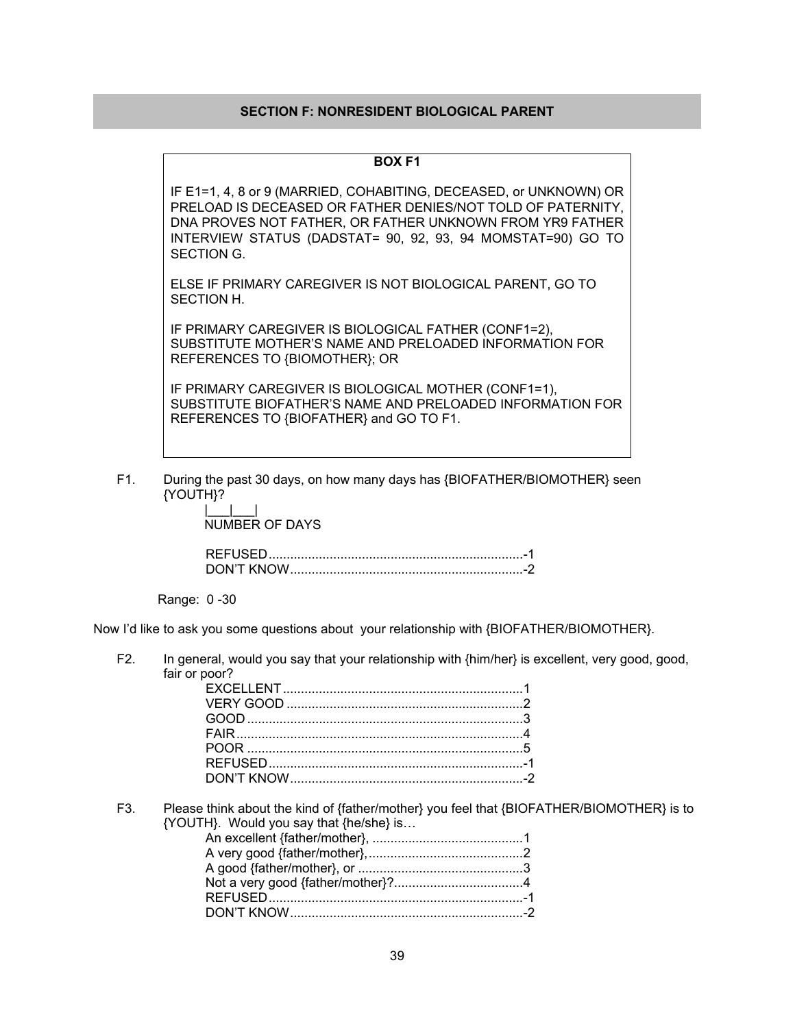## SECTION F: NONRESIDENT BIOLOGICAL PARENT

**BOX F1**

IF E1=1, 4, 8 or 9 (MARRIED, COHABITING, DECEASED, or UNKNOWN) OR PRELOAD IS DECEASED OR FATHER DENIES/NOT TOLD OF PATERNITY, DNA PROVES NOT FATHER, OR FATHER UNKNOWN FROM YR9 FATHER INTERVIEW STATUS (DADSTAT= 90, 92, 93, 94 MOMSTAT=90) GO TO SECTION G.

ELSE IF PRIMARY CAREGIVER IS NOT BIOLOGICAL PARENT, GO TO SECTION H.

IF PRIMARY CAREGIVER IS BIOLOGICAL FATHER (CONF1=2), SUBSTITUTE MOTHER'S NAME AND PRELOADED INFORMATION FOR REFERENCES TO {BIOMOTHER}; OR

IF PRIMARY CAREGIVER IS BIOLOGICAL MOTHER (CONF1=1), SUBSTITUTE BIOFATHER'S NAME AND PRELOADED INFORMATION FOR REFERENCES TO {BIOFATHER} and GO TO F1.

F1. During the past 30 days, on how many days has {BIOFATHER/BIOMOTHER} seen {YOUTH}?

|___|___|
NUMBER OF DAYS

REFUSED........................................................................-1
DON'T KNOW..................................................................-2

Range: 0 -30

Now I'd like to ask you some questions about your relationship with {BIOFATHER/BIOMOTHER}.

F2. In general, would you say that your relationship with {him/her} is excellent, very good, good, fair or poor?

EXCELLENT ....................................................................1
VERY GOOD ...................................................................2
GOOD ..............................................................................3
FAIR .................................................................................4
POOR ..............................................................................5
REFUSED........................................................................-1
DON'T KNOW..................................................................-2

F3. Please think about the kind of {father/mother} you feel that {BIOFATHER/BIOMOTHER} is to {YOUTH}. Would you say that {he/she} is…

An excellent {father/mother}, ..........................................1
A very good {father/mother},...........................................2
A good {father/mother}, or ..............................................3
Not a very good {father/mother}?....................................4
REFUSED........................................................................-1
DON'T KNOW..................................................................-2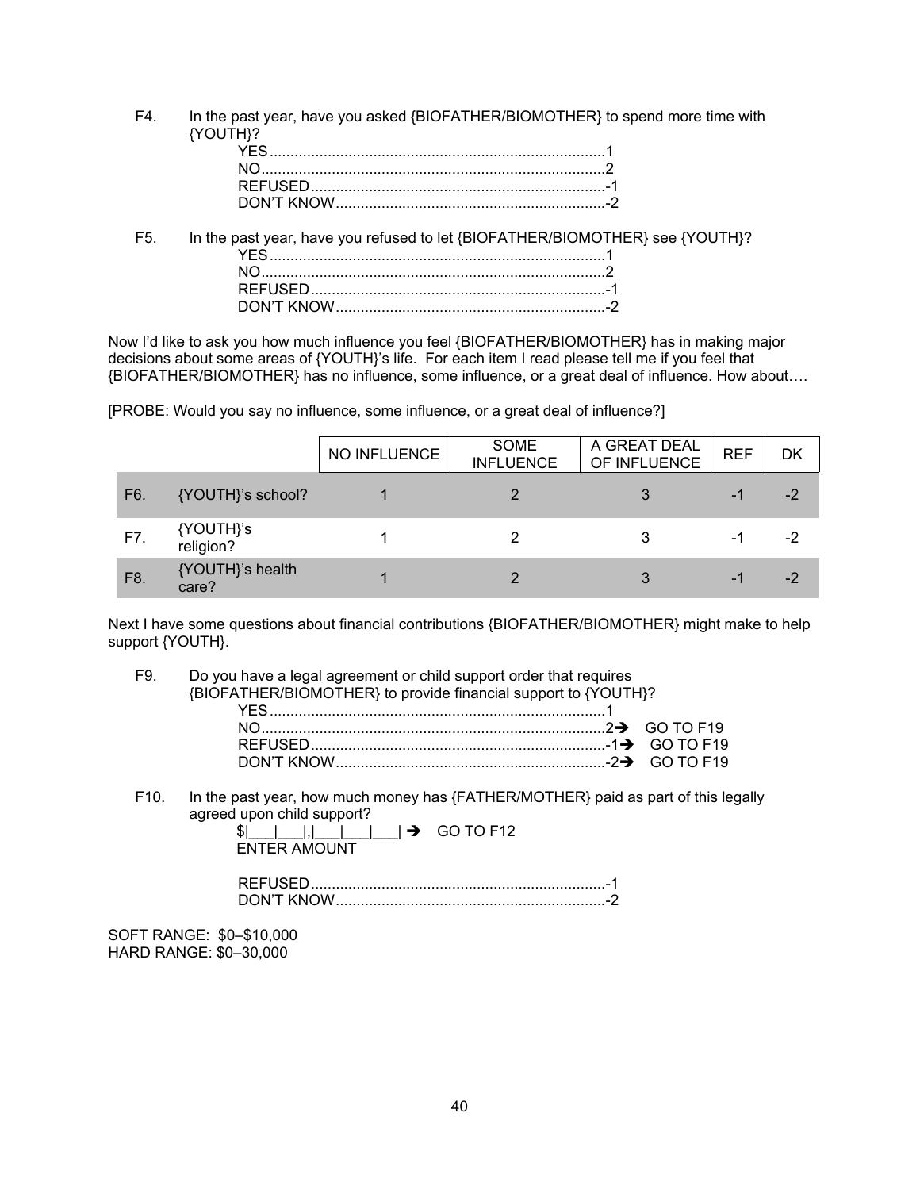F4. In the past year, have you asked {BIOFATHER/BIOMOTHER} to spend more time with {YOUTH}?

YES.................................................................................1
NO...................................................................................2
REFUSED.......................................................................-1
DON'T KNOW.................................................................-2

F5. In the past year, have you refused to let {BIOFATHER/BIOMOTHER} see {YOUTH}?

YES.................................................................................1
NO...................................................................................2
REFUSED.......................................................................-1
DON'T KNOW.................................................................-2

Now I'd like to ask you how much influence you feel {BIOFATHER/BIOMOTHER} has in making major decisions about some areas of {YOUTH}'s life. For each item I read please tell me if you feel that {BIOFATHER/BIOMOTHER} has no influence, some influence, or a great deal of influence. How about….

[PROBE: Would you say no influence, some influence, or a great deal of influence?]

| | | NO INFLUENCE | SOME INFLUENCE | A GREAT DEAL OF INFLUENCE | REF | DK |
|---|---|---|---|---|---|---|
| F6. | {YOUTH}'s school? | 1 | 2 | 3 | -1 | -2 |
| F7. | {YOUTH}'s religion? | 1 | 2 | 3 | -1 | -2 |
| F8. | {YOUTH}'s health care? | 1 | 2 | 3 | -1 | -2 |

Next I have some questions about financial contributions {BIOFATHER/BIOMOTHER} might make to help support {YOUTH}.

F9. Do you have a legal agreement or child support order that requires {BIOFATHER/BIOMOTHER} to provide financial support to {YOUTH}?

YES.................................................................................1
NO...................................................................................2➔ GO TO F19
REFUSED.......................................................................-1➔ GO TO F19
DON'T KNOW.................................................................-2➔ GO TO F19

F10. In the past year, how much money has {FATHER/MOTHER} paid as part of this legally agreed upon child support?

$|___|___|,|___|___|___| ➔ GO TO F12
ENTER AMOUNT

REFUSED.......................................................................-1
DON'T KNOW.................................................................-2

SOFT RANGE: $0–$10,000
HARD RANGE: $0–30,000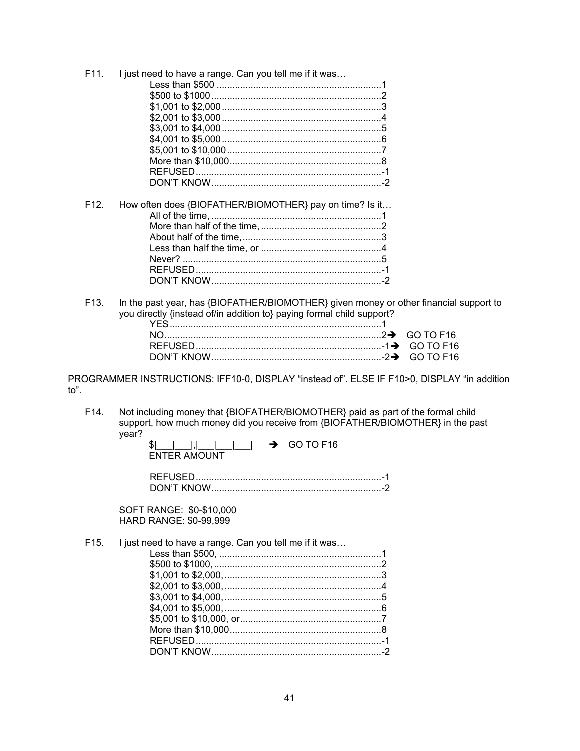F11. I just need to have a range. Can you tell me if it was…

- Less than $500 ............................................................1
- $500 to $1000 ..............................................................2
- $1,001 to $2,000 ..........................................................3
- $2,001 to $3,000 ..........................................................4
- $3,001 to $4,000 ..........................................................5
- $4,001 to $5,000 ..........................................................6
- $5,001 to $10,000 ........................................................7
- More than $10,000 .......................................................8
- REFUSED ....................................................................-1
- DON'T KNOW ..............................................................-2

F12. How often does {BIOFATHER/BIOMOTHER} pay on time? Is it…

- All of the time, ..............................................................1
- More than half of the time, ............................................2
- About half of the time, ..................................................3
- Less than half the time, or ...........................................4
- Never? .........................................................................5
- REFUSED ....................................................................-1
- DON'T KNOW ..............................................................-2

F13. In the past year, has {BIOFATHER/BIOMOTHER} given money or other financial support to you directly {instead of/in addition to} paying formal child support?

- YES ..............................................................................1
- NO ................................................................................2 ➔ GO TO F16
- REFUSED ....................................................................-1 ➔ GO TO F16
- DON'T KNOW ..............................................................-2 ➔ GO TO F16

PROGRAMMER INSTRUCTIONS: IFF10-0, DISPLAY "instead of". ELSE IF F10>0, DISPLAY "in addition to".

F14. Not including money that {BIOFATHER/BIOMOTHER} paid as part of the formal child support, how much money did you receive from {BIOFATHER/BIOMOTHER} in the past year?

$|\_\_\_|\_\_\_|,|\_\_\_|\_\_\_|\_\_\_| ➔ GO TO F16
ENTER AMOUNT

- REFUSED ....................................................................-1
- DON'T KNOW ..............................................................-2

SOFT RANGE: $0-$10,000
HARD RANGE: $0-99,999

F15. I just need to have a range. Can you tell me if it was…

- Less than $500, ...........................................................1
- $500 to $1000, .............................................................2
- $1,001 to $2,000, .........................................................3
- $2,001 to $3,000, .........................................................4
- $3,001 to $4,000, .........................................................5
- $4,001 to $5,000, .........................................................6
- $5,001 to $10,000, or ...................................................7
- More than $10,000 .......................................................8
- REFUSED ....................................................................-1
- DON'T KNOW ..............................................................-2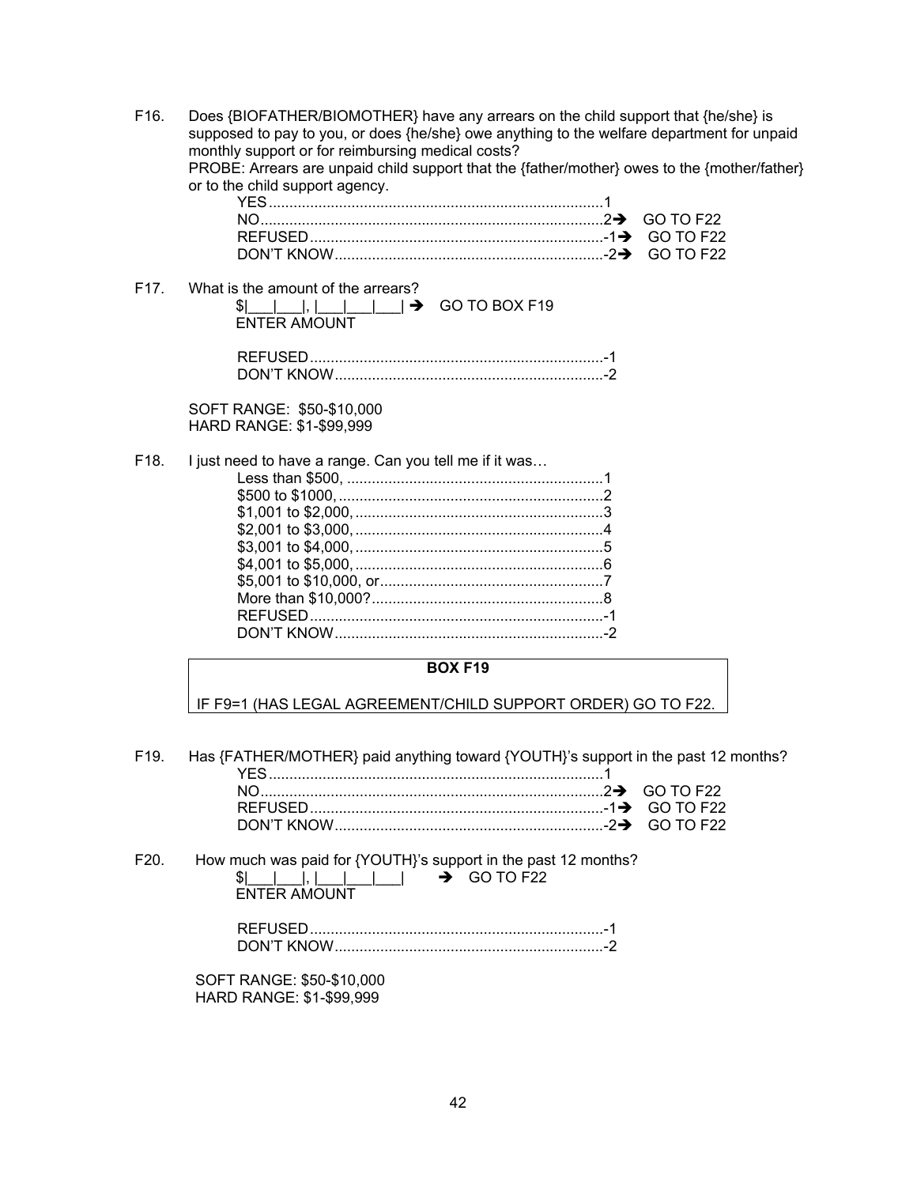F16. Does {BIOFATHER/BIOMOTHER} have any arrears on the child support that {he/she} is supposed to pay to you, or does {he/she} owe anything to the welfare department for unpaid monthly support or for reimbursing medical costs?
PROBE: Arrears are unpaid child support that the {father/mother} owes to the {mother/father} or to the child support agency.

YES.....1
NO.....2 → GO TO F22
REFUSED.....-1 → GO TO F22
DON'T KNOW.....-2 → GO TO F22

F17. What is the amount of the arrears?

$|___|___|, |___|___|___| → GO TO BOX F19
ENTER AMOUNT

REFUSED.....-1
DON'T KNOW.....-2

SOFT RANGE: $50-$10,000
HARD RANGE: $1-$99,999

F18. I just need to have a range. Can you tell me if it was…

Less than $500, .....1
$500 to $1000, .....2
$1,001 to $2,000, .....3
$2,001 to $3,000, .....4
$3,001 to $4,000, .....5
$4,001 to $5,000, .....6
$5,001 to $10,000, or.....7
More than $10,000?.....8
REFUSED.....-1
DON'T KNOW.....-2

**BOX F19**

IF F9=1 (HAS LEGAL AGREEMENT/CHILD SUPPORT ORDER) GO TO F22.

F19. Has {FATHER/MOTHER} paid anything toward {YOUTH}'s support in the past 12 months?

YES.....1
NO.....2 → GO TO F22
REFUSED.....-1 → GO TO F22
DON'T KNOW.....-2 → GO TO F22

F20. How much was paid for {YOUTH}'s support in the past 12 months?

$|___|___|, |___|___|___| → GO TO F22
ENTER AMOUNT

REFUSED.....-1
DON'T KNOW.....-2

SOFT RANGE: $50-$10,000
HARD RANGE: $1-$99,999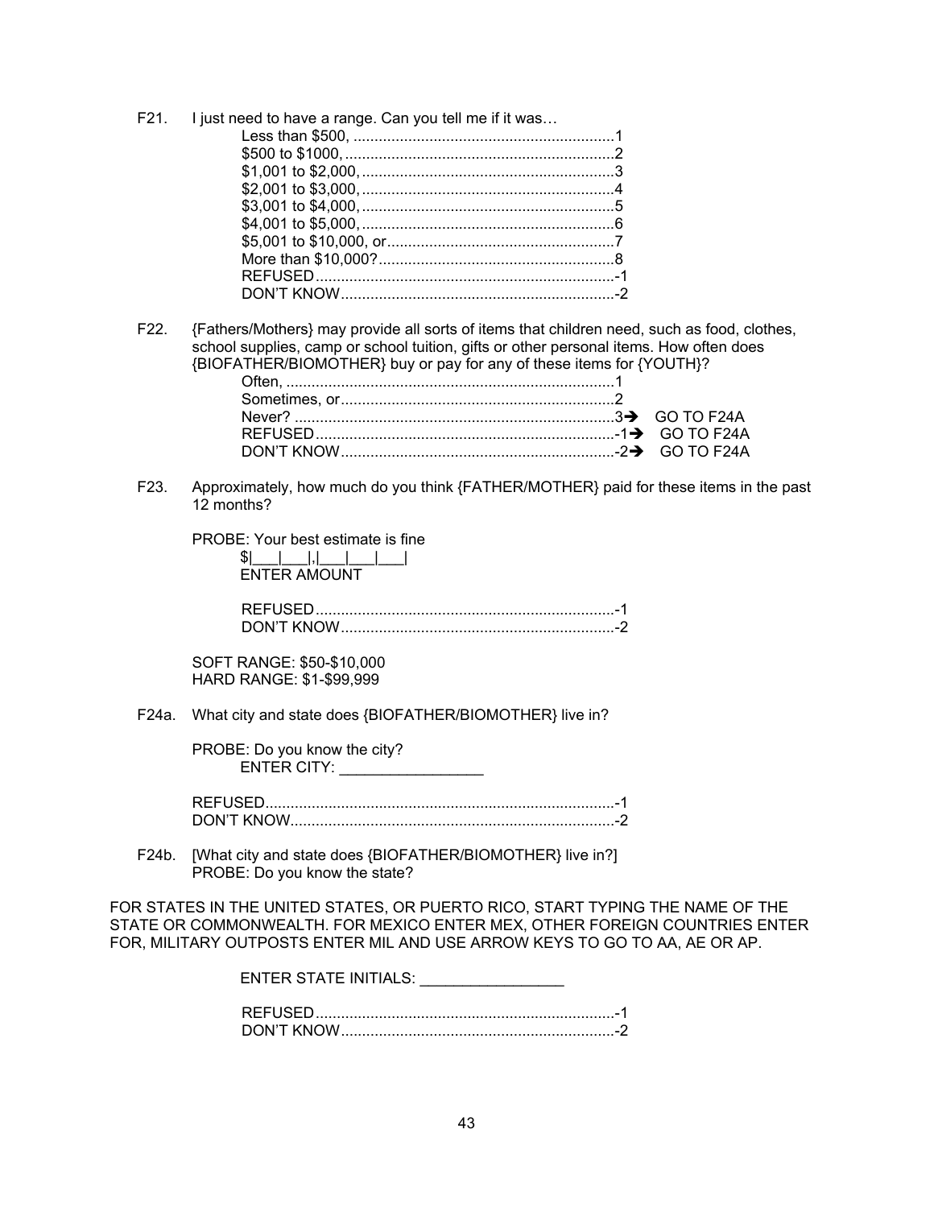F21. I just need to have a range. Can you tell me if it was…

- Less than $500, ............................................................1
- $500 to $1000, ..............................................................2
- $1,001 to $2,000, ..........................................................3
- $2,001 to $3,000, ..........................................................4
- $3,001 to $4,000, ..........................................................5
- $4,001 to $5,000, ..........................................................6
- $5,001 to $10,000, or.....................................................7
- More than $10,000?.......................................................8
- REFUSED......................................................................-1
- DON'T KNOW................................................................-2

F22. {Fathers/Mothers} may provide all sorts of items that children need, such as food, clothes, school supplies, camp or school tuition, gifts or other personal items. How often does {BIOFATHER/BIOMOTHER} buy or pay for any of these items for {YOUTH}?

- Often, ............................................................................1
- Sometimes, or................................................................2
- Never? ..........................................................................3 ➔ GO TO F24A
- REFUSED......................................................................-1 ➔ GO TO F24A
- DON'T KNOW................................................................-2 ➔ GO TO F24A

F23. Approximately, how much do you think {FATHER/MOTHER} paid for these items in the past 12 months?

PROBE: Your best estimate is fine

$|___|___|,|___|___|___|
ENTER AMOUNT

- REFUSED......................................................................-1
- DON'T KNOW................................................................-2

SOFT RANGE: $50-$10,000
HARD RANGE: $1-$99,999

F24a. What city and state does {BIOFATHER/BIOMOTHER} live in?

PROBE: Do you know the city?
ENTER CITY: _________________

- REFUSED.................................................................................-1
- DON'T KNOW...........................................................................-2

F24b. [What city and state does {BIOFATHER/BIOMOTHER} live in?]
PROBE: Do you know the state?

FOR STATES IN THE UNITED STATES, OR PUERTO RICO, START TYPING THE NAME OF THE STATE OR COMMONWEALTH. FOR MEXICO ENTER MEX, OTHER FOREIGN COUNTRIES ENTER FOR, MILITARY OUTPOSTS ENTER MIL AND USE ARROW KEYS TO GO TO AA, AE OR AP.

ENTER STATE INITIALS: _________________

- REFUSED......................................................................-1
- DON'T KNOW................................................................-2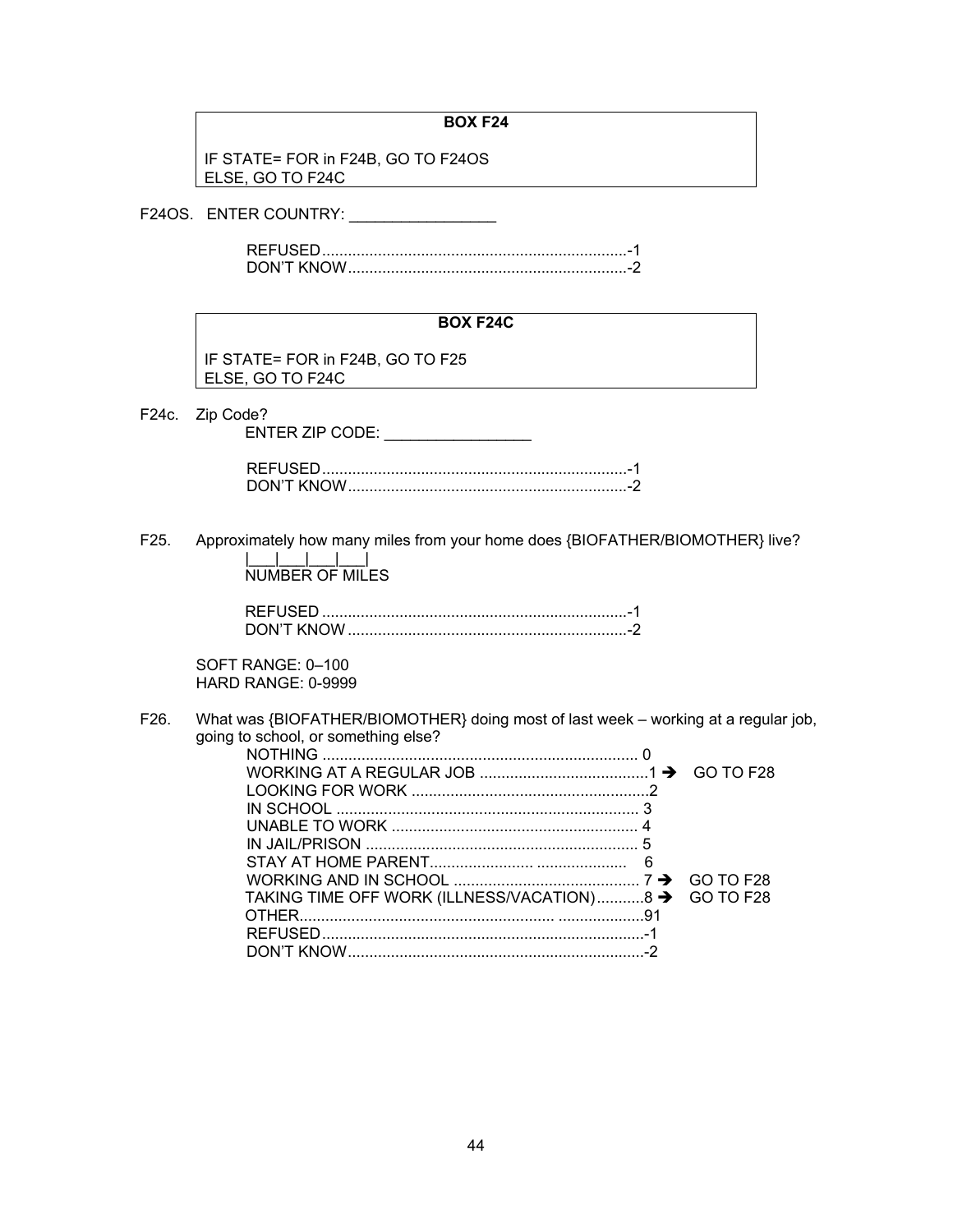**BOX F24**

IF STATE= FOR in F24B, GO TO F24OS
ELSE, GO TO F24C

F24OS. ENTER COUNTRY: _________________

REFUSED.......................................................................-1
DON'T KNOW.................................................................-2

**BOX F24C**

IF STATE= FOR in F24B, GO TO F25
ELSE, GO TO F24C

F24c. Zip Code?

ENTER ZIP CODE: _________________

REFUSED.......................................................................-1
DON'T KNOW.................................................................-2

F25. Approximately how many miles from your home does {BIOFATHER/BIOMOTHER} live?

|___|___|___|___|
NUMBER OF MILES

REFUSED.......................................................................-1
DON'T KNOW.................................................................-2

SOFT RANGE: 0–100
HARD RANGE: 0-9999

F26. What was {BIOFATHER/BIOMOTHER} doing most of last week – working at a regular job, going to school, or something else?

NOTHING ......................................................................... 0
WORKING AT A REGULAR JOB .......................................1 ➔ GO TO F28
LOOKING FOR WORK .......................................................2
IN SCHOOL ...................................................................... 3
UNABLE TO WORK ......................................................... 4
IN JAIL/PRISON ............................................................... 5
STAY AT HOME PARENT.......................... ..................... 6
WORKING AND IN SCHOOL ........................................... 7 ➔ GO TO F28
TAKING TIME OFF WORK (ILLNESS/VACATION)...........8 ➔ GO TO F28
OTHER.............................................................. ....................91
REFUSED...........................................................................-1
DON'T KNOW.....................................................................-2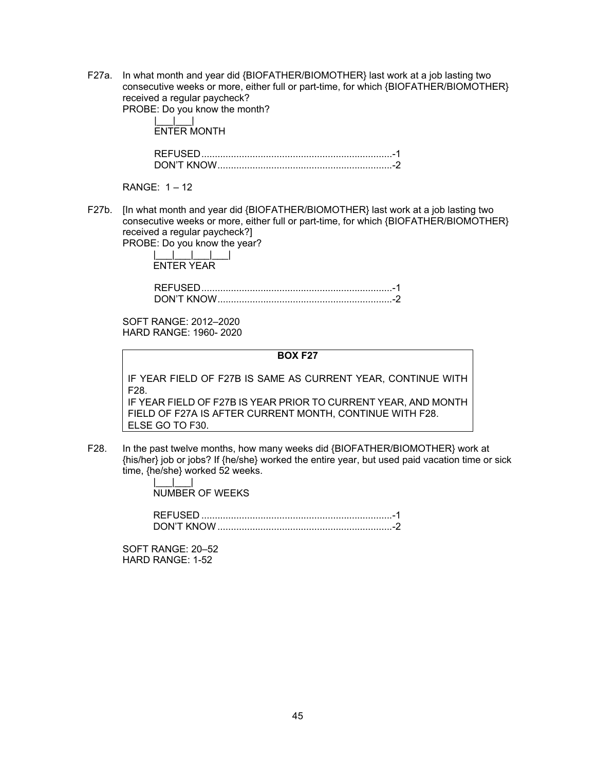F27a. In what month and year did {BIOFATHER/BIOMOTHER} last work at a job lasting two consecutive weeks or more, either full or part-time, for which {BIOFATHER/BIOMOTHER} received a regular paycheck?
PROBE: Do you know the month?

|___|___|
ENTER MONTH

REFUSED.......................................................................-1
DON'T KNOW.................................................................-2

RANGE: 1 – 12

F27b. [In what month and year did {BIOFATHER/BIOMOTHER} last work at a job lasting two consecutive weeks or more, either full or part-time, for which {BIOFATHER/BIOMOTHER} received a regular paycheck?]
PROBE: Do you know the year?

|___|___|___|___|
ENTER YEAR

REFUSED.......................................................................-1
DON'T KNOW.................................................................-2

SOFT RANGE: 2012–2020
HARD RANGE: 1960- 2020

| **BOX F27** |
|---|
| IF YEAR FIELD OF F27B IS SAME AS CURRENT YEAR, CONTINUE WITH F28.<br>IF YEAR FIELD OF F27B IS YEAR PRIOR TO CURRENT YEAR, AND MONTH FIELD OF F27A IS AFTER CURRENT MONTH, CONTINUE WITH F28.<br>ELSE GO TO F30. |

F28. In the past twelve months, how many weeks did {BIOFATHER/BIOMOTHER} work at {his/her} job or jobs? If {he/she} worked the entire year, but used paid vacation time or sick time, {he/she} worked 52 weeks.

|___|___|
NUMBER OF WEEKS

REFUSED.......................................................................-1
DON'T KNOW.................................................................-2

SOFT RANGE: 20–52
HARD RANGE: 1-52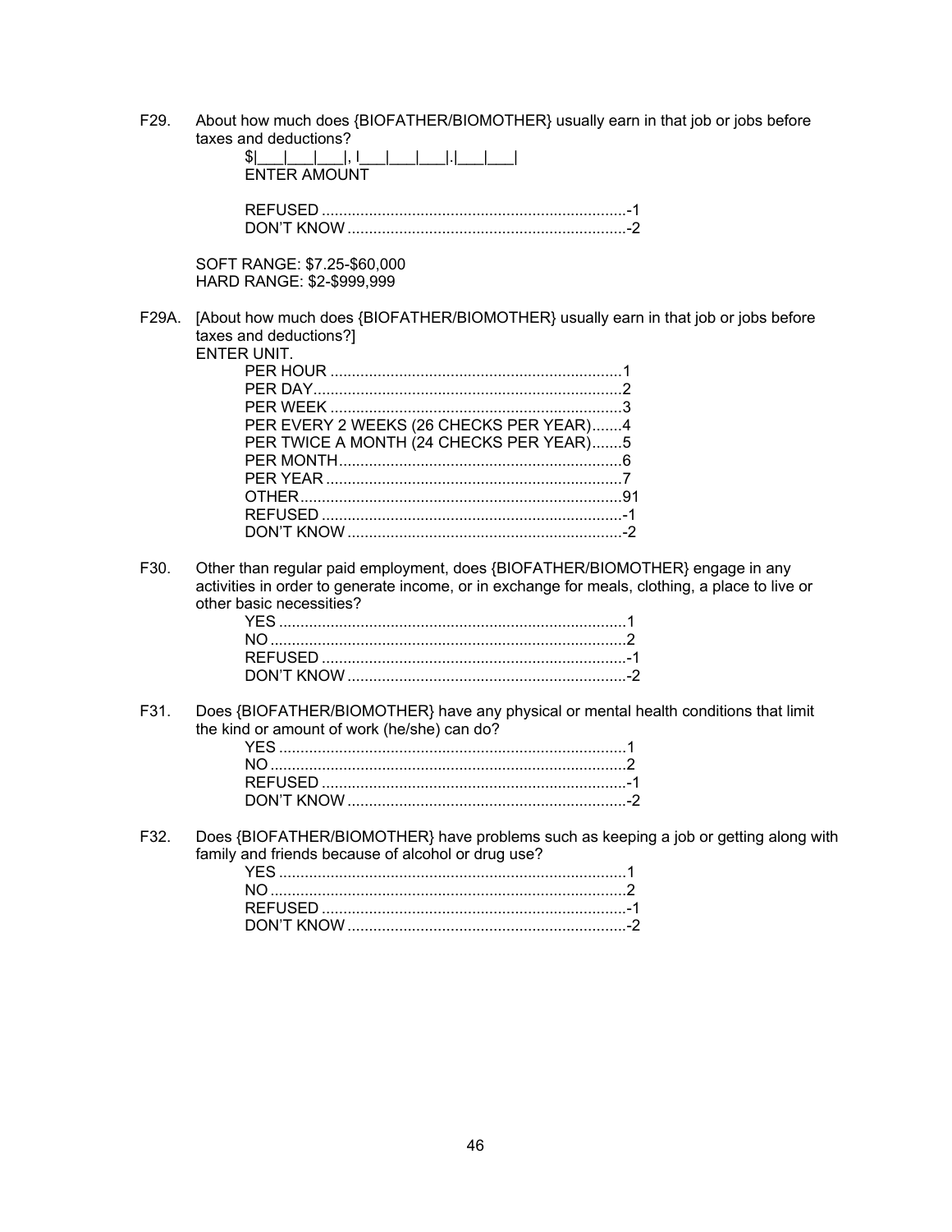F29. About how much does {BIOFATHER/BIOMOTHER} usually earn in that job or jobs before taxes and deductions?

$|___|___|___|, |___|___|___|.|___|___|
ENTER AMOUNT

REFUSED ....................................................................-1
DON'T KNOW ..............................................................-2

SOFT RANGE: $7.25-$60,000
HARD RANGE: $2-$999,999

F29A. [About how much does {BIOFATHER/BIOMOTHER} usually earn in that job or jobs before taxes and deductions?]
ENTER UNIT.

PER HOUR ....................................................................1
PER DAY.......................................................................2
PER WEEK ...................................................................3
PER EVERY 2 WEEKS (26 CHECKS PER YEAR).......4
PER TWICE A MONTH (24 CHECKS PER YEAR).......5
PER MONTH.................................................................6
PER YEAR ....................................................................7
OTHER..........................................................................91
REFUSED .....................................................................-1
DON'T KNOW ...............................................................-2

F30. Other than regular paid employment, does {BIOFATHER/BIOMOTHER} engage in any activities in order to generate income, or in exchange for meals, clothing, a place to live or other basic necessities?

YES ...............................................................................1
NO .................................................................................2
REFUSED .....................................................................-1
DON'T KNOW ...............................................................-2

F31. Does {BIOFATHER/BIOMOTHER} have any physical or mental health conditions that limit the kind or amount of work (he/she) can do?

YES ...............................................................................1
NO .................................................................................2
REFUSED .....................................................................-1
DON'T KNOW ...............................................................-2

F32. Does {BIOFATHER/BIOMOTHER} have problems such as keeping a job or getting along with family and friends because of alcohol or drug use?

YES ...............................................................................1
NO .................................................................................2
REFUSED .....................................................................-1
DON'T KNOW ...............................................................-2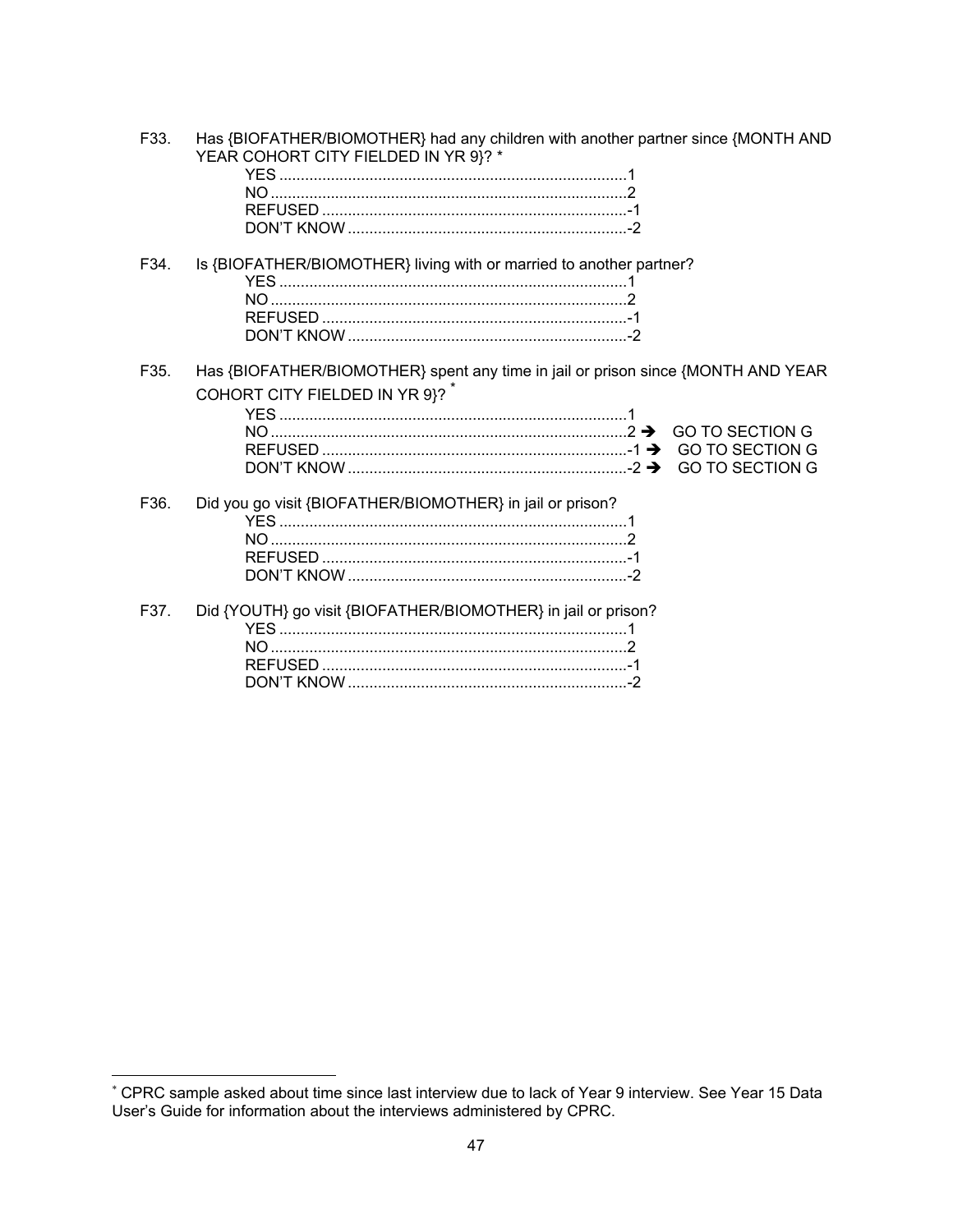F33. Has {BIOFATHER/BIOMOTHER} had any children with another partner since {MONTH AND YEAR COHORT CITY FIELDED IN YR 9}? *

YES ................................................................................1
NO ..................................................................................2
REFUSED ......................................................................-1
DON'T KNOW ................................................................-2

F34. Is {BIOFATHER/BIOMOTHER} living with or married to another partner?

YES ................................................................................1
NO ..................................................................................2
REFUSED ......................................................................-1
DON'T KNOW ................................................................-2

F35. Has {BIOFATHER/BIOMOTHER} spent any time in jail or prison since {MONTH AND YEAR COHORT CITY FIELDED IN YR 9}? *

YES ................................................................................1
NO ..................................................................................2 ➔ GO TO SECTION G
REFUSED ......................................................................-1 ➔ GO TO SECTION G
DON'T KNOW ................................................................-2 ➔ GO TO SECTION G

F36. Did you go visit {BIOFATHER/BIOMOTHER} in jail or prison?

YES ................................................................................1
NO ..................................................................................2
REFUSED ......................................................................-1
DON'T KNOW ................................................................-2

F37. Did {YOUTH} go visit {BIOFATHER/BIOMOTHER} in jail or prison?

YES ................................................................................1
NO ..................................................................................2
REFUSED ......................................................................-1
DON'T KNOW ................................................................-2

---

* CPRC sample asked about time since last interview due to lack of Year 9 interview. See Year 15 Data User's Guide for information about the interviews administered by CPRC.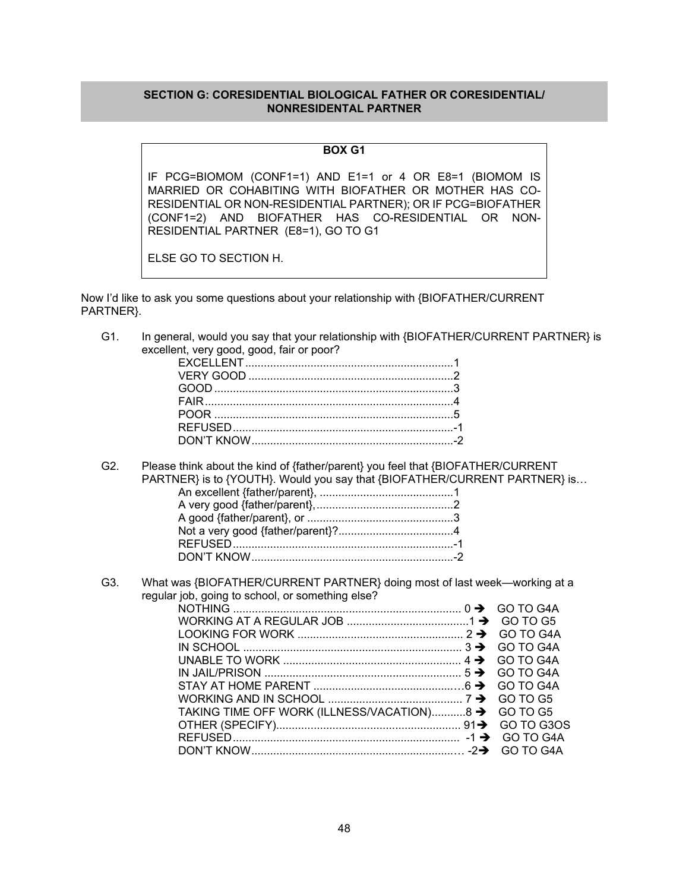## SECTION G: CORESIDENTIAL BIOLOGICAL FATHER OR CORESIDENTIAL/ NONRESIDENTAL PARTNER

**BOX G1**

IF PCG=BIOMOM (CONF1=1) AND E1=1 or 4 OR E8=1 (BIOMOM IS MARRIED OR COHABITING WITH BIOFATHER OR MOTHER HAS CO-RESIDENTIAL OR NON-RESIDENTIAL PARTNER); OR IF PCG=BIOFATHER (CONF1=2) AND BIOFATHER HAS CO-RESIDENTIAL OR NON-RESIDENTIAL PARTNER (E8=1), GO TO G1

ELSE GO TO SECTION H.

Now I'd like to ask you some questions about your relationship with {BIOFATHER/CURRENT PARTNER}.

G1. In general, would you say that your relationship with {BIOFATHER/CURRENT PARTNER} is excellent, very good, good, fair or poor?

| | |
|---|---|
| EXCELLENT | 1 |
| VERY GOOD | 2 |
| GOOD | 3 |
| FAIR | 4 |
| POOR | 5 |
| REFUSED | -1 |
| DON'T KNOW | -2 |

G2. Please think about the kind of {father/parent} you feel that {BIOFATHER/CURRENT PARTNER} is to {YOUTH}. Would you say that {BIOFATHER/CURRENT PARTNER} is…

| | |
|---|---|
| An excellent {father/parent}, | 1 |
| A very good {father/parent}, | 2 |
| A good {father/parent}, or | 3 |
| Not a very good {father/parent}? | 4 |
| REFUSED | -1 |
| DON'T KNOW | -2 |

G3. What was {BIOFATHER/CURRENT PARTNER} doing most of last week—working at a regular job, going to school, or something else?

| | | |
|---|---|---|
| NOTHING | 0 ➔ | GO TO G4A |
| WORKING AT A REGULAR JOB | 1 ➔ | GO TO G5 |
| LOOKING FOR WORK | 2 ➔ | GO TO G4A |
| IN SCHOOL | 3 ➔ | GO TO G4A |
| UNABLE TO WORK | 4 ➔ | GO TO G4A |
| IN JAIL/PRISON | 5 ➔ | GO TO G4A |
| STAY AT HOME PARENT | 6 ➔ | GO TO G4A |
| WORKING AND IN SCHOOL | 7 ➔ | GO TO G5 |
| TAKING TIME OFF WORK (ILLNESS/VACATION) | 8 ➔ | GO TO G5 |
| OTHER (SPECIFY) | 91➔ | GO TO G3OS |
| REFUSED | -1 ➔ | GO TO G4A |
| DON'T KNOW | -2➔ | GO TO G4A |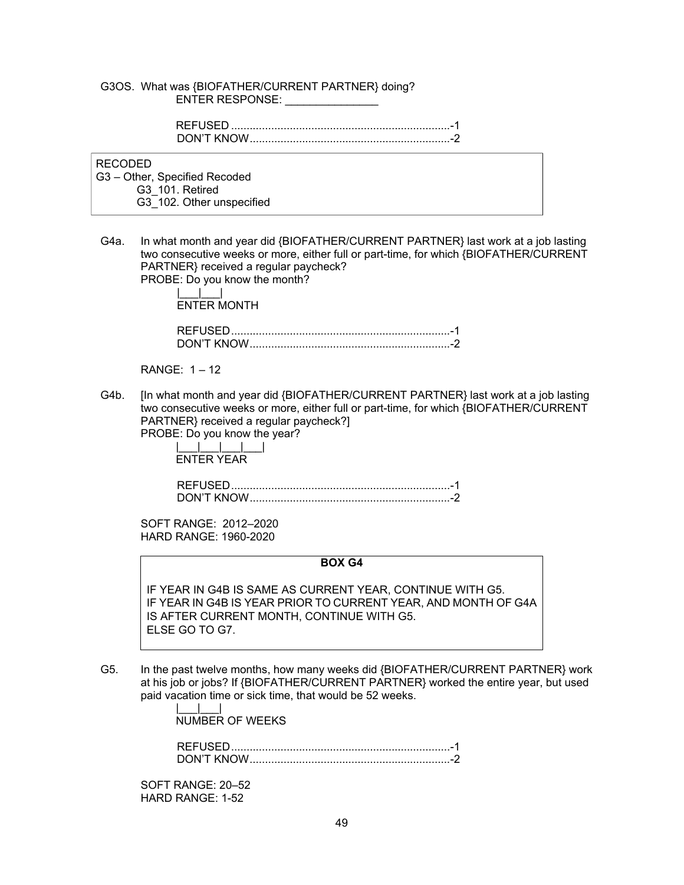G3OS. What was {BIOFATHER/CURRENT PARTNER} doing?
ENTER RESPONSE: _______________

REFUSED .......................................................................-1
DON'T KNOW.................................................................-2

RECODED
G3 – Other, Specified Recoded
G3_101. Retired
G3_102. Other unspecified

G4a. In what month and year did {BIOFATHER/CURRENT PARTNER} last work at a job lasting two consecutive weeks or more, either full or part-time, for which {BIOFATHER/CURRENT PARTNER} received a regular paycheck?
PROBE: Do you know the month?

|___|___|
ENTER MONTH

REFUSED .......................................................................-1
DON'T KNOW.................................................................-2

RANGE: 1 – 12

G4b. [In what month and year did {BIOFATHER/CURRENT PARTNER} last work at a job lasting two consecutive weeks or more, either full or part-time, for which {BIOFATHER/CURRENT PARTNER} received a regular paycheck?]
PROBE: Do you know the year?

|___|___|___|___|
ENTER YEAR

REFUSED .......................................................................-1
DON'T KNOW.................................................................-2

SOFT RANGE: 2012–2020
HARD RANGE: 1960-2020

**BOX G4**

IF YEAR IN G4B IS SAME AS CURRENT YEAR, CONTINUE WITH G5.
IF YEAR IN G4B IS YEAR PRIOR TO CURRENT YEAR, AND MONTH OF G4A IS AFTER CURRENT MONTH, CONTINUE WITH G5.
ELSE GO TO G7.

G5. In the past twelve months, how many weeks did {BIOFATHER/CURRENT PARTNER} work at his job or jobs? If {BIOFATHER/CURRENT PARTNER} worked the entire year, but used paid vacation time or sick time, that would be 52 weeks.

|___|___|
NUMBER OF WEEKS

REFUSED .......................................................................-1
DON'T KNOW.................................................................-2

SOFT RANGE: 20–52
HARD RANGE: 1-52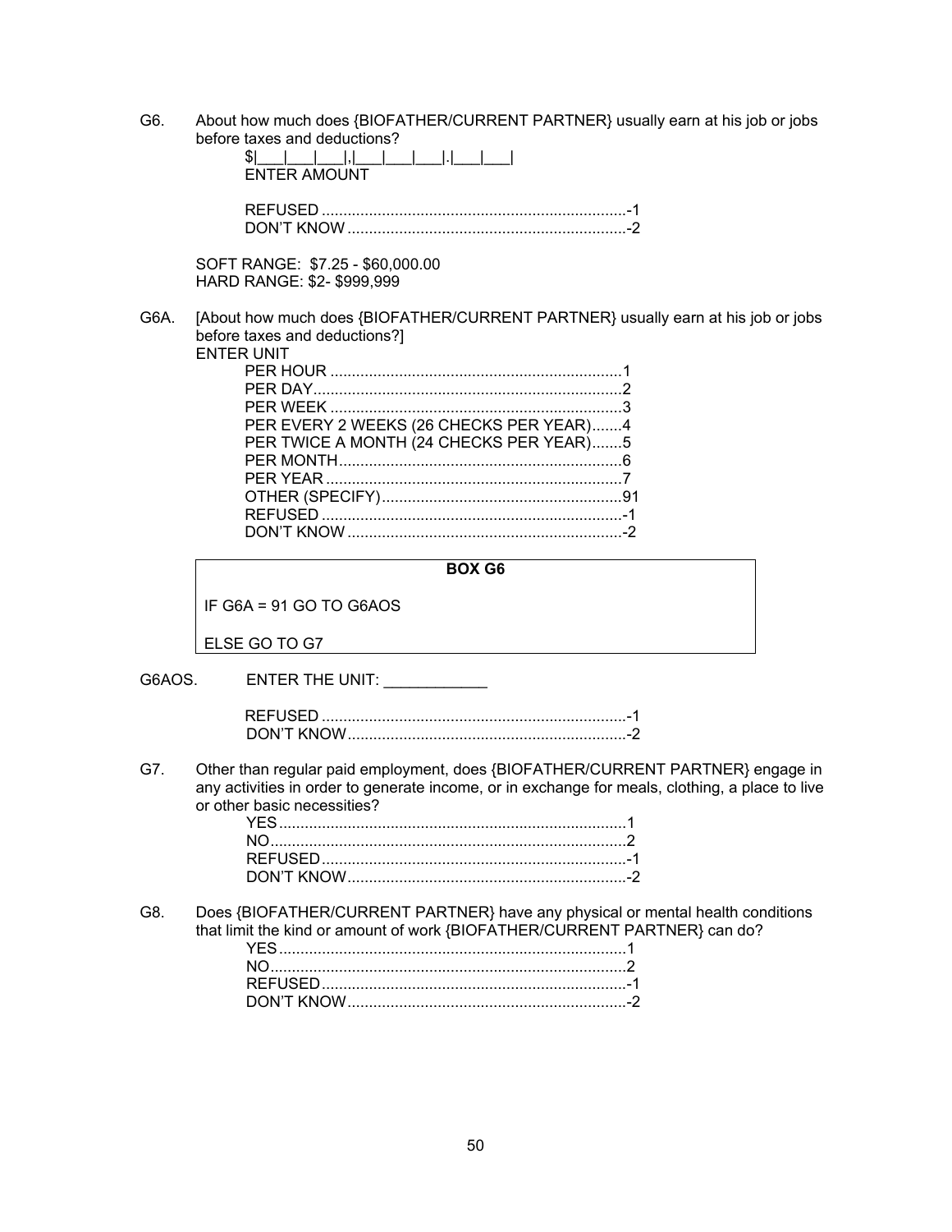G6. About how much does {BIOFATHER/CURRENT PARTNER} usually earn at his job or jobs before taxes and deductions?

$|___|___|___|,|___|___|___|.|___|___|
ENTER AMOUNT

REFUSED ....................................................................... -1
DON'T KNOW ................................................................. -2

SOFT RANGE: $7.25 - $60,000.00
HARD RANGE: $2- $999,999

G6A. [About how much does {BIOFATHER/CURRENT PARTNER} usually earn at his job or jobs before taxes and deductions?]
ENTER UNIT

PER HOUR .................................................................... 1
PER DAY ........................................................................ 2
PER WEEK .................................................................... 3
PER EVERY 2 WEEKS (26 CHECKS PER YEAR) ....... 4
PER TWICE A MONTH (24 CHECKS PER YEAR) ....... 5
PER MONTH .................................................................. 6
PER YEAR ..................................................................... 7
OTHER (SPECIFY) ........................................................ 91
REFUSED ...................................................................... -1
DON'T KNOW ................................................................ -2

| **BOX G6** |
|---|
| IF G6A = 91 GO TO G6AOS<br><br>ELSE GO TO G7 |

G6AOS. ENTER THE UNIT: ____________

REFUSED ....................................................................... -1
DON'T KNOW ................................................................. -2

G7. Other than regular paid employment, does {BIOFATHER/CURRENT PARTNER} engage in any activities in order to generate income, or in exchange for meals, clothing, a place to live or other basic necessities?

YES ................................................................................ 1
NO .................................................................................. 2
REFUSED ....................................................................... -1
DON'T KNOW ................................................................. -2

G8. Does {BIOFATHER/CURRENT PARTNER} have any physical or mental health conditions that limit the kind or amount of work {BIOFATHER/CURRENT PARTNER} can do?

YES ................................................................................ 1
NO .................................................................................. 2
REFUSED ....................................................................... -1
DON'T KNOW ................................................................. -2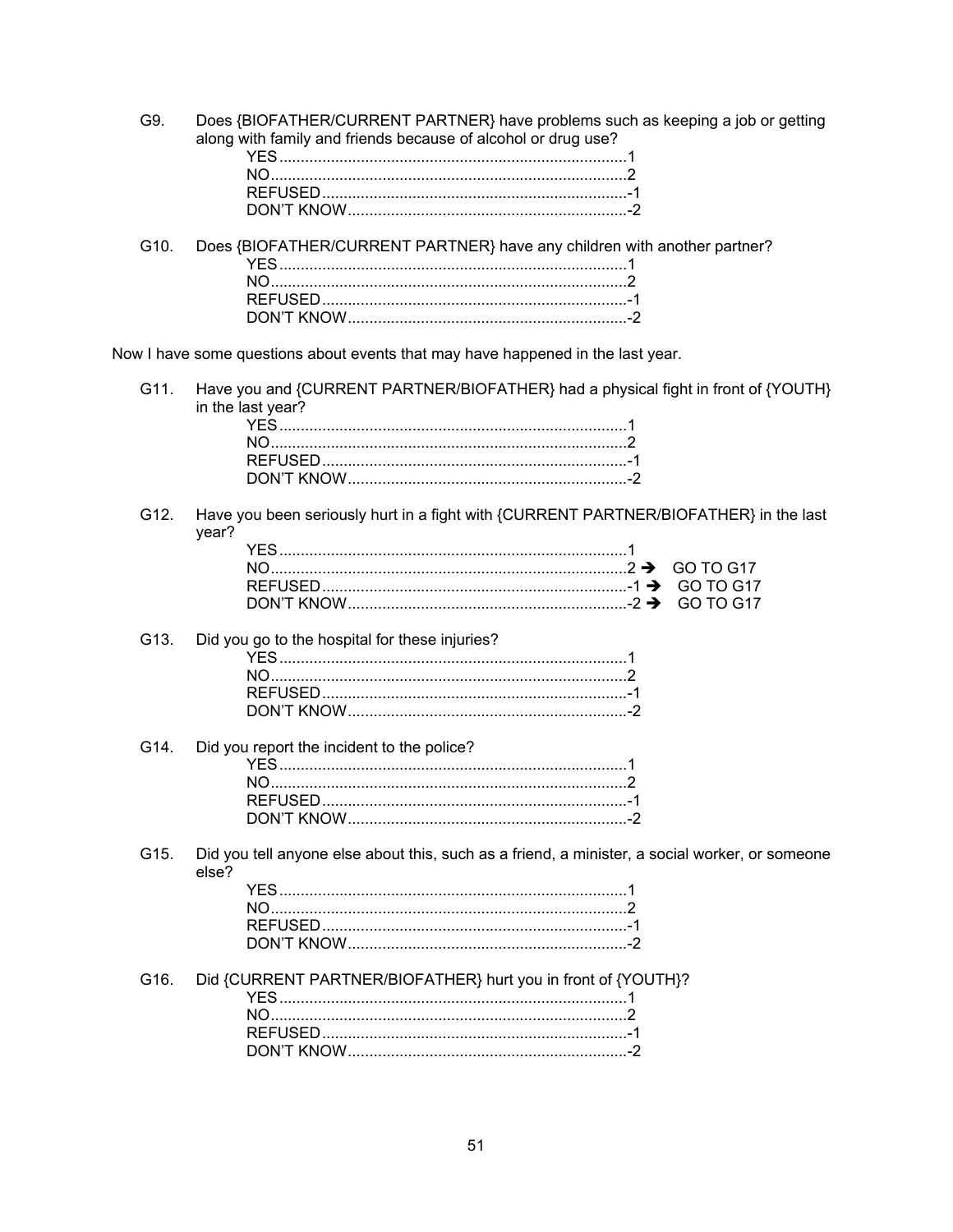G9. Does {BIOFATHER/CURRENT PARTNER} have problems such as keeping a job or getting along with family and friends because of alcohol or drug use?

- YES................................................................................1
- NO..................................................................................2
- REFUSED......................................................................-1
- DON'T KNOW................................................................-2

G10. Does {BIOFATHER/CURRENT PARTNER} have any children with another partner?

- YES................................................................................1
- NO..................................................................................2
- REFUSED......................................................................-1
- DON'T KNOW................................................................-2

Now I have some questions about events that may have happened in the last year.

G11. Have you and {CURRENT PARTNER/BIOFATHER} had a physical fight in front of {YOUTH} in the last year?

- YES................................................................................1
- NO..................................................................................2
- REFUSED......................................................................-1
- DON'T KNOW................................................................-2

G12. Have you been seriously hurt in a fight with {CURRENT PARTNER/BIOFATHER} in the last year?

- YES................................................................................1
- NO..................................................................................2 → GO TO G17
- REFUSED......................................................................-1 → GO TO G17
- DON'T KNOW................................................................-2 → GO TO G17

G13. Did you go to the hospital for these injuries?

- YES................................................................................1
- NO..................................................................................2
- REFUSED......................................................................-1
- DON'T KNOW................................................................-2

G14. Did you report the incident to the police?

- YES................................................................................1
- NO..................................................................................2
- REFUSED......................................................................-1
- DON'T KNOW................................................................-2

G15. Did you tell anyone else about this, such as a friend, a minister, a social worker, or someone else?

- YES................................................................................1
- NO..................................................................................2
- REFUSED......................................................................-1
- DON'T KNOW................................................................-2

G16. Did {CURRENT PARTNER/BIOFATHER} hurt you in front of {YOUTH}?

- YES................................................................................1
- NO..................................................................................2
- REFUSED......................................................................-1
- DON'T KNOW................................................................-2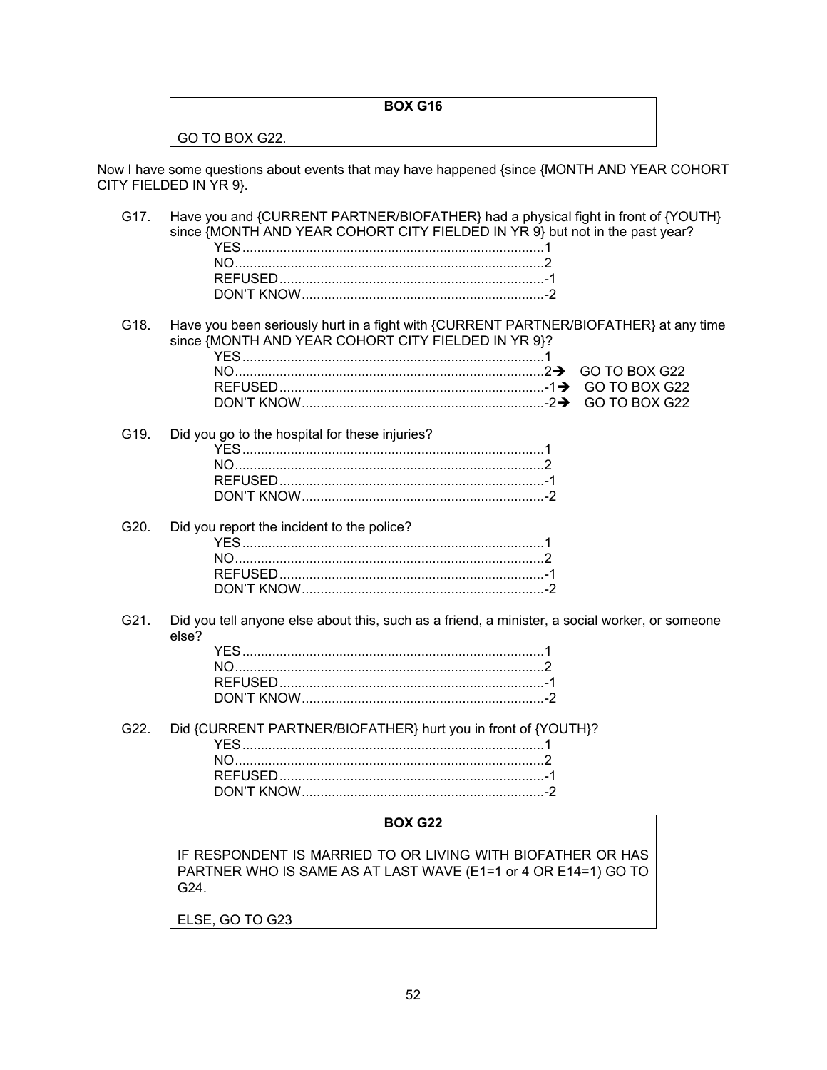**BOX G16**

GO TO BOX G22.

Now I have some questions about events that may have happened {since {MONTH AND YEAR COHORT CITY FIELDED IN YR 9}.

G17. Have you and {CURRENT PARTNER/BIOFATHER} had a physical fight in front of {YOUTH} since {MONTH AND YEAR COHORT CITY FIELDED IN YR 9} but not in the past year?

- YES.......................................................................1
- NO.........................................................................2
- REFUSED..............................................................-1
- DON'T KNOW........................................................-2

G18. Have you been seriously hurt in a fight with {CURRENT PARTNER/BIOFATHER} at any time since {MONTH AND YEAR COHORT CITY FIELDED IN YR 9}?

- YES.......................................................................1
- NO.........................................................................2➔ GO TO BOX G22
- REFUSED..............................................................-1➔ GO TO BOX G22
- DON'T KNOW........................................................-2➔ GO TO BOX G22

G19. Did you go to the hospital for these injuries?

- YES.......................................................................1
- NO.........................................................................2
- REFUSED..............................................................-1
- DON'T KNOW........................................................-2

G20. Did you report the incident to the police?

- YES.......................................................................1
- NO.........................................................................2
- REFUSED..............................................................-1
- DON'T KNOW........................................................-2

G21. Did you tell anyone else about this, such as a friend, a minister, a social worker, or someone else?

- YES.......................................................................1
- NO.........................................................................2
- REFUSED..............................................................-1
- DON'T KNOW........................................................-2

G22. Did {CURRENT PARTNER/BIOFATHER} hurt you in front of {YOUTH}?

- YES.......................................................................1
- NO.........................................................................2
- REFUSED..............................................................-1
- DON'T KNOW........................................................-2

**BOX G22**

IF RESPONDENT IS MARRIED TO OR LIVING WITH BIOFATHER OR HAS PARTNER WHO IS SAME AS AT LAST WAVE (E1=1 or 4 OR E14=1) GO TO G24.

ELSE, GO TO G23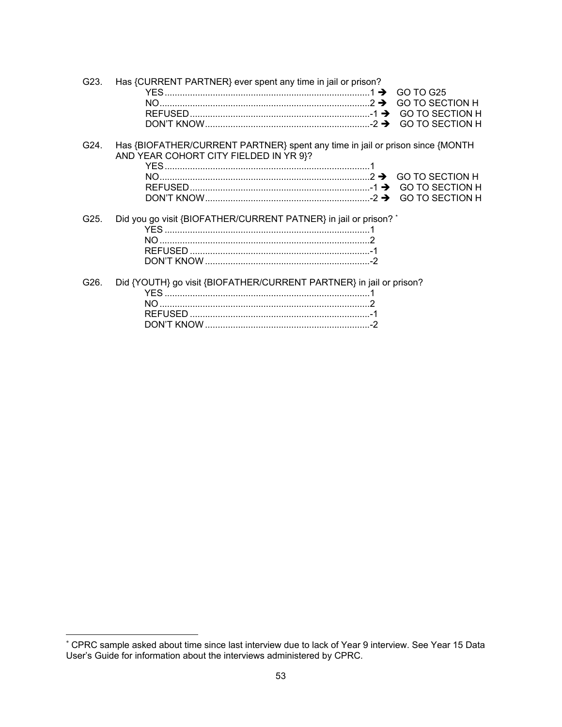G23. Has {CURRENT PARTNER} ever spent any time in jail or prison?

- YES ....................................................................................1 → GO TO G25
- NO ....................................................................................2 → GO TO SECTION H
- REFUSED ..........................................................................-1 → GO TO SECTION H
- DON'T KNOW ....................................................................-2 → GO TO SECTION H

G24. Has {BIOFATHER/CURRENT PARTNER} spent any time in jail or prison since {MONTH AND YEAR COHORT CITY FIELDED IN YR 9}?

- YES ....................................................................................1
- NO ....................................................................................2 → GO TO SECTION H
- REFUSED ..........................................................................-1 → GO TO SECTION H
- DON'T KNOW ....................................................................-2 → GO TO SECTION H

G25. Did you go visit {BIOFATHER/CURRENT PATNER} in jail or prison? [*]

- YES ....................................................................................1
- NO ....................................................................................2
- REFUSED ..........................................................................-1
- DON'T KNOW ....................................................................-2

G26. Did {YOUTH} go visit {BIOFATHER/CURRENT PARTNER} in jail or prison?

- YES ....................................................................................1
- NO ....................................................................................2
- REFUSED ..........................................................................-1
- DON'T KNOW ....................................................................-2

---

[*] CPRC sample asked about time since last interview due to lack of Year 9 interview. See Year 15 Data User's Guide for information about the interviews administered by CPRC.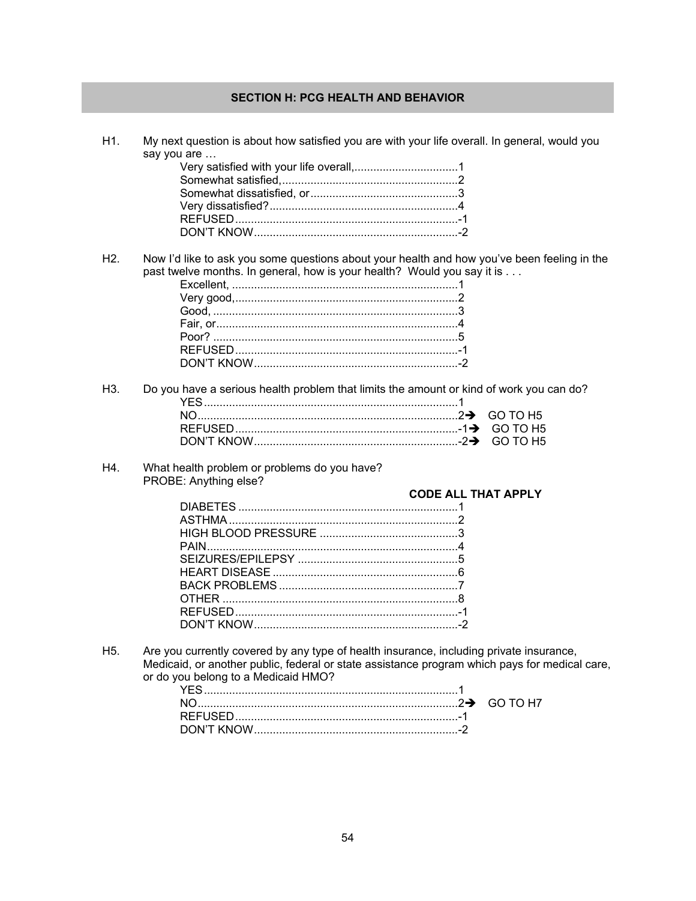## SECTION H: PCG HEALTH AND BEHAVIOR

H1. My next question is about how satisfied you are with your life overall. In general, would you say you are …

- Very satisfied with your life overall,................................1
- Somewhat satisfied,........................................................2
- Somewhat dissatisfied, or..............................................3
- Very dissatisfied?...........................................................4
- REFUSED......................................................................-1
- DON'T KNOW................................................................-2

H2. Now I'd like to ask you some questions about your health and how you've been feeling in the past twelve months. In general, how is your health? Would you say it is . . .

- Excellent, .......................................................................1
- Very good,.......................................................................2
- Good, .............................................................................3
- Fair, or............................................................................4
- Poor? .............................................................................5
- REFUSED......................................................................-1
- DON'T KNOW................................................................-2

H3. Do you have a serious health problem that limits the amount or kind of work you can do?

- YES................................................................................1
- NO..................................................................................2 → GO TO H5
- REFUSED......................................................................-1 → GO TO H5
- DON'T KNOW................................................................-2 → GO TO H5

H4. What health problem or problems do you have?
PROBE: Anything else?

**CODE ALL THAT APPLY**

- DIABETES .....................................................................1
- ASTHMA ........................................................................2
- HIGH BLOOD PRESSURE ............................................3
- PAIN...............................................................................4
- SEIZURES/EPILEPSY ...................................................5
- HEART DISEASE ...........................................................6
- BACK PROBLEMS .........................................................7
- OTHER ..........................................................................8
- REFUSED......................................................................-1
- DON'T KNOW................................................................-2

H5. Are you currently covered by any type of health insurance, including private insurance, Medicaid, or another public, federal or state assistance program which pays for medical care, or do you belong to a Medicaid HMO?

- YES................................................................................1
- NO..................................................................................2 → GO TO H7
- REFUSED......................................................................-1
- DON'T KNOW................................................................-2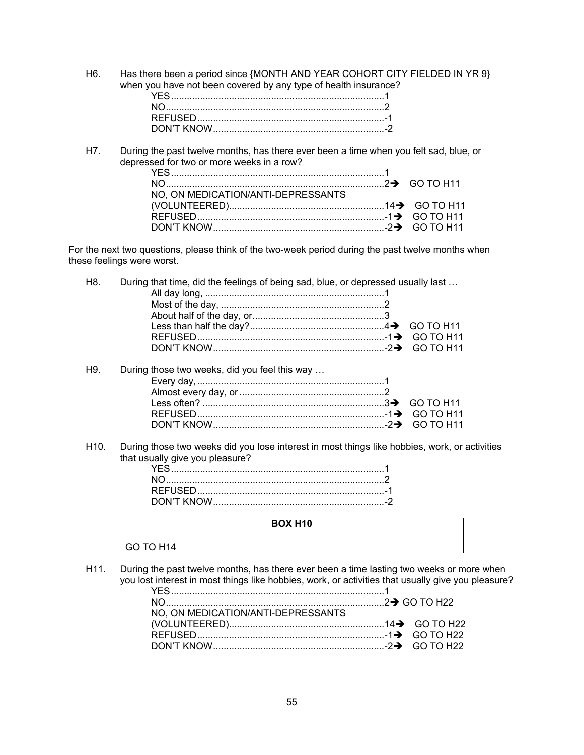H6. Has there been a period since {MONTH AND YEAR COHORT CITY FIELDED IN YR 9} when you have not been covered by any type of health insurance?

| | | |
|---|---|---|
| YES | 1 | |
| NO | 2 | |
| REFUSED | -1 | |
| DON'T KNOW | -2 | |

H7. During the past twelve months, has there ever been a time when you felt sad, blue, or depressed for two or more weeks in a row?

| | | |
|---|---|---|
| YES | 1 | |
| NO | 2➔ | GO TO H11 |
| NO, ON MEDICATION/ANTI-DEPRESSANTS (VOLUNTEERED) | 14➔ | GO TO H11 |
| REFUSED | -1➔ | GO TO H11 |
| DON'T KNOW | -2➔ | GO TO H11 |

For the next two questions, please think of the two-week period during the past twelve months when these feelings were worst.

H8. During that time, did the feelings of being sad, blue, or depressed usually last …

| | | |
|---|---|---|
| All day long, | 1 | |
| Most of the day, | 2 | |
| About half of the day, or | 3 | |
| Less than half the day? | 4➔ | GO TO H11 |
| REFUSED | -1➔ | GO TO H11 |
| DON'T KNOW | -2➔ | GO TO H11 |

H9. During those two weeks, did you feel this way …

| | | |
|---|---|---|
| Every day, | 1 | |
| Almost every day, or | 2 | |
| Less often? | 3➔ | GO TO H11 |
| REFUSED | -1➔ | GO TO H11 |
| DON'T KNOW | -2➔ | GO TO H11 |

H10. During those two weeks did you lose interest in most things like hobbies, work, or activities that usually give you pleasure?

| | | |
|---|---|---|
| YES | 1 | |
| NO | 2 | |
| REFUSED | -1 | |
| DON'T KNOW | -2 | |

**BOX H10**

GO TO H14

H11. During the past twelve months, has there ever been a time lasting two weeks or more when you lost interest in most things like hobbies, work, or activities that usually give you pleasure?

| | | |
|---|---|---|
| YES | 1 | |
| NO | 2➔ | GO TO H22 |
| NO, ON MEDICATION/ANTI-DEPRESSANTS (VOLUNTEERED) | 14➔ | GO TO H22 |
| REFUSED | -1➔ | GO TO H22 |
| DON'T KNOW | -2➔ | GO TO H22 |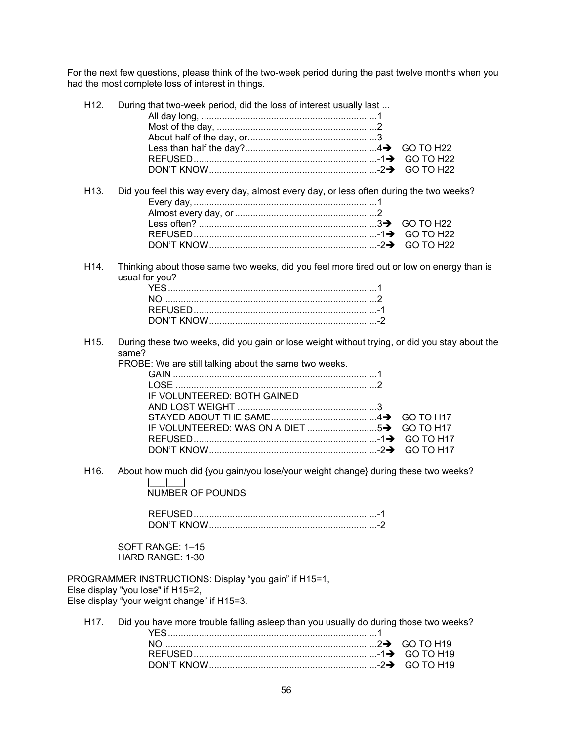For the next few questions, please think of the two-week period during the past twelve months when you had the most complete loss of interest in things.

H12. During that two-week period, did the loss of interest usually last ...

- All day long, ....................................................................1
- Most of the day, ..............................................................2
- About half of the day, or..................................................3
- Less than half the day?...................................................4 ➔ GO TO H22
- REFUSED.......................................................................-1 ➔ GO TO H22
- DON'T KNOW.................................................................-2 ➔ GO TO H22

H13. Did you feel this way every day, almost every day, or less often during the two weeks?

- Every day, .......................................................................1
- Almost every day, or .......................................................2
- Less often? .....................................................................3 ➔ GO TO H22
- REFUSED.......................................................................-1 ➔ GO TO H22
- DON'T KNOW.................................................................-2 ➔ GO TO H22

H14. Thinking about those same two weeks, did you feel more tired out or low on energy than is usual for you?

- YES.................................................................................1
- NO...................................................................................2
- REFUSED.......................................................................-1
- DON'T KNOW.................................................................-2

H15. During these two weeks, did you gain or lose weight without trying, or did you stay about the same?

PROBE: We are still talking about the same two weeks.

- GAIN ...............................................................................1
- LOSE ..............................................................................2
- IF VOLUNTEERED: BOTH GAINED AND LOST WEIGHT ......................................................3
- STAYED ABOUT THE SAME.........................................4 ➔ GO TO H17
- IF VOLUNTEERED: WAS ON A DIET ...........................5 ➔ GO TO H17
- REFUSED.......................................................................-1 ➔ GO TO H17
- DON'T KNOW.................................................................-2 ➔ GO TO H17

H16. About how much did {you gain/you lose/your weight change} during these two weeks?

|\_\_\_|\_\_\_|
NUMBER OF POUNDS

- REFUSED.......................................................................-1
- DON'T KNOW.................................................................-2

SOFT RANGE: 1–15
HARD RANGE: 1-30

PROGRAMMER INSTRUCTIONS: Display "you gain" if H15=1,
Else display "you lose" if H15=2,
Else display "your weight change" if H15=3.

H17. Did you have more trouble falling asleep than you usually do during those two weeks?

- YES.................................................................................1
- NO...................................................................................2 ➔ GO TO H19
- REFUSED.......................................................................-1 ➔ GO TO H19
- DON'T KNOW.................................................................-2 ➔ GO TO H19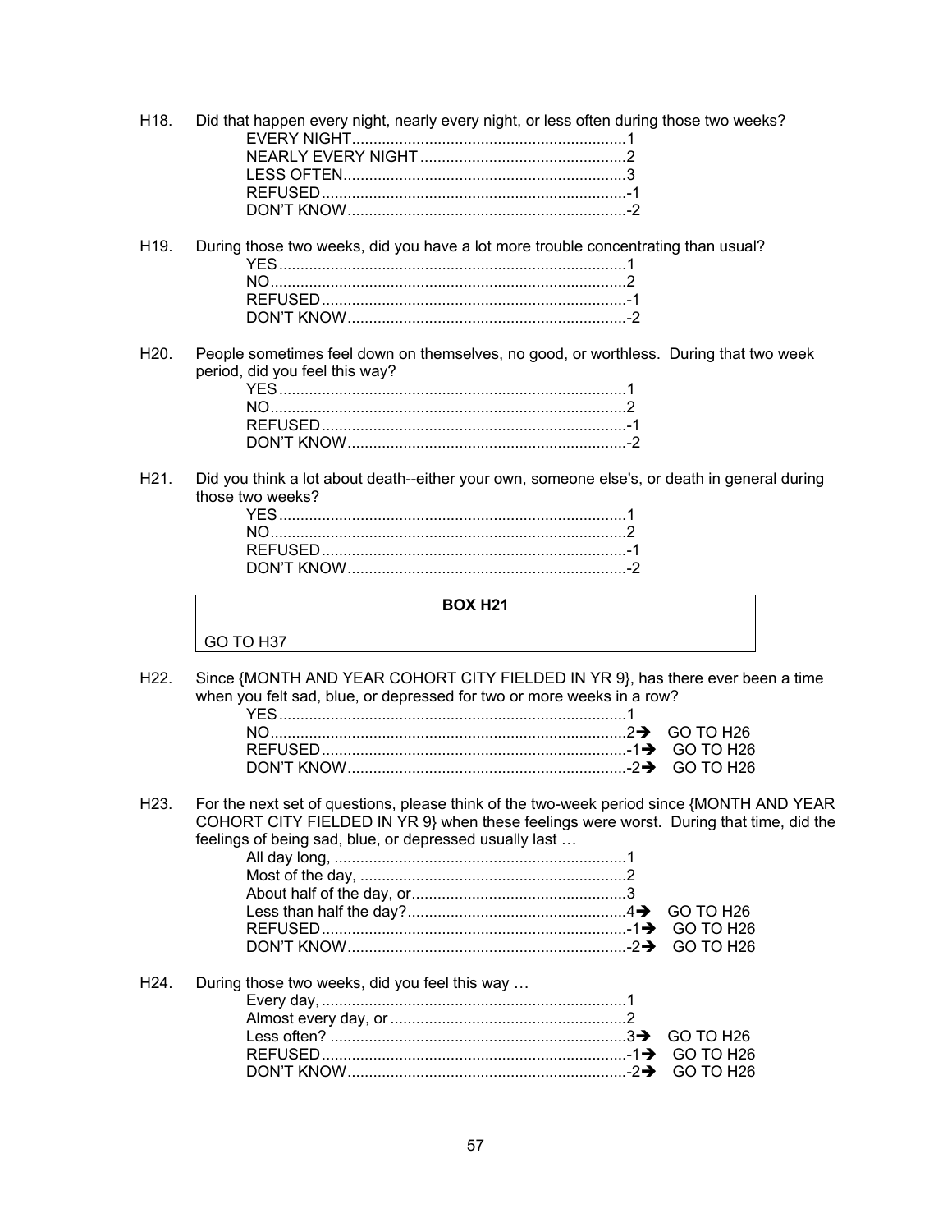H18. Did that happen every night, nearly every night, or less often during those two weeks?

- EVERY NIGHT................................................................1
- NEARLY EVERY NIGHT ................................................2
- LESS OFTEN..................................................................3
- REFUSED.......................................................................-1
- DON'T KNOW.................................................................-2

H19. During those two weeks, did you have a lot more trouble concentrating than usual?

- YES.................................................................................1
- NO...................................................................................2
- REFUSED.......................................................................-1
- DON'T KNOW.................................................................-2

H20. People sometimes feel down on themselves, no good, or worthless. During that two week period, did you feel this way?

- YES.................................................................................1
- NO...................................................................................2
- REFUSED.......................................................................-1
- DON'T KNOW.................................................................-2

H21. Did you think a lot about death--either your own, someone else's, or death in general during those two weeks?

- YES.................................................................................1
- NO...................................................................................2
- REFUSED.......................................................................-1
- DON'T KNOW.................................................................-2

| **BOX H21** |
|---|
| GO TO H37 |

H22. Since {MONTH AND YEAR COHORT CITY FIELDED IN YR 9}, has there ever been a time when you felt sad, blue, or depressed for two or more weeks in a row?

- YES.................................................................................1
- NO...................................................................................2➔ GO TO H26
- REFUSED.......................................................................-1➔ GO TO H26
- DON'T KNOW.................................................................-2➔ GO TO H26

H23. For the next set of questions, please think of the two-week period since {MONTH AND YEAR COHORT CITY FIELDED IN YR 9} when these feelings were worst. During that time, did the feelings of being sad, blue, or depressed usually last …

- All day long, ....................................................................1
- Most of the day, ..............................................................2
- About half of the day, or..................................................3
- Less than half the day?...................................................4➔ GO TO H26
- REFUSED.......................................................................-1➔ GO TO H26
- DON'T KNOW.................................................................-2➔ GO TO H26

H24. During those two weeks, did you feel this way …

- Every day,.......................................................................1
- Almost every day, or .......................................................2
- Less often? .....................................................................3➔ GO TO H26
- REFUSED.......................................................................-1➔ GO TO H26
- DON'T KNOW.................................................................-2➔ GO TO H26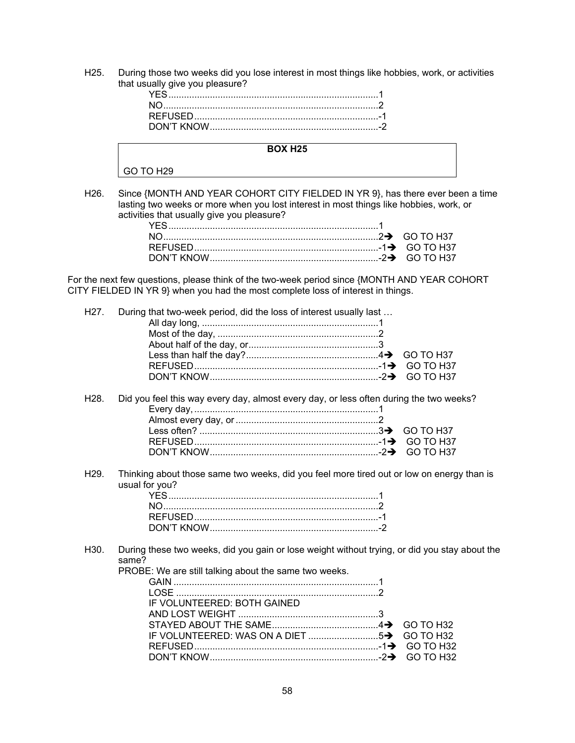H25. During those two weeks did you lose interest in most things like hobbies, work, or activities that usually give you pleasure?

YES ........................................................................ 1
NO .......................................................................... 2
REFUSED .............................................................. -1
DON'T KNOW ........................................................ -2

**BOX H25**

GO TO H29

H26. Since {MONTH AND YEAR COHORT CITY FIELDED IN YR 9}, has there ever been a time lasting two weeks or more when you lost interest in most things like hobbies, work, or activities that usually give you pleasure?

YES ........................................................................ 1
NO .......................................................................... 2➔ GO TO H37
REFUSED .............................................................. -1➔ GO TO H37
DON'T KNOW ........................................................ -2➔ GO TO H37

For the next few questions, please think of the two-week period since {MONTH AND YEAR COHORT CITY FIELDED IN YR 9} when you had the most complete loss of interest in things.

H27. During that two-week period, did the loss of interest usually last …

All day long, ........................................................... 1
Most of the day, ...................................................... 2
About half of the day, or .......................................... 3
Less than half the day? ........................................... 4➔ GO TO H37
REFUSED .............................................................. -1➔ GO TO H37
DON'T KNOW ........................................................ -2➔ GO TO H37

H28. Did you feel this way every day, almost every day, or less often during the two weeks?

Every day, ............................................................... 1
Almost every day, or ............................................... 2
Less often? ............................................................. 3➔ GO TO H37
REFUSED .............................................................. -1➔ GO TO H37
DON'T KNOW ........................................................ -2➔ GO TO H37

H29. Thinking about those same two weeks, did you feel more tired out or low on energy than is usual for you?

YES ........................................................................ 1
NO .......................................................................... 2
REFUSED .............................................................. -1
DON'T KNOW ........................................................ -2

H30. During these two weeks, did you gain or lose weight without trying, or did you stay about the same?
PROBE: We are still talking about the same two weeks.

GAIN ...................................................................... 1
LOSE ..................................................................... 2
IF VOLUNTEERED: BOTH GAINED
AND LOST WEIGHT .............................................. 3
STAYED ABOUT THE SAME ................................. 4➔ GO TO H32
IF VOLUNTEERED: WAS ON A DIET .................... 5➔ GO TO H32
REFUSED .............................................................. -1➔ GO TO H32
DON'T KNOW ........................................................ -2➔ GO TO H32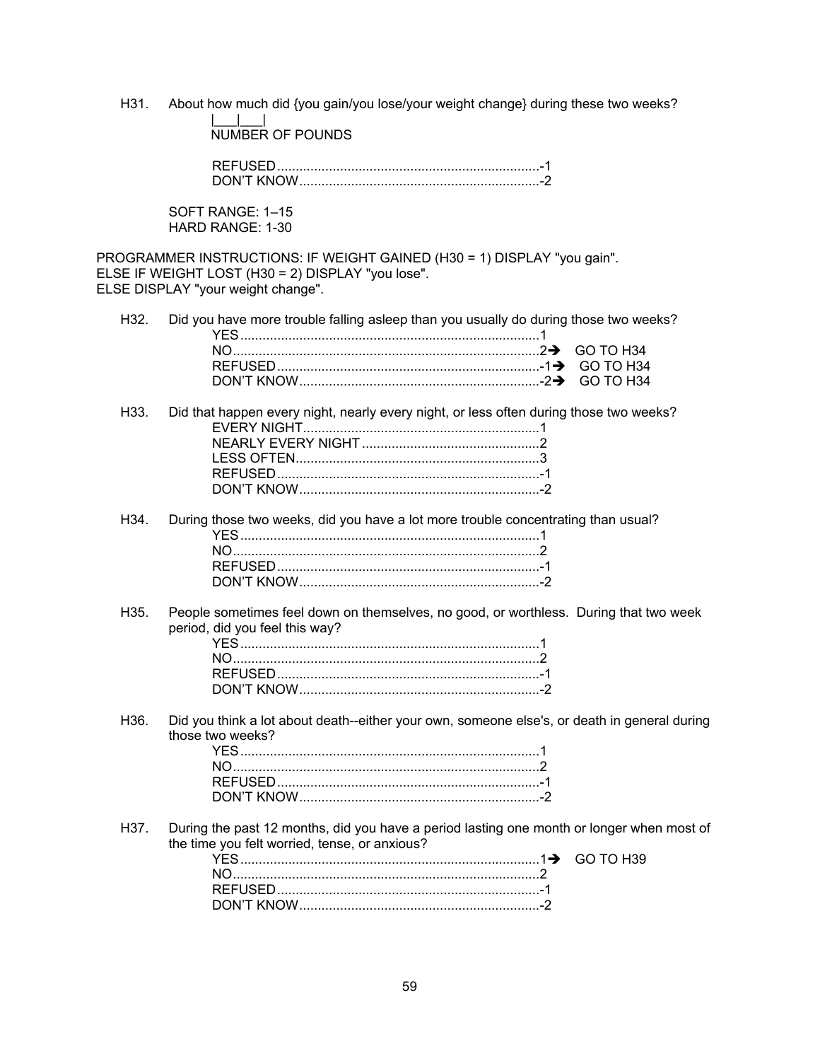H31. About how much did {you gain/you lose/your weight change} during these two weeks?

|___|___|
NUMBER OF POUNDS

REFUSED.......................................................................-1
DON'T KNOW.................................................................-2

SOFT RANGE: 1–15
HARD RANGE: 1-30

PROGRAMMER INSTRUCTIONS: IF WEIGHT GAINED (H30 = 1) DISPLAY "you gain".
ELSE IF WEIGHT LOST (H30 = 2) DISPLAY "you lose".
ELSE DISPLAY "your weight change".

H32. Did you have more trouble falling asleep than you usually do during those two weeks?

YES.................................................................................1
NO..................................................................................2➔ GO TO H34
REFUSED.......................................................................-1➔ GO TO H34
DON'T KNOW.................................................................-2➔ GO TO H34

H33. Did that happen every night, nearly every night, or less often during those two weeks?

EVERY NIGHT................................................................1
NEARLY EVERY NIGHT................................................2
LESS OFTEN..................................................................3
REFUSED.......................................................................-1
DON'T KNOW.................................................................-2

H34. During those two weeks, did you have a lot more trouble concentrating than usual?

YES.................................................................................1
NO..................................................................................2
REFUSED.......................................................................-1
DON'T KNOW.................................................................-2

H35. People sometimes feel down on themselves, no good, or worthless. During that two week period, did you feel this way?

YES.................................................................................1
NO..................................................................................2
REFUSED.......................................................................-1
DON'T KNOW.................................................................-2

H36. Did you think a lot about death--either your own, someone else's, or death in general during those two weeks?

YES.................................................................................1
NO..................................................................................2
REFUSED.......................................................................-1
DON'T KNOW.................................................................-2

H37. During the past 12 months, did you have a period lasting one month or longer when most of the time you felt worried, tense, or anxious?

YES.................................................................................1➔ GO TO H39
NO..................................................................................2
REFUSED.......................................................................-1
DON'T KNOW.................................................................-2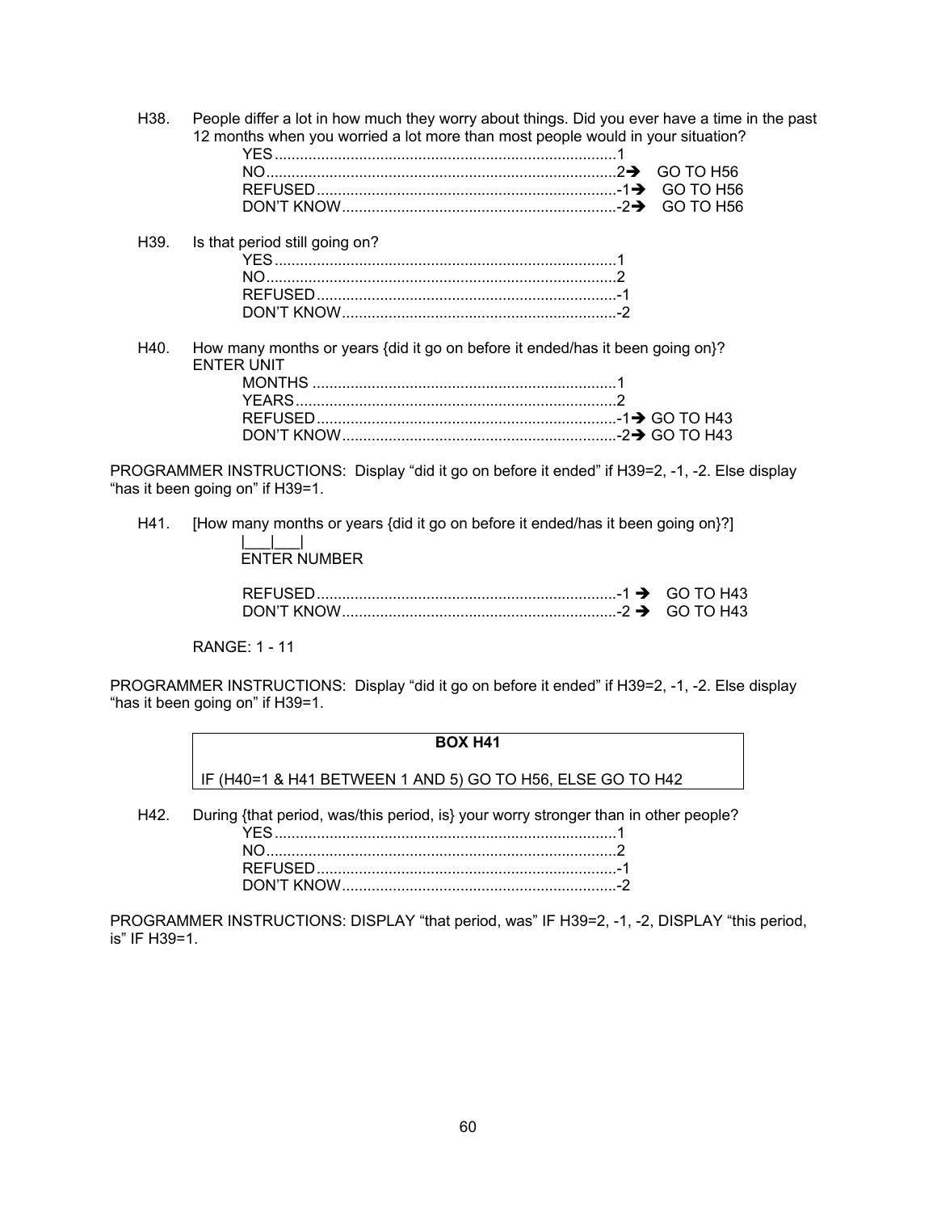H38. People differ a lot in how much they worry about things. Did you ever have a time in the past 12 months when you worried a lot more than most people would in your situation?

YES................................................................................1
NO..................................................................................2➔ GO TO H56
REFUSED......................................................................-1➔ GO TO H56
DON'T KNOW................................................................-2➔ GO TO H56

H39. Is that period still going on?

YES................................................................................1
NO..................................................................................2
REFUSED......................................................................-1
DON'T KNOW................................................................-2

H40. How many months or years {did it go on before it ended/has it been going on}?
ENTER UNIT

MONTHS .......................................................................1
YEARS...........................................................................2
REFUSED......................................................................-1➔ GO TO H43
DON'T KNOW................................................................-2➔ GO TO H43

PROGRAMMER INSTRUCTIONS: Display "did it go on before it ended" if H39=2, -1, -2. Else display "has it been going on" if H39=1.

H41. [How many months or years {did it go on before it ended/has it been going on}?]

|___|___|
ENTER NUMBER

REFUSED......................................................................-1 ➔ GO TO H43
DON'T KNOW................................................................-2 ➔ GO TO H43

RANGE: 1 - 11

PROGRAMMER INSTRUCTIONS: Display "did it go on before it ended" if H39=2, -1, -2. Else display "has it been going on" if H39=1.

| **BOX H41** |
|---|
| IF (H40=1 & H41 BETWEEN 1 AND 5) GO TO H56, ELSE GO TO H42 |

H42. During {that period, was/this period, is} your worry stronger than in other people?

YES................................................................................1
NO..................................................................................2
REFUSED......................................................................-1
DON'T KNOW................................................................-2

PROGRAMMER INSTRUCTIONS: DISPLAY "that period, was" IF H39=2, -1, -2, DISPLAY "this period, is" IF H39=1.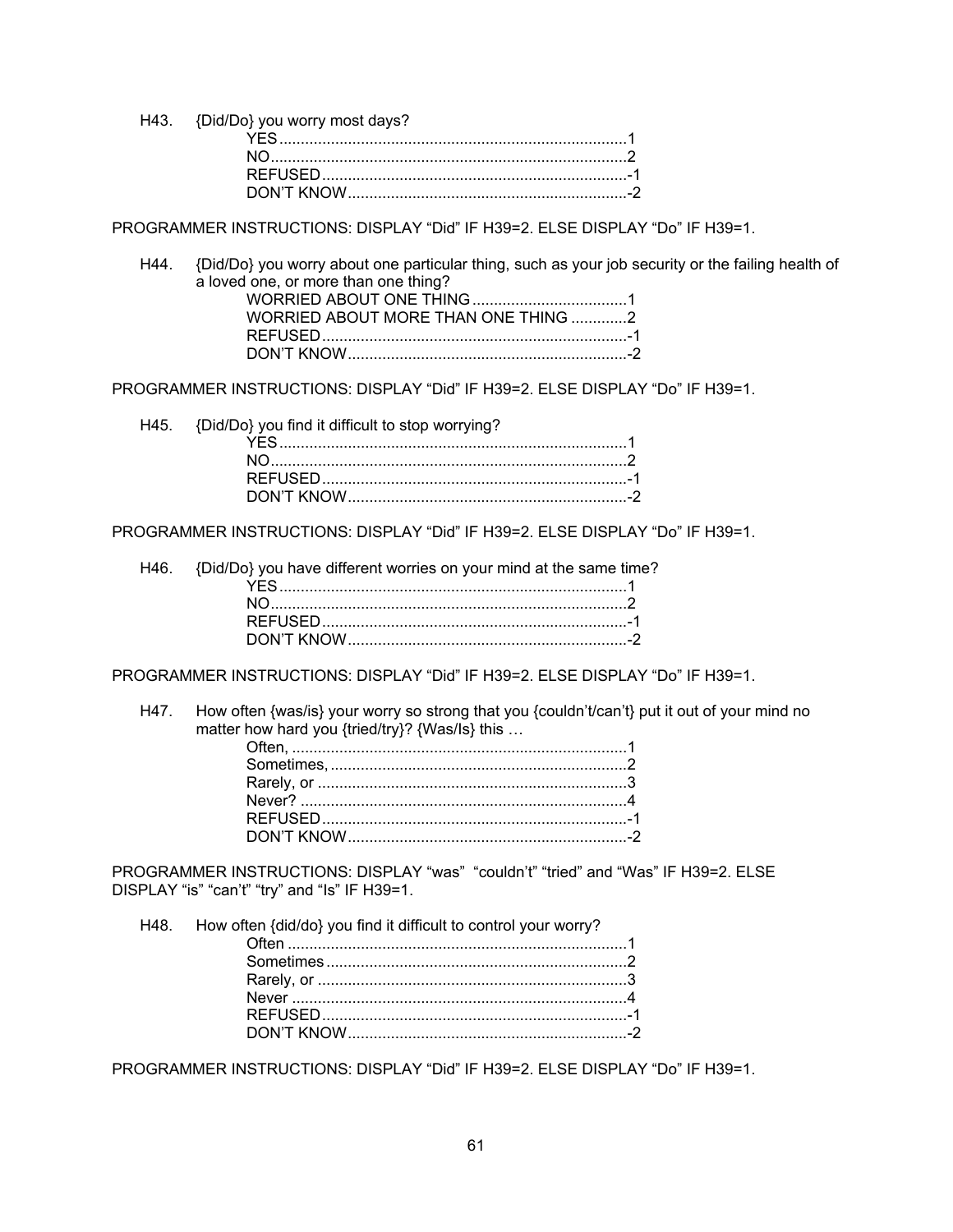H43. {Did/Do} you worry most days?

YES....................................................................................1
NO.....................................................................................2
REFUSED.........................................................................-1
DON'T KNOW...................................................................-2

PROGRAMMER INSTRUCTIONS: DISPLAY "Did" IF H39=2. ELSE DISPLAY "Do" IF H39=1.

H44. {Did/Do} you worry about one particular thing, such as your job security or the failing health of a loved one, or more than one thing?

WORRIED ABOUT ONE THING.....................................1
WORRIED ABOUT MORE THAN ONE THING .............2
REFUSED.........................................................................-1
DON'T KNOW...................................................................-2

PROGRAMMER INSTRUCTIONS: DISPLAY "Did" IF H39=2. ELSE DISPLAY "Do" IF H39=1.

H45. {Did/Do} you find it difficult to stop worrying?

YES....................................................................................1
NO.....................................................................................2
REFUSED.........................................................................-1
DON'T KNOW...................................................................-2

PROGRAMMER INSTRUCTIONS: DISPLAY "Did" IF H39=2. ELSE DISPLAY "Do" IF H39=1.

H46. {Did/Do} you have different worries on your mind at the same time?

YES....................................................................................1
NO.....................................................................................2
REFUSED.........................................................................-1
DON'T KNOW...................................................................-2

PROGRAMMER INSTRUCTIONS: DISPLAY "Did" IF H39=2. ELSE DISPLAY "Do" IF H39=1.

H47. How often {was/is} your worry so strong that you {couldn't/can't} put it out of your mind no matter how hard you {tried/try}? {Was/Is} this …

Often, ................................................................................1
Sometimes, ........................................................................2
Rarely, or ..........................................................................3
Never? ...............................................................................4
REFUSED.........................................................................-1
DON'T KNOW...................................................................-2

PROGRAMMER INSTRUCTIONS: DISPLAY "was" "couldn't" "tried" and "Was" IF H39=2. ELSE DISPLAY "is" "can't" "try" and "Is" IF H39=1.

H48. How often {did/do} you find it difficult to control your worry?

Often ..................................................................................1
Sometimes .........................................................................2
Rarely, or ..........................................................................3
Never .................................................................................4
REFUSED.........................................................................-1
DON'T KNOW...................................................................-2

PROGRAMMER INSTRUCTIONS: DISPLAY "Did" IF H39=2. ELSE DISPLAY "Do" IF H39=1.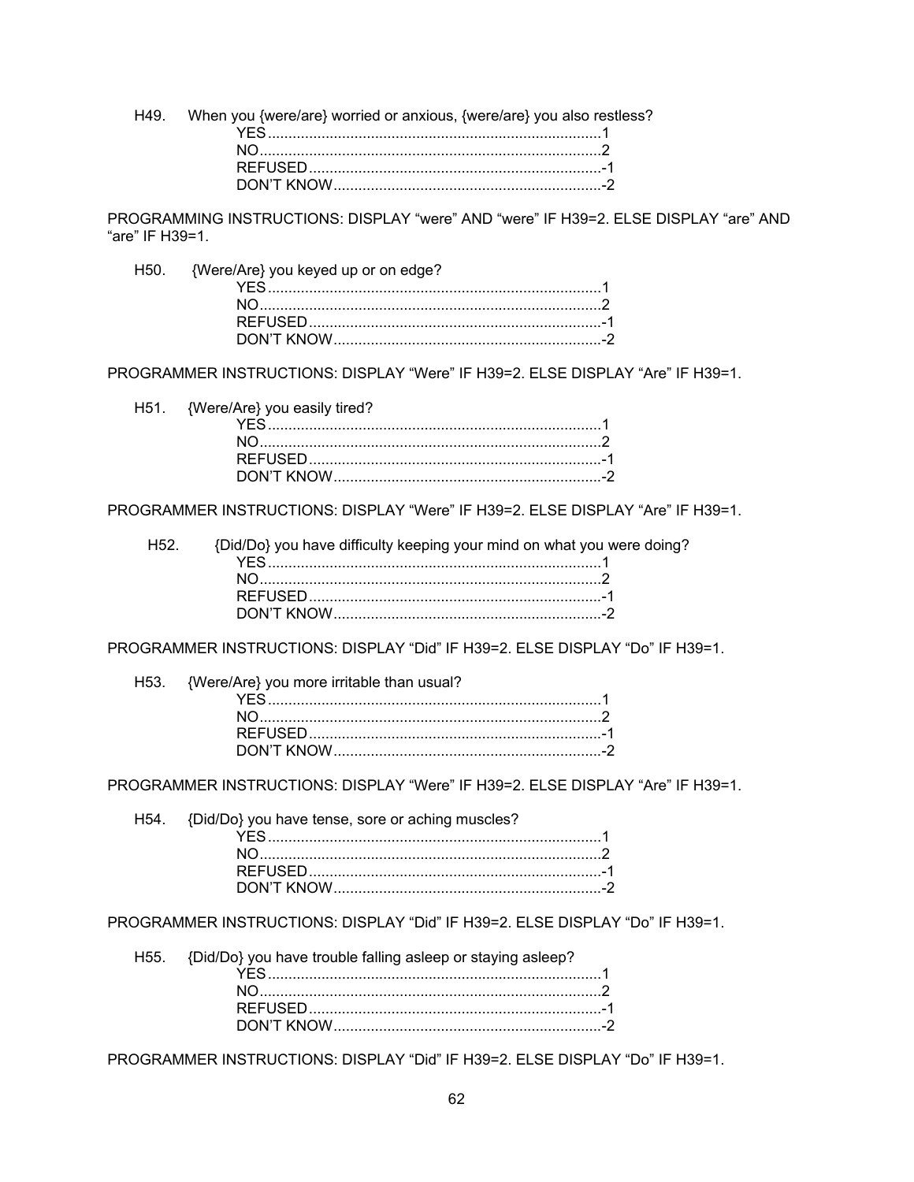H49. When you {were/are} worried or anxious, {were/are} you also restless?

YES ............................................................................1
NO..............................................................................2
REFUSED.....................................................................-1
DON'T KNOW...............................................................-2

PROGRAMMING INSTRUCTIONS: DISPLAY "were" AND "were" IF H39=2. ELSE DISPLAY "are" AND "are" IF H39=1.

H50. {Were/Are} you keyed up or on edge?

YES ............................................................................1
NO..............................................................................2
REFUSED.....................................................................-1
DON'T KNOW...............................................................-2

PROGRAMMER INSTRUCTIONS: DISPLAY "Were" IF H39=2. ELSE DISPLAY "Are" IF H39=1.

H51. {Were/Are} you easily tired?

YES ............................................................................1
NO..............................................................................2
REFUSED.....................................................................-1
DON'T KNOW...............................................................-2

PROGRAMMER INSTRUCTIONS: DISPLAY "Were" IF H39=2. ELSE DISPLAY "Are" IF H39=1.

H52. {Did/Do} you have difficulty keeping your mind on what you were doing?

YES ............................................................................1
NO..............................................................................2
REFUSED.....................................................................-1
DON'T KNOW...............................................................-2

PROGRAMMER INSTRUCTIONS: DISPLAY "Did" IF H39=2. ELSE DISPLAY "Do" IF H39=1.

H53. {Were/Are} you more irritable than usual?

YES ............................................................................1
NO..............................................................................2
REFUSED.....................................................................-1
DON'T KNOW...............................................................-2

PROGRAMMER INSTRUCTIONS: DISPLAY "Were" IF H39=2. ELSE DISPLAY "Are" IF H39=1.

H54. {Did/Do} you have tense, sore or aching muscles?

YES ............................................................................1
NO..............................................................................2
REFUSED.....................................................................-1
DON'T KNOW...............................................................-2

PROGRAMMER INSTRUCTIONS: DISPLAY "Did" IF H39=2. ELSE DISPLAY "Do" IF H39=1.

H55. {Did/Do} you have trouble falling asleep or staying asleep?

YES ............................................................................1
NO..............................................................................2
REFUSED.....................................................................-1
DON'T KNOW...............................................................-2

PROGRAMMER INSTRUCTIONS: DISPLAY "Did" IF H39=2. ELSE DISPLAY "Do" IF H39=1.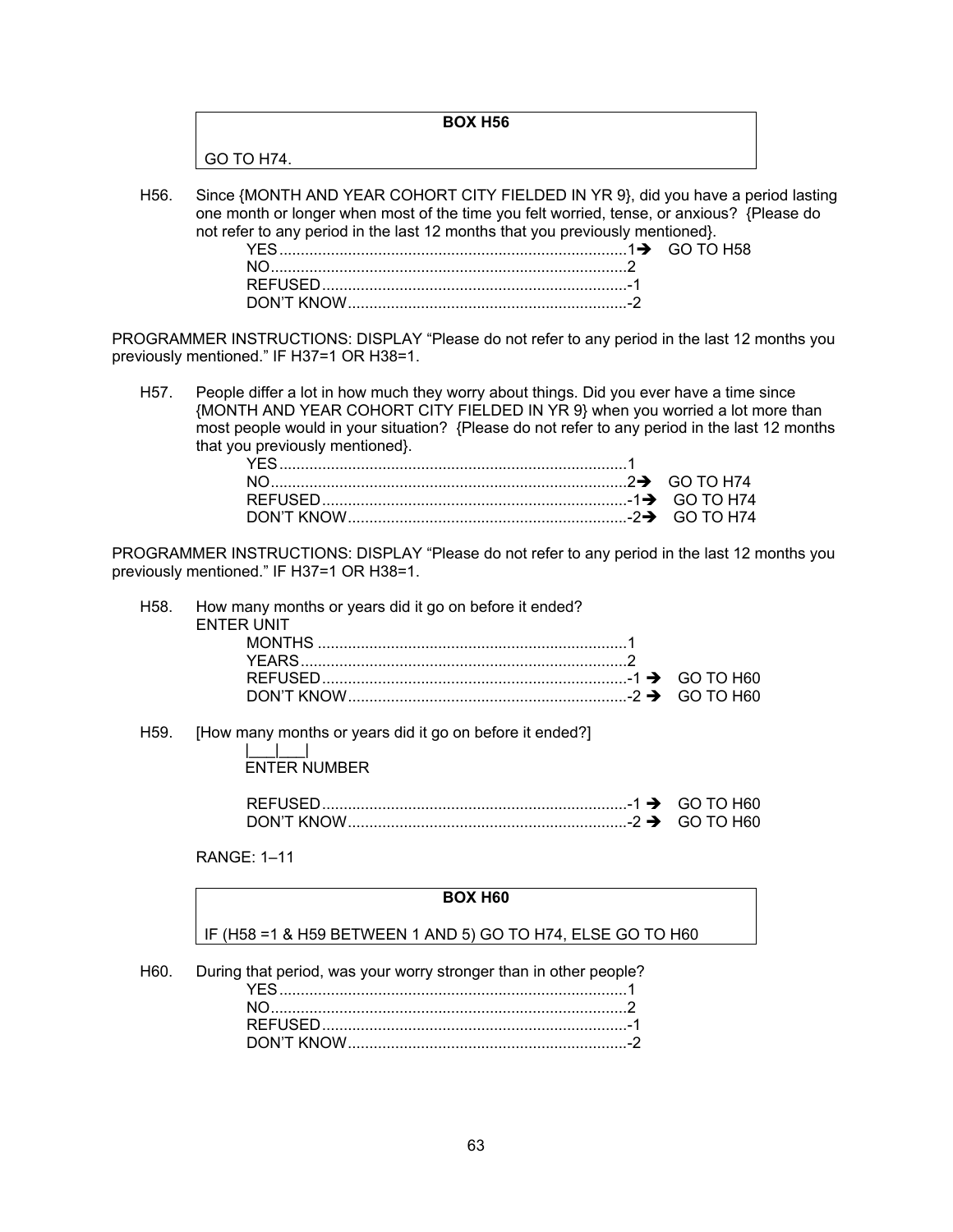**BOX H56**

GO TO H74.

H56. Since {MONTH AND YEAR COHORT CITY FIELDED IN YR 9}, did you have a period lasting one month or longer when most of the time you felt worried, tense, or anxious? {Please do not refer to any period in the last 12 months that you previously mentioned}.

- YES ................................................................................1 ➔ GO TO H58
- NO..................................................................................2
- REFUSED......................................................................-1
- DON'T KNOW................................................................-2

PROGRAMMER INSTRUCTIONS: DISPLAY "Please do not refer to any period in the last 12 months you previously mentioned." IF H37=1 OR H38=1.

H57. People differ a lot in how much they worry about things. Did you ever have a time since {MONTH AND YEAR COHORT CITY FIELDED IN YR 9} when you worried a lot more than most people would in your situation? {Please do not refer to any period in the last 12 months that you previously mentioned}.

- YES ................................................................................1
- NO..................................................................................2 ➔ GO TO H74
- REFUSED......................................................................-1 ➔ GO TO H74
- DON'T KNOW................................................................-2 ➔ GO TO H74

PROGRAMMER INSTRUCTIONS: DISPLAY "Please do not refer to any period in the last 12 months you previously mentioned." IF H37=1 OR H38=1.

H58. How many months or years did it go on before it ended?
ENTER UNIT

- MONTHS .......................................................................1
- YEARS...........................................................................2
- REFUSED......................................................................-1 ➔ GO TO H60
- DON'T KNOW................................................................-2 ➔ GO TO H60

H59. [How many months or years did it go on before it ended?]

|___|___|
ENTER NUMBER

- REFUSED......................................................................-1 ➔ GO TO H60
- DON'T KNOW................................................................-2 ➔ GO TO H60

RANGE: 1–11

**BOX H60**

IF (H58 =1 & H59 BETWEEN 1 AND 5) GO TO H74, ELSE GO TO H60

H60. During that period, was your worry stronger than in other people?

- YES ................................................................................1
- NO..................................................................................2
- REFUSED......................................................................-1
- DON'T KNOW................................................................-2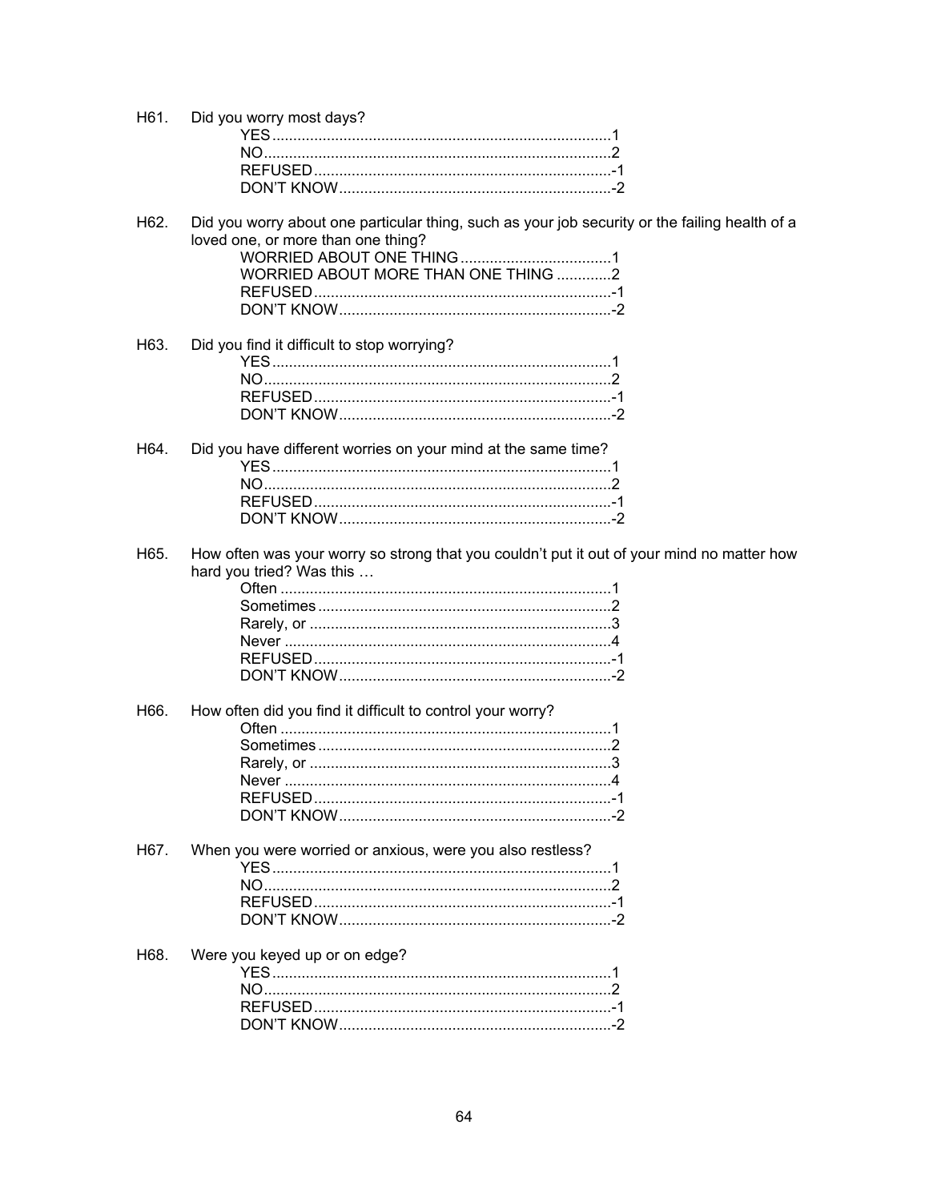H61. Did you worry most days?

- YES ....................................................................................1
- NO.......................................................................................2
- REFUSED ..........................................................................-1
- DON'T KNOW ....................................................................-2

H62. Did you worry about one particular thing, such as your job security or the failing health of a loved one, or more than one thing?

- WORRIED ABOUT ONE THING ....................................1
- WORRIED ABOUT MORE THAN ONE THING .............2
- REFUSED ..........................................................................-1
- DON'T KNOW ....................................................................-2

H63. Did you find it difficult to stop worrying?

- YES ....................................................................................1
- NO.......................................................................................2
- REFUSED ..........................................................................-1
- DON'T KNOW ....................................................................-2

H64. Did you have different worries on your mind at the same time?

- YES ....................................................................................1
- NO.......................................................................................2
- REFUSED ..........................................................................-1
- DON'T KNOW ....................................................................-2

H65. How often was your worry so strong that you couldn't put it out of your mind no matter how hard you tried? Was this …

- Often ..................................................................................1
- Sometimes .........................................................................2
- Rarely, or ...........................................................................3
- Never .................................................................................4
- REFUSED ..........................................................................-1
- DON'T KNOW ....................................................................-2

H66. How often did you find it difficult to control your worry?

- Often ..................................................................................1
- Sometimes .........................................................................2
- Rarely, or ...........................................................................3
- Never .................................................................................4
- REFUSED ..........................................................................-1
- DON'T KNOW ....................................................................-2

H67. When you were worried or anxious, were you also restless?

- YES ....................................................................................1
- NO.......................................................................................2
- REFUSED ..........................................................................-1
- DON'T KNOW ....................................................................-2

H68. Were you keyed up or on edge?

- YES ....................................................................................1
- NO.......................................................................................2
- REFUSED ..........................................................................-1
- DON'T KNOW ....................................................................-2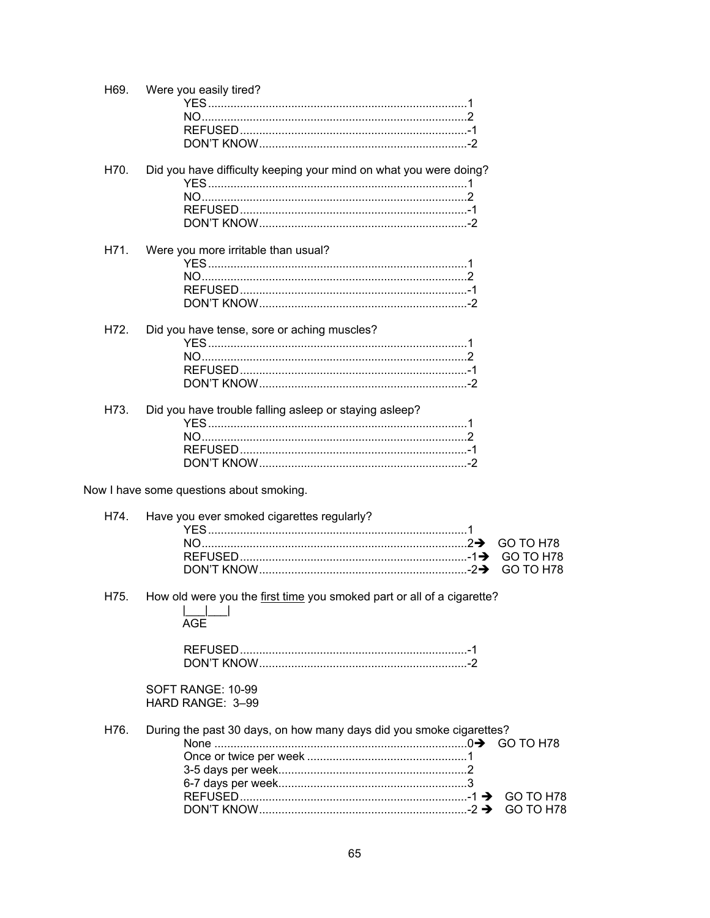H69. Were you easily tired?

- YES.......................................................................1
- NO.........................................................................2
- REFUSED...............................................................-1
- DON'T KNOW........................................................-2

H70. Did you have difficulty keeping your mind on what you were doing?

- YES.......................................................................1
- NO.........................................................................2
- REFUSED...............................................................-1
- DON'T KNOW........................................................-2

H71. Were you more irritable than usual?

- YES.......................................................................1
- NO.........................................................................2
- REFUSED...............................................................-1
- DON'T KNOW........................................................-2

H72. Did you have tense, sore or aching muscles?

- YES.......................................................................1
- NO.........................................................................2
- REFUSED...............................................................-1
- DON'T KNOW........................................................-2

H73. Did you have trouble falling asleep or staying asleep?

- YES.......................................................................1
- NO.........................................................................2
- REFUSED...............................................................-1
- DON'T KNOW........................................................-2

Now I have some questions about smoking.

H74. Have you ever smoked cigarettes regularly?

- YES.......................................................................1
- NO.........................................................................2 ➔ GO TO H78
- REFUSED...............................................................-1 ➔ GO TO H78
- DON'T KNOW........................................................-2 ➔ GO TO H78

H75. How old were you the <u>first time</u> you smoked part or all of a cigarette?

|___|___|
AGE

- REFUSED...............................................................-1
- DON'T KNOW........................................................-2

SOFT RANGE: 10-99
HARD RANGE: 3–99

H76. During the past 30 days, on how many days did you smoke cigarettes?

- None .....................................................................0 ➔ GO TO H78
- Once or twice per week ..........................................1
- 3-5 days per week....................................................2
- 6-7 days per week....................................................3
- REFUSED...............................................................-1 ➔ GO TO H78
- DON'T KNOW........................................................-2 ➔ GO TO H78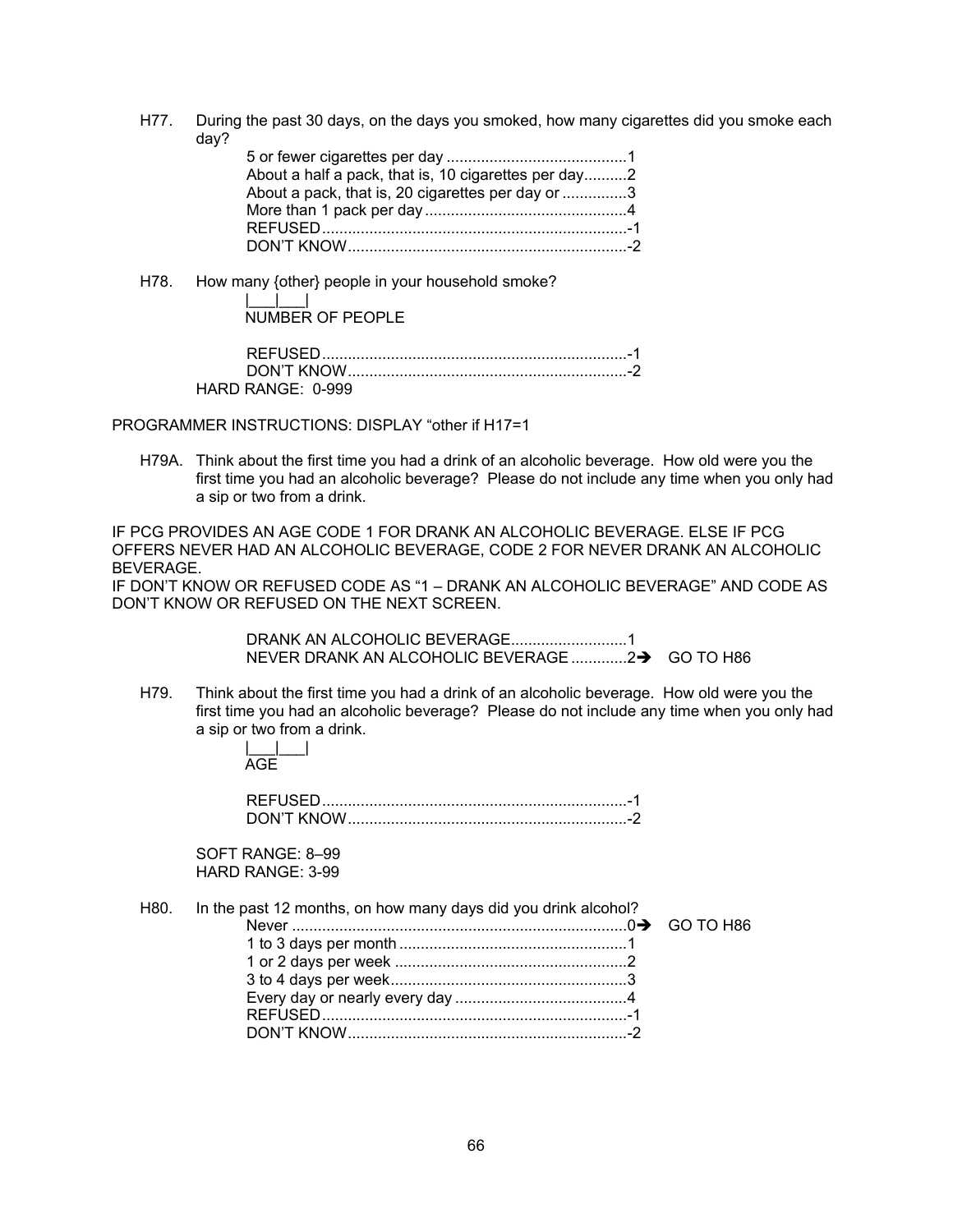H77. During the past 30 days, on the days you smoked, how many cigarettes did you smoke each day?

5 or fewer cigarettes per day ..........................................1
About a half a pack, that is, 10 cigarettes per day..........2
About a pack, that is, 20 cigarettes per day or ..............3
More than 1 pack per day...............................................4
REFUSED.......................................................................-1
DON'T KNOW.................................................................-2

H78. How many {other} people in your household smoke?

|___|___|
NUMBER OF PEOPLE

REFUSED.......................................................................-1
DON'T KNOW.................................................................-2

HARD RANGE: 0-999

PROGRAMMER INSTRUCTIONS: DISPLAY "other if H17=1

H79A. Think about the first time you had a drink of an alcoholic beverage. How old were you the first time you had an alcoholic beverage? Please do not include any time when you only had a sip or two from a drink.

IF PCG PROVIDES AN AGE CODE 1 FOR DRANK AN ALCOHOLIC BEVERAGE. ELSE IF PCG OFFERS NEVER HAD AN ALCOHOLIC BEVERAGE, CODE 2 FOR NEVER DRANK AN ALCOHOLIC BEVERAGE.
IF DON'T KNOW OR REFUSED CODE AS "1 – DRANK AN ALCOHOLIC BEVERAGE" AND CODE AS DON'T KNOW OR REFUSED ON THE NEXT SCREEN.

DRANK AN ALCOHOLIC BEVERAGE...........................1
NEVER DRANK AN ALCOHOLIC BEVERAGE .............2➔ GO TO H86

H79. Think about the first time you had a drink of an alcoholic beverage. How old were you the first time you had an alcoholic beverage? Please do not include any time when you only had a sip or two from a drink.

|___|___|
AGE

REFUSED.......................................................................-1
DON'T KNOW.................................................................-2

SOFT RANGE: 8–99
HARD RANGE: 3-99

H80. In the past 12 months, on how many days did you drink alcohol?

Never ..............................................................................0➔ GO TO H86
1 to 3 days per month .....................................................1
1 or 2 days per week ......................................................2
3 to 4 days per week.......................................................3
Every day or nearly every day ........................................4
REFUSED.......................................................................-1
DON'T KNOW.................................................................-2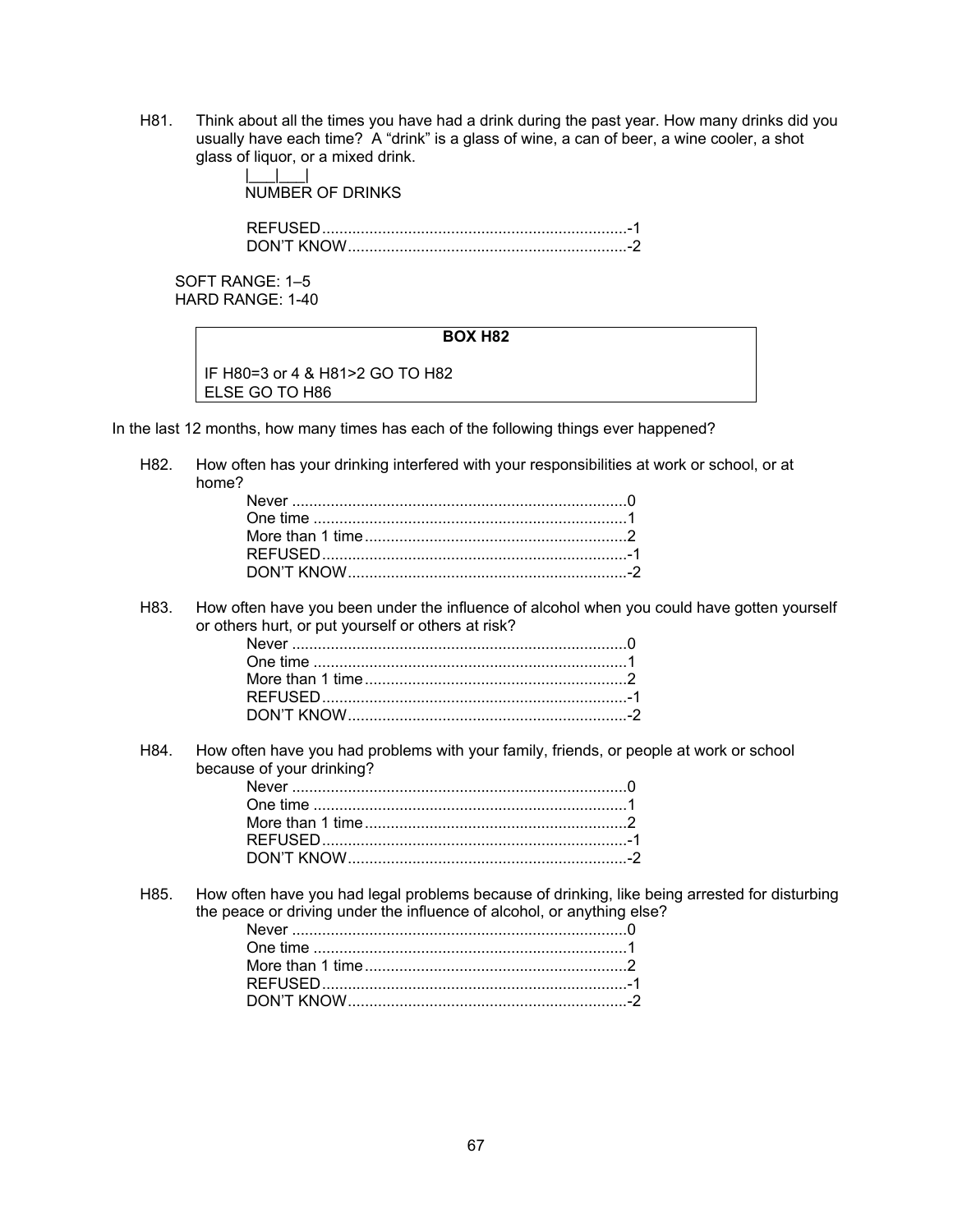H81. Think about all the times you have had a drink during the past year. How many drinks did you usually have each time? A "drink" is a glass of wine, a can of beer, a wine cooler, a shot glass of liquor, or a mixed drink.

|___|___|
NUMBER OF DRINKS

REFUSED......................................................................-1
DON'T KNOW................................................................-2

SOFT RANGE: 1–5
HARD RANGE: 1-40

**BOX H82**

IF H80=3 or 4 & H81>2 GO TO H82
ELSE GO TO H86

In the last 12 months, how many times has each of the following things ever happened?

H82. How often has your drinking interfered with your responsibilities at work or school, or at home?

Never .............................................................................0
One time ........................................................................1
More than 1 time ............................................................2
REFUSED......................................................................-1
DON'T KNOW................................................................-2

H83. How often have you been under the influence of alcohol when you could have gotten yourself or others hurt, or put yourself or others at risk?

Never .............................................................................0
One time ........................................................................1
More than 1 time ............................................................2
REFUSED......................................................................-1
DON'T KNOW................................................................-2

H84. How often have you had problems with your family, friends, or people at work or school because of your drinking?

Never .............................................................................0
One time ........................................................................1
More than 1 time ............................................................2
REFUSED......................................................................-1
DON'T KNOW................................................................-2

H85. How often have you had legal problems because of drinking, like being arrested for disturbing the peace or driving under the influence of alcohol, or anything else?

Never .............................................................................0
One time ........................................................................1
More than 1 time ............................................................2
REFUSED......................................................................-1
DON'T KNOW................................................................-2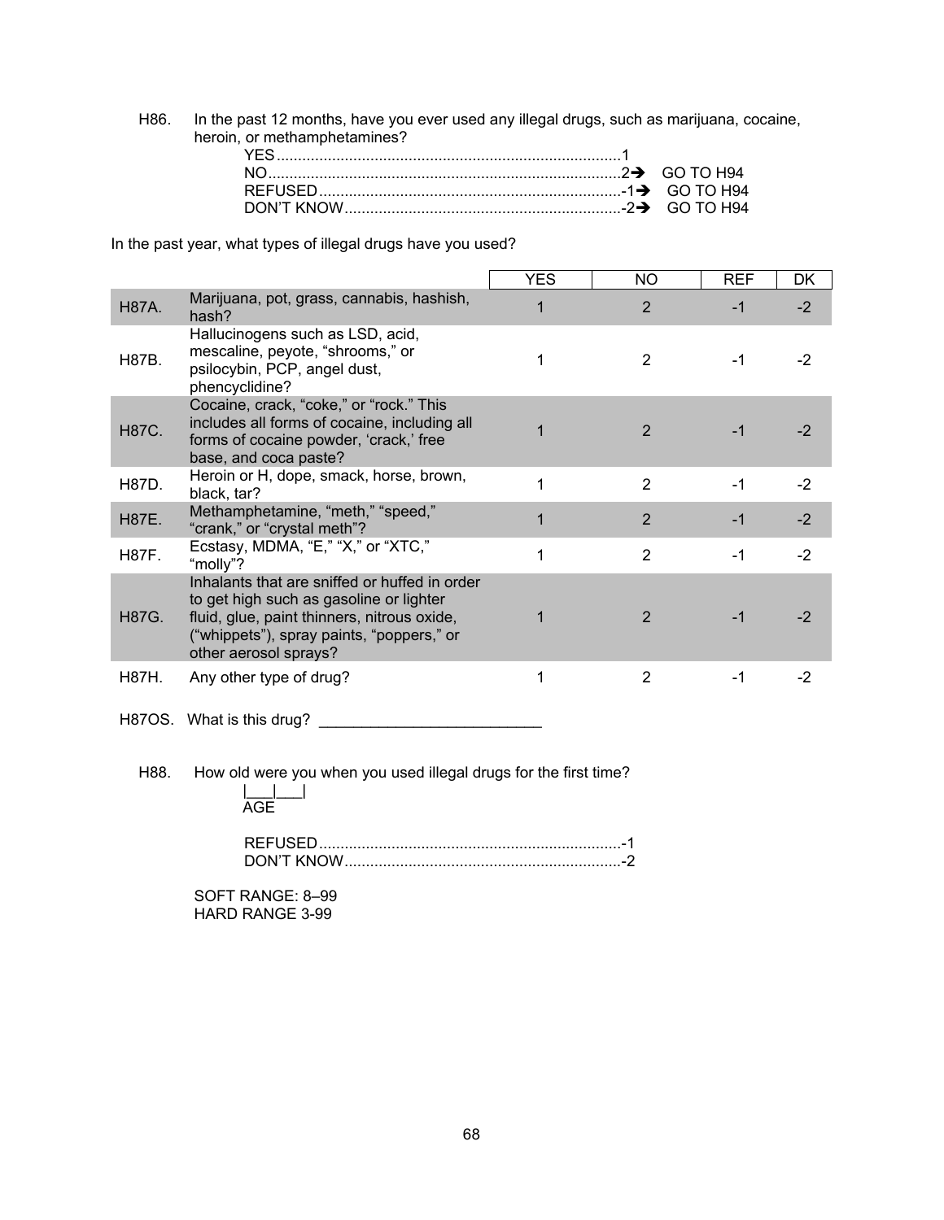H86. In the past 12 months, have you ever used any illegal drugs, such as marijuana, cocaine, heroin, or methamphetamines?

YES ................................................................................1
NO..................................................................................2➔ GO TO H94
REFUSED......................................................................-1➔ GO TO H94
DON'T KNOW................................................................-2➔ GO TO H94

In the past year, what types of illegal drugs have you used?

| | | YES | NO | REF | DK |
|---|---|---|---|---|---|
| H87A. | Marijuana, pot, grass, cannabis, hashish, hash? | 1 | 2 | -1 | -2 |
| H87B. | Hallucinogens such as LSD, acid, mescaline, peyote, "shrooms," or psilocybin, PCP, angel dust, phencyclidine? | 1 | 2 | -1 | -2 |
| H87C. | Cocaine, crack, "coke," or "rock." This includes all forms of cocaine, including all forms of cocaine powder, 'crack,' free base, and coca paste? | 1 | 2 | -1 | -2 |
| H87D. | Heroin or H, dope, smack, horse, brown, black, tar? | 1 | 2 | -1 | -2 |
| H87E. | Methamphetamine, "meth," "speed," "crank," or "crystal meth"? | 1 | 2 | -1 | -2 |
| H87F. | Ecstasy, MDMA, "E," "X," or "XTC," "molly"? | 1 | 2 | -1 | -2 |
| H87G. | Inhalants that are sniffed or huffed in order to get high such as gasoline or lighter fluid, glue, paint thinners, nitrous oxide, ("whippets"), spray paints, "poppers," or other aerosol sprays? | 1 | 2 | -1 | -2 |
| H87H. | Any other type of drug? | 1 | 2 | -1 | -2 |

H87OS. What is this drug? ___________________________

H88. How old were you when you used illegal drugs for the first time?

|___|___|
AGE

REFUSED......................................................................-1
DON'T KNOW................................................................-2

SOFT RANGE: 8–99
HARD RANGE 3-99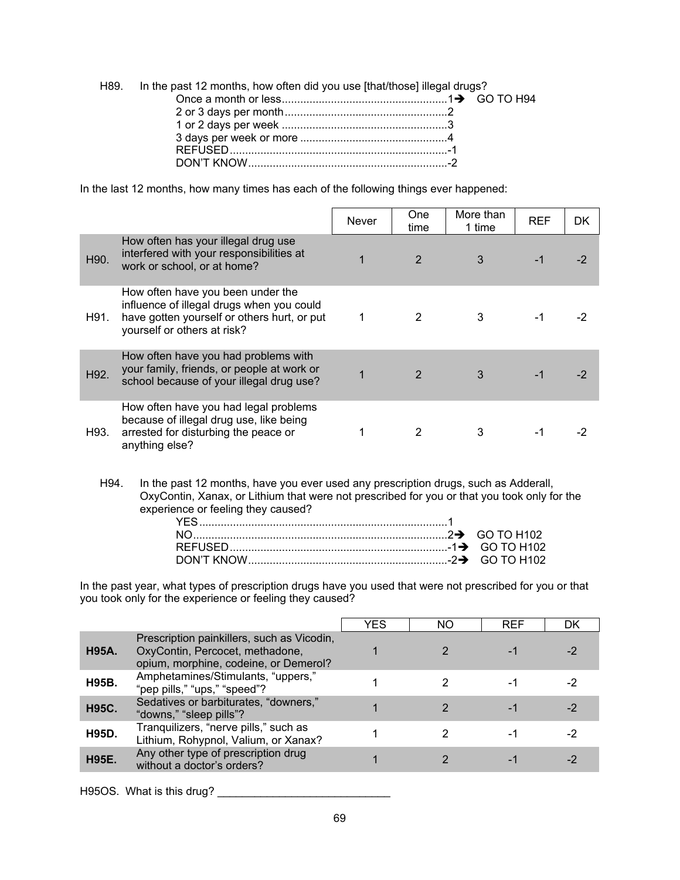H89. In the past 12 months, how often did you use [that/those] illegal drugs?

Once a month or less......................................................1➔ GO TO H94
2 or 3 days per month.....................................................2
1 or 2 days per week ......................................................3
3 days per week or more ................................................4
REFUSED.......................................................................-1
DON'T KNOW.................................................................-2

In the last 12 months, how many times has each of the following things ever happened:

| | | Never | One time | More than 1 time | REF | DK |
|---|---|---|---|---|---|---|
| H90. | How often has your illegal drug use interfered with your responsibilities at work or school, or at home? | 1 | 2 | 3 | -1 | -2 |
| H91. | How often have you been under the influence of illegal drugs when you could have gotten yourself or others hurt, or put yourself or others at risk? | 1 | 2 | 3 | -1 | -2 |
| H92. | How often have you had problems with your family, friends, or people at work or school because of your illegal drug use? | 1 | 2 | 3 | -1 | -2 |
| H93. | How often have you had legal problems because of illegal drug use, like being arrested for disturbing the peace or anything else? | 1 | 2 | 3 | -1 | -2 |

H94. In the past 12 months, have you ever used any prescription drugs, such as Adderall, OxyContin, Xanax, or Lithium that were not prescribed for you or that you took only for the experience or feeling they caused?

YES.................................................................................1
NO..................................................................................2➔ GO TO H102
REFUSED.......................................................................-1➔ GO TO H102
DON'T KNOW.................................................................-2➔ GO TO H102

In the past year, what types of prescription drugs have you used that were not prescribed for you or that you took only for the experience or feeling they caused?

| | | YES | NO | REF | DK |
|---|---|---|---|---|---|
| **H95A.** | Prescription painkillers, such as Vicodin, OxyContin, Percocet, methadone, opium, morphine, codeine, or Demerol? | 1 | 2 | -1 | -2 |
| **H95B.** | Amphetamines/Stimulants, "uppers," "pep pills," "ups," "speed"? | 1 | 2 | -1 | -2 |
| **H95C.** | Sedatives or barbiturates, "downers," "downs," "sleep pills"? | 1 | 2 | -1 | -2 |
| **H95D.** | Tranquilizers, "nerve pills," such as Lithium, Rohypnol, Valium, or Xanax? | 1 | 2 | -1 | -2 |
| **H95E.** | Any other type of prescription drug without a doctor's orders? | 1 | 2 | -1 | -2 |

H95OS. What is this drug? ___________________________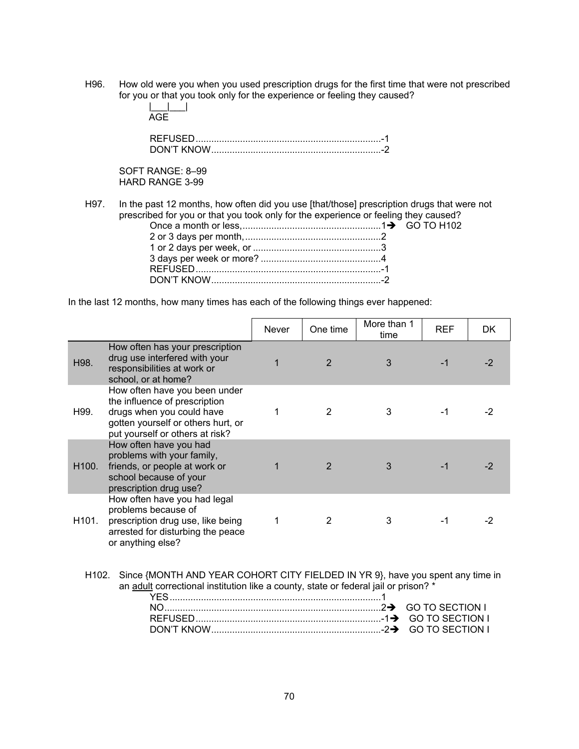H96. How old were you when you used prescription drugs for the first time that were not prescribed for you or that you took only for the experience or feeling they caused?

|___|___|
AGE

REFUSED.......................................................................-1
DON'T KNOW.................................................................-2

SOFT RANGE: 8–99
HARD RANGE 3-99

H97. In the past 12 months, how often did you use [that/those] prescription drugs that were not prescribed for you or that you took only for the experience or feeling they caused?

Once a month or less,.....................................................1➔ GO TO H102
2 or 3 days per month,....................................................2
1 or 2 days per week, or .................................................3
3 days per week or more? ..............................................4
REFUSED.......................................................................-1
DON'T KNOW.................................................................-2

In the last 12 months, how many times has each of the following things ever happened:

| | | Never | One time | More than 1 time | REF | DK |
|---|---|---|---|---|---|---|
| H98. | How often has your prescription drug use interfered with your responsibilities at work or school, or at home? | 1 | 2 | 3 | -1 | -2 |
| H99. | How often have you been under the influence of prescription drugs when you could have gotten yourself or others hurt, or put yourself or others at risk? | 1 | 2 | 3 | -1 | -2 |
| H100. | How often have you had problems with your family, friends, or people at work or school because of your prescription drug use? | 1 | 2 | 3 | -1 | -2 |
| H101. | How often have you had legal problems because of prescription drug use, like being arrested for disturbing the peace or anything else? | 1 | 2 | 3 | -1 | -2 |

H102. Since {MONTH AND YEAR COHORT CITY FIELDED IN YR 9}, have you spent any time in an adult correctional institution like a county, state or federal jail or prison? *

YES.................................................................................1
NO..................................................................................2➔ GO TO SECTION I
REFUSED.......................................................................-1➔ GO TO SECTION I
DON'T KNOW.................................................................-2➔ GO TO SECTION I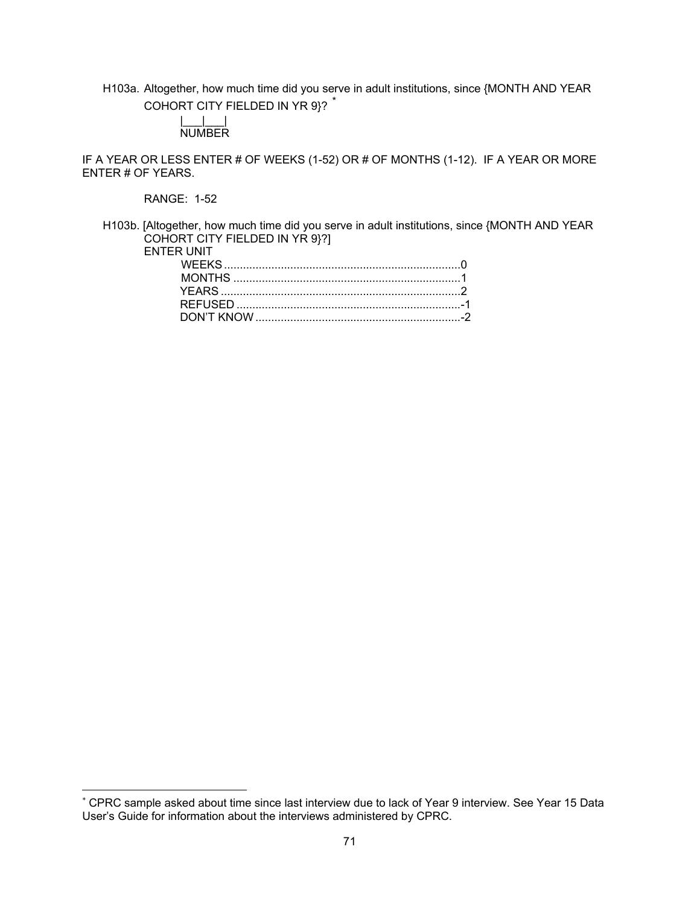H103a. Altogether, how much time did you serve in adult institutions, since {MONTH AND YEAR COHORT CITY FIELDED IN YR 9}? *

|___|___|
NUMBER

IF A YEAR OR LESS ENTER # OF WEEKS (1-52) OR # OF MONTHS (1-12). IF A YEAR OR MORE ENTER # OF YEARS.

RANGE: 1-52

H103b. [Altogether, how much time did you serve in adult institutions, since {MONTH AND YEAR COHORT CITY FIELDED IN YR 9}?]
ENTER UNIT

WEEKS ........................................................................0
MONTHS ......................................................................1
YEARS .........................................................................2
REFUSED .....................................................................-1
DON'T KNOW ...............................................................-2

---

* CPRC sample asked about time since last interview due to lack of Year 9 interview. See Year 15 Data User's Guide for information about the interviews administered by CPRC.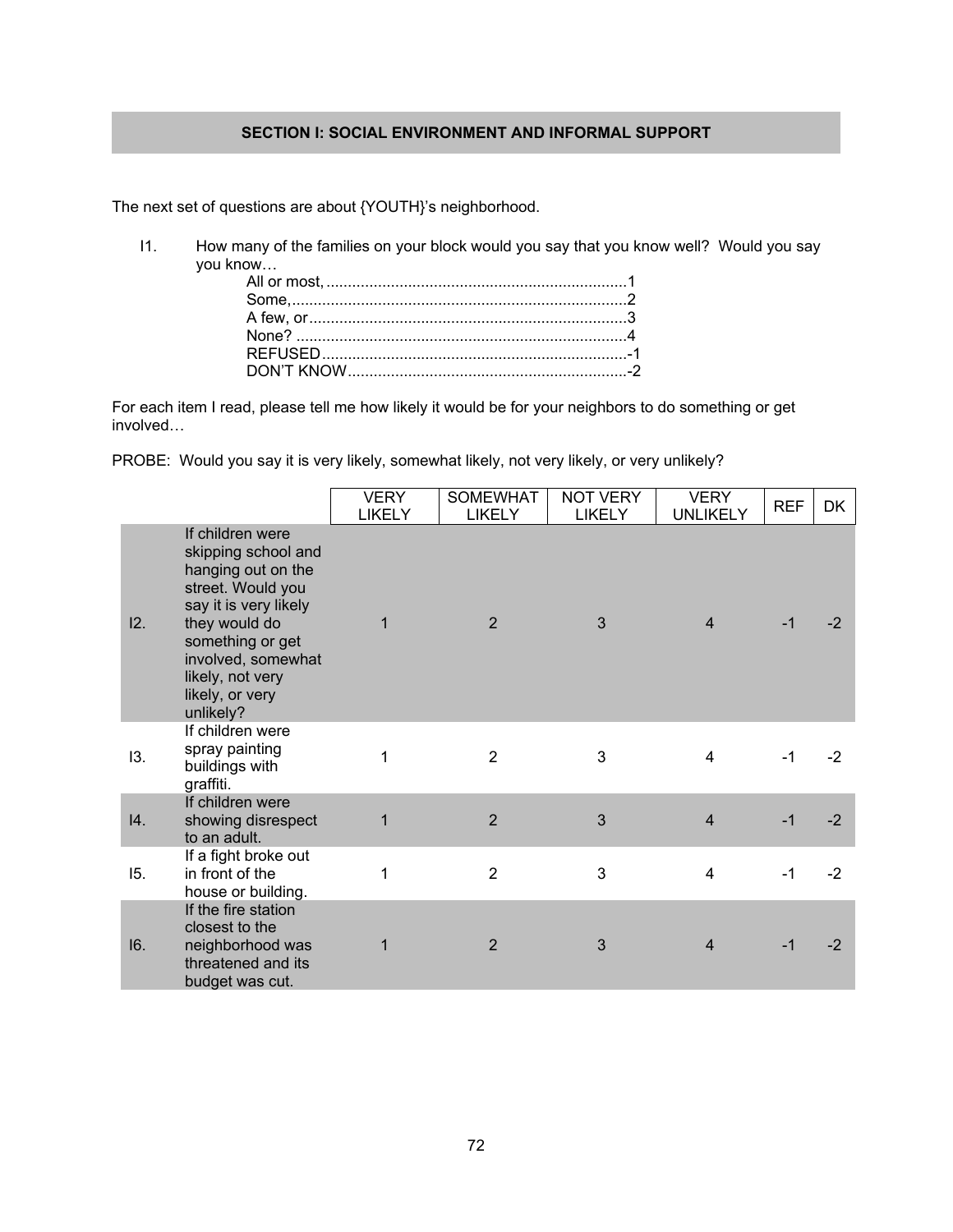## SECTION I: SOCIAL ENVIRONMENT AND INFORMAL SUPPORT

The next set of questions are about {YOUTH}'s neighborhood.

I1. How many of the families on your block would you say that you know well? Would you say you know…

- All or most, ....................................................................1
- Some, ............................................................................2
- A few, or ........................................................................3
- None? ...........................................................................4
- REFUSED ......................................................................-1
- DON'T KNOW ................................................................-2

For each item I read, please tell me how likely it would be for your neighbors to do something or get involved…

PROBE: Would you say it is very likely, somewhat likely, not very likely, or very unlikely?

| | | VERY LIKELY | SOMEWHAT LIKELY | NOT VERY LIKELY | VERY UNLIKELY | REF | DK |
|---|---|---|---|---|---|---|---|
| I2. | If children were skipping school and hanging out on the street. Would you say it is very likely they would do something or get involved, somewhat likely, not very likely, or very unlikely? | 1 | 2 | 3 | 4 | -1 | -2 |
| I3. | If children were spray painting buildings with graffiti. | 1 | 2 | 3 | 4 | -1 | -2 |
| I4. | If children were showing disrespect to an adult. | 1 | 2 | 3 | 4 | -1 | -2 |
| I5. | If a fight broke out in front of the house or building. | 1 | 2 | 3 | 4 | -1 | -2 |
| I6. | If the fire station closest to the neighborhood was threatened and its budget was cut. | 1 | 2 | 3 | 4 | -1 | -2 |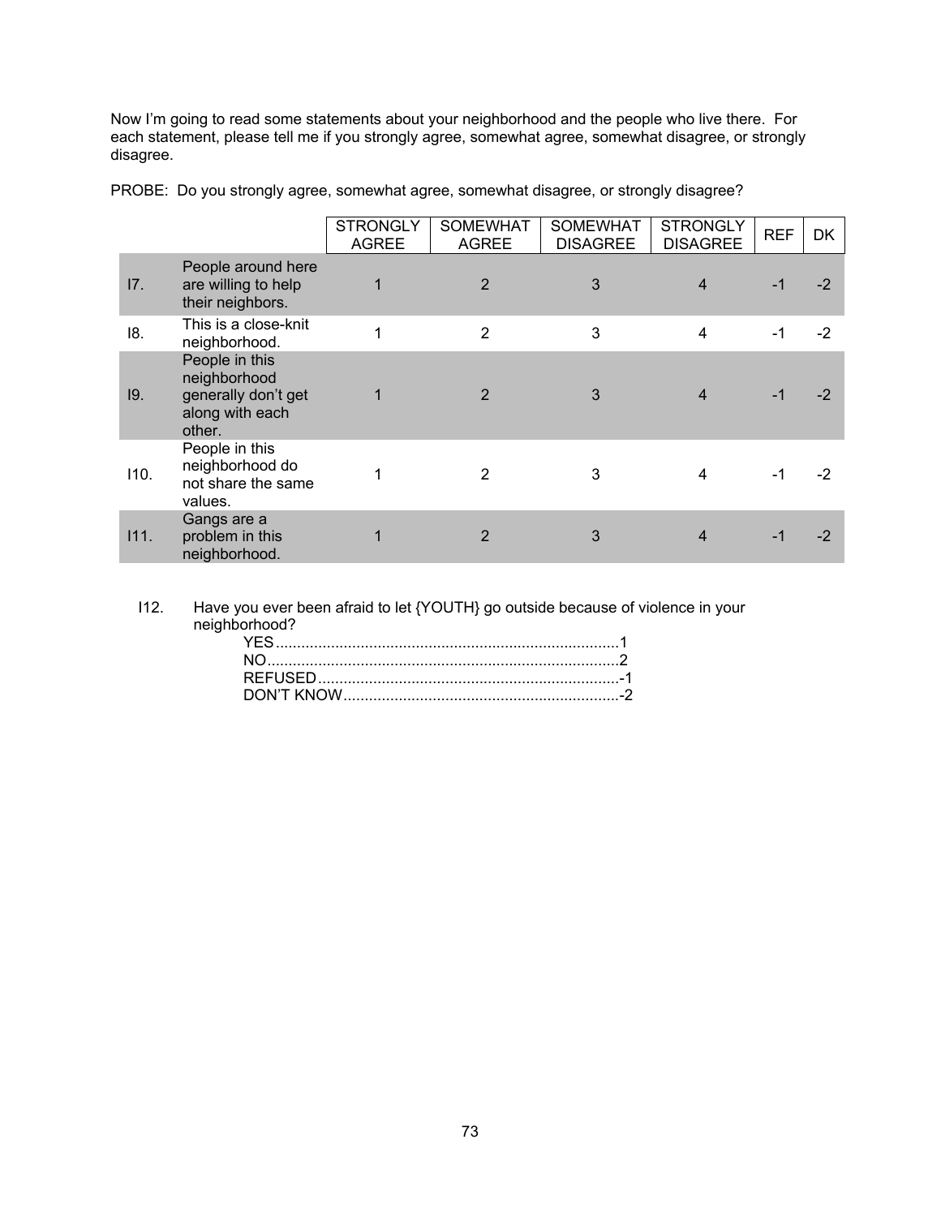Now I'm going to read some statements about your neighborhood and the people who live there. For each statement, please tell me if you strongly agree, somewhat agree, somewhat disagree, or strongly disagree.

PROBE: Do you strongly agree, somewhat agree, somewhat disagree, or strongly disagree?

| | | STRONGLY AGREE | SOMEWHAT AGREE | SOMEWHAT DISAGREE | STRONGLY DISAGREE | REF | DK |
|---|---|---|---|---|---|---|---|
| I7. | People around here are willing to help their neighbors. | 1 | 2 | 3 | 4 | -1 | -2 |
| I8. | This is a close-knit neighborhood. | 1 | 2 | 3 | 4 | -1 | -2 |
| I9. | People in this neighborhood generally don't get along with each other. | 1 | 2 | 3 | 4 | -1 | -2 |
| I10. | People in this neighborhood do not share the same values. | 1 | 2 | 3 | 4 | -1 | -2 |
| I11. | Gangs are a problem in this neighborhood. | 1 | 2 | 3 | 4 | -1 | -2 |

I12. Have you ever been afraid to let {YOUTH} go outside because of violence in your neighborhood?

YES....................................................................................1
NO......................................................................................2
REFUSED...........................................................................-1
DON'T KNOW.....................................................................-2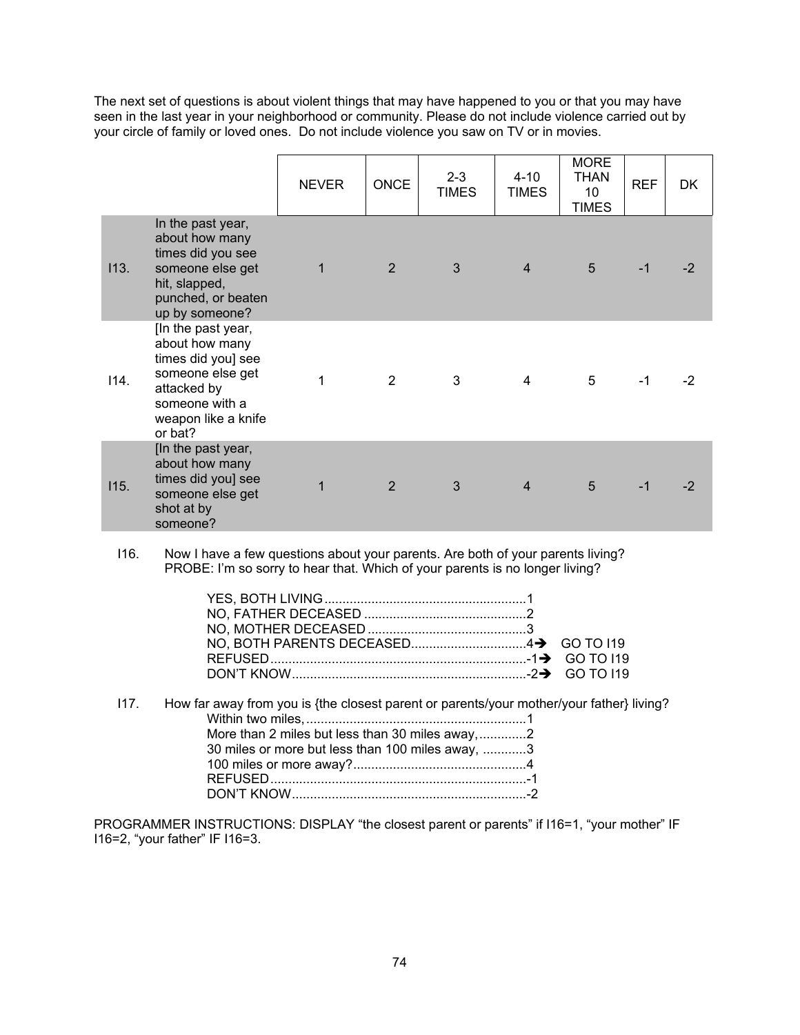The next set of questions is about violent things that may have happened to you or that you may have seen in the last year in your neighborhood or community. Please do not include violence carried out by your circle of family or loved ones. Do not include violence you saw on TV or in movies.

| | | NEVER | ONCE | 2-3 TIMES | 4-10 TIMES | MORE THAN 10 TIMES | REF | DK |
|---|---|---|---|---|---|---|---|---|
| I13. | In the past year, about how many times did you see someone else get hit, slapped, punched, or beaten up by someone? | 1 | 2 | 3 | 4 | 5 | -1 | -2 |
| I14. | [In the past year, about how many times did you] see someone else get attacked by someone with a weapon like a knife or bat? | 1 | 2 | 3 | 4 | 5 | -1 | -2 |
| I15. | [In the past year, about how many times did you] see someone else get shot at by someone? | 1 | 2 | 3 | 4 | 5 | -1 | -2 |

I16. Now I have a few questions about your parents. Are both of your parents living?
PROBE: I'm so sorry to hear that. Which of your parents is no longer living?

- YES, BOTH LIVING........................................................1
- NO, FATHER DECEASED .............................................2
- NO, MOTHER DECEASED ............................................3
- NO, BOTH PARENTS DECEASED................................4➔ GO TO I19
- REFUSED.......................................................................-1➔ GO TO I19
- DON'T KNOW.................................................................-2➔ GO TO I19

I17. How far away from you is {the closest parent or parents/your mother/your father} living?

- Within two miles,.............................................................1
- More than 2 miles but less than 30 miles away,.............2
- 30 miles or more but less than 100 miles away, ............3
- 100 miles or more away?................................................4
- REFUSED.......................................................................-1
- DON'T KNOW.................................................................-2

PROGRAMMER INSTRUCTIONS: DISPLAY "the closest parent or parents" if I16=1, "your mother" IF I16=2, "your father" IF I16=3.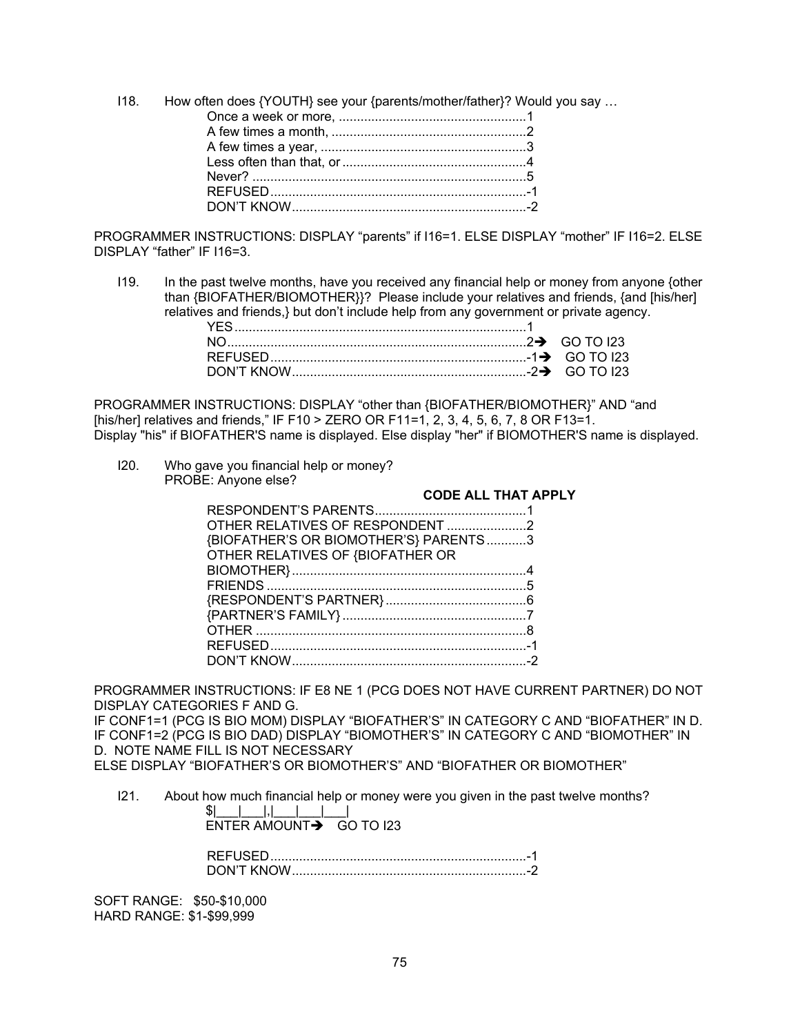I18. How often does {YOUTH} see your {parents/mother/father}? Would you say …

| | |
|---|---|
| Once a week or more, | 1 |
| A few times a month, | 2 |
| A few times a year, | 3 |
| Less often than that, or | 4 |
| Never? | 5 |
| REFUSED | -1 |
| DON'T KNOW | -2 |

PROGRAMMER INSTRUCTIONS: DISPLAY "parents" if I16=1. ELSE DISPLAY "mother" IF I16=2. ELSE DISPLAY "father" IF I16=3.

I19. In the past twelve months, have you received any financial help or money from anyone {other than {BIOFATHER/BIOMOTHER}}? Please include your relatives and friends, {and [his/her] relatives and friends,} but don't include help from any government or private agency.

| | | |
|---|---|---|
| YES | 1 | |
| NO | 2➔ | GO TO I23 |
| REFUSED | -1➔ | GO TO I23 |
| DON'T KNOW | -2➔ | GO TO I23 |

PROGRAMMER INSTRUCTIONS: DISPLAY "other than {BIOFATHER/BIOMOTHER}" AND "and [his/her] relatives and friends," IF F10 > ZERO OR F11=1, 2, 3, 4, 5, 6, 7, 8 OR F13=1.
Display "his" if BIOFATHER'S name is displayed. Else display "her" if BIOMOTHER'S name is displayed.

I20. Who gave you financial help or money?
PROBE: Anyone else?

**CODE ALL THAT APPLY**

| | |
|---|---|
| RESPONDENT'S PARENTS | 1 |
| OTHER RELATIVES OF RESPONDENT | 2 |
| {BIOFATHER'S OR BIOMOTHER'S} PARENTS | 3 |
| OTHER RELATIVES OF {BIOFATHER OR BIOMOTHER} | 4 |
| FRIENDS | 5 |
| {RESPONDENT'S PARTNER} | 6 |
| {PARTNER'S FAMILY} | 7 |
| OTHER | 8 |
| REFUSED | -1 |
| DON'T KNOW | -2 |

PROGRAMMER INSTRUCTIONS: IF E8 NE 1 (PCG DOES NOT HAVE CURRENT PARTNER) DO NOT DISPLAY CATEGORIES F AND G.
IF CONF1=1 (PCG IS BIO MOM) DISPLAY "BIOFATHER'S" IN CATEGORY C AND "BIOFATHER" IN D.
IF CONF1=2 (PCG IS BIO DAD) DISPLAY "BIOMOTHER'S" IN CATEGORY C AND "BIOMOTHER" IN D. NOTE NAME FILL IS NOT NECESSARY
ELSE DISPLAY "BIOFATHER'S OR BIOMOTHER'S" AND "BIOFATHER OR BIOMOTHER"

I21. About how much financial help or money were you given in the past twelve months?

$|___|___|,|___|___|___|
ENTER AMOUNT➔ GO TO I23

| | |
|---|---|
| REFUSED | -1 |
| DON'T KNOW | -2 |

SOFT RANGE: $50-$10,000
HARD RANGE: $1-$99,999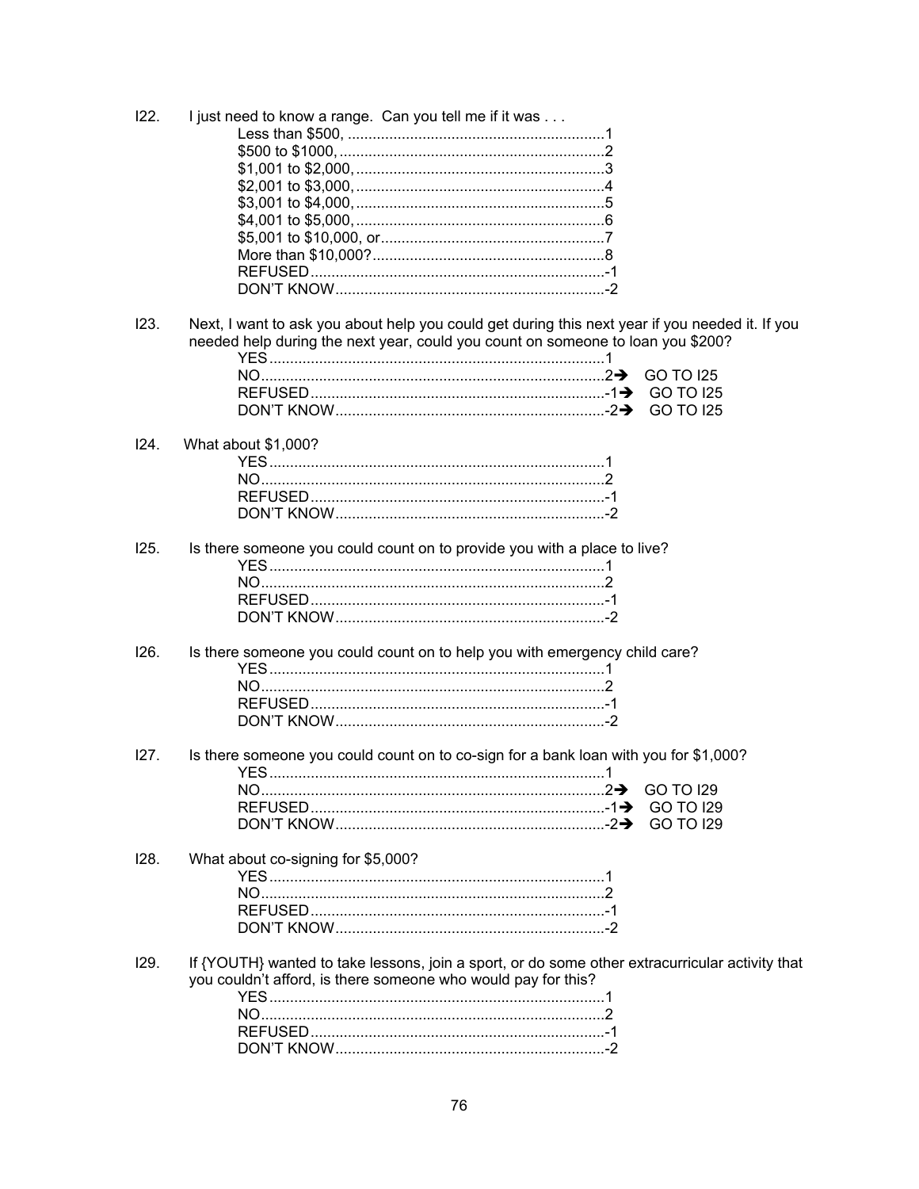I22. I just need to know a range. Can you tell me if it was . . .

- Less than $500, ............................................................1
- $500 to $1000, ..............................................................2
- $1,001 to $2,000, ..........................................................3
- $2,001 to $3,000, ..........................................................4
- $3,001 to $4,000, ..........................................................5
- $4,001 to $5,000, ..........................................................6
- $5,001 to $10,000, or ....................................................7
- More than $10,000? ......................................................8
- REFUSED .....................................................................-1
- DON'T KNOW ...............................................................-2

I23. Next, I want to ask you about help you could get during this next year if you needed it. If you needed help during the next year, could you count on someone to loan you $200?

- YES ...............................................................................1
- NO .................................................................................2➔ GO TO I25
- REFUSED .....................................................................-1➔ GO TO I25
- DON'T KNOW ...............................................................-2➔ GO TO I25

I24. What about $1,000?

- YES ...............................................................................1
- NO .................................................................................2
- REFUSED .....................................................................-1
- DON'T KNOW ...............................................................-2

I25. Is there someone you could count on to provide you with a place to live?

- YES ...............................................................................1
- NO .................................................................................2
- REFUSED .....................................................................-1
- DON'T KNOW ...............................................................-2

I26. Is there someone you could count on to help you with emergency child care?

- YES ...............................................................................1
- NO .................................................................................2
- REFUSED .....................................................................-1
- DON'T KNOW ...............................................................-2

I27. Is there someone you could count on to co-sign for a bank loan with you for $1,000?

- YES ...............................................................................1
- NO .................................................................................2➔ GO TO I29
- REFUSED .....................................................................-1➔ GO TO I29
- DON'T KNOW ...............................................................-2➔ GO TO I29

I28. What about co-signing for $5,000?

- YES ...............................................................................1
- NO .................................................................................2
- REFUSED .....................................................................-1
- DON'T KNOW ...............................................................-2

I29. If {YOUTH} wanted to take lessons, join a sport, or do some other extracurricular activity that you couldn't afford, is there someone who would pay for this?

- YES ...............................................................................1
- NO .................................................................................2
- REFUSED .....................................................................-1
- DON'T KNOW ...............................................................-2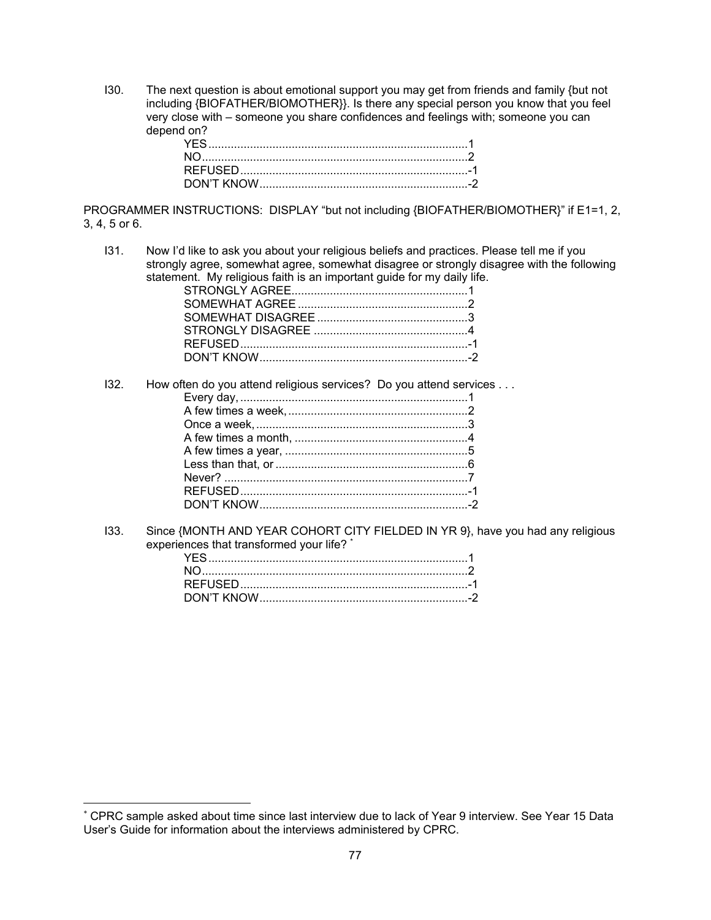I30. The next question is about emotional support you may get from friends and family {but not including {BIOFATHER/BIOMOTHER}}. Is there any special person you know that you feel very close with – someone you share confidences and feelings with; someone you can depend on?

YES ................................................................................1
NO...................................................................................2
REFUSED.......................................................................-1
DON'T KNOW.................................................................-2

PROGRAMMER INSTRUCTIONS: DISPLAY "but not including {BIOFATHER/BIOMOTHER}" if E1=1, 2, 3, 4, 5 or 6.

I31. Now I'd like to ask you about your religious beliefs and practices. Please tell me if you strongly agree, somewhat agree, somewhat disagree or strongly disagree with the following statement. My religious faith is an important guide for my daily life.

STRONGLY AGREE......................................................1
SOMEWHAT AGREE .....................................................2
SOMEWHAT DISAGREE ...............................................3
STRONGLY DISAGREE ................................................4
REFUSED.......................................................................-1
DON'T KNOW.................................................................-2

I32. How often do you attend religious services? Do you attend services . . .

Every day, .......................................................................1
A few times a week, ........................................................2
Once a week, ..................................................................3
A few times a month, ......................................................4
A few times a year, .........................................................5
Less than that, or ............................................................6
Never? ............................................................................7
REFUSED.......................................................................-1
DON'T KNOW.................................................................-2

I33. Since {MONTH AND YEAR COHORT CITY FIELDED IN YR 9}, have you had any religious experiences that transformed your life? *

YES ................................................................................1
NO...................................................................................2
REFUSED.......................................................................-1
DON'T KNOW.................................................................-2

---

* CPRC sample asked about time since last interview due to lack of Year 9 interview. See Year 15 Data User's Guide for information about the interviews administered by CPRC.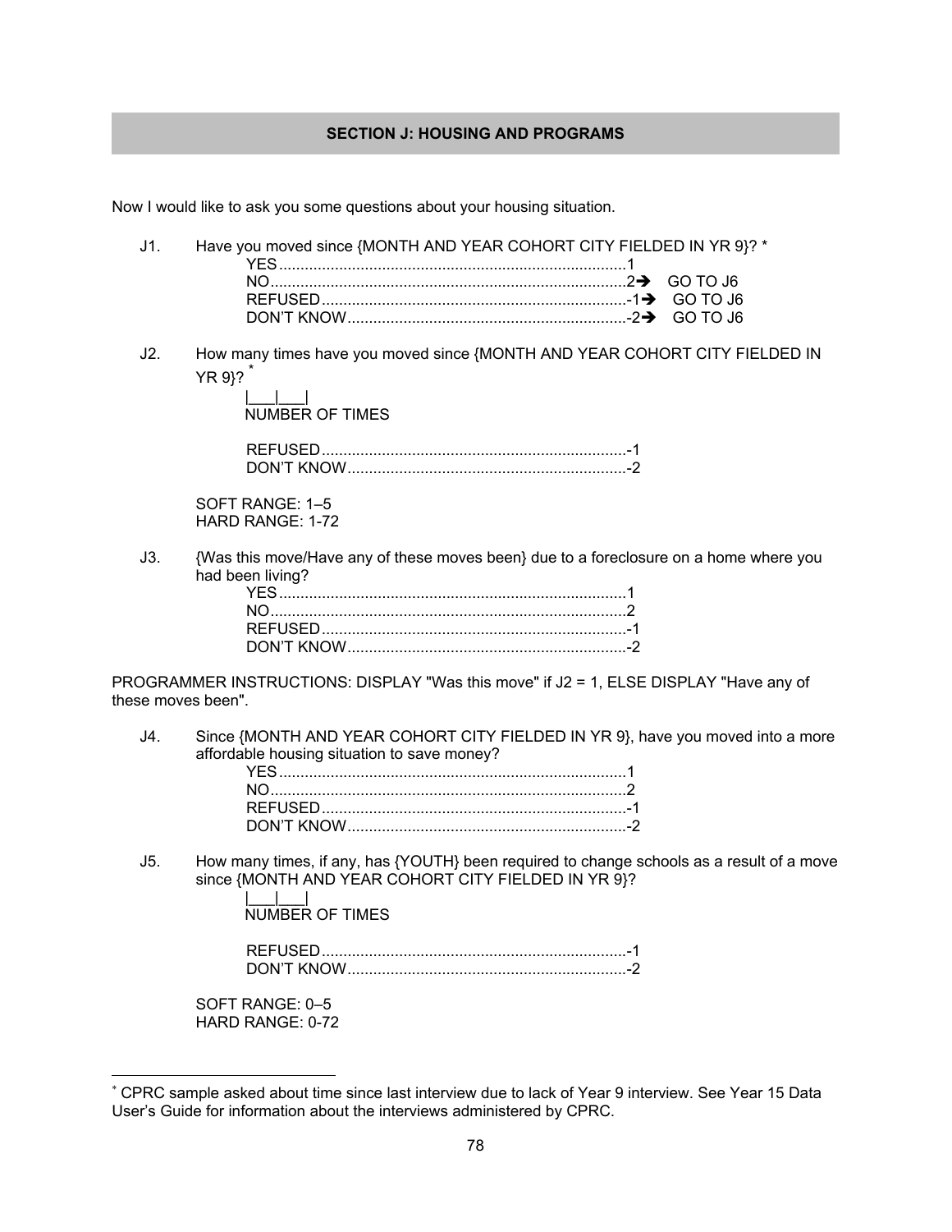## SECTION J: HOUSING AND PROGRAMS

Now I would like to ask you some questions about your housing situation.

J1. Have you moved since {MONTH AND YEAR COHORT CITY FIELDED IN YR 9}? *

YES.................................................................................1
NO..................................................................................2➔ GO TO J6
REFUSED.......................................................................-1➔ GO TO J6
DON'T KNOW.................................................................-2➔ GO TO J6

J2. How many times have you moved since {MONTH AND YEAR COHORT CITY FIELDED IN YR 9}? *

|___|___|
NUMBER OF TIMES

REFUSED.......................................................................-1
DON'T KNOW.................................................................-2

SOFT RANGE: 1–5
HARD RANGE: 1-72

J3. {Was this move/Have any of these moves been} due to a foreclosure on a home where you had been living?

YES.................................................................................1
NO..................................................................................2
REFUSED.......................................................................-1
DON'T KNOW.................................................................-2

PROGRAMMER INSTRUCTIONS: DISPLAY "Was this move" if J2 = 1, ELSE DISPLAY "Have any of these moves been".

J4. Since {MONTH AND YEAR COHORT CITY FIELDED IN YR 9}, have you moved into a more affordable housing situation to save money?

YES.................................................................................1
NO..................................................................................2
REFUSED.......................................................................-1
DON'T KNOW.................................................................-2

J5. How many times, if any, has {YOUTH} been required to change schools as a result of a move since {MONTH AND YEAR COHORT CITY FIELDED IN YR 9}?

|___|___|
NUMBER OF TIMES

REFUSED.......................................................................-1
DON'T KNOW.................................................................-2

SOFT RANGE: 0–5
HARD RANGE: 0-72

* CPRC sample asked about time since last interview due to lack of Year 9 interview. See Year 15 Data User's Guide for information about the interviews administered by CPRC.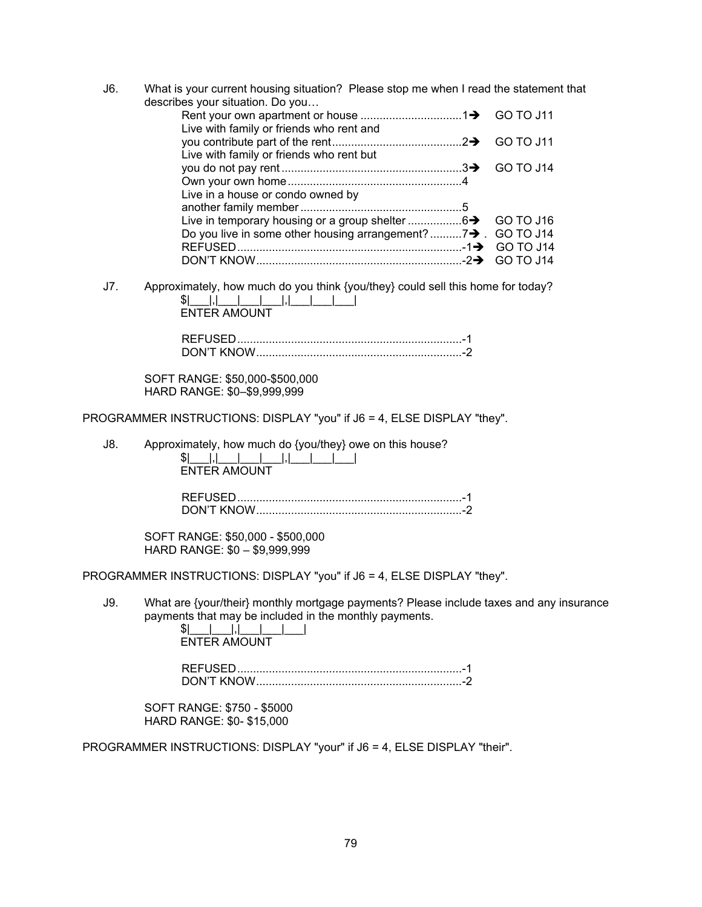J6. What is your current housing situation? Please stop me when I read the statement that describes your situation. Do you…

| | | |
|---|---|---|
| Rent your own apartment or house | 1➔ | GO TO J11 |
| Live with family or friends who rent and you contribute part of the rent | 2➔ | GO TO J11 |
| Live with family or friends who rent but you do not pay rent | 3➔ | GO TO J14 |
| Own your own home | 4 | |
| Live in a house or condo owned by another family member | 5 | |
| Live in temporary housing or a group shelter | 6➔ | GO TO J16 |
| Do you live in some other housing arrangement? | 7➔ . | GO TO J14 |
| REFUSED | -1➔ | GO TO J14 |
| DON'T KNOW | -2➔ | GO TO J14 |

J7. Approximately, how much do you think {you/they} could sell this home for today?

$|___|,|___|___|___|,|___|___|___|
ENTER AMOUNT

REFUSED ........................................ -1
DON'T KNOW ................................... -2

SOFT RANGE: $50,000-$500,000
HARD RANGE: $0–$9,999,999

PROGRAMMER INSTRUCTIONS: DISPLAY "you" if J6 = 4, ELSE DISPLAY "they".

J8. Approximately, how much do {you/they} owe on this house?

$|___|,|___|___|___|,|___|___|___|
ENTER AMOUNT

REFUSED ........................................ -1
DON'T KNOW ................................... -2

SOFT RANGE: $50,000 - $500,000
HARD RANGE: $0 – $9,999,999

PROGRAMMER INSTRUCTIONS: DISPLAY "you" if J6 = 4, ELSE DISPLAY "they".

J9. What are {your/their} monthly mortgage payments? Please include taxes and any insurance payments that may be included in the monthly payments.

$|___|___|,|___|___|___|
ENTER AMOUNT

REFUSED ........................................ -1
DON'T KNOW ................................... -2

SOFT RANGE: $750 - $5000
HARD RANGE: $0- $15,000

PROGRAMMER INSTRUCTIONS: DISPLAY "your" if J6 = 4, ELSE DISPLAY "their".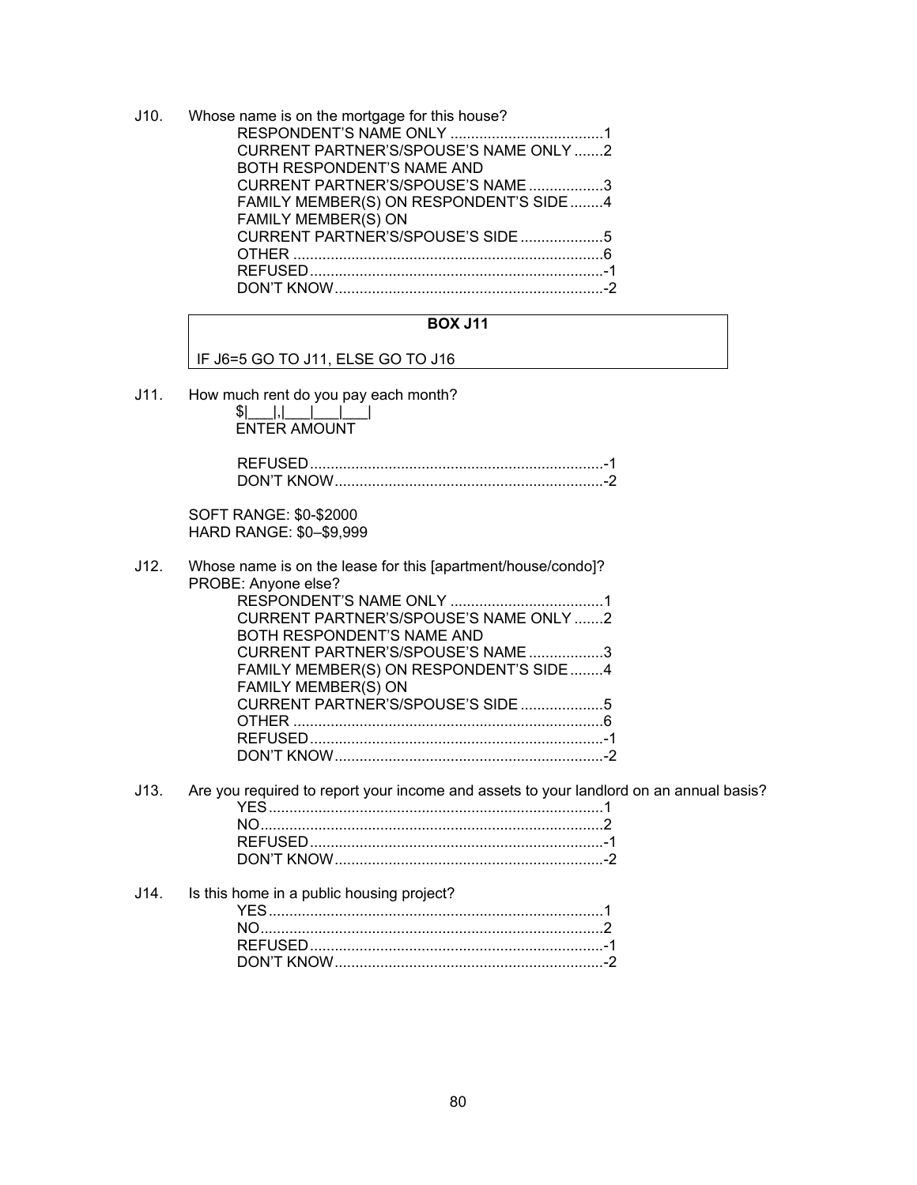J10. Whose name is on the mortgage for this house?

RESPONDENT'S NAME ONLY .....................................1
CURRENT PARTNER'S/SPOUSE'S NAME ONLY .......2
BOTH RESPONDENT'S NAME AND
CURRENT PARTNER'S/SPOUSE'S NAME ..................3
FAMILY MEMBER(S) ON RESPONDENT'S SIDE ........4
FAMILY MEMBER(S) ON
CURRENT PARTNER'S/SPOUSE'S SIDE ....................5
OTHER ...........................................................................6
REFUSED.......................................................................-1
DON'T KNOW.................................................................-2

| **BOX J11** |
|---|
| IF J6=5 GO TO J11, ELSE GO TO J16 |

J11. How much rent do you pay each month?

$|___|,|___|___|___|
ENTER AMOUNT

REFUSED.......................................................................-1
DON'T KNOW.................................................................-2

SOFT RANGE: $0-$2000
HARD RANGE: $0–$9,999

J12. Whose name is on the lease for this [apartment/house/condo]?
PROBE: Anyone else?

RESPONDENT'S NAME ONLY .....................................1
CURRENT PARTNER'S/SPOUSE'S NAME ONLY .......2
BOTH RESPONDENT'S NAME AND
CURRENT PARTNER'S/SPOUSE'S NAME ..................3
FAMILY MEMBER(S) ON RESPONDENT'S SIDE ........4
FAMILY MEMBER(S) ON
CURRENT PARTNER'S/SPOUSE'S SIDE ....................5
OTHER ...........................................................................6
REFUSED.......................................................................-1
DON'T KNOW.................................................................-2

J13. Are you required to report your income and assets to your landlord on an annual basis?

YES.................................................................................1
NO...................................................................................2
REFUSED.......................................................................-1
DON'T KNOW.................................................................-2

J14. Is this home in a public housing project?

YES.................................................................................1
NO...................................................................................2
REFUSED.......................................................................-1
DON'T KNOW.................................................................-2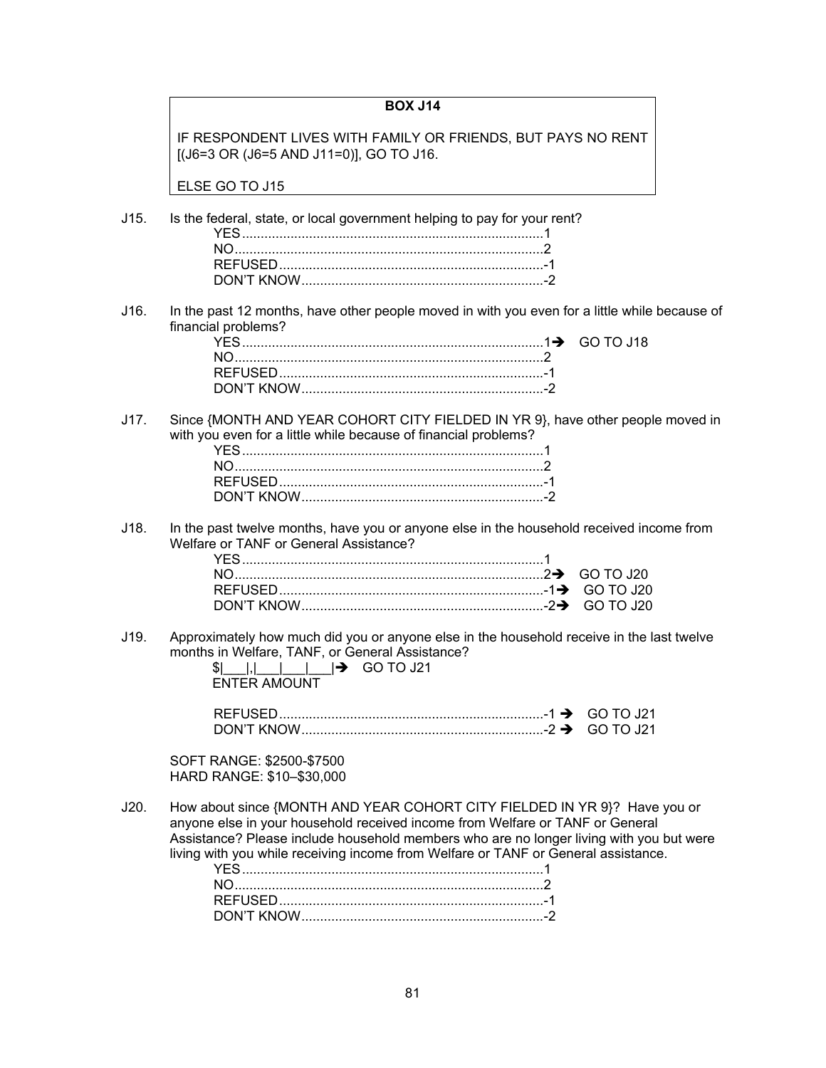**BOX J14**

IF RESPONDENT LIVES WITH FAMILY OR FRIENDS, BUT PAYS NO RENT [(J6=3 OR (J6=5 AND J11=0)], GO TO J16.

ELSE GO TO J15

J15. Is the federal, state, or local government helping to pay for your rent?

- YES....................1
- NO....................2
- REFUSED....................-1
- DON'T KNOW....................-2

J16. In the past 12 months, have other people moved in with you even for a little while because of financial problems?

- YES....................1 ➔ GO TO J18
- NO....................2
- REFUSED....................-1
- DON'T KNOW....................-2

J17. Since {MONTH AND YEAR COHORT CITY FIELDED IN YR 9}, have other people moved in with you even for a little while because of financial problems?

- YES....................1
- NO....................2
- REFUSED....................-1
- DON'T KNOW....................-2

J18. In the past twelve months, have you or anyone else in the household received income from Welfare or TANF or General Assistance?

- YES....................1
- NO....................2 ➔ GO TO J20
- REFUSED....................-1 ➔ GO TO J20
- DON'T KNOW....................-2 ➔ GO TO J20

J19. Approximately how much did you or anyone else in the household receive in the last twelve months in Welfare, TANF, or General Assistance?

$|___|,|___|___|___| ➔ GO TO J21
ENTER AMOUNT

- REFUSED....................-1 ➔ GO TO J21
- DON'T KNOW....................-2 ➔ GO TO J21

SOFT RANGE: $2500-$7500
HARD RANGE: $10–$30,000

J20. How about since {MONTH AND YEAR COHORT CITY FIELDED IN YR 9}? Have you or anyone else in your household received income from Welfare or TANF or General Assistance? Please include household members who are no longer living with you but were living with you while receiving income from Welfare or TANF or General assistance.

- YES....................1
- NO....................2
- REFUSED....................-1
- DON'T KNOW....................-2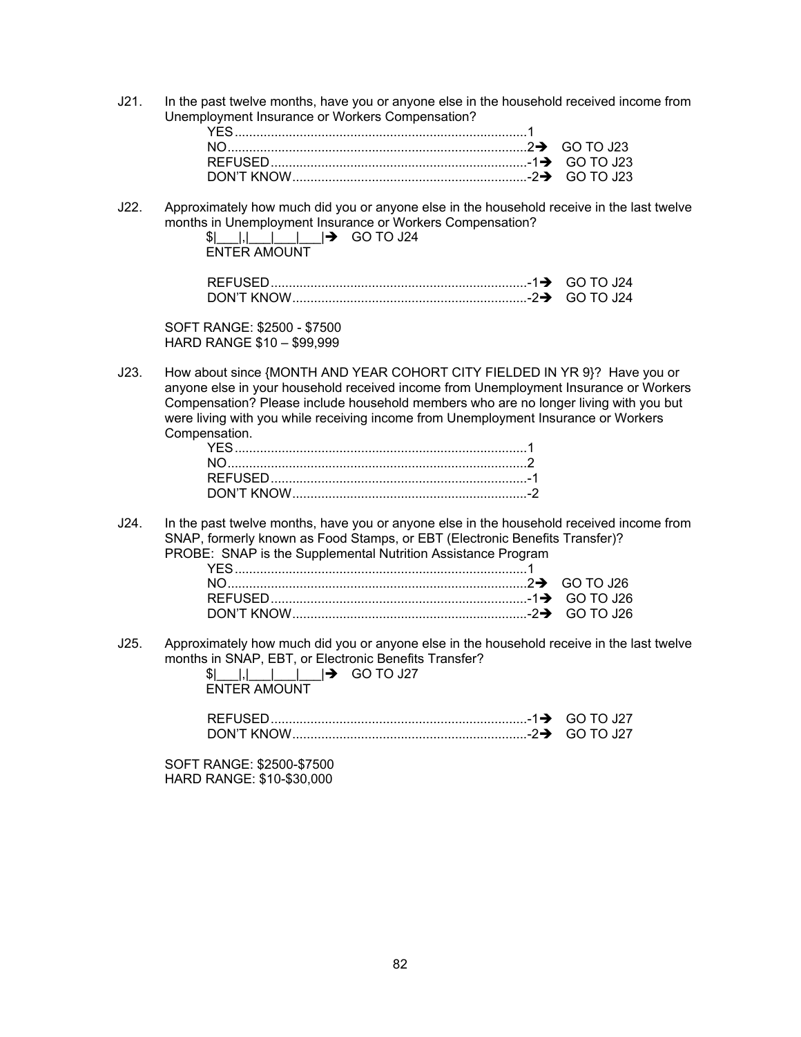J21. In the past twelve months, have you or anyone else in the household received income from Unemployment Insurance or Workers Compensation?

| | | |
|---|---|---|
| YES | 1 | |
| NO | 2 ➔ | GO TO J23 |
| REFUSED | -1 ➔ | GO TO J23 |
| DON'T KNOW | -2 ➔ | GO TO J23 |

J22. Approximately how much did you or anyone else in the household receive in the last twelve months in Unemployment Insurance or Workers Compensation?

$|___|,|___|___|___| ➔ GO TO J24
ENTER AMOUNT

| | | |
|---|---|---|
| REFUSED | -1 ➔ | GO TO J24 |
| DON'T KNOW | -2 ➔ | GO TO J24 |

SOFT RANGE: $2500 - $7500
HARD RANGE $10 – $99,999

J23. How about since {MONTH AND YEAR COHORT CITY FIELDED IN YR 9}? Have you or anyone else in your household received income from Unemployment Insurance or Workers Compensation? Please include household members who are no longer living with you but were living with you while receiving income from Unemployment Insurance or Workers Compensation.

| | |
|---|---|
| YES | 1 |
| NO | 2 |
| REFUSED | -1 |
| DON'T KNOW | -2 |

J24. In the past twelve months, have you or anyone else in the household received income from SNAP, formerly known as Food Stamps, or EBT (Electronic Benefits Transfer)?
PROBE: SNAP is the Supplemental Nutrition Assistance Program

| | | |
|---|---|---|
| YES | 1 | |
| NO | 2 ➔ | GO TO J26 |
| REFUSED | -1 ➔ | GO TO J26 |
| DON'T KNOW | -2 ➔ | GO TO J26 |

J25. Approximately how much did you or anyone else in the household receive in the last twelve months in SNAP, EBT, or Electronic Benefits Transfer?

$|___|,|___|___|___| ➔ GO TO J27
ENTER AMOUNT

| | | |
|---|---|---|
| REFUSED | -1 ➔ | GO TO J27 |
| DON'T KNOW | -2 ➔ | GO TO J27 |

SOFT RANGE: $2500-$7500
HARD RANGE: $10-$30,000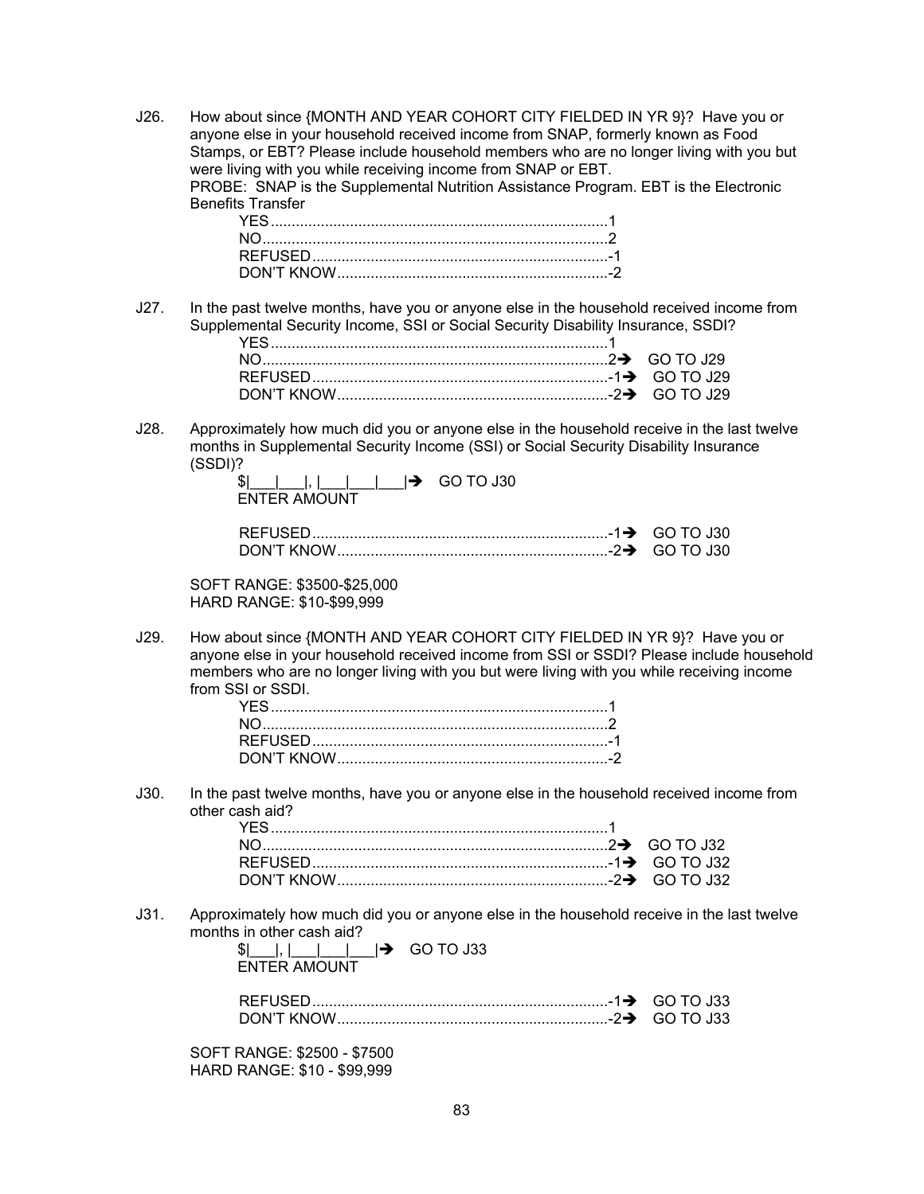J26. How about since {MONTH AND YEAR COHORT CITY FIELDED IN YR 9}? Have you or anyone else in your household received income from SNAP, formerly known as Food Stamps, or EBT? Please include household members who are no longer living with you but were living with you while receiving income from SNAP or EBT.
PROBE: SNAP is the Supplemental Nutrition Assistance Program. EBT is the Electronic Benefits Transfer

- YES ................................................................................1
- NO..................................................................................2
- REFUSED......................................................................-1
- DON'T KNOW................................................................-2

J27. In the past twelve months, have you or anyone else in the household received income from Supplemental Security Income, SSI or Social Security Disability Insurance, SSDI?

- YES ................................................................................1
- NO..................................................................................2 ➔ GO TO J29
- REFUSED......................................................................-1 ➔ GO TO J29
- DON'T KNOW................................................................-2 ➔ GO TO J29

J28. Approximately how much did you or anyone else in the household receive in the last twelve months in Supplemental Security Income (SSI) or Social Security Disability Insurance (SSDI)?

$|___|___|, |___|___|___| ➔ GO TO J30
ENTER AMOUNT

- REFUSED......................................................................-1 ➔ GO TO J30
- DON'T KNOW................................................................-2 ➔ GO TO J30

SOFT RANGE: $3500-$25,000
HARD RANGE: $10-$99,999

J29. How about since {MONTH AND YEAR COHORT CITY FIELDED IN YR 9}? Have you or anyone else in your household received income from SSI or SSDI? Please include household members who are no longer living with you but were living with you while receiving income from SSI or SSDI.

- YES ................................................................................1
- NO..................................................................................2
- REFUSED......................................................................-1
- DON'T KNOW................................................................-2

J30. In the past twelve months, have you or anyone else in the household received income from other cash aid?

- YES ................................................................................1
- NO..................................................................................2 ➔ GO TO J32
- REFUSED......................................................................-1 ➔ GO TO J32
- DON'T KNOW................................................................-2 ➔ GO TO J32

J31. Approximately how much did you or anyone else in the household receive in the last twelve months in other cash aid?

$|___|, |___|___|___| ➔ GO TO J33
ENTER AMOUNT

- REFUSED......................................................................-1 ➔ GO TO J33
- DON'T KNOW................................................................-2 ➔ GO TO J33

SOFT RANGE: $2500 - $7500
HARD RANGE: $10 - $99,999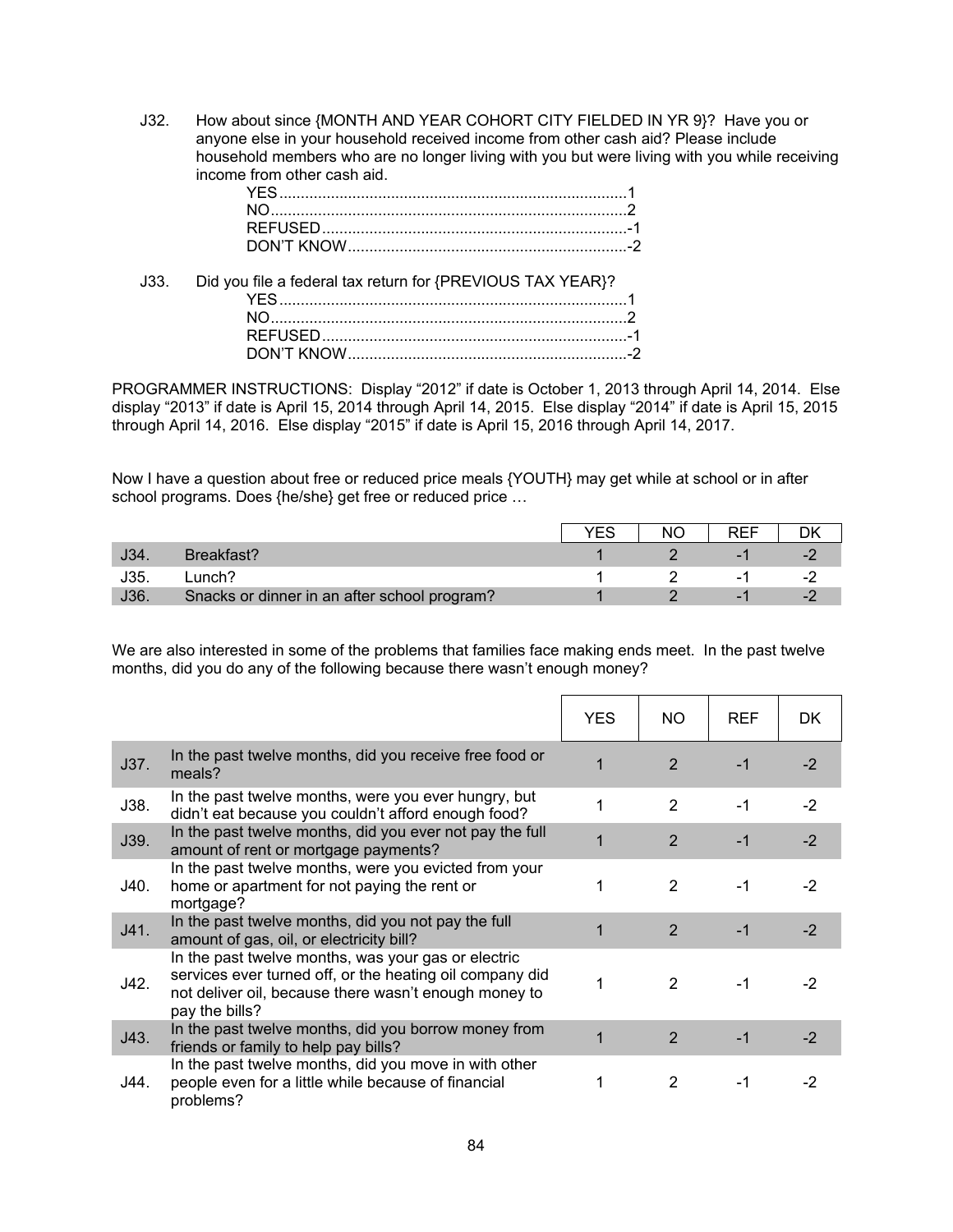J32. How about since {MONTH AND YEAR COHORT CITY FIELDED IN YR 9}? Have you or anyone else in your household received income from other cash aid? Please include household members who are no longer living with you but were living with you while receiving income from other cash aid.

YES....................................................................................1
NO......................................................................................2
REFUSED.........................................................................-1
DON'T KNOW...................................................................-2

J33. Did you file a federal tax return for {PREVIOUS TAX YEAR}?

YES....................................................................................1
NO......................................................................................2
REFUSED.........................................................................-1
DON'T KNOW...................................................................-2

PROGRAMMER INSTRUCTIONS: Display "2012" if date is October 1, 2013 through April 14, 2014. Else display "2013" if date is April 15, 2014 through April 14, 2015. Else display "2014" if date is April 15, 2015 through April 14, 2016. Else display "2015" if date is April 15, 2016 through April 14, 2017.

Now I have a question about free or reduced price meals {YOUTH} may get while at school or in after school programs. Does {he/she} get free or reduced price …

| | | YES | NO | REF | DK |
|---|---|---|---|---|---|
| J34. | Breakfast? | 1 | 2 | -1 | -2 |
| J35. | Lunch? | 1 | 2 | -1 | -2 |
| J36. | Snacks or dinner in an after school program? | 1 | 2 | -1 | -2 |

We are also interested in some of the problems that families face making ends meet. In the past twelve months, did you do any of the following because there wasn't enough money?

| | | YES | NO | REF | DK |
|---|---|---|---|---|---|
| J37. | In the past twelve months, did you receive free food or meals? | 1 | 2 | -1 | -2 |
| J38. | In the past twelve months, were you ever hungry, but didn't eat because you couldn't afford enough food? | 1 | 2 | -1 | -2 |
| J39. | In the past twelve months, did you ever not pay the full amount of rent or mortgage payments? | 1 | 2 | -1 | -2 |
| J40. | In the past twelve months, were you evicted from your home or apartment for not paying the rent or mortgage? | 1 | 2 | -1 | -2 |
| J41. | In the past twelve months, did you not pay the full amount of gas, oil, or electricity bill? | 1 | 2 | -1 | -2 |
| J42. | In the past twelve months, was your gas or electric services ever turned off, or the heating oil company did not deliver oil, because there wasn't enough money to pay the bills? | 1 | 2 | -1 | -2 |
| J43. | In the past twelve months, did you borrow money from friends or family to help pay bills? | 1 | 2 | -1 | -2 |
| J44. | In the past twelve months, did you move in with other people even for a little while because of financial problems? | 1 | 2 | -1 | -2 |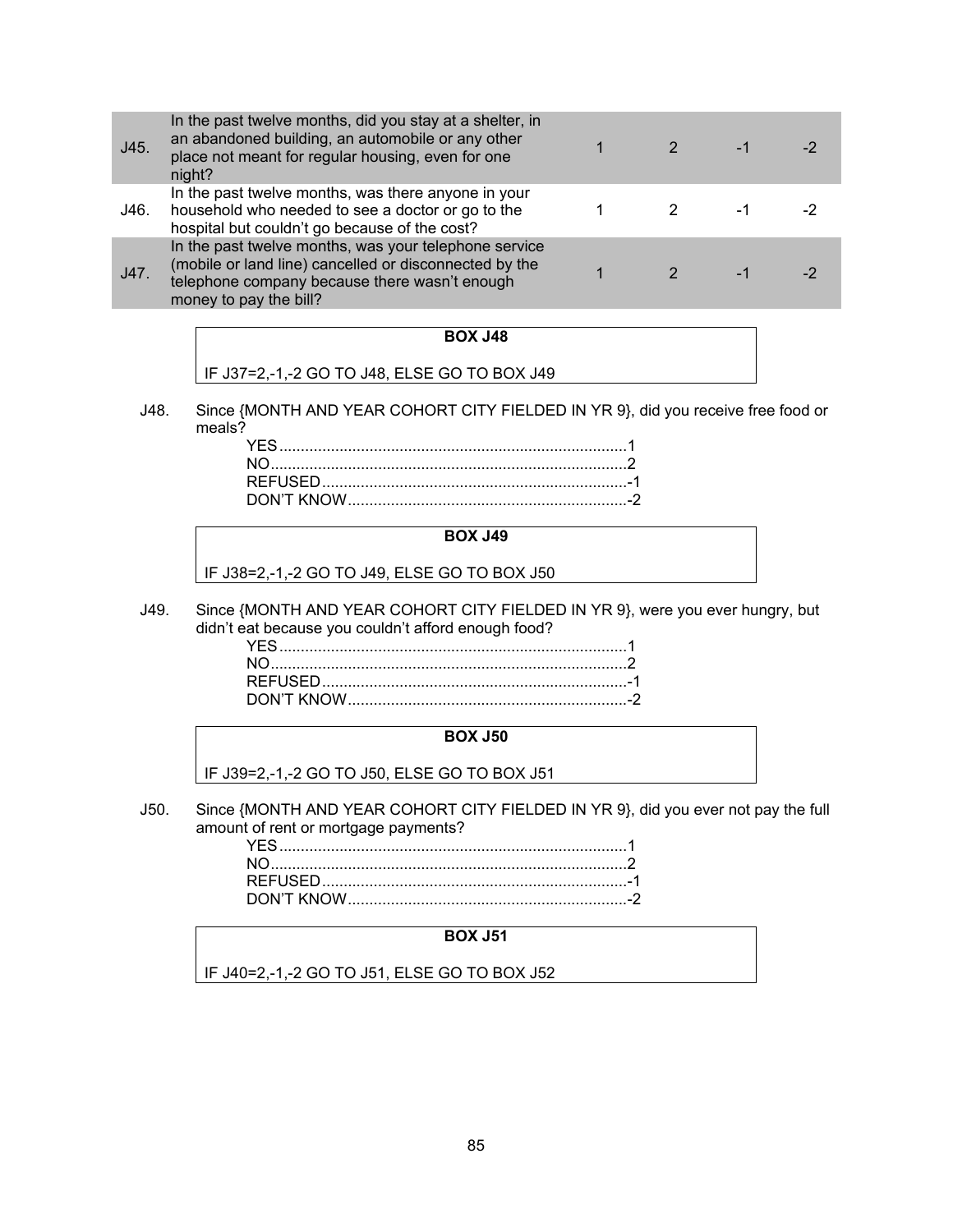| | | | | | |
|---|---|---|---|---|---|
| J45. | In the past twelve months, did you stay at a shelter, in an abandoned building, an automobile or any other place not meant for regular housing, even for one night? | 1 | 2 | -1 | -2 |
| J46. | In the past twelve months, was there anyone in your household who needed to see a doctor or go to the hospital but couldn't go because of the cost? | 1 | 2 | -1 | -2 |
| J47. | In the past twelve months, was your telephone service (mobile or land line) cancelled or disconnected by the telephone company because there wasn't enough money to pay the bill? | 1 | 2 | -1 | -2 |

**BOX J48**

IF J37=2,-1,-2 GO TO J48, ELSE GO TO BOX J49

J48. Since {MONTH AND YEAR COHORT CITY FIELDED IN YR 9}, did you receive free food or meals?

YES....................1
NO....................2
REFUSED....................-1
DON'T KNOW....................-2

**BOX J49**

IF J38=2,-1,-2 GO TO J49, ELSE GO TO BOX J50

J49. Since {MONTH AND YEAR COHORT CITY FIELDED IN YR 9}, were you ever hungry, but didn't eat because you couldn't afford enough food?

YES....................1
NO....................2
REFUSED....................-1
DON'T KNOW....................-2

**BOX J50**

IF J39=2,-1,-2 GO TO J50, ELSE GO TO BOX J51

J50. Since {MONTH AND YEAR COHORT CITY FIELDED IN YR 9}, did you ever not pay the full amount of rent or mortgage payments?

YES....................1
NO....................2
REFUSED....................-1
DON'T KNOW....................-2

**BOX J51**

IF J40=2,-1,-2 GO TO J51, ELSE GO TO BOX J52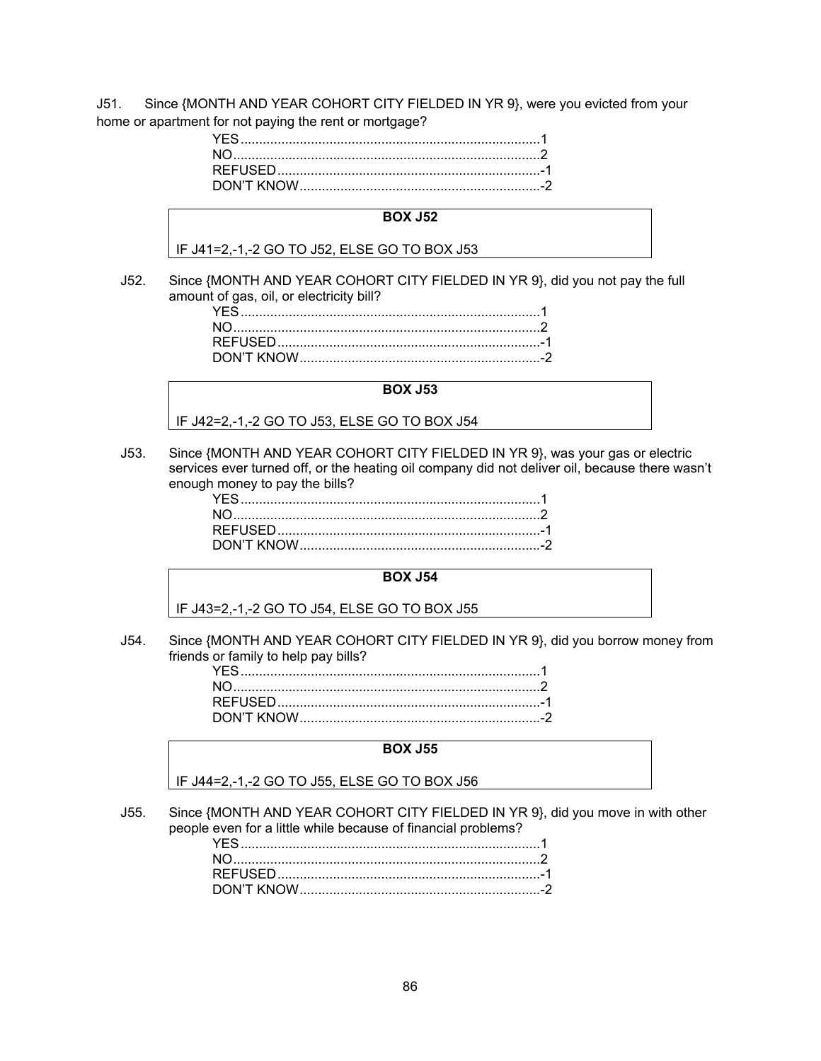J51. Since {MONTH AND YEAR COHORT CITY FIELDED IN YR 9}, were you evicted from your home or apartment for not paying the rent or mortgage?

YES....................................................................................1
NO.....................................................................................2
REFUSED.........................................................................-1
DON'T KNOW...................................................................-2

**BOX J52**

IF J41=2,-1,-2 GO TO J52, ELSE GO TO BOX J53

J52. Since {MONTH AND YEAR COHORT CITY FIELDED IN YR 9}, did you not pay the full amount of gas, oil, or electricity bill?

YES....................................................................................1
NO.....................................................................................2
REFUSED.........................................................................-1
DON'T KNOW...................................................................-2

**BOX J53**

IF J42=2,-1,-2 GO TO J53, ELSE GO TO BOX J54

J53. Since {MONTH AND YEAR COHORT CITY FIELDED IN YR 9}, was your gas or electric services ever turned off, or the heating oil company did not deliver oil, because there wasn't enough money to pay the bills?

YES....................................................................................1
NO.....................................................................................2
REFUSED.........................................................................-1
DON'T KNOW...................................................................-2

**BOX J54**

IF J43=2,-1,-2 GO TO J54, ELSE GO TO BOX J55

J54. Since {MONTH AND YEAR COHORT CITY FIELDED IN YR 9}, did you borrow money from friends or family to help pay bills?

YES....................................................................................1
NO.....................................................................................2
REFUSED.........................................................................-1
DON'T KNOW...................................................................-2

**BOX J55**

IF J44=2,-1,-2 GO TO J55, ELSE GO TO BOX J56

J55. Since {MONTH AND YEAR COHORT CITY FIELDED IN YR 9}, did you move in with other people even for a little while because of financial problems?

YES....................................................................................1
NO.....................................................................................2
REFUSED.........................................................................-1
DON'T KNOW...................................................................-2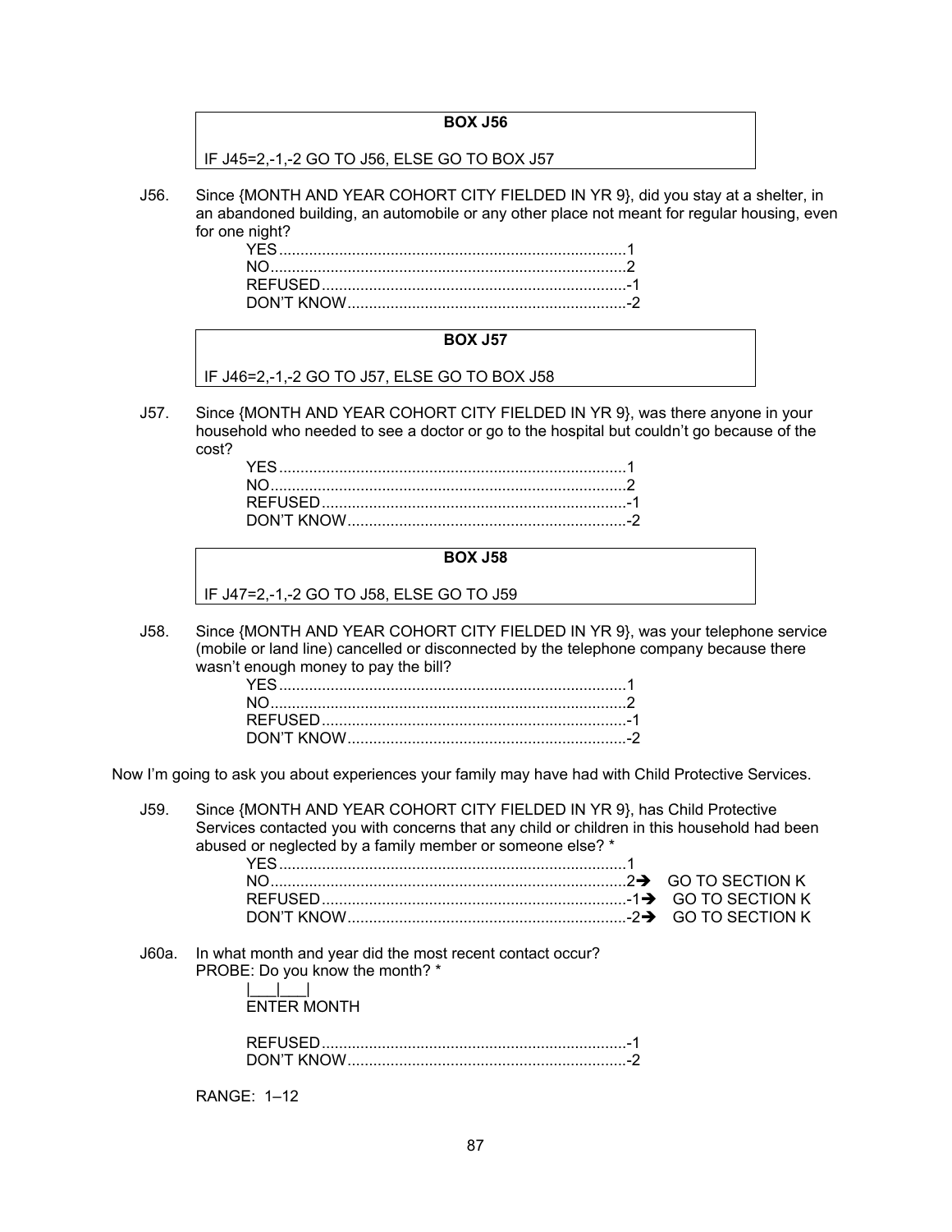**BOX J56**

IF J45=2,-1,-2 GO TO J56, ELSE GO TO BOX J57

J56. Since {MONTH AND YEAR COHORT CITY FIELDED IN YR 9}, did you stay at a shelter, in an abandoned building, an automobile or any other place not meant for regular housing, even for one night?

YES....................................................................................1
NO......................................................................................2
REFUSED..........................................................................-1
DON'T KNOW....................................................................-2

**BOX J57**

IF J46=2,-1,-2 GO TO J57, ELSE GO TO BOX J58

J57. Since {MONTH AND YEAR COHORT CITY FIELDED IN YR 9}, was there anyone in your household who needed to see a doctor or go to the hospital but couldn't go because of the cost?

YES....................................................................................1
NO......................................................................................2
REFUSED..........................................................................-1
DON'T KNOW....................................................................-2

**BOX J58**

IF J47=2,-1,-2 GO TO J58, ELSE GO TO J59

J58. Since {MONTH AND YEAR COHORT CITY FIELDED IN YR 9}, was your telephone service (mobile or land line) cancelled or disconnected by the telephone company because there wasn't enough money to pay the bill?

YES....................................................................................1
NO......................................................................................2
REFUSED..........................................................................-1
DON'T KNOW....................................................................-2

Now I'm going to ask you about experiences your family may have had with Child Protective Services.

J59. Since {MONTH AND YEAR COHORT CITY FIELDED IN YR 9}, has Child Protective Services contacted you with concerns that any child or children in this household had been abused or neglected by a family member or someone else? *

YES....................................................................................1
NO......................................................................................2 → GO TO SECTION K
REFUSED..........................................................................-1 → GO TO SECTION K
DON'T KNOW....................................................................-2 → GO TO SECTION K

J60a. In what month and year did the most recent contact occur?
PROBE: Do you know the month? *

|___|___|
ENTER MONTH

REFUSED..........................................................................-1
DON'T KNOW....................................................................-2

RANGE: 1–12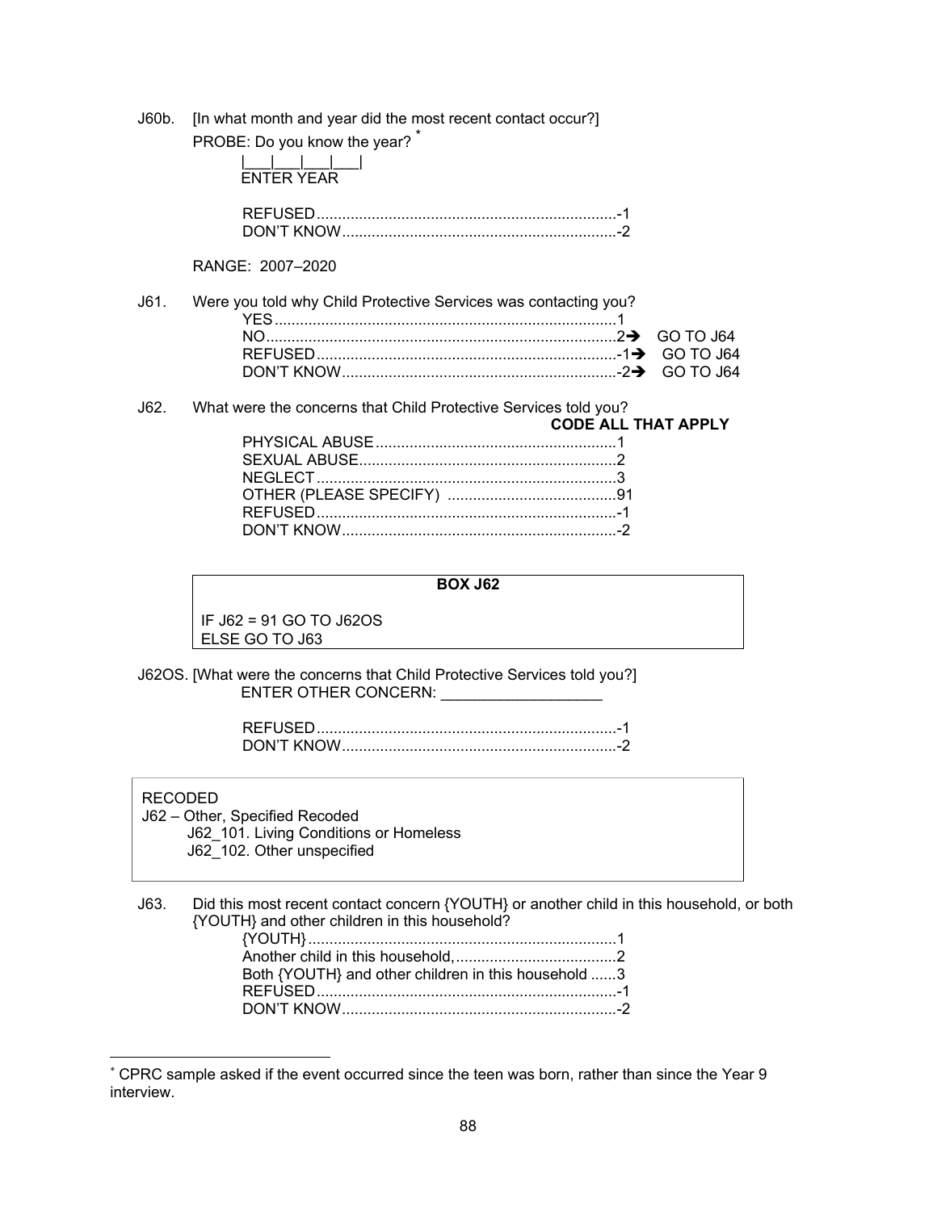J60b. [In what month and year did the most recent contact occur?]

PROBE: Do you know the year? [*]

|___|___|___|___|
ENTER YEAR

REFUSED.......................................................................-1
DON'T KNOW.................................................................-2

RANGE: 2007–2020

J61. Were you told why Child Protective Services was contacting you?

YES.................................................................................1
NO..................................................................................2➔ GO TO J64
REFUSED.......................................................................-1➔ GO TO J64
DON'T KNOW.................................................................-2➔ GO TO J64

J62. What were the concerns that Child Protective Services told you?

**CODE ALL THAT APPLY**

PHYSICAL ABUSE.........................................................1
SEXUAL ABUSE.............................................................2
NEGLECT.......................................................................3
OTHER (PLEASE SPECIFY) ........................................91
REFUSED.......................................................................-1
DON'T KNOW.................................................................-2

| **BOX J62** |
|---|
| IF J62 = 91 GO TO J62OS<br>ELSE GO TO J63 |

J62OS. [What were the concerns that Child Protective Services told you?]

ENTER OTHER CONCERN: ___________________

REFUSED.......................................................................-1
DON'T KNOW.................................................................-2

| RECODED<br>J62 – Other, Specified Recoded<br>J62_101. Living Conditions or Homeless<br>J62_102. Other unspecified |
|---|

J63. Did this most recent contact concern {YOUTH} or another child in this household, or both {YOUTH} and other children in this household?

{YOUTH}.........................................................................1
Another child in this household,......................................2
Both {YOUTH} and other children in this household ......3
REFUSED.......................................................................-1
DON'T KNOW.................................................................-2

[*] CPRC sample asked if the event occurred since the teen was born, rather than since the Year 9 interview.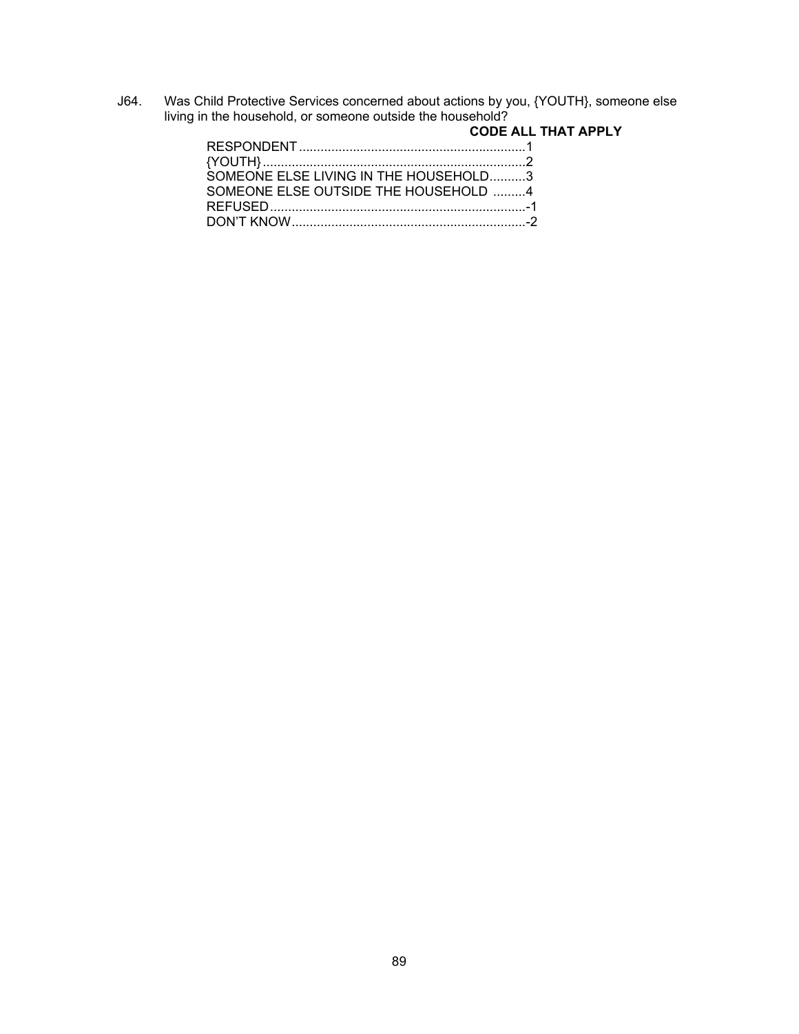J64. Was Child Protective Services concerned about actions by you, {YOUTH}, someone else living in the household, or someone outside the household?

**CODE ALL THAT APPLY**

RESPONDENT ............................................................... 1
{YOUTH} ......................................................................... 2
SOMEONE ELSE LIVING IN THE HOUSEHOLD.......... 3
SOMEONE ELSE OUTSIDE THE HOUSEHOLD ......... 4
REFUSED ....................................................................... -1
DON'T KNOW ................................................................. -2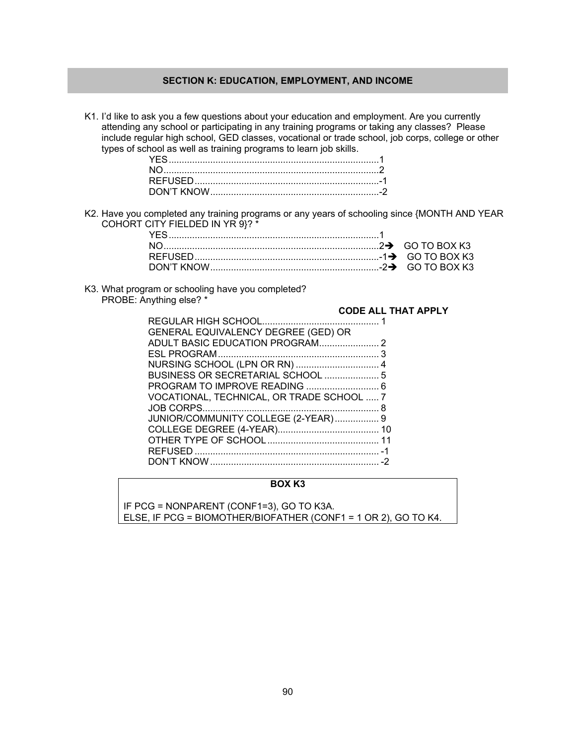## SECTION K: EDUCATION, EMPLOYMENT, AND INCOME

K1. I'd like to ask you a few questions about your education and employment. Are you currently attending any school or participating in any training programs or taking any classes? Please include regular high school, GED classes, vocational or trade school, job corps, college or other types of school as well as training programs to learn job skills.

YES................................................................................1
NO..................................................................................2
REFUSED.......................................................................-1
DON'T KNOW.................................................................-2

K2. Have you completed any training programs or any years of schooling since {MONTH AND YEAR COHORT CITY FIELDED IN YR 9}? *

YES................................................................................1
NO..................................................................................2➔ GO TO BOX K3
REFUSED.......................................................................-1➔ GO TO BOX K3
DON'T KNOW.................................................................-2➔ GO TO BOX K3

K3. What program or schooling have you completed?
PROBE: Anything else? *

**CODE ALL THAT APPLY**

REGULAR HIGH SCHOOL............................................ 1
GENERAL EQUIVALENCY DEGREE (GED) OR
ADULT BASIC EDUCATION PROGRAM....................... 2
ESL PROGRAM.............................................................. 3
NURSING SCHOOL (LPN OR RN) ................................ 4
BUSINESS OR SECRETARIAL SCHOOL ..................... 5
PROGRAM TO IMPROVE READING ............................ 6
VOCATIONAL, TECHNICAL, OR TRADE SCHOOL ..... 7
JOB CORPS.................................................................... 8
JUNIOR/COMMUNITY COLLEGE (2-YEAR)................. 9
COLLEGE DEGREE (4-YEAR)....................................... 10
OTHER TYPE OF SCHOOL........................................... 11
REFUSED ...................................................................... -1
DON'T KNOW ................................................................. -2

| **BOX K3** |
|---|
| IF PCG = NONPARENT (CONF1=3), GO TO K3A.<br>ELSE, IF PCG = BIOMOTHER/BIOFATHER (CONF1 = 1 OR 2), GO TO K4. |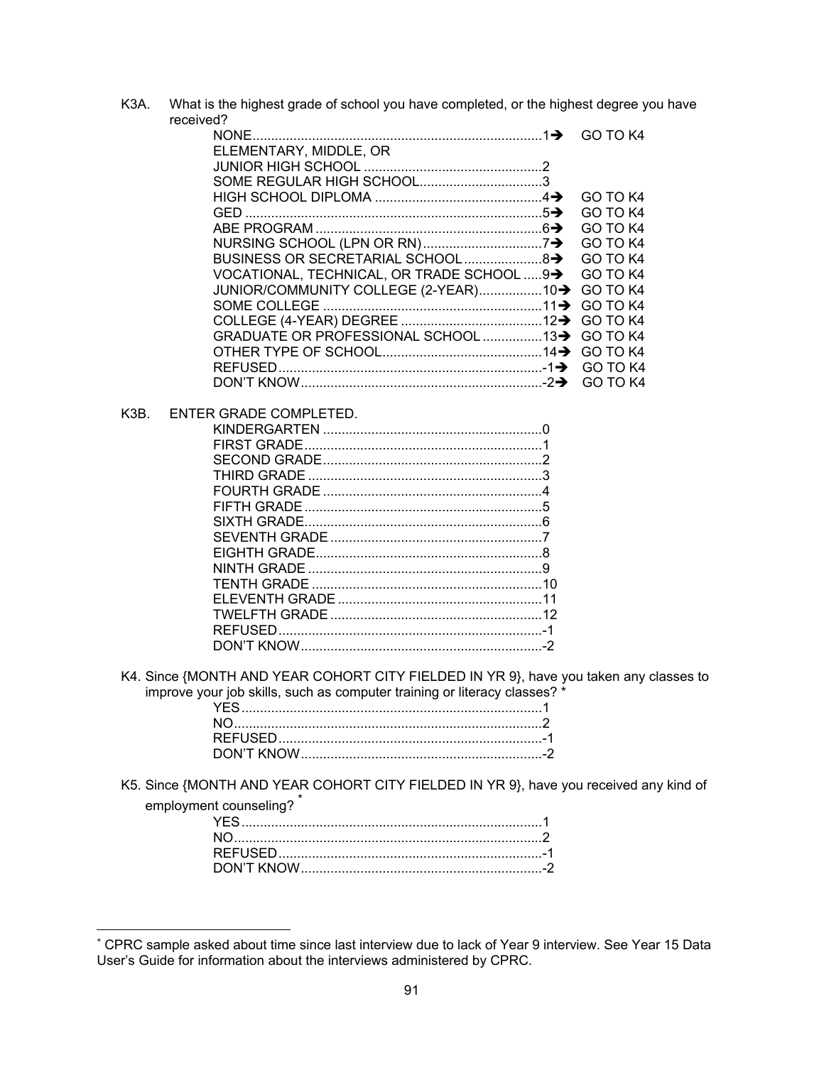K3A. What is the highest grade of school you have completed, or the highest degree you have received?

| | | |
|---|---|---|
| NONE | 1→ | GO TO K4 |
| ELEMENTARY, MIDDLE, OR JUNIOR HIGH SCHOOL | 2 | |
| SOME REGULAR HIGH SCHOOL | 3 | |
| HIGH SCHOOL DIPLOMA | 4→ | GO TO K4 |
| GED | 5→ | GO TO K4 |
| ABE PROGRAM | 6→ | GO TO K4 |
| NURSING SCHOOL (LPN OR RN) | 7→ | GO TO K4 |
| BUSINESS OR SECRETARIAL SCHOOL | 8→ | GO TO K4 |
| VOCATIONAL, TECHNICAL, OR TRADE SCHOOL | 9→ | GO TO K4 |
| JUNIOR/COMMUNITY COLLEGE (2-YEAR) | 10→ | GO TO K4 |
| SOME COLLEGE | 11→ | GO TO K4 |
| COLLEGE (4-YEAR) DEGREE | 12→ | GO TO K4 |
| GRADUATE OR PROFESSIONAL SCHOOL | 13→ | GO TO K4 |
| OTHER TYPE OF SCHOOL | 14→ | GO TO K4 |
| REFUSED | -1→ | GO TO K4 |
| DON'T KNOW | -2→ | GO TO K4 |

K3B. ENTER GRADE COMPLETED.

| | |
|---|---|
| KINDERGARTEN | 0 |
| FIRST GRADE | 1 |
| SECOND GRADE | 2 |
| THIRD GRADE | 3 |
| FOURTH GRADE | 4 |
| FIFTH GRADE | 5 |
| SIXTH GRADE | 6 |
| SEVENTH GRADE | 7 |
| EIGHTH GRADE | 8 |
| NINTH GRADE | 9 |
| TENTH GRADE | 10 |
| ELEVENTH GRADE | 11 |
| TWELFTH GRADE | 12 |
| REFUSED | -1 |
| DON'T KNOW | -2 |

K4. Since {MONTH AND YEAR COHORT CITY FIELDED IN YR 9}, have you taken any classes to improve your job skills, such as computer training or literacy classes? *

| | |
|---|---|
| YES | 1 |
| NO | 2 |
| REFUSED | -1 |
| DON'T KNOW | -2 |

K5. Since {MONTH AND YEAR COHORT CITY FIELDED IN YR 9}, have you received any kind of employment counseling? *

| | |
|---|---|
| YES | 1 |
| NO | 2 |
| REFUSED | -1 |
| DON'T KNOW | -2 |

* CPRC sample asked about time since last interview due to lack of Year 9 interview. See Year 15 Data User's Guide for information about the interviews administered by CPRC.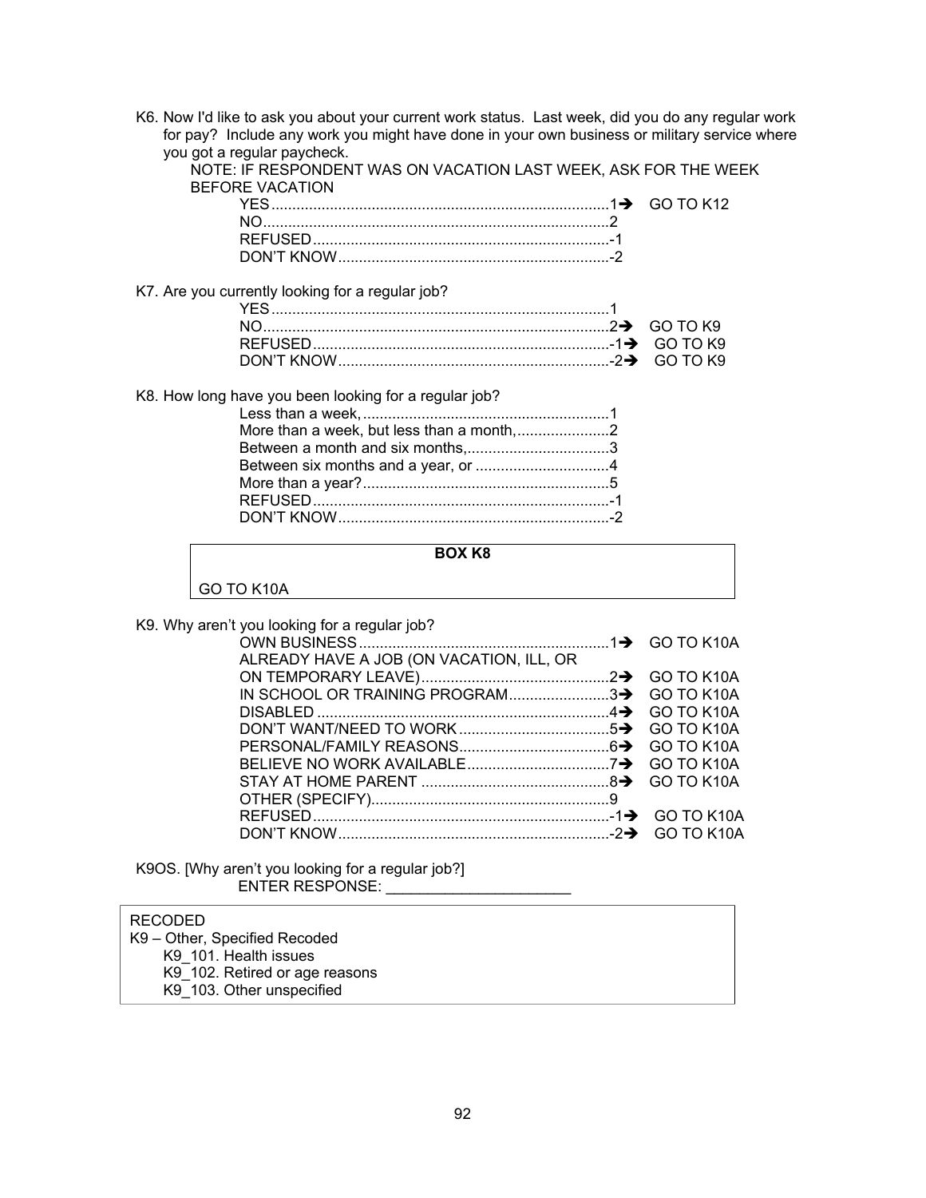K6. Now I'd like to ask you about your current work status. Last week, did you do any regular work for pay? Include any work you might have done in your own business or military service where you got a regular paycheck.

NOTE: IF RESPONDENT WAS ON VACATION LAST WEEK, ASK FOR THE WEEK BEFORE VACATION

- YES....................................................................................1➔ GO TO K12
- NO......................................................................................2
- REFUSED..........................................................................-1
- DON'T KNOW....................................................................-2

K7. Are you currently looking for a regular job?

- YES....................................................................................1
- NO......................................................................................2➔ GO TO K9
- REFUSED..........................................................................-1➔ GO TO K9
- DON'T KNOW....................................................................-2➔ GO TO K9

K8. How long have you been looking for a regular job?

- Less than a week, ..............................................................1
- More than a week, but less than a month,......................2
- Between a month and six months,..................................3
- Between six months and a year, or ................................4
- More than a year?............................................................5
- REFUSED..........................................................................-1
- DON'T KNOW....................................................................-2

| BOX K8 |
|---|
| GO TO K10A |

K9. Why aren't you looking for a regular job?

- OWN BUSINESS..............................................................1➔ GO TO K10A
- ALREADY HAVE A JOB (ON VACATION, ILL, OR ON TEMPORARY LEAVE)..............................................2➔ GO TO K10A
- IN SCHOOL OR TRAINING PROGRAM........................3➔ GO TO K10A
- DISABLED .........................................................................4➔ GO TO K10A
- DON'T WANT/NEED TO WORK....................................5➔ GO TO K10A
- PERSONAL/FAMILY REASONS....................................6➔ GO TO K10A
- BELIEVE NO WORK AVAILABLE..................................7➔ GO TO K10A
- STAY AT HOME PARENT ...............................................8➔ GO TO K10A
- OTHER (SPECIFY)............................................................9
- REFUSED..........................................................................-1➔ GO TO K10A
- DON'T KNOW....................................................................-2➔ GO TO K10A

K9OS. [Why aren't you looking for a regular job?]

ENTER RESPONSE: ______________________

| RECODED |
|---|
| K9 – Other, Specified Recoded<br>K9_101. Health issues<br>K9_102. Retired or age reasons<br>K9_103. Other unspecified |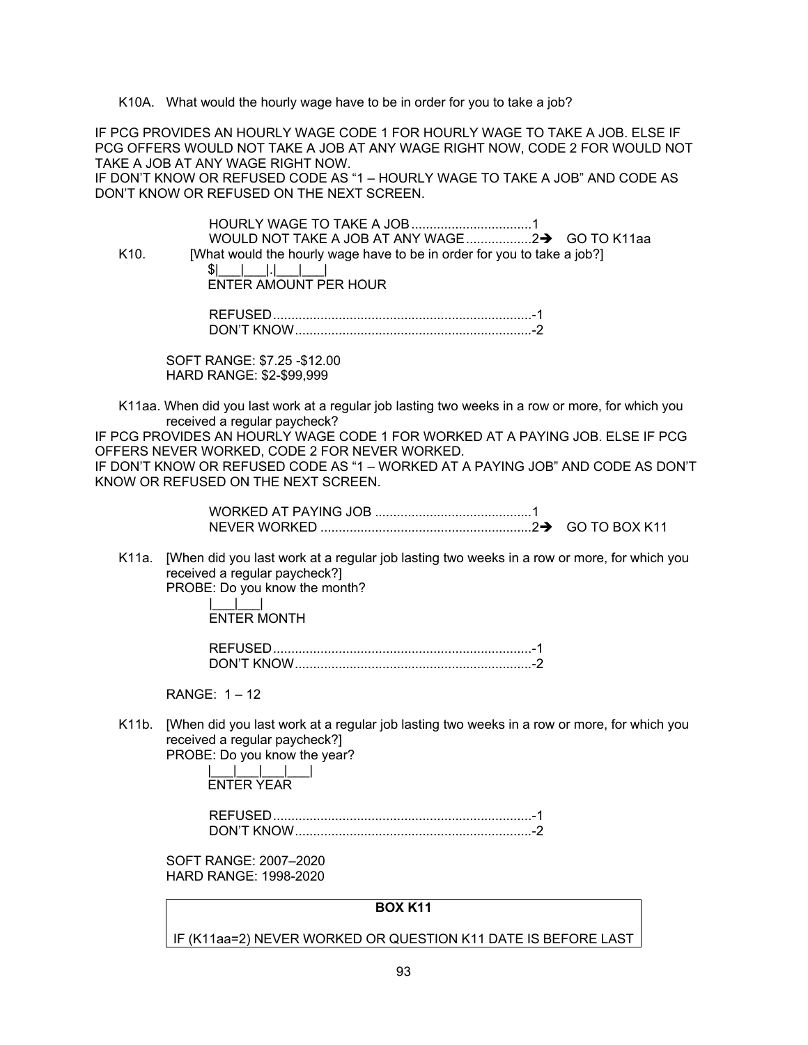K10A. What would the hourly wage have to be in order for you to take a job?

IF PCG PROVIDES AN HOURLY WAGE CODE 1 FOR HOURLY WAGE TO TAKE A JOB. ELSE IF PCG OFFERS WOULD NOT TAKE A JOB AT ANY WAGE RIGHT NOW, CODE 2 FOR WOULD NOT TAKE A JOB AT ANY WAGE RIGHT NOW.
IF DON'T KNOW OR REFUSED CODE AS "1 – HOURLY WAGE TO TAKE A JOB" AND CODE AS DON'T KNOW OR REFUSED ON THE NEXT SCREEN.

HOURLY WAGE TO TAKE A JOB ................................1
WOULD NOT TAKE A JOB AT ANY WAGE..................2➔ GO TO K11aa

K10. [What would the hourly wage have to be in order for you to take a job?]

$|___|___|.|___|___|
ENTER AMOUNT PER HOUR

REFUSED......................................................................-1
DON'T KNOW................................................................-2

SOFT RANGE: $7.25 -$12.00
HARD RANGE: $2-$99,999

K11aa. When did you last work at a regular job lasting two weeks in a row or more, for which you received a regular paycheck?

IF PCG PROVIDES AN HOURLY WAGE CODE 1 FOR WORKED AT A PAYING JOB. ELSE IF PCG OFFERS NEVER WORKED, CODE 2 FOR NEVER WORKED.
IF DON'T KNOW OR REFUSED CODE AS "1 – WORKED AT A PAYING JOB" AND CODE AS DON'T KNOW OR REFUSED ON THE NEXT SCREEN.

WORKED AT PAYING JOB ..........................................1
NEVER WORKED .........................................................2➔ GO TO BOX K11

K11a. [When did you last work at a regular job lasting two weeks in a row or more, for which you received a regular paycheck?]
PROBE: Do you know the month?

|___|___|
ENTER MONTH

REFUSED......................................................................-1
DON'T KNOW................................................................-2

RANGE: 1 – 12

K11b. [When did you last work at a regular job lasting two weeks in a row or more, for which you received a regular paycheck?]
PROBE: Do you know the year?

|___|___|___|___|
ENTER YEAR

REFUSED......................................................................-1
DON'T KNOW................................................................-2

SOFT RANGE: 2007–2020
HARD RANGE: 1998-2020

| **BOX K11** |
| --- |
| IF (K11aa=2) NEVER WORKED OR QUESTION K11 DATE IS BEFORE LAST |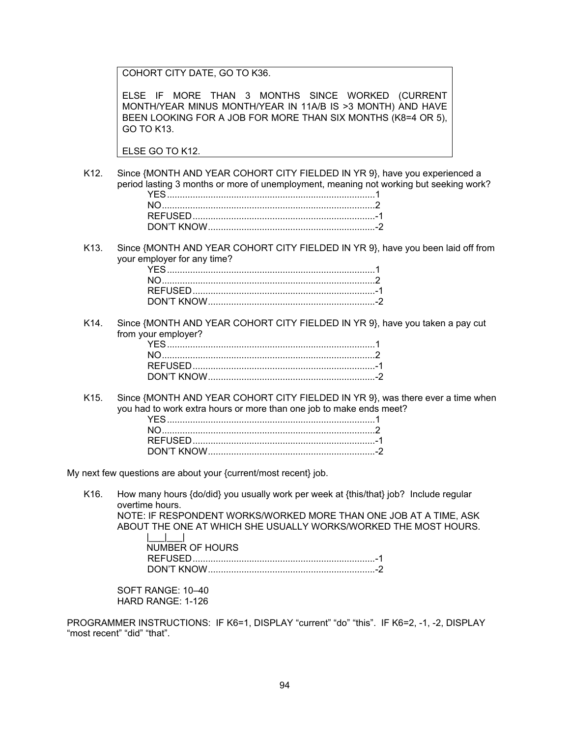COHORT CITY DATE, GO TO K36.

ELSE IF MORE THAN 3 MONTHS SINCE WORKED (CURRENT MONTH/YEAR MINUS MONTH/YEAR IN 11A/B IS >3 MONTH) AND HAVE BEEN LOOKING FOR A JOB FOR MORE THAN SIX MONTHS (K8=4 OR 5), GO TO K13.

ELSE GO TO K12.

K12. Since {MONTH AND YEAR COHORT CITY FIELDED IN YR 9}, have you experienced a period lasting 3 months or more of unemployment, meaning not working but seeking work?

- YES........1
- NO........2
- REFUSED........-1
- DON'T KNOW........-2

K13. Since {MONTH AND YEAR COHORT CITY FIELDED IN YR 9}, have you been laid off from your employer for any time?

- YES........1
- NO........2
- REFUSED........-1
- DON'T KNOW........-2

K14. Since {MONTH AND YEAR COHORT CITY FIELDED IN YR 9}, have you taken a pay cut from your employer?

- YES........1
- NO........2
- REFUSED........-1
- DON'T KNOW........-2

K15. Since {MONTH AND YEAR COHORT CITY FIELDED IN YR 9}, was there ever a time when you had to work extra hours or more than one job to make ends meet?

- YES........1
- NO........2
- REFUSED........-1
- DON'T KNOW........-2

My next few questions are about your {current/most recent} job.

K16. How many hours {do/did} you usually work per week at {this/that} job? Include regular overtime hours.
NOTE: IF RESPONDENT WORKS/WORKED MORE THAN ONE JOB AT A TIME, ASK ABOUT THE ONE AT WHICH SHE USUALLY WORKS/WORKED THE MOST HOURS.

|___|___|
NUMBER OF HOURS
- REFUSED........-1
- DON'T KNOW........-2

SOFT RANGE: 10–40
HARD RANGE: 1-126

PROGRAMMER INSTRUCTIONS: IF K6=1, DISPLAY "current" "do" "this". IF K6=2, -1, -2, DISPLAY "most recent" "did" "that".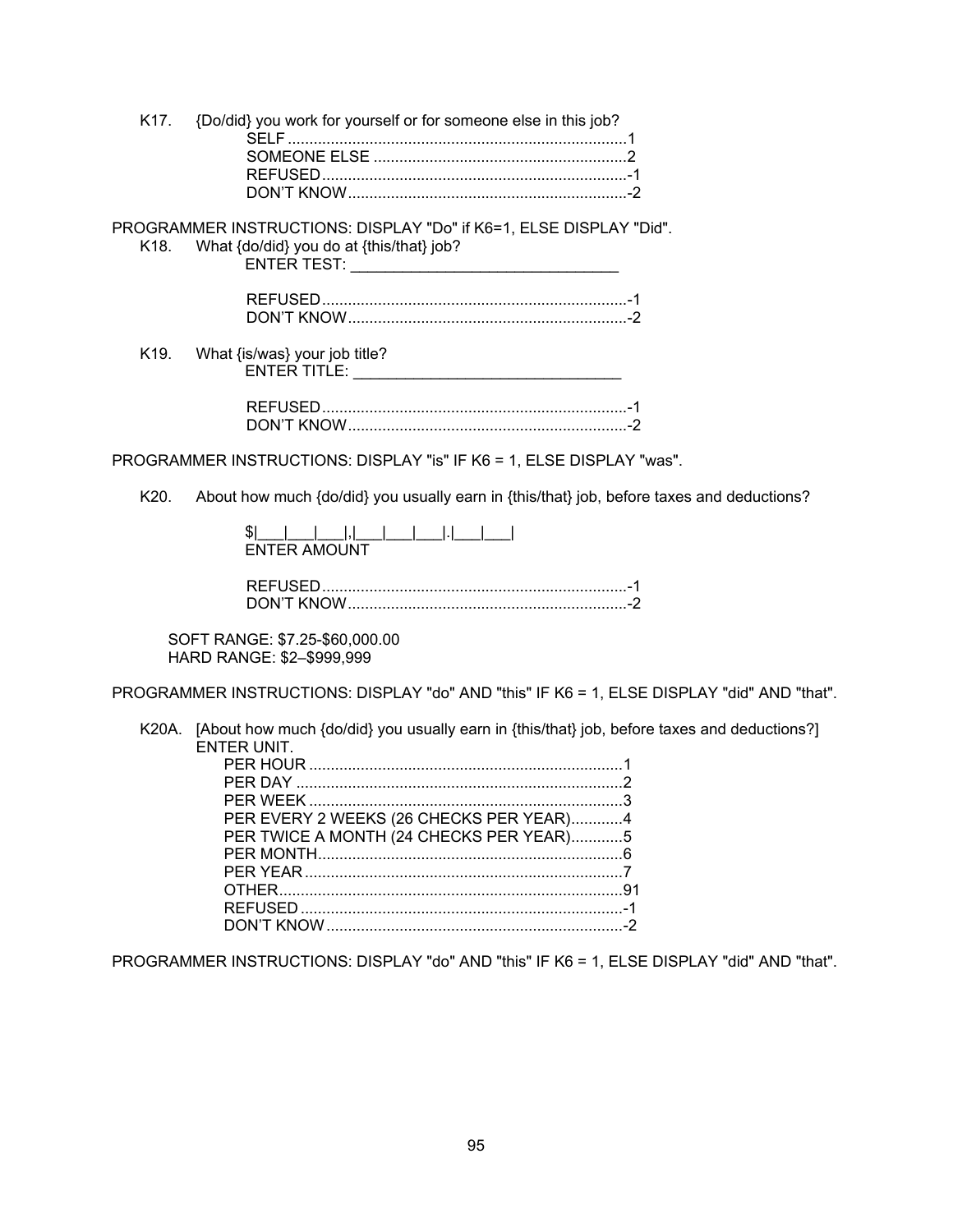K17. {Do/did} you work for yourself or for someone else in this job?

SELF ............................................................................1
SOMEONE ELSE ..........................................................2
REFUSED......................................................................-1
DON'T KNOW................................................................-2

PROGRAMMER INSTRUCTIONS: DISPLAY "Do" if K6=1, ELSE DISPLAY "Did".

K18. What {do/did} you do at {this/that} job?

ENTER TEST: _______________________________

REFUSED......................................................................-1
DON'T KNOW................................................................-2

K19. What {is/was} your job title?

ENTER TITLE: _______________________________

REFUSED......................................................................-1
DON'T KNOW................................................................-2

PROGRAMMER INSTRUCTIONS: DISPLAY "is" IF K6 = 1, ELSE DISPLAY "was".

K20. About how much {do/did} you usually earn in {this/that} job, before taxes and deductions?

$|___|___|___|,|___|___|___|.|___|___|
ENTER AMOUNT

REFUSED......................................................................-1
DON'T KNOW................................................................-2

SOFT RANGE: $7.25-$60,000.00
HARD RANGE: $2–$999,999

PROGRAMMER INSTRUCTIONS: DISPLAY "do" AND "this" IF K6 = 1, ELSE DISPLAY "did" AND "that".

K20A. [About how much {do/did} you usually earn in {this/that} job, before taxes and deductions?] ENTER UNIT.

PER HOUR .........................................................................1
PER DAY ............................................................................2
PER WEEK .........................................................................3
PER EVERY 2 WEEKS (26 CHECKS PER YEAR)............4
PER TWICE A MONTH (24 CHECKS PER YEAR)............5
PER MONTH.......................................................................6
PER YEAR ..........................................................................7
OTHER................................................................................91
REFUSED ...........................................................................-1
DON'T KNOW.....................................................................-2

PROGRAMMER INSTRUCTIONS: DISPLAY "do" AND "this" IF K6 = 1, ELSE DISPLAY "did" AND "that".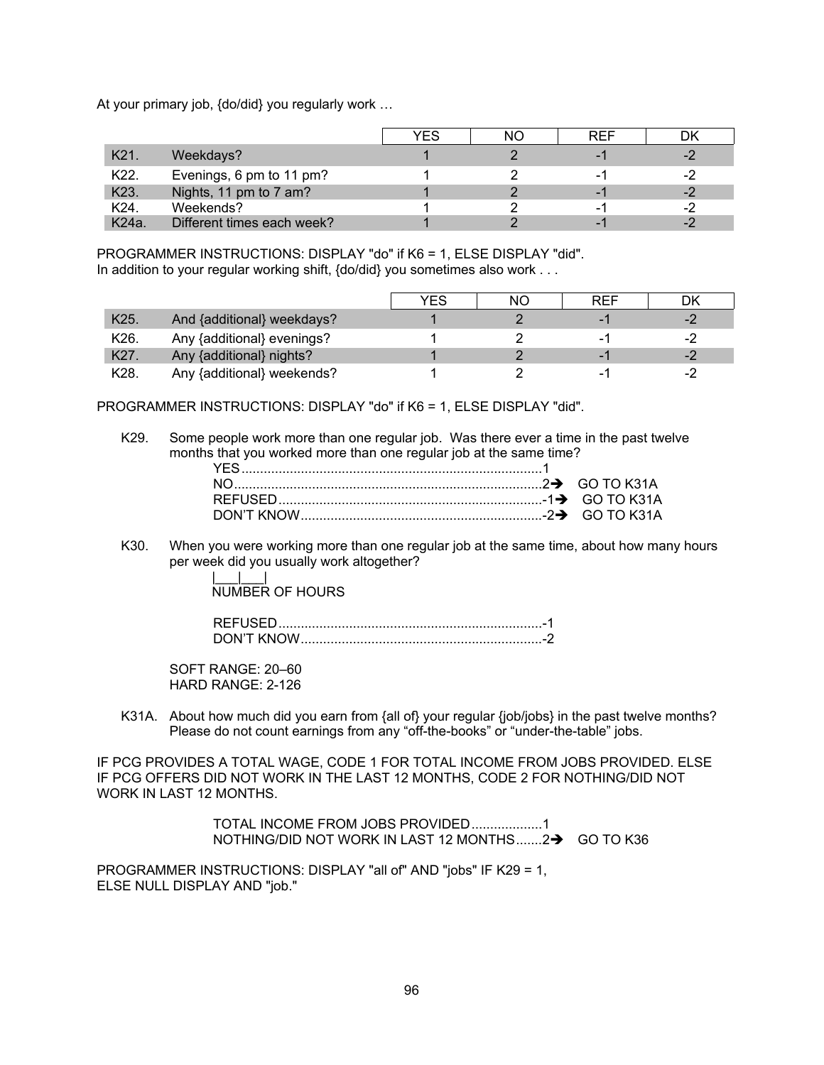At your primary job, {do/did} you regularly work …

| | | YES | NO | REF | DK |
|---|---|---|---|---|---|
| K21. | Weekdays? | 1 | 2 | -1 | -2 |
| K22. | Evenings, 6 pm to 11 pm? | 1 | 2 | -1 | -2 |
| K23. | Nights, 11 pm to 7 am? | 1 | 2 | -1 | -2 |
| K24. | Weekends? | 1 | 2 | -1 | -2 |
| K24a. | Different times each week? | 1 | 2 | -1 | -2 |

PROGRAMMER INSTRUCTIONS: DISPLAY "do" if K6 = 1, ELSE DISPLAY "did".
In addition to your regular working shift, {do/did} you sometimes also work . . .

| | | YES | NO | REF | DK |
|---|---|---|---|---|---|
| K25. | And {additional} weekdays? | 1 | 2 | -1 | -2 |
| K26. | Any {additional} evenings? | 1 | 2 | -1 | -2 |
| K27. | Any {additional} nights? | 1 | 2 | -1 | -2 |
| K28. | Any {additional} weekends? | 1 | 2 | -1 | -2 |

PROGRAMMER INSTRUCTIONS: DISPLAY "do" if K6 = 1, ELSE DISPLAY "did".

K29. Some people work more than one regular job. Was there ever a time in the past twelve months that you worked more than one regular job at the same time?

YES................................................................................1
NO..................................................................................2➔ GO TO K31A
REFUSED......................................................................-1➔ GO TO K31A
DON'T KNOW................................................................-2➔ GO TO K31A

K30. When you were working more than one regular job at the same time, about how many hours per week did you usually work altogether?

|___|___|
NUMBER OF HOURS

REFUSED......................................................................-1
DON'T KNOW................................................................-2

SOFT RANGE: 20–60
HARD RANGE: 2-126

K31A. About how much did you earn from {all of} your regular {job/jobs} in the past twelve months? Please do not count earnings from any "off-the-books" or "under-the-table" jobs.

IF PCG PROVIDES A TOTAL WAGE, CODE 1 FOR TOTAL INCOME FROM JOBS PROVIDED. ELSE IF PCG OFFERS DID NOT WORK IN THE LAST 12 MONTHS, CODE 2 FOR NOTHING/DID NOT WORK IN LAST 12 MONTHS.

TOTAL INCOME FROM JOBS PROVIDED..................1
NOTHING/DID NOT WORK IN LAST 12 MONTHS.......2➔ GO TO K36

PROGRAMMER INSTRUCTIONS: DISPLAY "all of" AND "jobs" IF K29 = 1, ELSE NULL DISPLAY AND "job."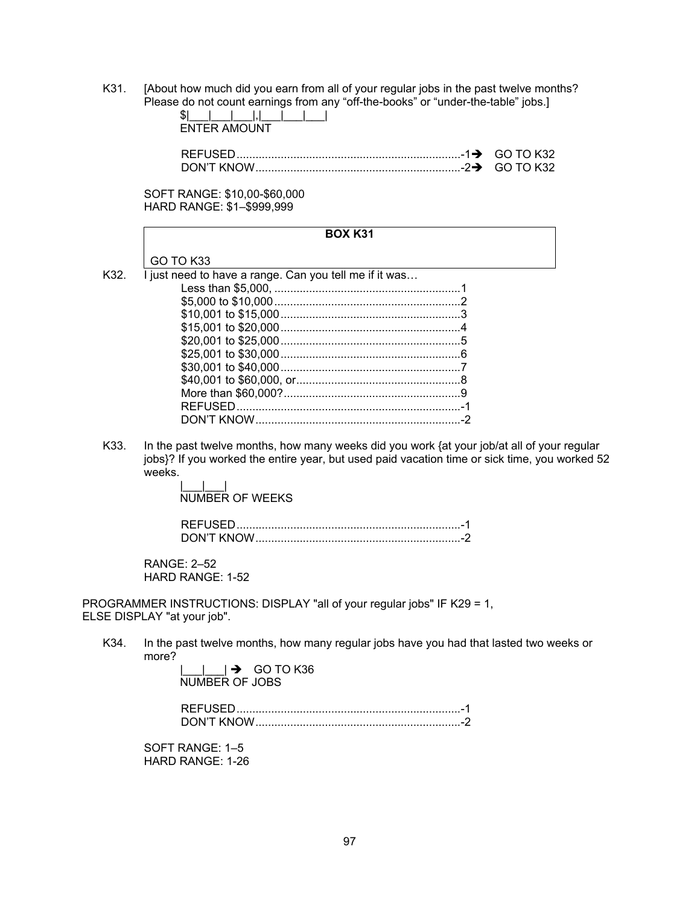K31. [About how much did you earn from all of your regular jobs in the past twelve months? Please do not count earnings from any "off-the-books" or "under-the-table" jobs.]

$|___|___|___|,|___|___|___|
ENTER AMOUNT

REFUSED......................................................................-1 ➔ GO TO K32
DON'T KNOW................................................................-2 ➔ GO TO K32

SOFT RANGE: $10,00-$60,000
HARD RANGE: $1–$999,999

| BOX K31 |
|---|
| GO TO K33 |

K32. I just need to have a range. Can you tell me if it was…

Less than $5,000, ..........................................................1
$5,000 to $10,000..........................................................2
$10,001 to $15,000........................................................3
$15,001 to $20,000........................................................4
$20,001 to $25,000........................................................5
$25,001 to $30,000........................................................6
$30,001 to $40,000........................................................7
$40,001 to $60,000, or...................................................8
More than $60,000?.......................................................9
REFUSED......................................................................-1
DON'T KNOW................................................................-2

K33. In the past twelve months, how many weeks did you work {at your job/at all of your regular jobs}? If you worked the entire year, but used paid vacation time or sick time, you worked 52 weeks.

|___|___|
NUMBER OF WEEKS

REFUSED......................................................................-1
DON'T KNOW................................................................-2

RANGE: 2–52
HARD RANGE: 1-52

PROGRAMMER INSTRUCTIONS: DISPLAY "all of your regular jobs" IF K29 = 1, ELSE DISPLAY "at your job".

K34. In the past twelve months, how many regular jobs have you had that lasted two weeks or more?

|___|___| ➔ GO TO K36
NUMBER OF JOBS

REFUSED......................................................................-1
DON'T KNOW................................................................-2

SOFT RANGE: 1–5
HARD RANGE: 1-26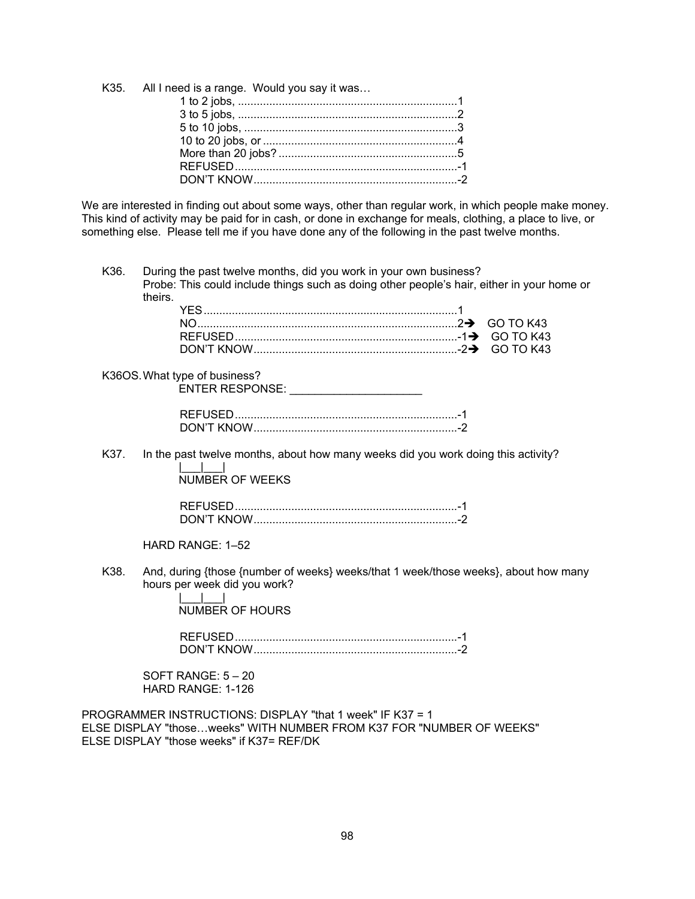K35. All I need is a range. Would you say it was…

- 1 to 2 jobs, ....................................................................1
- 3 to 5 jobs, ....................................................................2
- 5 to 10 jobs, ..................................................................3
- 10 to 20 jobs, or ............................................................4
- More than 20 jobs? ........................................................5
- REFUSED ......................................................................-1
- DON'T KNOW ................................................................-2

We are interested in finding out about some ways, other than regular work, in which people make money. This kind of activity may be paid for in cash, or done in exchange for meals, clothing, a place to live, or something else. Please tell me if you have done any of the following in the past twelve months.

K36. During the past twelve months, did you work in your own business?
Probe: This could include things such as doing other people's hair, either in your home or theirs.

- YES ...............................................................................1
- NO..................................................................................2➔ GO TO K43
- REFUSED ......................................................................-1➔ GO TO K43
- DON'T KNOW ................................................................-2➔ GO TO K43

K36OS. What type of business?
ENTER RESPONSE: ____________________

- REFUSED ......................................................................-1
- DON'T KNOW ................................................................-2

K37. In the past twelve months, about how many weeks did you work doing this activity?

|___|___|
NUMBER OF WEEKS

- REFUSED ......................................................................-1
- DON'T KNOW ................................................................-2

HARD RANGE: 1–52

K38. And, during {those {number of weeks} weeks/that 1 week/those weeks}, about how many hours per week did you work?

|___|___|
NUMBER OF HOURS

- REFUSED ......................................................................-1
- DON'T KNOW ................................................................-2

SOFT RANGE: 5 – 20
HARD RANGE: 1-126

PROGRAMMER INSTRUCTIONS: DISPLAY "that 1 week" IF K37 = 1
ELSE DISPLAY "those…weeks" WITH NUMBER FROM K37 FOR "NUMBER OF WEEKS"
ELSE DISPLAY "those weeks" if K37= REF/DK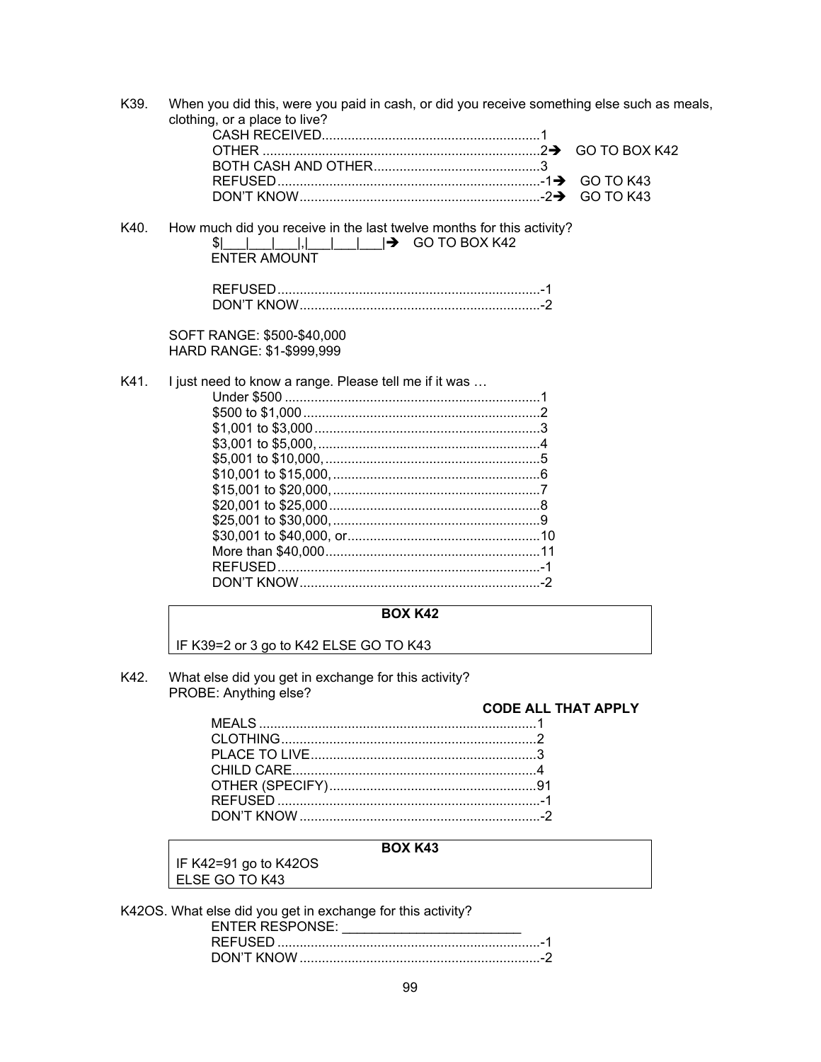K39. When you did this, were you paid in cash, or did you receive something else such as meals, clothing, or a place to live?

CASH RECEIVED..........................................................1
OTHER ..........................................................................2➔ GO TO BOX K42
BOTH CASH AND OTHER............................................3
REFUSED......................................................................-1➔ GO TO K43
DON'T KNOW................................................................-2➔ GO TO K43

K40. How much did you receive in the last twelve months for this activity?

$|___|___|___|,|___|___|___|➔ GO TO BOX K42
ENTER AMOUNT

REFUSED......................................................................-1
DON'T KNOW................................................................-2

SOFT RANGE: $500-$40,000
HARD RANGE: $1-$999,999

K41. I just need to know a range. Please tell me if it was …

Under $500 ....................................................................1
$500 to $1,000...............................................................2
$1,001 to $3,000............................................................3
$3,001 to $5,000,...........................................................4
$5,001 to $10,000,..........................................................5
$10,001 to $15,000,........................................................6
$15,001 to $20,000,........................................................7
$20,001 to $25,000.........................................................8
$25,001 to $30,000,........................................................9
$30,001 to $40,000, or....................................................10
More than $40,000..........................................................11
REFUSED......................................................................-1
DON'T KNOW................................................................-2

| **BOX K42** |
|---|
| IF K39=2 or 3 go to K42 ELSE GO TO K43 |

K42. What else did you get in exchange for this activity?
PROBE: Anything else?

**CODE ALL THAT APPLY**

MEALS ..........................................................................1
CLOTHING....................................................................2
PLACE TO LIVE............................................................3
CHILD CARE.................................................................4
OTHER (SPECIFY)........................................................91
REFUSED ......................................................................-1
DON'T KNOW ................................................................-2

| **BOX K43** |
|---|
| IF K42=91 go to K42OS<br>ELSE GO TO K43 |

K42OS. What else did you get in exchange for this activity?

ENTER RESPONSE: ________________________
REFUSED ......................................................................-1
DON'T KNOW ................................................................-2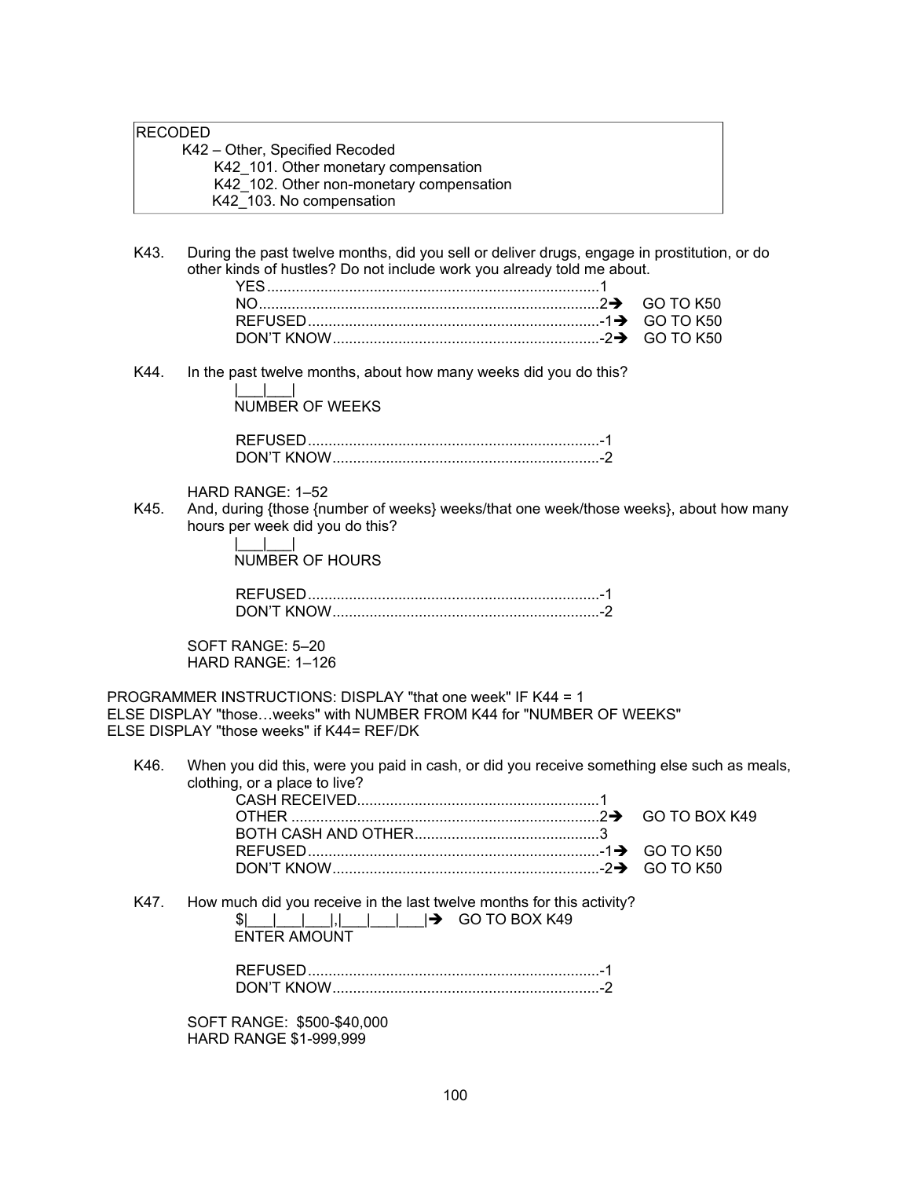RECODED

K42 – Other, Specified Recoded
- K42_101. Other monetary compensation
- K42_102. Other non-monetary compensation
- K42_103. No compensation

K43. During the past twelve months, did you sell or deliver drugs, engage in prostitution, or do other kinds of hustles? Do not include work you already told me about.

| | | |
|---|---|---|
| YES | 1 | |
| NO | 2➔ | GO TO K50 |
| REFUSED | -1➔ | GO TO K50 |
| DON'T KNOW | -2➔ | GO TO K50 |

K44. In the past twelve months, about how many weeks did you do this?

|___|___|
NUMBER OF WEEKS

| | |
|---|---|
| REFUSED | -1 |
| DON'T KNOW | -2 |

HARD RANGE: 1–52

K45. And, during {those {number of weeks} weeks/that one week/those weeks}, about how many hours per week did you do this?

|___|___|
NUMBER OF HOURS

| | |
|---|---|
| REFUSED | -1 |
| DON'T KNOW | -2 |

SOFT RANGE: 5–20
HARD RANGE: 1–126

PROGRAMMER INSTRUCTIONS: DISPLAY "that one week" IF K44 = 1
ELSE DISPLAY "those…weeks" with NUMBER FROM K44 for "NUMBER OF WEEKS"
ELSE DISPLAY "those weeks" if K44= REF/DK

K46. When you did this, were you paid in cash, or did you receive something else such as meals, clothing, or a place to live?

| | | |
|---|---|---|
| CASH RECEIVED | 1 | |
| OTHER | 2➔ | GO TO BOX K49 |
| BOTH CASH AND OTHER | 3 | |
| REFUSED | -1➔ | GO TO K50 |
| DON'T KNOW | -2➔ | GO TO K50 |

K47. How much did you receive in the last twelve months for this activity?

$|___|___|___|,|___|___|___|➔ GO TO BOX K49
ENTER AMOUNT

| | |
|---|---|
| REFUSED | -1 |
| DON'T KNOW | -2 |

SOFT RANGE: $500-$40,000
HARD RANGE $1-999,999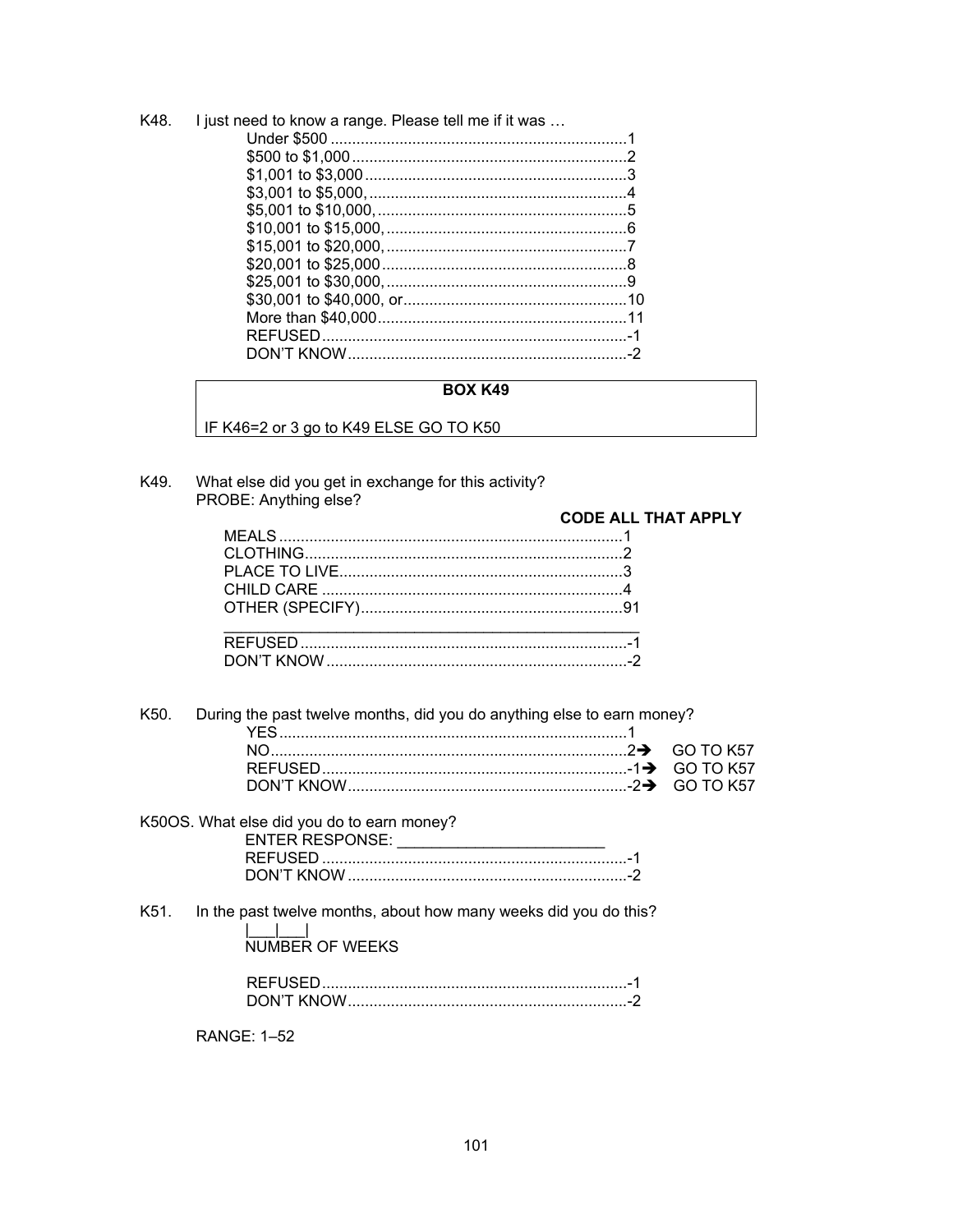K48. I just need to know a range. Please tell me if it was …

| | |
|---|---|
| Under $500 | 1 |
| $500 to $1,000 | 2 |
| $1,001 to $3,000 | 3 |
| $3,001 to $5,000, | 4 |
| $5,001 to $10,000, | 5 |
| $10,001 to $15,000, | 6 |
| $15,001 to $20,000, | 7 |
| $20,001 to $25,000 | 8 |
| $25,001 to $30,000, | 9 |
| $30,001 to $40,000, or | 10 |
| More than $40,000 | 11 |
| REFUSED | -1 |
| DON'T KNOW | -2 |

**BOX K49**

IF K46=2 or 3 go to K49 ELSE GO TO K50

K49. What else did you get in exchange for this activity?
PROBE: Anything else?

**CODE ALL THAT APPLY**

| | |
|---|---|
| MEALS | 1 |
| CLOTHING | 2 |
| PLACE TO LIVE | 3 |
| CHILD CARE | 4 |
| OTHER (SPECIFY) | 91 |
| _______________ | |
| REFUSED | -1 |
| DON'T KNOW | -2 |

K50. During the past twelve months, did you do anything else to earn money?

| | | |
|---|---|---|
| YES | 1 | |
| NO | 2 → | GO TO K57 |
| REFUSED | -1 → | GO TO K57 |
| DON'T KNOW | -2 → | GO TO K57 |

K50OS. What else did you do to earn money?

ENTER RESPONSE: ________________________

| | |
|---|---|
| REFUSED | -1 |
| DON'T KNOW | -2 |

K51. In the past twelve months, about how many weeks did you do this?

|___|___|
NUMBER OF WEEKS

| | |
|---|---|
| REFUSED | -1 |
| DON'T KNOW | -2 |

RANGE: 1–52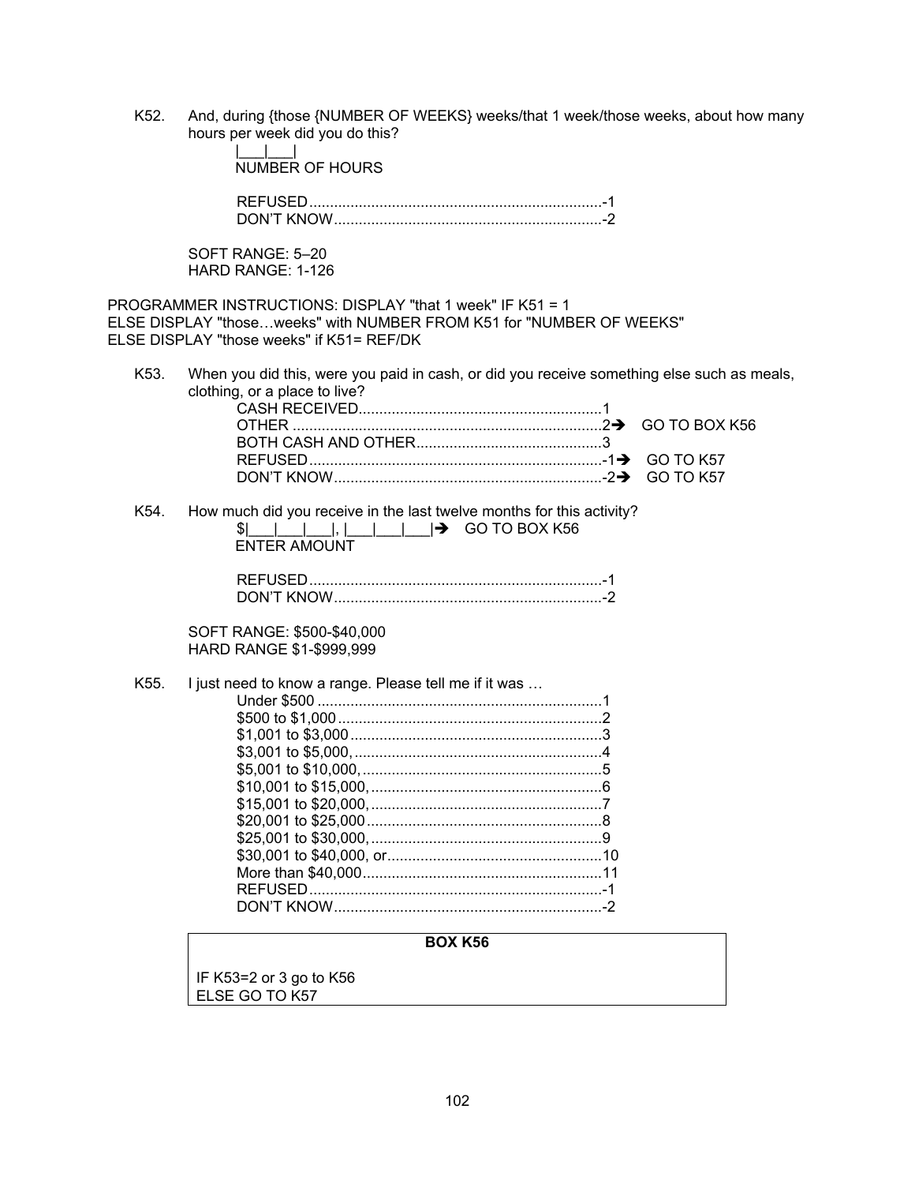K52. And, during {those {NUMBER OF WEEKS} weeks/that 1 week/those weeks, about how many hours per week did you do this?

|___|___|
NUMBER OF HOURS

REFUSED.......................................................................-1
DON'T KNOW.................................................................-2

SOFT RANGE: 5–20
HARD RANGE: 1-126

PROGRAMMER INSTRUCTIONS: DISPLAY "that 1 week" IF K51 = 1
ELSE DISPLAY "those…weeks" with NUMBER FROM K51 for "NUMBER OF WEEKS"
ELSE DISPLAY "those weeks" if K51= REF/DK

K53. When you did this, were you paid in cash, or did you receive something else such as meals, clothing, or a place to live?

CASH RECEIVED...........................................................1
OTHER ...........................................................................2➔ GO TO BOX K56
BOTH CASH AND OTHER.............................................3
REFUSED.......................................................................-1➔ GO TO K57
DON'T KNOW.................................................................-2➔ GO TO K57

K54. How much did you receive in the last twelve months for this activity?

$|___|___|___|, |___|___|___|➔ GO TO BOX K56
ENTER AMOUNT

REFUSED.......................................................................-1
DON'T KNOW.................................................................-2

SOFT RANGE: $500-$40,000
HARD RANGE $1-$999,999

K55. I just need to know a range. Please tell me if it was …

Under $500 .....................................................................1
$500 to $1,000................................................................2
$1,001 to $3,000.............................................................3
$3,001 to $5,000,............................................................4
$5,001 to $10,000,..........................................................5
$10,001 to $15,000,........................................................6
$15,001 to $20,000,........................................................7
$20,001 to $25,000.........................................................8
$25,001 to $30,000,........................................................9
$30,001 to $40,000, or....................................................10
More than $40,000..........................................................11
REFUSED.......................................................................-1
DON'T KNOW.................................................................-2

| **BOX K56** |
|---|
| IF K53=2 or 3 go to K56<br>ELSE GO TO K57 |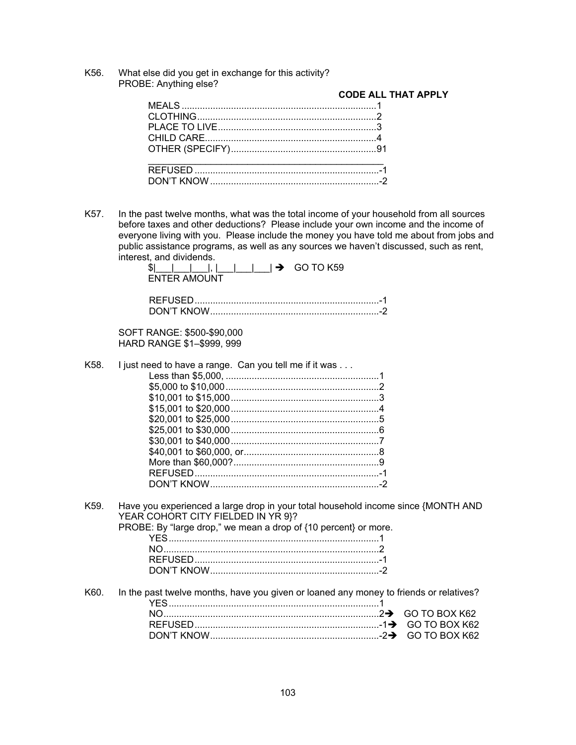K56. What else did you get in exchange for this activity?
PROBE: Anything else?

**CODE ALL THAT APPLY**

MEALS ..........................................................................1
CLOTHING....................................................................2
PLACE TO LIVE............................................................3
CHILD CARE.................................................................4
OTHER (SPECIFY).......................................................91
_______________________________________________
REFUSED ......................................................................-1
DON'T KNOW ................................................................-2

K57. In the past twelve months, what was the total income of your household from all sources before taxes and other deductions? Please include your own income and the income of everyone living with you. Please include the money you have told me about from jobs and public assistance programs, as well as any sources we haven't discussed, such as rent, interest, and dividends.

$|___|___|___|, |___|___|___| ➔ GO TO K59
ENTER AMOUNT

REFUSED......................................................................-1
DON'T KNOW................................................................-2

SOFT RANGE: $500-$90,000
HARD RANGE $1–$999, 999

K58. I just need to have a range. Can you tell me if it was . . .

Less than $5,000, ..........................................................1
$5,000 to $10,000..........................................................2
$10,001 to $15,000........................................................3
$15,001 to $20,000........................................................4
$20,001 to $25,000........................................................5
$25,001 to $30,000........................................................6
$30,001 to $40,000........................................................7
$40,001 to $60,000, or...................................................8
More than $60,000?.......................................................9
REFUSED......................................................................-1
DON'T KNOW................................................................-2

K59. Have you experienced a large drop in your total household income since {MONTH AND YEAR COHORT CITY FIELDED IN YR 9}?
PROBE: By "large drop," we mean a drop of {10 percent} or more.

YES................................................................................1
NO..................................................................................2
REFUSED......................................................................-1
DON'T KNOW................................................................-2

K60. In the past twelve months, have you given or loaned any money to friends or relatives?

YES................................................................................1
NO..................................................................................2➔ GO TO BOX K62
REFUSED......................................................................-1➔ GO TO BOX K62
DON'T KNOW................................................................-2➔ GO TO BOX K62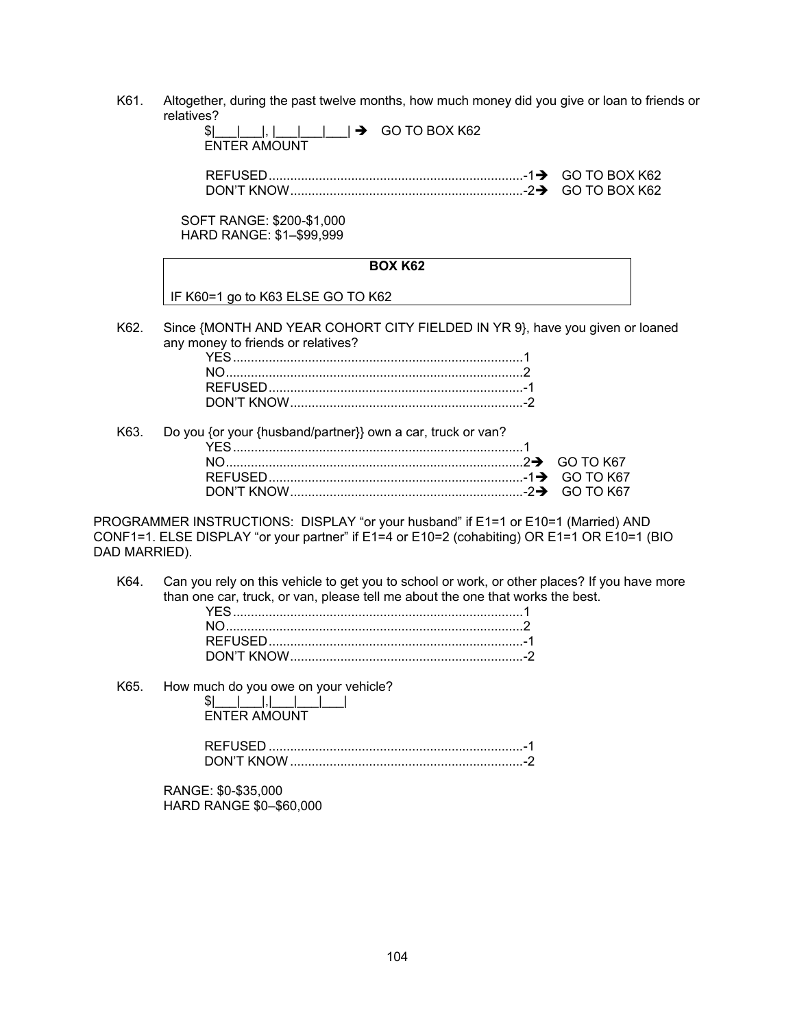K61. Altogether, during the past twelve months, how much money did you give or loan to friends or relatives?

$|___|___|, |___|___|___| ➔ GO TO BOX K62
ENTER AMOUNT

REFUSED.......................................................................-1➔ GO TO BOX K62
DON'T KNOW.................................................................-2➔ GO TO BOX K62

SOFT RANGE: $200-$1,000
HARD RANGE: $1–$99,999

| **BOX K62** |
| --- |
| IF K60=1 go to K63 ELSE GO TO K62 |

K62. Since {MONTH AND YEAR COHORT CITY FIELDED IN YR 9}, have you given or loaned any money to friends or relatives?

YES.................................................................................1
NO..................................................................................2
REFUSED.......................................................................-1
DON'T KNOW.................................................................-2

K63. Do you {or your {husband/partner}} own a car, truck or van?

YES.................................................................................1
NO..................................................................................2➔ GO TO K67
REFUSED.......................................................................-1➔ GO TO K67
DON'T KNOW.................................................................-2➔ GO TO K67

PROGRAMMER INSTRUCTIONS: DISPLAY "or your husband" if E1=1 or E10=1 (Married) AND CONF1=1. ELSE DISPLAY "or your partner" if E1=4 or E10=2 (cohabiting) OR E1=1 OR E10=1 (BIO DAD MARRIED).

K64. Can you rely on this vehicle to get you to school or work, or other places? If you have more than one car, truck, or van, please tell me about the one that works the best.

YES.................................................................................1
NO..................................................................................2
REFUSED.......................................................................-1
DON'T KNOW.................................................................-2

K65. How much do you owe on your vehicle?

$|___|___|,|___|___|___|
ENTER AMOUNT

REFUSED.......................................................................-1
DON'T KNOW.................................................................-2

RANGE: $0-$35,000
HARD RANGE $0–$60,000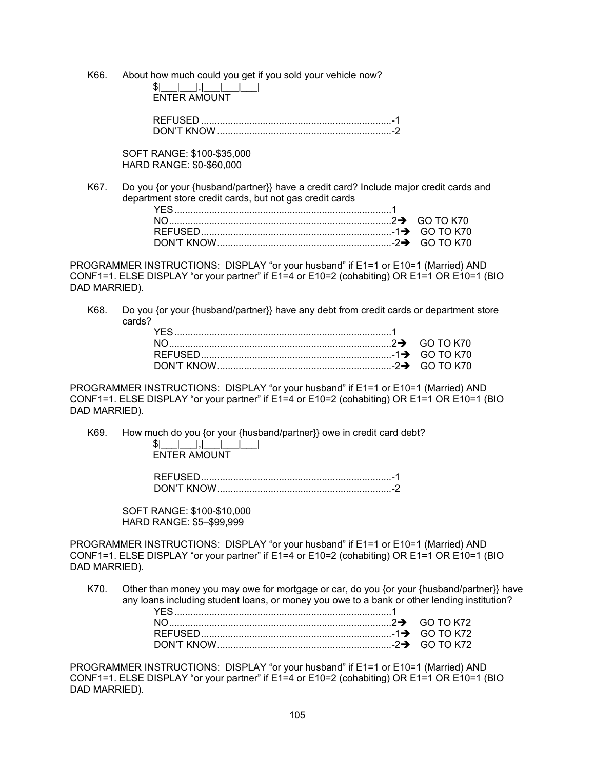K66. About how much could you get if you sold your vehicle now?

$|___|___|,|___|___|___|
ENTER AMOUNT

REFUSED ....................................................................-1
DON'T KNOW ...............................................................-2

SOFT RANGE: $100-$35,000
HARD RANGE: $0-$60,000

K67. Do you {or your {husband/partner}} have a credit card? Include major credit cards and department store credit cards, but not gas credit cards

YES..............................................................................1
NO................................................................................2➔ GO TO K70
REFUSED.....................................................................-1➔ GO TO K70
DON'T KNOW...............................................................-2➔ GO TO K70

PROGRAMMER INSTRUCTIONS: DISPLAY "or your husband" if E1=1 or E10=1 (Married) AND CONF1=1. ELSE DISPLAY "or your partner" if E1=4 or E10=2 (cohabiting) OR E1=1 OR E10=1 (BIO DAD MARRIED).

K68. Do you {or your {husband/partner}} have any debt from credit cards or department store cards?

YES..............................................................................1
NO................................................................................2➔ GO TO K70
REFUSED.....................................................................-1➔ GO TO K70
DON'T KNOW...............................................................-2➔ GO TO K70

PROGRAMMER INSTRUCTIONS: DISPLAY "or your husband" if E1=1 or E10=1 (Married) AND CONF1=1. ELSE DISPLAY "or your partner" if E1=4 or E10=2 (cohabiting) OR E1=1 OR E10=1 (BIO DAD MARRIED).

K69. How much do you {or your {husband/partner}} owe in credit card debt?

$|___|___|,|___|___|___|
ENTER AMOUNT

REFUSED.....................................................................-1
DON'T KNOW...............................................................-2

SOFT RANGE: $100-$10,000
HARD RANGE: $5–$99,999

PROGRAMMER INSTRUCTIONS: DISPLAY "or your husband" if E1=1 or E10=1 (Married) AND CONF1=1. ELSE DISPLAY "or your partner" if E1=4 or E10=2 (cohabiting) OR E1=1 OR E10=1 (BIO DAD MARRIED).

K70. Other than money you may owe for mortgage or car, do you {or your {husband/partner}} have any loans including student loans, or money you owe to a bank or other lending institution?

YES..............................................................................1
NO................................................................................2➔ GO TO K72
REFUSED.....................................................................-1➔ GO TO K72
DON'T KNOW...............................................................-2➔ GO TO K72

PROGRAMMER INSTRUCTIONS: DISPLAY "or your husband" if E1=1 or E10=1 (Married) AND CONF1=1. ELSE DISPLAY "or your partner" if E1=4 or E10=2 (cohabiting) OR E1=1 OR E10=1 (BIO DAD MARRIED).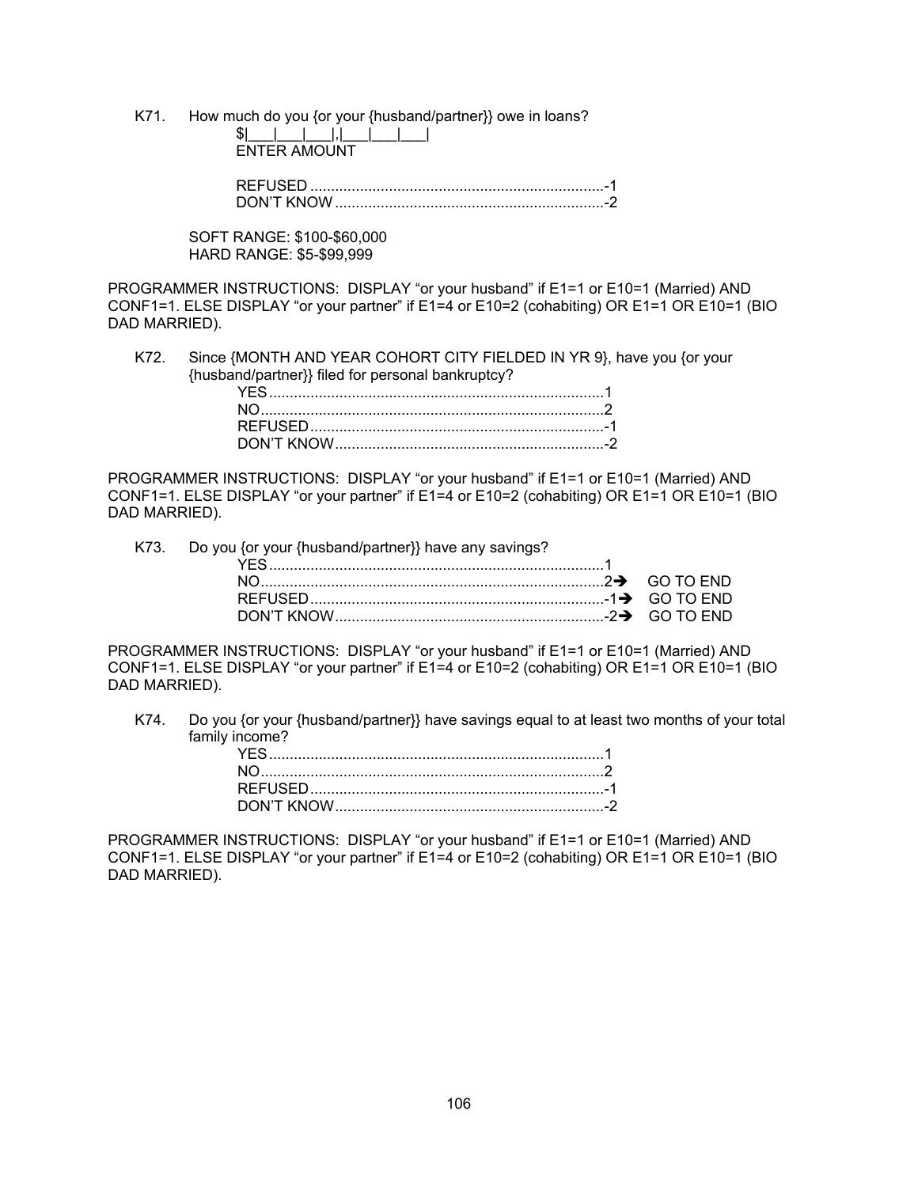K71. How much do you {or your {husband/partner}} owe in loans?

$|___|___|___|,|___|___|___|
ENTER AMOUNT

REFUSED ....................................................................-1
DON'T KNOW ...............................................................-2

SOFT RANGE: $100-$60,000
HARD RANGE: $5-$99,999

PROGRAMMER INSTRUCTIONS: DISPLAY "or your husband" if E1=1 or E10=1 (Married) AND CONF1=1. ELSE DISPLAY "or your partner" if E1=4 or E10=2 (cohabiting) OR E1=1 OR E10=1 (BIO DAD MARRIED).

K72. Since {MONTH AND YEAR COHORT CITY FIELDED IN YR 9}, have you {or your {husband/partner}} filed for personal bankruptcy?

YES ...............................................................................1
NO.................................................................................2
REFUSED......................................................................-1
DON'T KNOW................................................................-2

PROGRAMMER INSTRUCTIONS: DISPLAY "or your husband" if E1=1 or E10=1 (Married) AND CONF1=1. ELSE DISPLAY "or your partner" if E1=4 or E10=2 (cohabiting) OR E1=1 OR E10=1 (BIO DAD MARRIED).

K73. Do you {or your {husband/partner}} have any savings?

YES ...............................................................................1
NO.................................................................................2 → GO TO END
REFUSED......................................................................-1 → GO TO END
DON'T KNOW................................................................-2 → GO TO END

PROGRAMMER INSTRUCTIONS: DISPLAY "or your husband" if E1=1 or E10=1 (Married) AND CONF1=1. ELSE DISPLAY "or your partner" if E1=4 or E10=2 (cohabiting) OR E1=1 OR E10=1 (BIO DAD MARRIED).

K74. Do you {or your {husband/partner}} have savings equal to at least two months of your total family income?

YES ...............................................................................1
NO.................................................................................2
REFUSED......................................................................-1
DON'T KNOW................................................................-2

PROGRAMMER INSTRUCTIONS: DISPLAY "or your husband" if E1=1 or E10=1 (Married) AND CONF1=1. ELSE DISPLAY "or your partner" if E1=4 or E10=2 (cohabiting) OR E1=1 OR E10=1 (BIO DAD MARRIED).